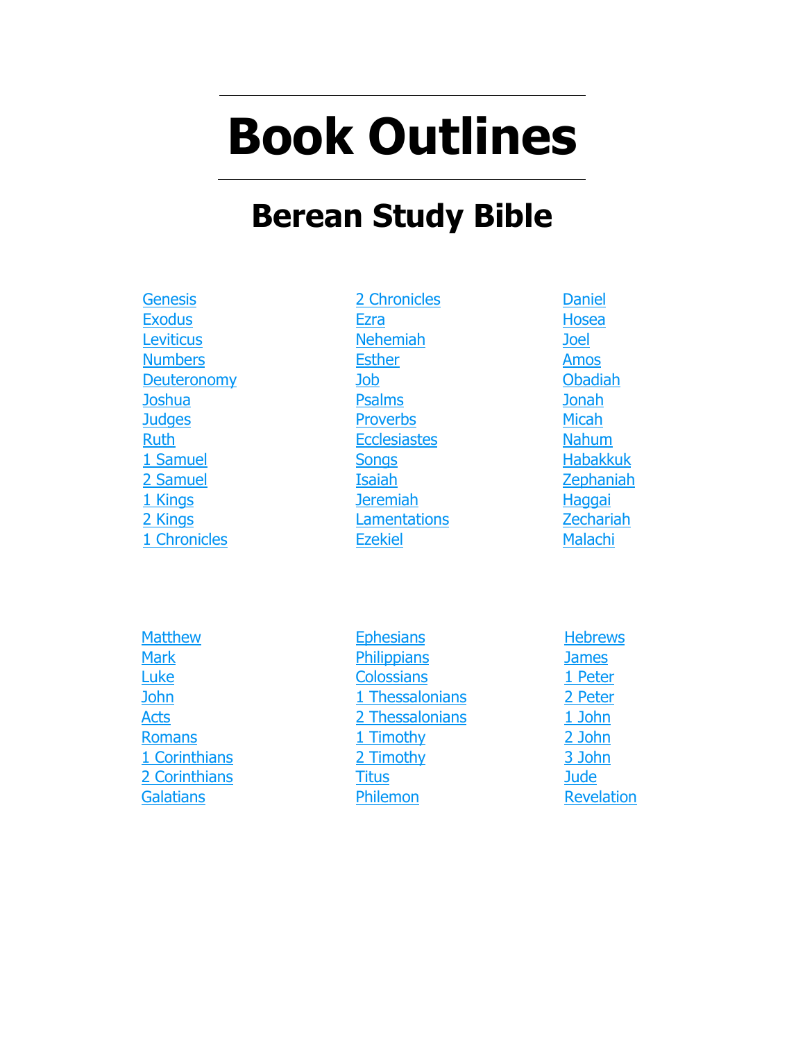# Book Outlines

## Berean Study Bible

Genesis
Exodus
Leviticus
Numbers
Deuteronomy
Joshua
Judges
Ruth
1 Samuel
2 Samuel
1 Kings
2 Kings
1 Chronicles
2 Chronicles
Ezra
Nehemiah
Esther
Job
Psalms
Proverbs
Ecclesiastes
Songs
Isaiah
Jeremiah
Lamentations
Ezekiel
Daniel
Hosea
Joel
Amos
Obadiah
Jonah
Micah
Nahum
Habakkuk
Zephaniah
Haggai
Zechariah
Malachi

Matthew
Mark
Luke
John
Acts
Romans
1 Corinthians
2 Corinthians
Galatians
Ephesians
Philippians
Colossians
1 Thessalonians
2 Thessalonians
1 Timothy
2 Timothy
Titus
Philemon
Hebrews
James
1 Peter
2 Peter
1 John
2 John
3 John
Jude
Revelation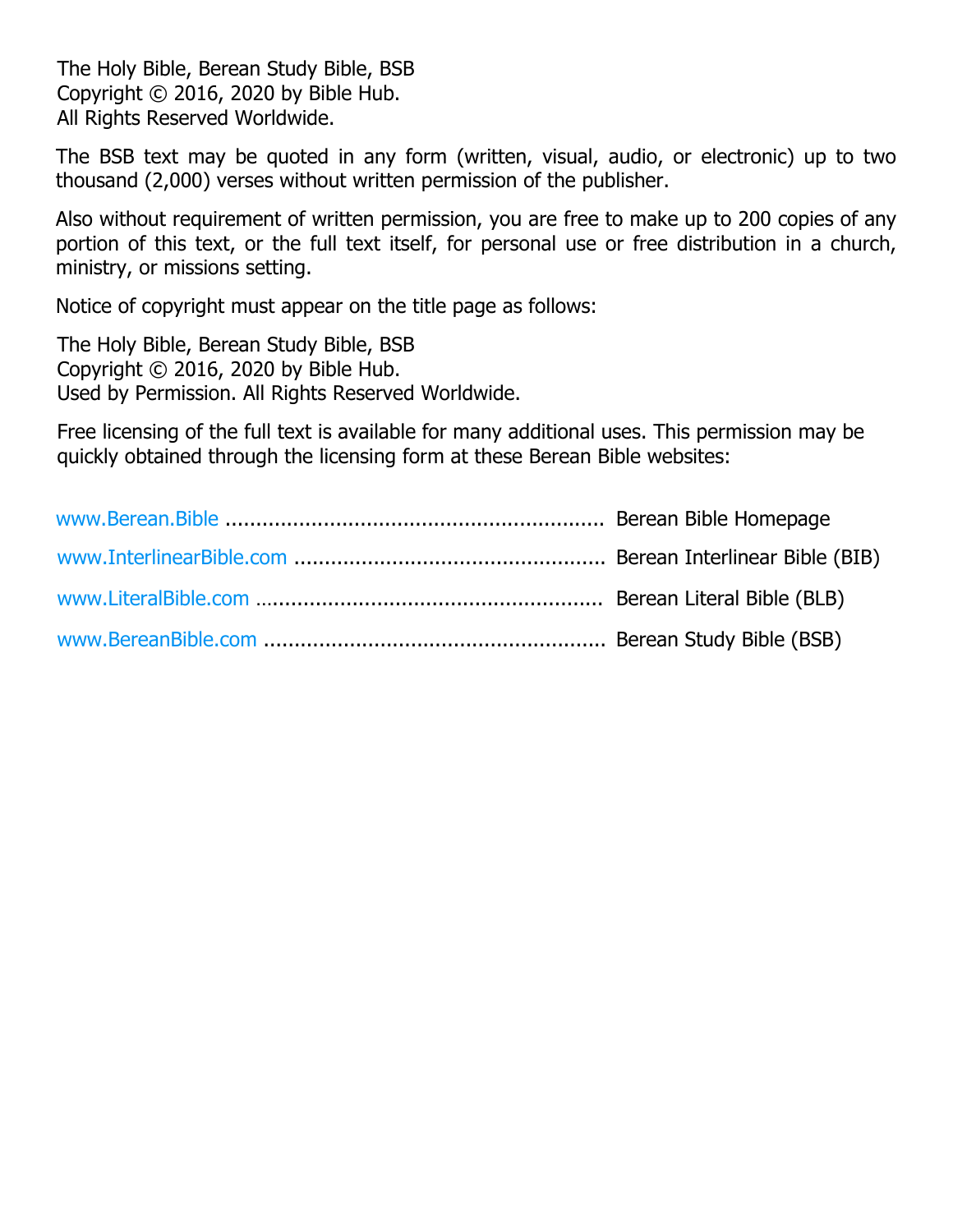The Holy Bible, Berean Study Bible, BSB
Copyright © 2016, 2020 by Bible Hub.
All Rights Reserved Worldwide.

The BSB text may be quoted in any form (written, visual, audio, or electronic) up to two thousand (2,000) verses without written permission of the publisher.

Also without requirement of written permission, you are free to make up to 200 copies of any portion of this text, or the full text itself, for personal use or free distribution in a church, ministry, or missions setting.

Notice of copyright must appear on the title page as follows:

The Holy Bible, Berean Study Bible, BSB
Copyright © 2016, 2020 by Bible Hub.
Used by Permission. All Rights Reserved Worldwide.

Free licensing of the full text is available for many additional uses. This permission may be quickly obtained through the licensing form at these Berean Bible websites:

www.Berean.Bible ............................................................ Berean Bible Homepage

www.InterlinearBible.com .................................................. Berean Interlinear Bible (BIB)

www.LiteralBible.com ........................................................ Berean Literal Bible (BLB)

www.BereanBible.com ....................................................... Berean Study Bible (BSB)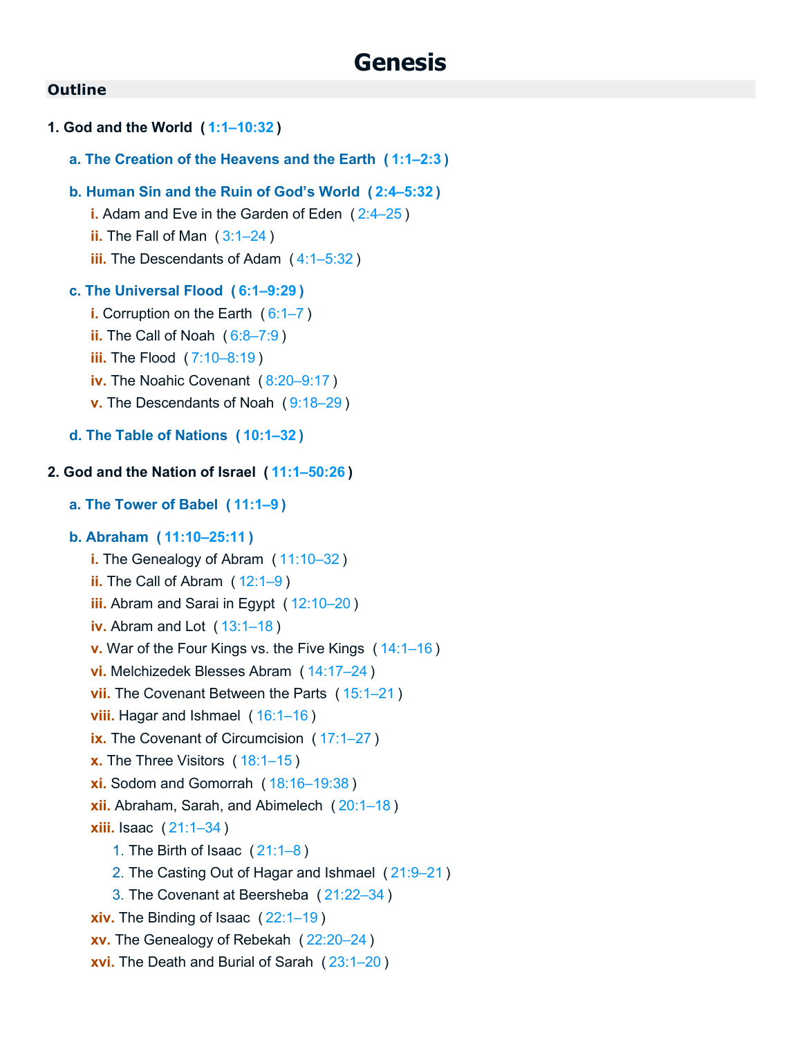# Genesis

## Outline

**1. God and the World ( 1:1–10:32 )**

**a. The Creation of the Heavens and the Earth ( 1:1–2:3 )**

**b. Human Sin and the Ruin of God's World ( 2:4–5:32 )**

- **i.** Adam and Eve in the Garden of Eden ( 2:4–25 )
- **ii.** The Fall of Man ( 3:1–24 )
- **iii.** The Descendants of Adam ( 4:1–5:32 )

**c. The Universal Flood ( 6:1–9:29 )**

- **i.** Corruption on the Earth ( 6:1–7 )
- **ii.** The Call of Noah ( 6:8–7:9 )
- **iii.** The Flood ( 7:10–8:19 )
- **iv.** The Noahic Covenant ( 8:20–9:17 )
- **v.** The Descendants of Noah ( 9:18–29 )

**d. The Table of Nations ( 10:1–32 )**

**2. God and the Nation of Israel ( 11:1–50:26 )**

**a. The Tower of Babel ( 11:1–9 )**

**b. Abraham ( 11:10–25:11 )**

- **i.** The Genealogy of Abram ( 11:10–32 )
- **ii.** The Call of Abram ( 12:1–9 )
- **iii.** Abram and Sarai in Egypt ( 12:10–20 )
- **iv.** Abram and Lot ( 13:1–18 )
- **v.** War of the Four Kings vs. the Five Kings ( 14:1–16 )
- **vi.** Melchizedek Blesses Abram ( 14:17–24 )
- **vii.** The Covenant Between the Parts ( 15:1–21 )
- **viii.** Hagar and Ishmael ( 16:1–16 )
- **ix.** The Covenant of Circumcision ( 17:1–27 )
- **x.** The Three Visitors ( 18:1–15 )
- **xi.** Sodom and Gomorrah ( 18:16–19:38 )
- **xii.** Abraham, Sarah, and Abimelech ( 20:1–18 )
- **xiii.** Isaac ( 21:1–34 )
  1. The Birth of Isaac ( 21:1–8 )
  2. The Casting Out of Hagar and Ishmael ( 21:9–21 )
  3. The Covenant at Beersheba ( 21:22–34 )
- **xiv.** The Binding of Isaac ( 22:1–19 )
- **xv.** The Genealogy of Rebekah ( 22:20–24 )
- **xvi.** The Death and Burial of Sarah ( 23:1–20 )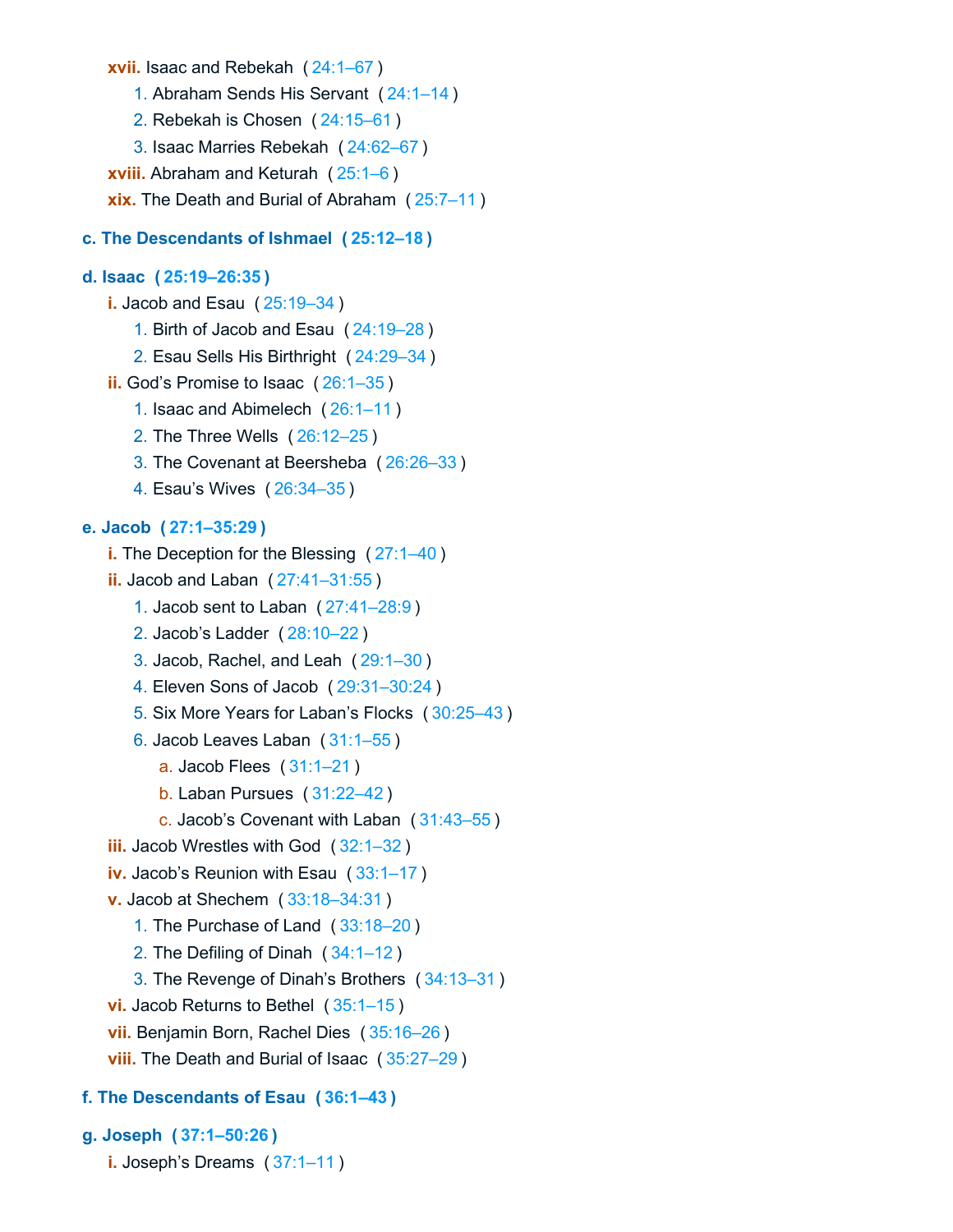- **xvii.** Isaac and Rebekah ( 24:1–67 )
  1. Abraham Sends His Servant ( 24:1–14 )
  2. Rebekah is Chosen ( 24:15–61 )
  3. Isaac Marries Rebekah ( 24:62–67 )
- **xviii.** Abraham and Keturah ( 25:1–6 )
- **xix.** The Death and Burial of Abraham ( 25:7–11 )

**c. The Descendants of Ishmael ( 25:12–18 )**

**d. Isaac ( 25:19–26:35 )**

- **i.** Jacob and Esau ( 25:19–34 )
  1. Birth of Jacob and Esau ( 24:19–28 )
  2. Esau Sells His Birthright ( 24:29–34 )
- **ii.** God's Promise to Isaac ( 26:1–35 )
  1. Isaac and Abimelech ( 26:1–11 )
  2. The Three Wells ( 26:12–25 )
  3. The Covenant at Beersheba ( 26:26–33 )
  4. Esau's Wives ( 26:34–35 )

**e. Jacob ( 27:1–35:29 )**

- **i.** The Deception for the Blessing ( 27:1–40 )
- **ii.** Jacob and Laban ( 27:41–31:55 )
  1. Jacob sent to Laban ( 27:41–28:9 )
  2. Jacob's Ladder ( 28:10–22 )
  3. Jacob, Rachel, and Leah ( 29:1–30 )
  4. Eleven Sons of Jacob ( 29:31–30:24 )
  5. Six More Years for Laban's Flocks ( 30:25–43 )
  6. Jacob Leaves Laban ( 31:1–55 )
     - a. Jacob Flees ( 31:1–21 )
     - b. Laban Pursues ( 31:22–42 )
     - c. Jacob's Covenant with Laban ( 31:43–55 )
- **iii.** Jacob Wrestles with God ( 32:1–32 )
- **iv.** Jacob's Reunion with Esau ( 33:1–17 )
- **v.** Jacob at Shechem ( 33:18–34:31 )
  1. The Purchase of Land ( 33:18–20 )
  2. The Defiling of Dinah ( 34:1–12 )
  3. The Revenge of Dinah's Brothers ( 34:13–31 )
- **vi.** Jacob Returns to Bethel ( 35:1–15 )
- **vii.** Benjamin Born, Rachel Dies ( 35:16–26 )
- **viii.** The Death and Burial of Isaac ( 35:27–29 )

**f. The Descendants of Esau ( 36:1–43 )**

**g. Joseph ( 37:1–50:26 )**

- **i.** Joseph's Dreams ( 37:1–11 )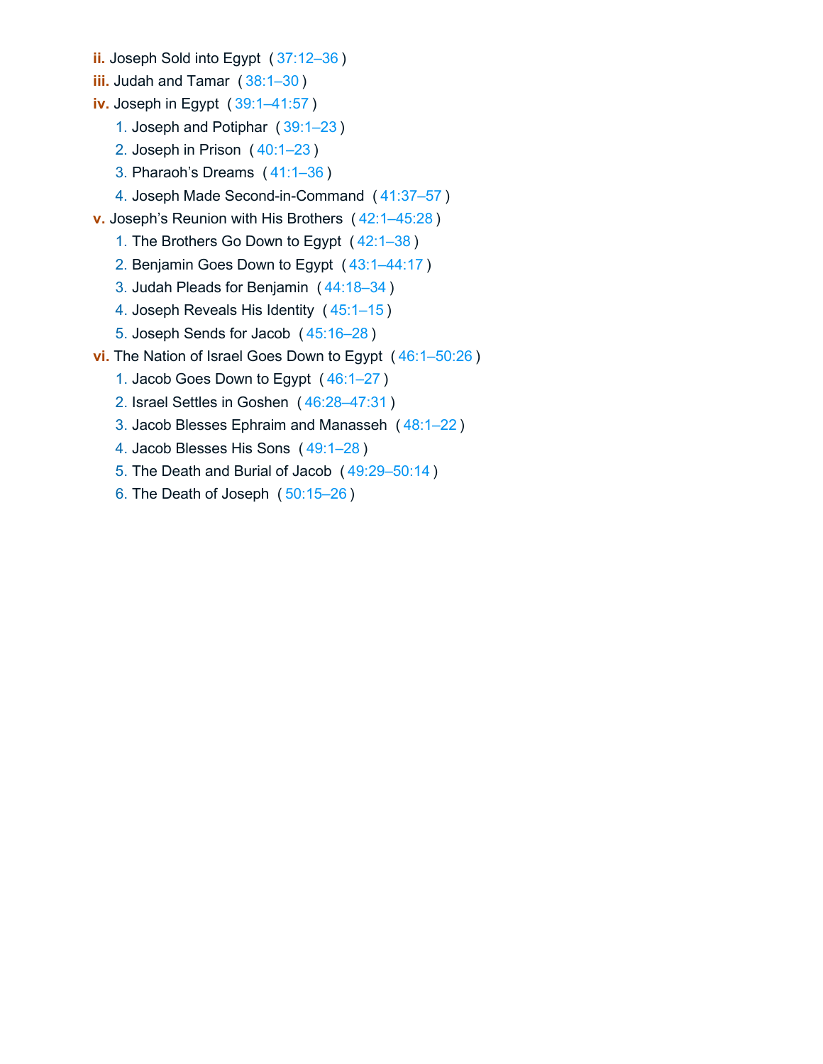- **ii.** Joseph Sold into Egypt ( 37:12–36 )
- **iii.** Judah and Tamar ( 38:1–30 )
- **iv.** Joseph in Egypt ( 39:1–41:57 )
  1. Joseph and Potiphar ( 39:1–23 )
  2. Joseph in Prison ( 40:1–23 )
  3. Pharaoh's Dreams ( 41:1–36 )
  4. Joseph Made Second-in-Command ( 41:37–57 )
- **v.** Joseph's Reunion with His Brothers ( 42:1–45:28 )
  1. The Brothers Go Down to Egypt ( 42:1–38 )
  2. Benjamin Goes Down to Egypt ( 43:1–44:17 )
  3. Judah Pleads for Benjamin ( 44:18–34 )
  4. Joseph Reveals His Identity ( 45:1–15 )
  5. Joseph Sends for Jacob ( 45:16–28 )
- **vi.** The Nation of Israel Goes Down to Egypt ( 46:1–50:26 )
  1. Jacob Goes Down to Egypt ( 46:1–27 )
  2. Israel Settles in Goshen ( 46:28–47:31 )
  3. Jacob Blesses Ephraim and Manasseh ( 48:1–22 )
  4. Jacob Blesses His Sons ( 49:1–28 )
  5. The Death and Burial of Jacob ( 49:29–50:14 )
  6. The Death of Joseph ( 50:15–26 )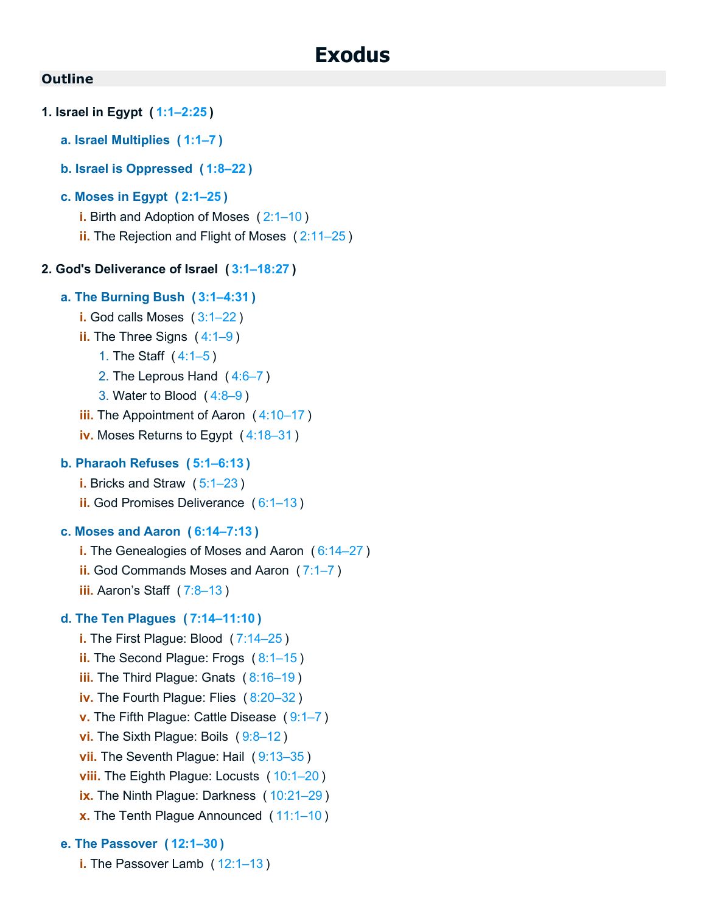# Exodus

## Outline

**1. Israel in Egypt ( 1:1–2:25 )**

- **a. Israel Multiplies ( 1:1–7 )**
- **b. Israel is Oppressed ( 1:8–22 )**
- **c. Moses in Egypt ( 2:1–25 )**
  - i. Birth and Adoption of Moses ( 2:1–10 )
  - ii. The Rejection and Flight of Moses ( 2:11–25 )

**2. God's Deliverance of Israel ( 3:1–18:27 )**

- **a. The Burning Bush ( 3:1–4:31 )**
  - i. God calls Moses ( 3:1–22 )
  - ii. The Three Signs ( 4:1–9 )
    1. The Staff ( 4:1–5 )
    2. The Leprous Hand ( 4:6–7 )
    3. Water to Blood ( 4:8–9 )
  - iii. The Appointment of Aaron ( 4:10–17 )
  - iv. Moses Returns to Egypt ( 4:18–31 )
- **b. Pharaoh Refuses ( 5:1–6:13 )**
  - i. Bricks and Straw ( 5:1–23 )
  - ii. God Promises Deliverance ( 6:1–13 )
- **c. Moses and Aaron ( 6:14–7:13 )**
  - i. The Genealogies of Moses and Aaron ( 6:14–27 )
  - ii. God Commands Moses and Aaron ( 7:1–7 )
  - iii. Aaron's Staff ( 7:8–13 )
- **d. The Ten Plagues ( 7:14–11:10 )**
  - i. The First Plague: Blood ( 7:14–25 )
  - ii. The Second Plague: Frogs ( 8:1–15 )
  - iii. The Third Plague: Gnats ( 8:16–19 )
  - iv. The Fourth Plague: Flies ( 8:20–32 )
  - v. The Fifth Plague: Cattle Disease ( 9:1–7 )
  - vi. The Sixth Plague: Boils ( 9:8–12 )
  - vii. The Seventh Plague: Hail ( 9:13–35 )
  - viii. The Eighth Plague: Locusts ( 10:1–20 )
  - ix. The Ninth Plague: Darkness ( 10:21–29 )
  - x. The Tenth Plague Announced ( 11:1–10 )
- **e. The Passover ( 12:1–30 )**
  - i. The Passover Lamb ( 12:1–13 )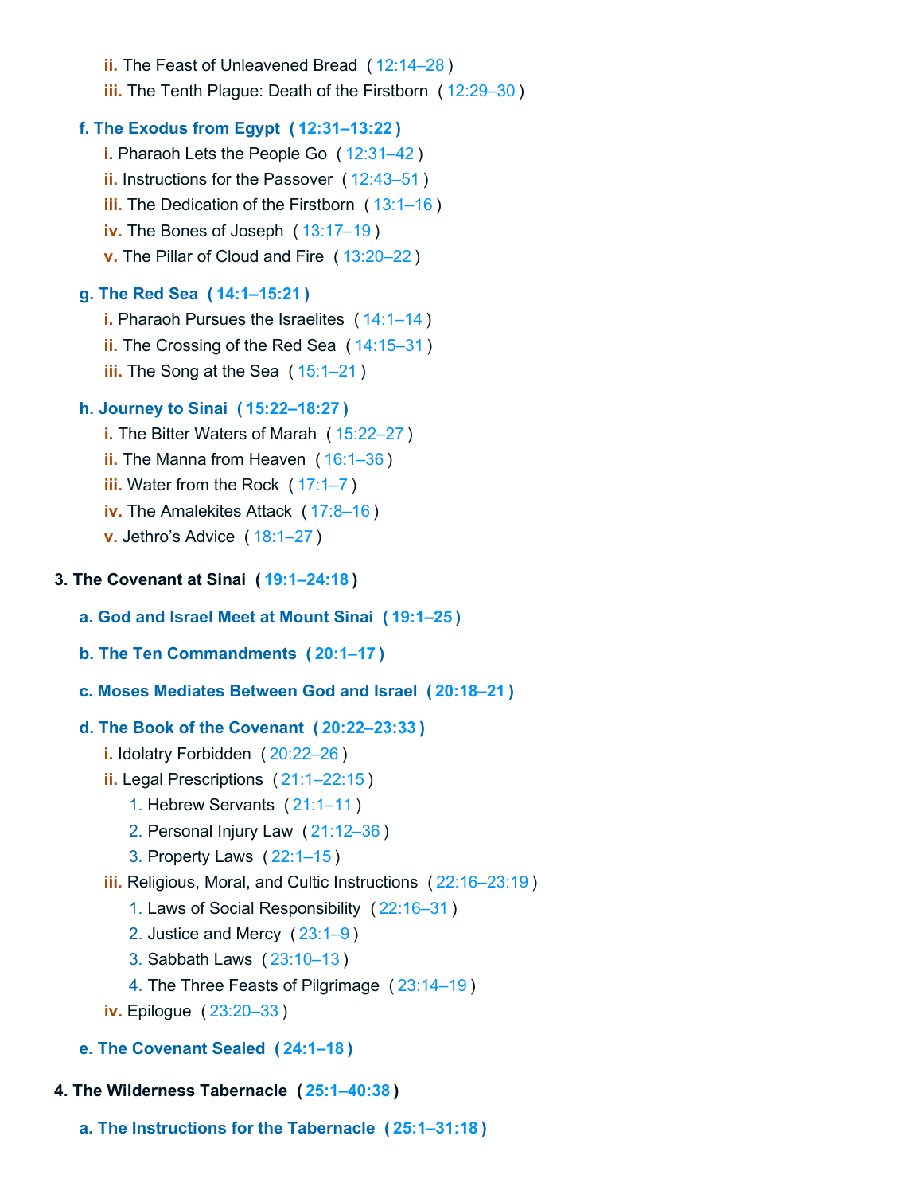- **ii.** The Feast of Unleavened Bread ( 12:14–28 )
- **iii.** The Tenth Plague: Death of the Firstborn ( 12:29–30 )

**f. The Exodus from Egypt ( 12:31–13:22 )**

- **i.** Pharaoh Lets the People Go ( 12:31–42 )
- **ii.** Instructions for the Passover ( 12:43–51 )
- **iii.** The Dedication of the Firstborn ( 13:1–16 )
- **iv.** The Bones of Joseph ( 13:17–19 )
- **v.** The Pillar of Cloud and Fire ( 13:20–22 )

**g. The Red Sea ( 14:1–15:21 )**

- **i.** Pharaoh Pursues the Israelites ( 14:1–14 )
- **ii.** The Crossing of the Red Sea ( 14:15–31 )
- **iii.** The Song at the Sea ( 15:1–21 )

**h. Journey to Sinai ( 15:22–18:27 )**

- **i.** The Bitter Waters of Marah ( 15:22–27 )
- **ii.** The Manna from Heaven ( 16:1–36 )
- **iii.** Water from the Rock ( 17:1–7 )
- **iv.** The Amalekites Attack ( 17:8–16 )
- **v.** Jethro’s Advice ( 18:1–27 )

**3. The Covenant at Sinai ( 19:1–24:18 )**

**a. God and Israel Meet at Mount Sinai ( 19:1–25 )**

**b. The Ten Commandments ( 20:1–17 )**

**c. Moses Mediates Between God and Israel ( 20:18–21 )**

**d. The Book of the Covenant ( 20:22–23:33 )**

- **i.** Idolatry Forbidden ( 20:22–26 )
- **ii.** Legal Prescriptions ( 21:1–22:15 )
  1. Hebrew Servants ( 21:1–11 )
  2. Personal Injury Law ( 21:12–36 )
  3. Property Laws ( 22:1–15 )
- **iii.** Religious, Moral, and Cultic Instructions ( 22:16–23:19 )
  1. Laws of Social Responsibility ( 22:16–31 )
  2. Justice and Mercy ( 23:1–9 )
  3. Sabbath Laws ( 23:10–13 )
  4. The Three Feasts of Pilgrimage ( 23:14–19 )
- **iv.** Epilogue ( 23:20–33 )

**e. The Covenant Sealed ( 24:1–18 )**

**4. The Wilderness Tabernacle ( 25:1–40:38 )**

**a. The Instructions for the Tabernacle ( 25:1–31:18 )**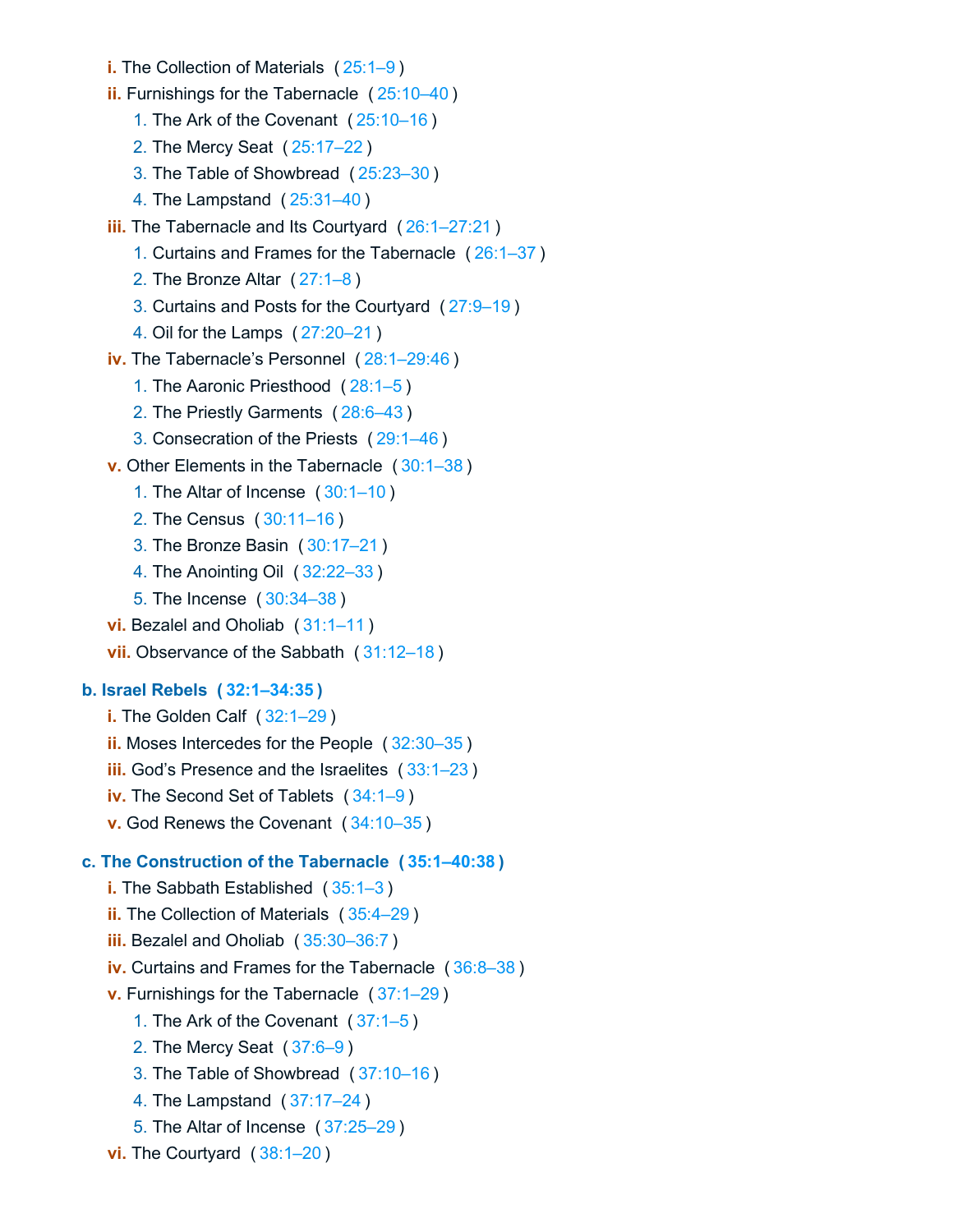- **i.** The Collection of Materials ( 25:1–9 )
- **ii.** Furnishings for the Tabernacle ( 25:10–40 )
    1. The Ark of the Covenant ( 25:10–16 )
    2. The Mercy Seat ( 25:17–22 )
    3. The Table of Showbread ( 25:23–30 )
    4. The Lampstand ( 25:31–40 )
- **iii.** The Tabernacle and Its Courtyard ( 26:1–27:21 )
    1. Curtains and Frames for the Tabernacle ( 26:1–37 )
    2. The Bronze Altar ( 27:1–8 )
    3. Curtains and Posts for the Courtyard ( 27:9–19 )
    4. Oil for the Lamps ( 27:20–21 )
- **iv.** The Tabernacle's Personnel ( 28:1–29:46 )
    1. The Aaronic Priesthood ( 28:1–5 )
    2. The Priestly Garments ( 28:6–43 )
    3. Consecration of the Priests ( 29:1–46 )
- **v.** Other Elements in the Tabernacle ( 30:1–38 )
    1. The Altar of Incense ( 30:1–10 )
    2. The Census ( 30:11–16 )
    3. The Bronze Basin ( 30:17–21 )
    4. The Anointing Oil ( 32:22–33 )
    5. The Incense ( 30:34–38 )
- **vi.** Bezalel and Oholiab ( 31:1–11 )
- **vii.** Observance of the Sabbath ( 31:12–18 )

**b. Israel Rebels ( 32:1–34:35 )**

- **i.** The Golden Calf ( 32:1–29 )
- **ii.** Moses Intercedes for the People ( 32:30–35 )
- **iii.** God's Presence and the Israelites ( 33:1–23 )
- **iv.** The Second Set of Tablets ( 34:1–9 )
- **v.** God Renews the Covenant ( 34:10–35 )

**c. The Construction of the Tabernacle ( 35:1–40:38 )**

- **i.** The Sabbath Established ( 35:1–3 )
- **ii.** The Collection of Materials ( 35:4–29 )
- **iii.** Bezalel and Oholiab ( 35:30–36:7 )
- **iv.** Curtains and Frames for the Tabernacle ( 36:8–38 )
- **v.** Furnishings for the Tabernacle ( 37:1–29 )
    1. The Ark of the Covenant ( 37:1–5 )
    2. The Mercy Seat ( 37:6–9 )
    3. The Table of Showbread ( 37:10–16 )
    4. The Lampstand ( 37:17–24 )
    5. The Altar of Incense ( 37:25–29 )
- **vi.** The Courtyard ( 38:1–20 )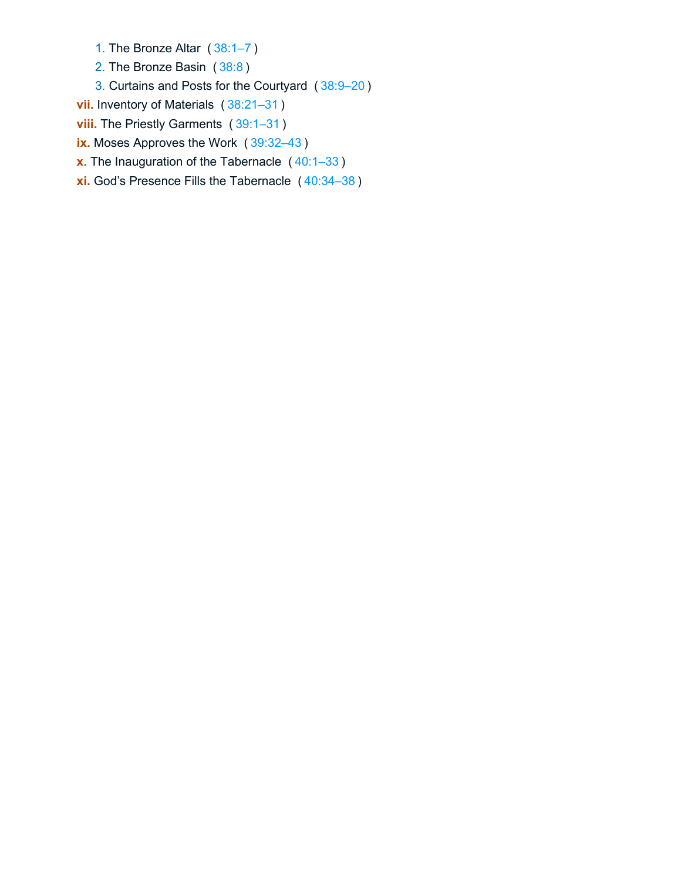1. The Bronze Altar ( 38:1–7 )
   2. The Bronze Basin ( 38:8 )
   3. Curtains and Posts for the Courtyard ( 38:9–20 )

- **vii.** Inventory of Materials ( 38:21–31 )
- **viii.** The Priestly Garments ( 39:1–31 )
- **ix.** Moses Approves the Work ( 39:32–43 )
- **x.** The Inauguration of the Tabernacle ( 40:1–33 )
- **xi.** God's Presence Fills the Tabernacle ( 40:34–38 )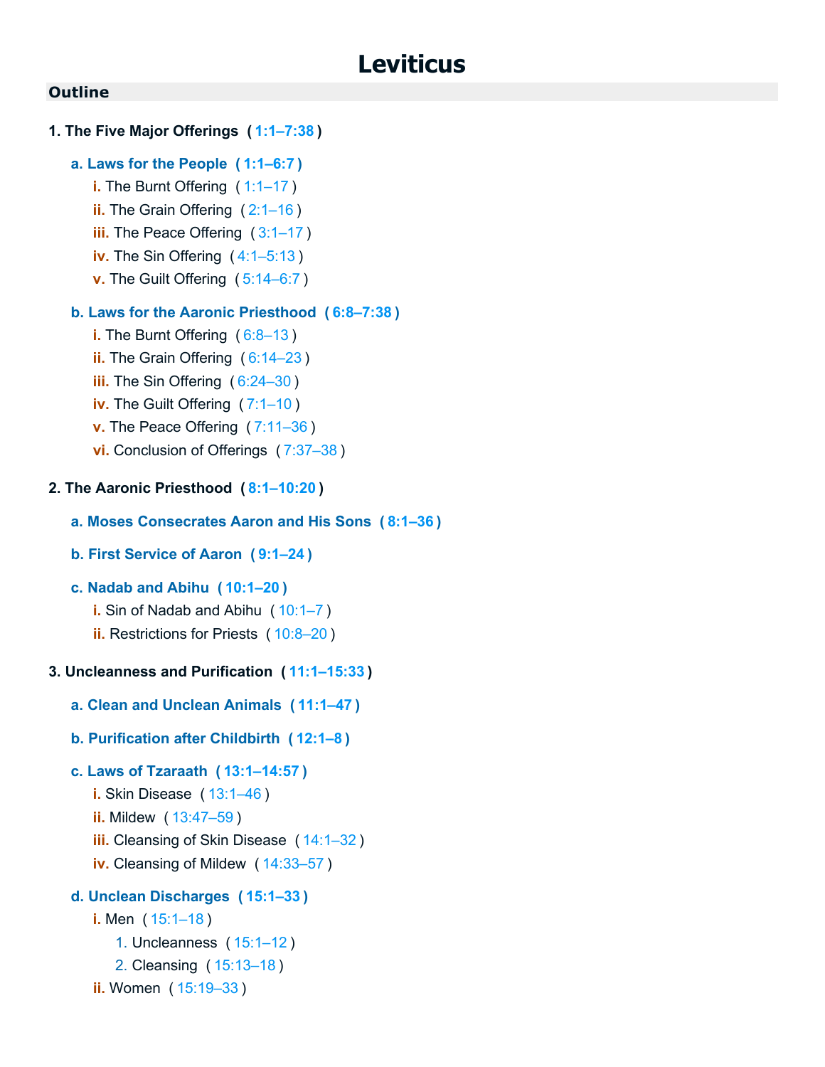# Leviticus

## Outline

**1. The Five Major Offerings ( 1:1–7:38 )**

- **a. Laws for the People ( 1:1–6:7 )**
  - i. The Burnt Offering ( 1:1–17 )
  - ii. The Grain Offering ( 2:1–16 )
  - iii. The Peace Offering ( 3:1–17 )
  - iv. The Sin Offering ( 4:1–5:13 )
  - v. The Guilt Offering ( 5:14–6:7 )
- **b. Laws for the Aaronic Priesthood ( 6:8–7:38 )**
  - i. The Burnt Offering ( 6:8–13 )
  - ii. The Grain Offering ( 6:14–23 )
  - iii. The Sin Offering ( 6:24–30 )
  - iv. The Guilt Offering ( 7:1–10 )
  - v. The Peace Offering ( 7:11–36 )
  - vi. Conclusion of Offerings ( 7:37–38 )

**2. The Aaronic Priesthood ( 8:1–10:20 )**

- **a. Moses Consecrates Aaron and His Sons ( 8:1–36 )**
- **b. First Service of Aaron ( 9:1–24 )**
- **c. Nadab and Abihu ( 10:1–20 )**
  - i. Sin of Nadab and Abihu ( 10:1–7 )
  - ii. Restrictions for Priests ( 10:8–20 )

**3. Uncleanness and Purification ( 11:1–15:33 )**

- **a. Clean and Unclean Animals ( 11:1–47 )**
- **b. Purification after Childbirth ( 12:1–8 )**
- **c. Laws of Tzaraath ( 13:1–14:57 )**
  - i. Skin Disease ( 13:1–46 )
  - ii. Mildew ( 13:47–59 )
  - iii. Cleansing of Skin Disease ( 14:1–32 )
  - iv. Cleansing of Mildew ( 14:33–57 )
- **d. Unclean Discharges ( 15:1–33 )**
  - i. Men ( 15:1–18 )
    1. Uncleanness ( 15:1–12 )
    2. Cleansing ( 15:13–18 )
  - ii. Women ( 15:19–33 )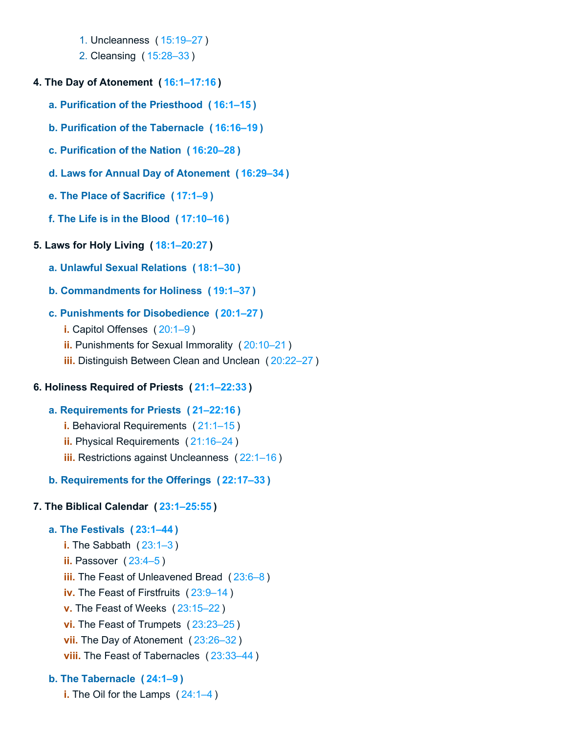1. Uncleanness ( 15:19–27 )
2. Cleansing ( 15:28–33 )

**4. The Day of Atonement ( 16:1–17:16 )**

**a. Purification of the Priesthood ( 16:1–15 )**

**b. Purification of the Tabernacle ( 16:16–19 )**

**c. Purification of the Nation ( 16:20–28 )**

**d. Laws for Annual Day of Atonement ( 16:29–34 )**

**e. The Place of Sacrifice ( 17:1–9 )**

**f. The Life is in the Blood ( 17:10–16 )**

**5. Laws for Holy Living ( 18:1–20:27 )**

**a. Unlawful Sexual Relations ( 18:1–30 )**

**b. Commandments for Holiness ( 19:1–37 )**

**c. Punishments for Disobedience ( 20:1–27 )**

**i.** Capitol Offenses ( 20:1–9 )
**ii.** Punishments for Sexual Immorality ( 20:10–21 )
**iii.** Distinguish Between Clean and Unclean ( 20:22–27 )

**6. Holiness Required of Priests ( 21:1–22:33 )**

**a. Requirements for Priests ( 21–22:16 )**

**i.** Behavioral Requirements ( 21:1–15 )
**ii.** Physical Requirements ( 21:16–24 )
**iii.** Restrictions against Uncleanness ( 22:1–16 )

**b. Requirements for the Offerings ( 22:17–33 )**

**7. The Biblical Calendar ( 23:1–25:55 )**

**a. The Festivals ( 23:1–44 )**

**i.** The Sabbath ( 23:1–3 )
**ii.** Passover ( 23:4–5 )
**iii.** The Feast of Unleavened Bread ( 23:6–8 )
**iv.** The Feast of Firstfruits ( 23:9–14 )
**v.** The Feast of Weeks ( 23:15–22 )
**vi.** The Feast of Trumpets ( 23:23–25 )
**vii.** The Day of Atonement ( 23:26–32 )
**viii.** The Feast of Tabernacles ( 23:33–44 )

**b. The Tabernacle ( 24:1–9 )**

**i.** The Oil for the Lamps ( 24:1–4 )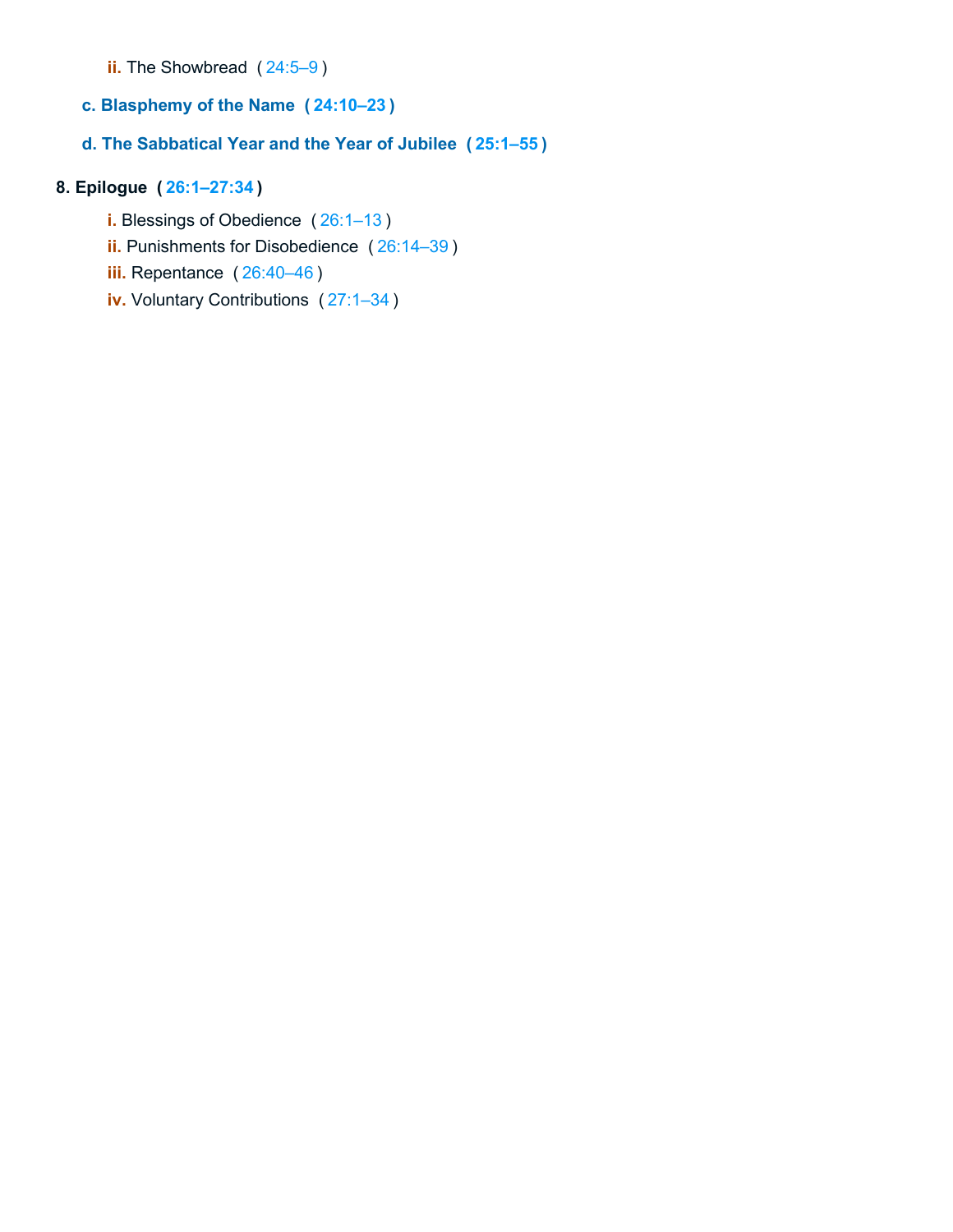- **ii.** The Showbread ( 24:5–9 )

**c. Blasphemy of the Name ( 24:10–23 )**

**d. The Sabbatical Year and the Year of Jubilee ( 25:1–55 )**

**8. Epilogue ( 26:1–27:34 )**

- **i.** Blessings of Obedience ( 26:1–13 )
- **ii.** Punishments for Disobedience ( 26:14–39 )
- **iii.** Repentance ( 26:40–46 )
- **iv.** Voluntary Contributions ( 27:1–34 )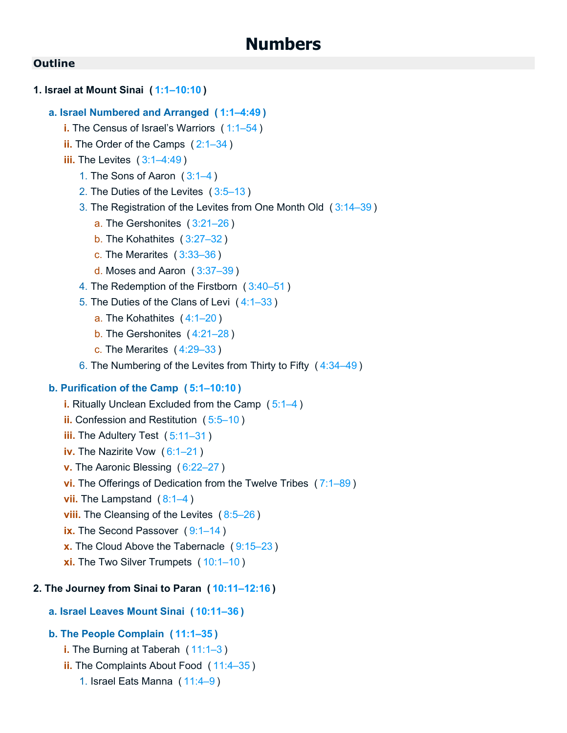# Numbers

## Outline

**1. Israel at Mount Sinai ( 1:1–10:10 )**

- **a. Israel Numbered and Arranged ( 1:1–4:49 )**
  - **i.** The Census of Israel's Warriors ( 1:1–54 )
  - **ii.** The Order of the Camps ( 2:1–34 )
  - **iii.** The Levites ( 3:1–4:49 )
    1. The Sons of Aaron ( 3:1–4 )
    2. The Duties of the Levites ( 3:5–13 )
    3. The Registration of the Levites from One Month Old ( 3:14–39 )
       - a. The Gershonites ( 3:21–26 )
       - b. The Kohathites ( 3:27–32 )
       - c. The Merarites ( 3:33–36 )
       - d. Moses and Aaron ( 3:37–39 )
    4. The Redemption of the Firstborn ( 3:40–51 )
    5. The Duties of the Clans of Levi ( 4:1–33 )
       - a. The Kohathites ( 4:1–20 )
       - b. The Gershonites ( 4:21–28 )
       - c. The Merarites ( 4:29–33 )
    6. The Numbering of the Levites from Thirty to Fifty ( 4:34–49 )

- **b. Purification of the Camp ( 5:1–10:10 )**
  - **i.** Ritually Unclean Excluded from the Camp ( 5:1–4 )
  - **ii.** Confession and Restitution ( 5:5–10 )
  - **iii.** The Adultery Test ( 5:11–31 )
  - **iv.** The Nazirite Vow ( 6:1–21 )
  - **v.** The Aaronic Blessing ( 6:22–27 )
  - **vi.** The Offerings of Dedication from the Twelve Tribes ( 7:1–89 )
  - **vii.** The Lampstand ( 8:1–4 )
  - **viii.** The Cleansing of the Levites ( 8:5–26 )
  - **ix.** The Second Passover ( 9:1–14 )
  - **x.** The Cloud Above the Tabernacle ( 9:15–23 )
  - **xi.** The Two Silver Trumpets ( 10:1–10 )

**2. The Journey from Sinai to Paran ( 10:11–12:16 )**

- **a. Israel Leaves Mount Sinai ( 10:11–36 )**

- **b. The People Complain ( 11:1–35 )**
  - **i.** The Burning at Taberah ( 11:1–3 )
  - **ii.** The Complaints About Food ( 11:4–35 )
    1. Israel Eats Manna ( 11:4–9 )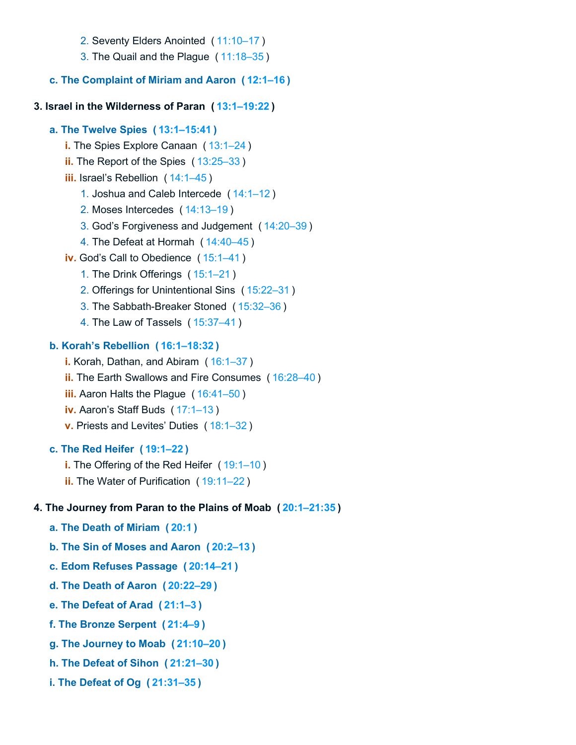2. Seventy Elders Anointed ( 11:10–17 )
3. The Quail and the Plague ( 11:18–35 )

**c. The Complaint of Miriam and Aaron ( 12:1–16 )**

**3. Israel in the Wilderness of Paran ( 13:1–19:22 )**

**a. The Twelve Spies ( 13:1–15:41 )**

- i. The Spies Explore Canaan ( 13:1–24 )
- ii. The Report of the Spies ( 13:25–33 )
- iii. Israel's Rebellion ( 14:1–45 )
  1. Joshua and Caleb Intercede ( 14:1–12 )
  2. Moses Intercedes ( 14:13–19 )
  3. God's Forgiveness and Judgement ( 14:20–39 )
  4. The Defeat at Hormah ( 14:40–45 )
- iv. God's Call to Obedience ( 15:1–41 )
  1. The Drink Offerings ( 15:1–21 )
  2. Offerings for Unintentional Sins ( 15:22–31 )
  3. The Sabbath-Breaker Stoned ( 15:32–36 )
  4. The Law of Tassels ( 15:37–41 )

**b. Korah's Rebellion ( 16:1–18:32 )**

- i. Korah, Dathan, and Abiram ( 16:1–37 )
- ii. The Earth Swallows and Fire Consumes ( 16:28–40 )
- iii. Aaron Halts the Plague ( 16:41–50 )
- iv. Aaron's Staff Buds ( 17:1–13 )
- v. Priests and Levites' Duties ( 18:1–32 )

**c. The Red Heifer ( 19:1–22 )**

- i. The Offering of the Red Heifer ( 19:1–10 )
- ii. The Water of Purification ( 19:11–22 )

**4. The Journey from Paran to the Plains of Moab ( 20:1–21:35 )**

**a. The Death of Miriam ( 20:1 )**

**b. The Sin of Moses and Aaron ( 20:2–13 )**

**c. Edom Refuses Passage ( 20:14–21 )**

**d. The Death of Aaron ( 20:22–29 )**

**e. The Defeat of Arad ( 21:1–3 )**

**f. The Bronze Serpent ( 21:4–9 )**

**g. The Journey to Moab ( 21:10–20 )**

**h. The Defeat of Sihon ( 21:21–30 )**

**i. The Defeat of Og ( 21:31–35 )**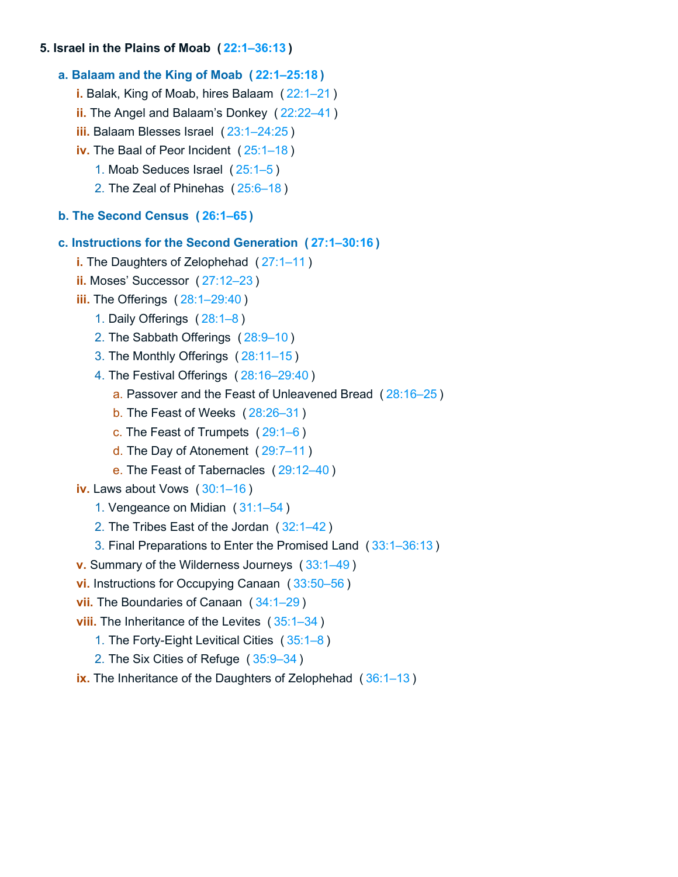**5. Israel in the Plains of Moab ( 22:1–36:13 )**

- **a. Balaam and the King of Moab ( 22:1–25:18 )**
  - **i.** Balak, King of Moab, hires Balaam ( 22:1–21 )
  - **ii.** The Angel and Balaam's Donkey ( 22:22–41 )
  - **iii.** Balaam Blesses Israel ( 23:1–24:25 )
  - **iv.** The Baal of Peor Incident ( 25:1–18 )
    1. Moab Seduces Israel ( 25:1–5 )
    2. The Zeal of Phinehas ( 25:6–18 )
- **b. The Second Census ( 26:1–65 )**
- **c. Instructions for the Second Generation ( 27:1–30:16 )**
  - **i.** The Daughters of Zelophehad ( 27:1–11 )
  - **ii.** Moses' Successor ( 27:12–23 )
  - **iii.** The Offerings ( 28:1–29:40 )
    1. Daily Offerings ( 28:1–8 )
    2. The Sabbath Offerings ( 28:9–10 )
    3. The Monthly Offerings ( 28:11–15 )
    4. The Festival Offerings ( 28:16–29:40 )
       - a. Passover and the Feast of Unleavened Bread ( 28:16–25 )
       - b. The Feast of Weeks ( 28:26–31 )
       - c. The Feast of Trumpets ( 29:1–6 )
       - d. The Day of Atonement ( 29:7–11 )
       - e. The Feast of Tabernacles ( 29:12–40 )
  - **iv.** Laws about Vows ( 30:1–16 )
    1. Vengeance on Midian ( 31:1–54 )
    2. The Tribes East of the Jordan ( 32:1–42 )
    3. Final Preparations to Enter the Promised Land ( 33:1–36:13 )
  - **v.** Summary of the Wilderness Journeys ( 33:1–49 )
  - **vi.** Instructions for Occupying Canaan ( 33:50–56 )
  - **vii.** The Boundaries of Canaan ( 34:1–29 )
  - **viii.** The Inheritance of the Levites ( 35:1–34 )
    1. The Forty-Eight Levitical Cities ( 35:1–8 )
    2. The Six Cities of Refuge ( 35:9–34 )
  - **ix.** The Inheritance of the Daughters of Zelophehad ( 36:1–13 )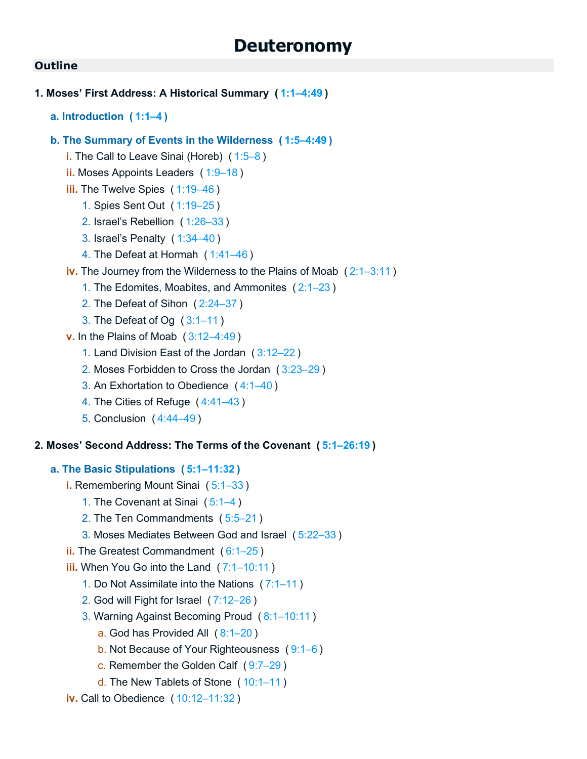# Deuteronomy

## Outline

**1. Moses' First Address: A Historical Summary ( 1:1–4:49 )**

- **a. Introduction ( 1:1–4 )**
- **b. The Summary of Events in the Wilderness ( 1:5–4:49 )**
  - i. The Call to Leave Sinai (Horeb) ( 1:5–8 )
  - ii. Moses Appoints Leaders ( 1:9–18 )
  - iii. The Twelve Spies ( 1:19–46 )
    1. Spies Sent Out ( 1:19–25 )
    2. Israel's Rebellion ( 1:26–33 )
    3. Israel's Penalty ( 1:34–40 )
    4. The Defeat at Hormah ( 1:41–46 )
  - iv. The Journey from the Wilderness to the Plains of Moab ( 2:1–3:11 )
    1. The Edomites, Moabites, and Ammonites ( 2:1–23 )
    2. The Defeat of Sihon ( 2:24–37 )
    3. The Defeat of Og ( 3:1–11 )
  - v. In the Plains of Moab ( 3:12–4:49 )
    1. Land Division East of the Jordan ( 3:12–22 )
    2. Moses Forbidden to Cross the Jordan ( 3:23–29 )
    3. An Exhortation to Obedience ( 4:1–40 )
    4. The Cities of Refuge ( 4:41–43 )
    5. Conclusion ( 4:44–49 )

**2. Moses' Second Address: The Terms of the Covenant ( 5:1–26:19 )**

- **a. The Basic Stipulations ( 5:1–11:32 )**
  - i. Remembering Mount Sinai ( 5:1–33 )
    1. The Covenant at Sinai ( 5:1–4 )
    2. The Ten Commandments ( 5:5–21 )
    3. Moses Mediates Between God and Israel ( 5:22–33 )
  - ii. The Greatest Commandment ( 6:1–25 )
  - iii. When You Go into the Land ( 7:1–10:11 )
    1. Do Not Assimilate into the Nations ( 7:1–11 )
    2. God will Fight for Israel ( 7:12–26 )
    3. Warning Against Becoming Proud ( 8:1–10:11 )
       - a. God has Provided All ( 8:1–20 )
       - b. Not Because of Your Righteousness ( 9:1–6 )
       - c. Remember the Golden Calf ( 9:7–29 )
       - d. The New Tablets of Stone ( 10:1–11 )
  - iv. Call to Obedience ( 10:12–11:32 )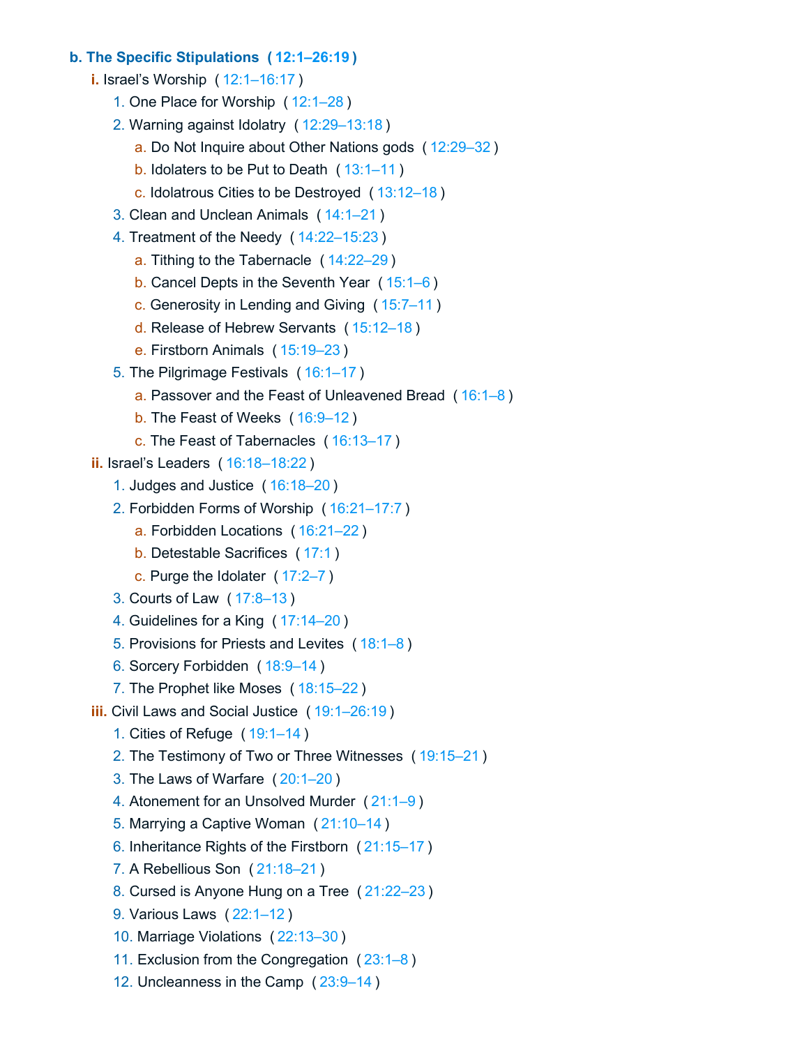- **b. The Specific Stipulations (12:1–26:19)**
  - i. Israel’s Worship (12:1–16:17)
    1. One Place for Worship (12:1–28)
    2. Warning against Idolatry (12:29–13:18)
       - a. Do Not Inquire about Other Nations gods (12:29–32)
       - b. Idolaters to be Put to Death (13:1–11)
       - c. Idolatrous Cities to be Destroyed (13:12–18)
    3. Clean and Unclean Animals (14:1–21)
    4. Treatment of the Needy (14:22–15:23)
       - a. Tithing to the Tabernacle (14:22–29)
       - b. Cancel Depts in the Seventh Year (15:1–6)
       - c. Generosity in Lending and Giving (15:7–11)
       - d. Release of Hebrew Servants (15:12–18)
       - e. Firstborn Animals (15:19–23)
    5. The Pilgrimage Festivals (16:1–17)
       - a. Passover and the Feast of Unleavened Bread (16:1–8)
       - b. The Feast of Weeks (16:9–12)
       - c. The Feast of Tabernacles (16:13–17)
  - ii. Israel’s Leaders (16:18–18:22)
    1. Judges and Justice (16:18–20)
    2. Forbidden Forms of Worship (16:21–17:7)
       - a. Forbidden Locations (16:21–22)
       - b. Detestable Sacrifices (17:1)
       - c. Purge the Idolater (17:2–7)
    3. Courts of Law (17:8–13)
    4. Guidelines for a King (17:14–20)
    5. Provisions for Priests and Levites (18:1–8)
    6. Sorcery Forbidden (18:9–14)
    7. The Prophet like Moses (18:15–22)
  - iii. Civil Laws and Social Justice (19:1–26:19)
    1. Cities of Refuge (19:1–14)
    2. The Testimony of Two or Three Witnesses (19:15–21)
    3. The Laws of Warfare (20:1–20)
    4. Atonement for an Unsolved Murder (21:1–9)
    5. Marrying a Captive Woman (21:10–14)
    6. Inheritance Rights of the Firstborn (21:15–17)
    7. A Rebellious Son (21:18–21)
    8. Cursed is Anyone Hung on a Tree (21:22–23)
    9. Various Laws (22:1–12)
    10. Marriage Violations (22:13–30)
    11. Exclusion from the Congregation (23:1–8)
    12. Uncleanness in the Camp (23:9–14)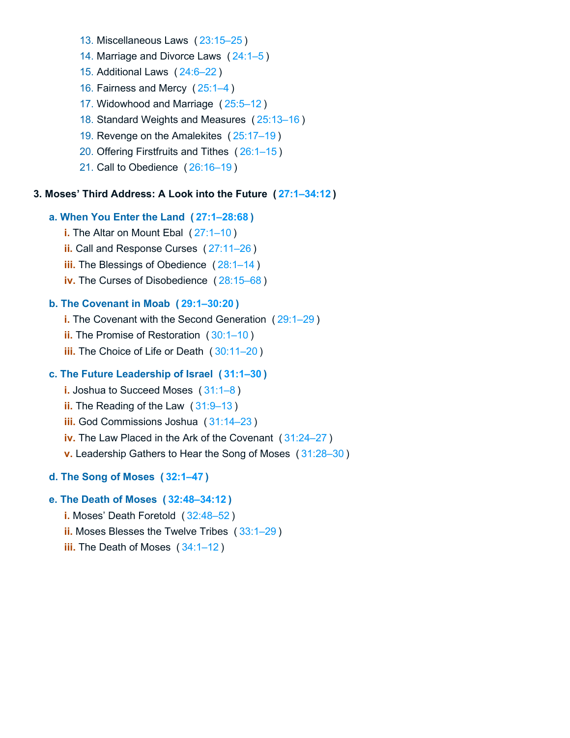13. Miscellaneous Laws (23:15–25)
14. Marriage and Divorce Laws (24:1–5)
15. Additional Laws (24:6–22)
16. Fairness and Mercy (25:1–4)
17. Widowhood and Marriage (25:5–12)
18. Standard Weights and Measures (25:13–16)
19. Revenge on the Amalekites (25:17–19)
20. Offering Firstfruits and Tithes (26:1–15)
21. Call to Obedience (26:16–19)

**3. Moses' Third Address: A Look into the Future (27:1–34:12)**

**a. When You Enter the Land (27:1–28:68)**

- i. The Altar on Mount Ebal (27:1–10)
- ii. Call and Response Curses (27:11–26)
- iii. The Blessings of Obedience (28:1–14)
- iv. The Curses of Disobedience (28:15–68)

**b. The Covenant in Moab (29:1–30:20)**

- i. The Covenant with the Second Generation (29:1–29)
- ii. The Promise of Restoration (30:1–10)
- iii. The Choice of Life or Death (30:11–20)

**c. The Future Leadership of Israel (31:1–30)**

- i. Joshua to Succeed Moses (31:1–8)
- ii. The Reading of the Law (31:9–13)
- iii. God Commissions Joshua (31:14–23)
- iv. The Law Placed in the Ark of the Covenant (31:24–27)
- v. Leadership Gathers to Hear the Song of Moses (31:28–30)

**d. The Song of Moses (32:1–47)**

**e. The Death of Moses (32:48–34:12)**

- i. Moses' Death Foretold (32:48–52)
- ii. Moses Blesses the Twelve Tribes (33:1–29)
- iii. The Death of Moses (34:1–12)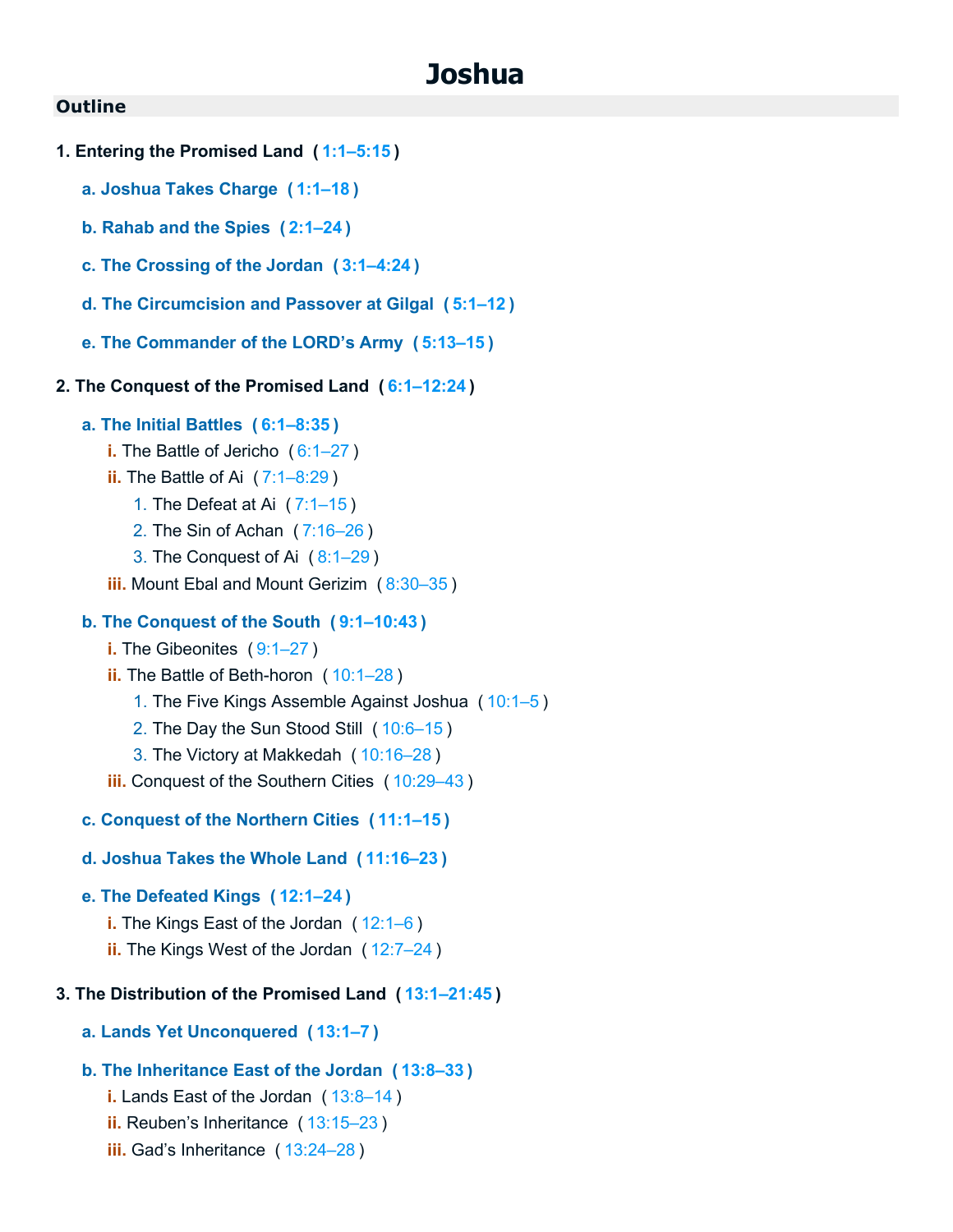# Joshua

## Outline

**1. Entering the Promised Land ( 1:1–5:15 )**

- **a. Joshua Takes Charge ( 1:1–18 )**
- **b. Rahab and the Spies ( 2:1–24 )**
- **c. The Crossing of the Jordan ( 3:1–4:24 )**
- **d. The Circumcision and Passover at Gilgal ( 5:1–12 )**
- **e. The Commander of the LORD's Army ( 5:13–15 )**

**2. The Conquest of the Promised Land ( 6:1–12:24 )**

- **a. The Initial Battles ( 6:1–8:35 )**
  - i. The Battle of Jericho ( 6:1–27 )
  - ii. The Battle of Ai ( 7:1–8:29 )
    1. The Defeat at Ai ( 7:1–15 )
    2. The Sin of Achan ( 7:16–26 )
    3. The Conquest of Ai ( 8:1–29 )
  - iii. Mount Ebal and Mount Gerizim ( 8:30–35 )
- **b. The Conquest of the South ( 9:1–10:43 )**
  - i. The Gibeonites ( 9:1–27 )
  - ii. The Battle of Beth-horon ( 10:1–28 )
    1. The Five Kings Assemble Against Joshua ( 10:1–5 )
    2. The Day the Sun Stood Still ( 10:6–15 )
    3. The Victory at Makkedah ( 10:16–28 )
  - iii. Conquest of the Southern Cities ( 10:29–43 )
- **c. Conquest of the Northern Cities ( 11:1–15 )**
- **d. Joshua Takes the Whole Land ( 11:16–23 )**
- **e. The Defeated Kings ( 12:1–24 )**
  - i. The Kings East of the Jordan ( 12:1–6 )
  - ii. The Kings West of the Jordan ( 12:7–24 )

**3. The Distribution of the Promised Land ( 13:1–21:45 )**

- **a. Lands Yet Unconquered ( 13:1–7 )**
- **b. The Inheritance East of the Jordan ( 13:8–33 )**
  - i. Lands East of the Jordan ( 13:8–14 )
  - ii. Reuben's Inheritance ( 13:15–23 )
  - iii. Gad's Inheritance ( 13:24–28 )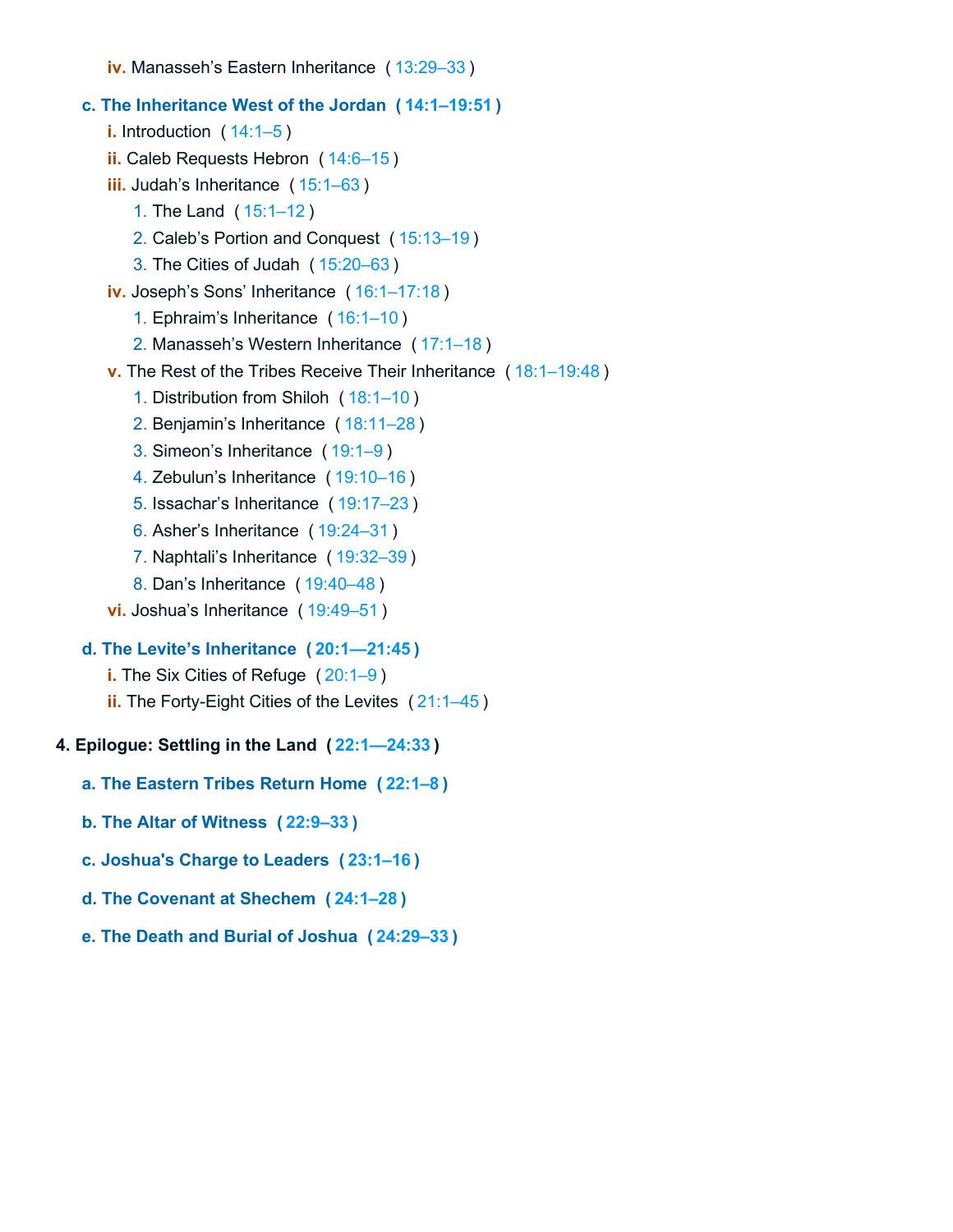- **iv.** Manasseh's Eastern Inheritance ( 13:29–33 )

- **c. The Inheritance West of the Jordan ( 14:1–19:51 )**
  - **i.** Introduction ( 14:1–5 )
  - **ii.** Caleb Requests Hebron ( 14:6–15 )
  - **iii.** Judah's Inheritance ( 15:1–63 )
    1. The Land ( 15:1–12 )
    2. Caleb's Portion and Conquest ( 15:13–19 )
    3. The Cities of Judah ( 15:20–63 )
  - **iv.** Joseph's Sons' Inheritance ( 16:1–17:18 )
    1. Ephraim's Inheritance ( 16:1–10 )
    2. Manasseh's Western Inheritance ( 17:1–18 )
  - **v.** The Rest of the Tribes Receive Their Inheritance ( 18:1–19:48 )
    1. Distribution from Shiloh ( 18:1–10 )
    2. Benjamin's Inheritance ( 18:11–28 )
    3. Simeon's Inheritance ( 19:1–9 )
    4. Zebulun's Inheritance ( 19:10–16 )
    5. Issachar's Inheritance ( 19:17–23 )
    6. Asher's Inheritance ( 19:24–31 )
    7. Naphtali's Inheritance ( 19:32–39 )
    8. Dan's Inheritance ( 19:40–48 )
  - **vi.** Joshua's Inheritance ( 19:49–51 )

- **d. The Levite's Inheritance ( 20:1—21:45 )**
  - **i.** The Six Cities of Refuge ( 20:1–9 )
  - **ii.** The Forty-Eight Cities of the Levites ( 21:1–45 )

**4. Epilogue: Settling in the Land ( 22:1—24:33 )**

- **a. The Eastern Tribes Return Home ( 22:1–8 )**

- **b. The Altar of Witness ( 22:9–33 )**

- **c. Joshua's Charge to Leaders ( 23:1–16 )**

- **d. The Covenant at Shechem ( 24:1–28 )**

- **e. The Death and Burial of Joshua ( 24:29–33 )**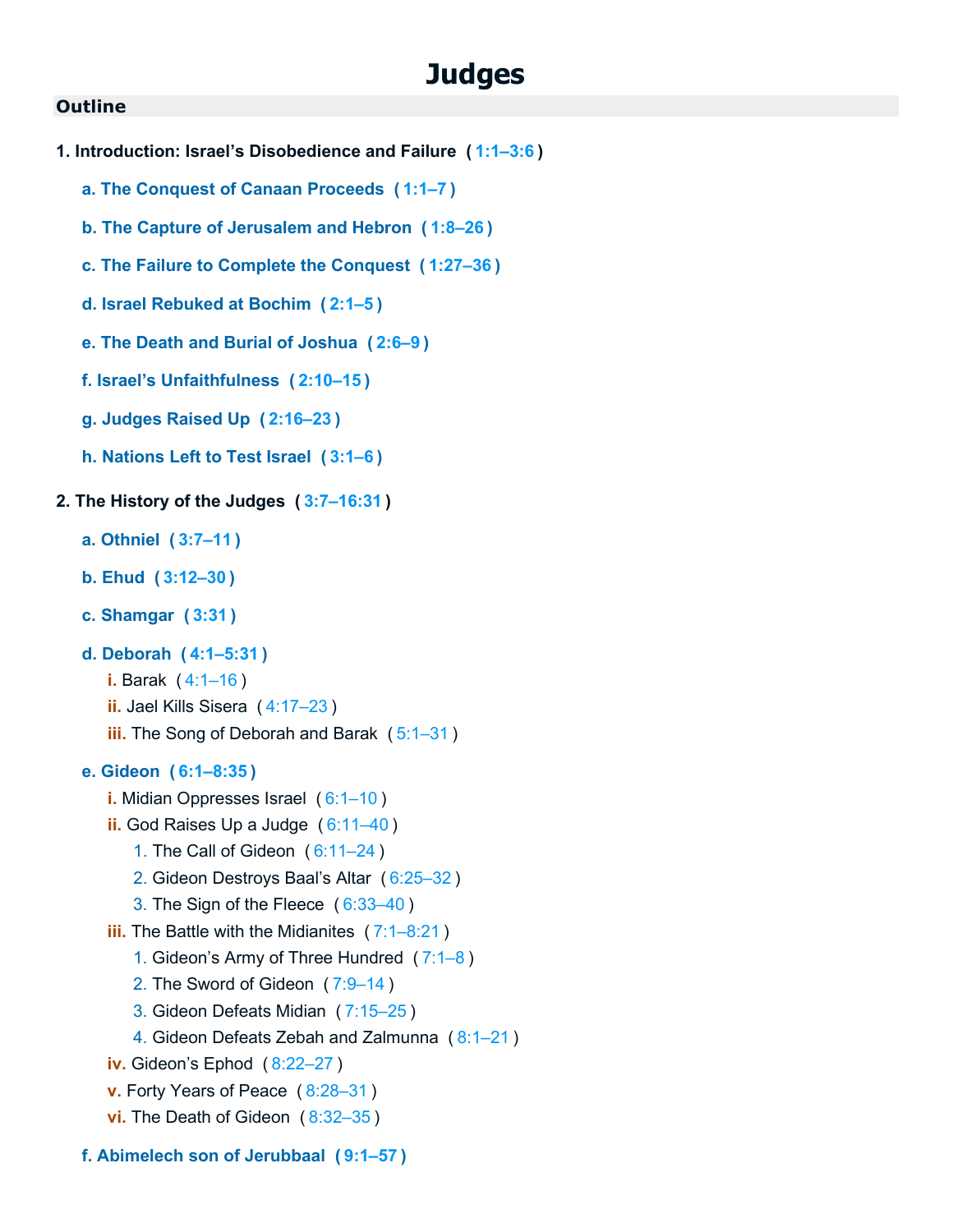# Judges

## Outline

1. **Introduction: Israel's Disobedience and Failure (1:1–3:6)**
   - a. **The Conquest of Canaan Proceeds (1:1–7)**
   - b. **The Capture of Jerusalem and Hebron (1:8–26)**
   - c. **The Failure to Complete the Conquest (1:27–36)**
   - d. **Israel Rebuked at Bochim (2:1–5)**
   - e. **The Death and Burial of Joshua (2:6–9)**
   - f. **Israel's Unfaithfulness (2:10–15)**
   - g. **Judges Raised Up (2:16–23)**
   - h. **Nations Left to Test Israel (3:1–6)**

2. **The History of the Judges (3:7–16:31)**
   - a. **Othniel (3:7–11)**
   - b. **Ehud (3:12–30)**
   - c. **Shamgar (3:31)**
   - d. **Deborah (4:1–5:31)**
     - i. Barak (4:1–16)
     - ii. Jael Kills Sisera (4:17–23)
     - iii. The Song of Deborah and Barak (5:1–31)
   - e. **Gideon (6:1–8:35)**
     - i. Midian Oppresses Israel (6:1–10)
     - ii. God Raises Up a Judge (6:11–40)
       1. The Call of Gideon (6:11–24)
       2. Gideon Destroys Baal's Altar (6:25–32)
       3. The Sign of the Fleece (6:33–40)
     - iii. The Battle with the Midianites (7:1–8:21)
       1. Gideon's Army of Three Hundred (7:1–8)
       2. The Sword of Gideon (7:9–14)
       3. Gideon Defeats Midian (7:15–25)
       4. Gideon Defeats Zebah and Zalmunna (8:1–21)
     - iv. Gideon's Ephod (8:22–27)
     - v. Forty Years of Peace (8:28–31)
     - vi. The Death of Gideon (8:32–35)
   - f. **Abimelech son of Jerubbaal (9:1–57)**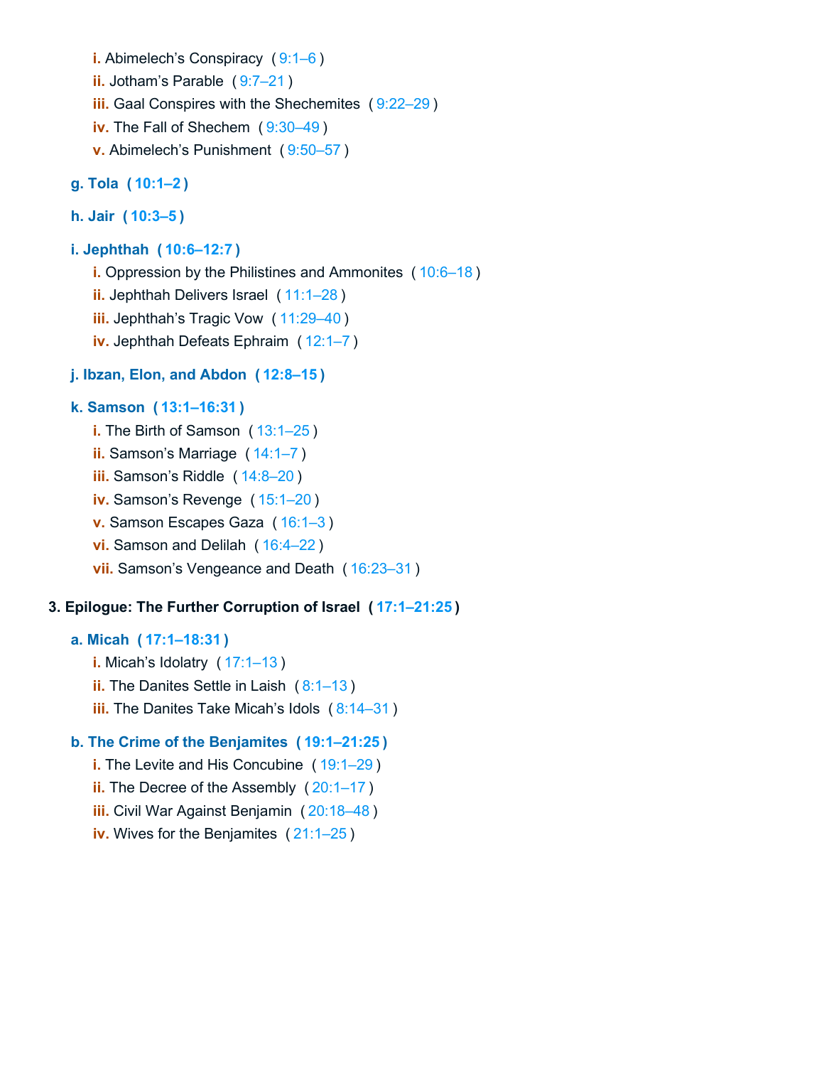- **i.** Abimelech's Conspiracy ( 9:1–6 )
- **ii.** Jotham's Parable ( 9:7–21 )
- **iii.** Gaal Conspires with the Shechemites ( 9:22–29 )
- **iv.** The Fall of Shechem ( 9:30–49 )
- **v.** Abimelech's Punishment ( 9:50–57 )

**g. Tola ( 10:1–2 )**

**h. Jair ( 10:3–5 )**

**i. Jephthah ( 10:6–12:7 )**

- **i.** Oppression by the Philistines and Ammonites ( 10:6–18 )
- **ii.** Jephthah Delivers Israel ( 11:1–28 )
- **iii.** Jephthah's Tragic Vow ( 11:29–40 )
- **iv.** Jephthah Defeats Ephraim ( 12:1–7 )

**j. Ibzan, Elon, and Abdon ( 12:8–15 )**

**k. Samson ( 13:1–16:31 )**

- **i.** The Birth of Samson ( 13:1–25 )
- **ii.** Samson's Marriage ( 14:1–7 )
- **iii.** Samson's Riddle ( 14:8–20 )
- **iv.** Samson's Revenge ( 15:1–20 )
- **v.** Samson Escapes Gaza ( 16:1–3 )
- **vi.** Samson and Delilah ( 16:4–22 )
- **vii.** Samson's Vengeance and Death ( 16:23–31 )

**3. Epilogue: The Further Corruption of Israel ( 17:1–21:25 )**

**a. Micah ( 17:1–18:31 )**

- **i.** Micah's Idolatry ( 17:1–13 )
- **ii.** The Danites Settle in Laish ( 8:1–13 )
- **iii.** The Danites Take Micah's Idols ( 8:14–31 )

**b. The Crime of the Benjamites ( 19:1–21:25 )**

- **i.** The Levite and His Concubine ( 19:1–29 )
- **ii.** The Decree of the Assembly ( 20:1–17 )
- **iii.** Civil War Against Benjamin ( 20:18–48 )
- **iv.** Wives for the Benjamites ( 21:1–25 )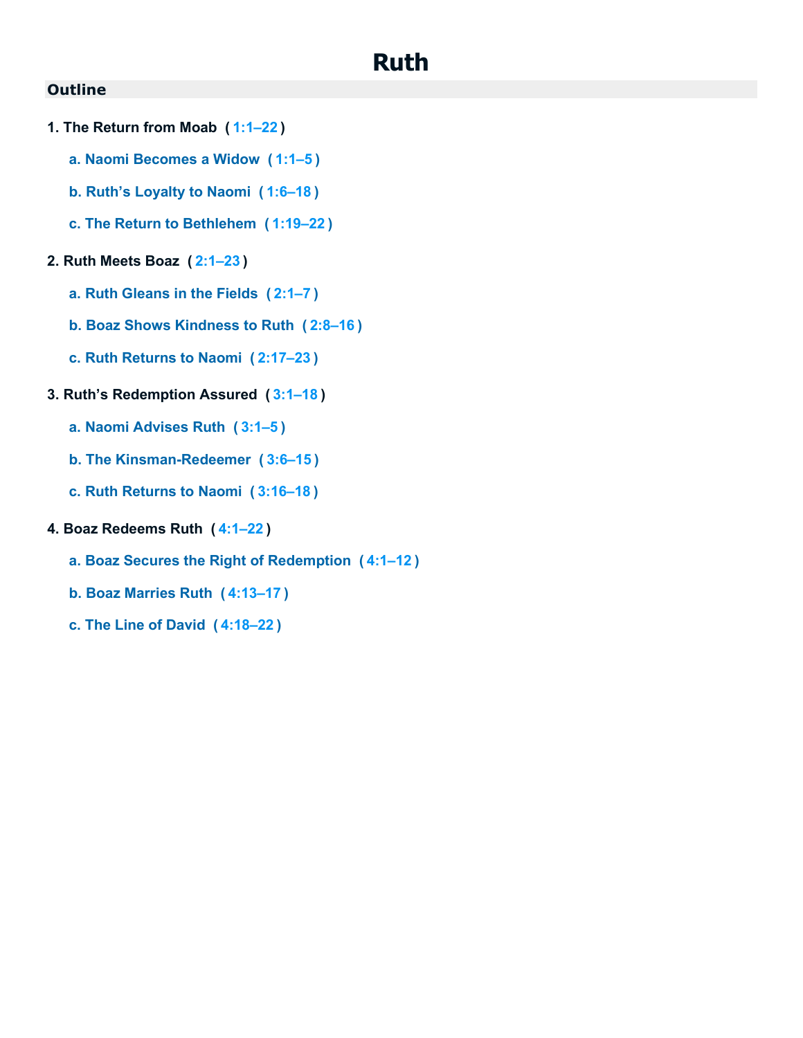# Ruth

## Outline

1. **The Return from Moab ( 1:1–22 )**
   - a. **Naomi Becomes a Widow ( 1:1–5 )**
   - b. **Ruth’s Loyalty to Naomi ( 1:6–18 )**
   - c. **The Return to Bethlehem ( 1:19–22 )**
2. **Ruth Meets Boaz ( 2:1–23 )**
   - a. **Ruth Gleans in the Fields ( 2:1–7 )**
   - b. **Boaz Shows Kindness to Ruth ( 2:8–16 )**
   - c. **Ruth Returns to Naomi ( 2:17–23 )**
3. **Ruth’s Redemption Assured ( 3:1–18 )**
   - a. **Naomi Advises Ruth ( 3:1–5 )**
   - b. **The Kinsman-Redeemer ( 3:6–15 )**
   - c. **Ruth Returns to Naomi ( 3:16–18 )**
4. **Boaz Redeems Ruth ( 4:1–22 )**
   - a. **Boaz Secures the Right of Redemption ( 4:1–12 )**
   - b. **Boaz Marries Ruth ( 4:13–17 )**
   - c. **The Line of David ( 4:18–22 )**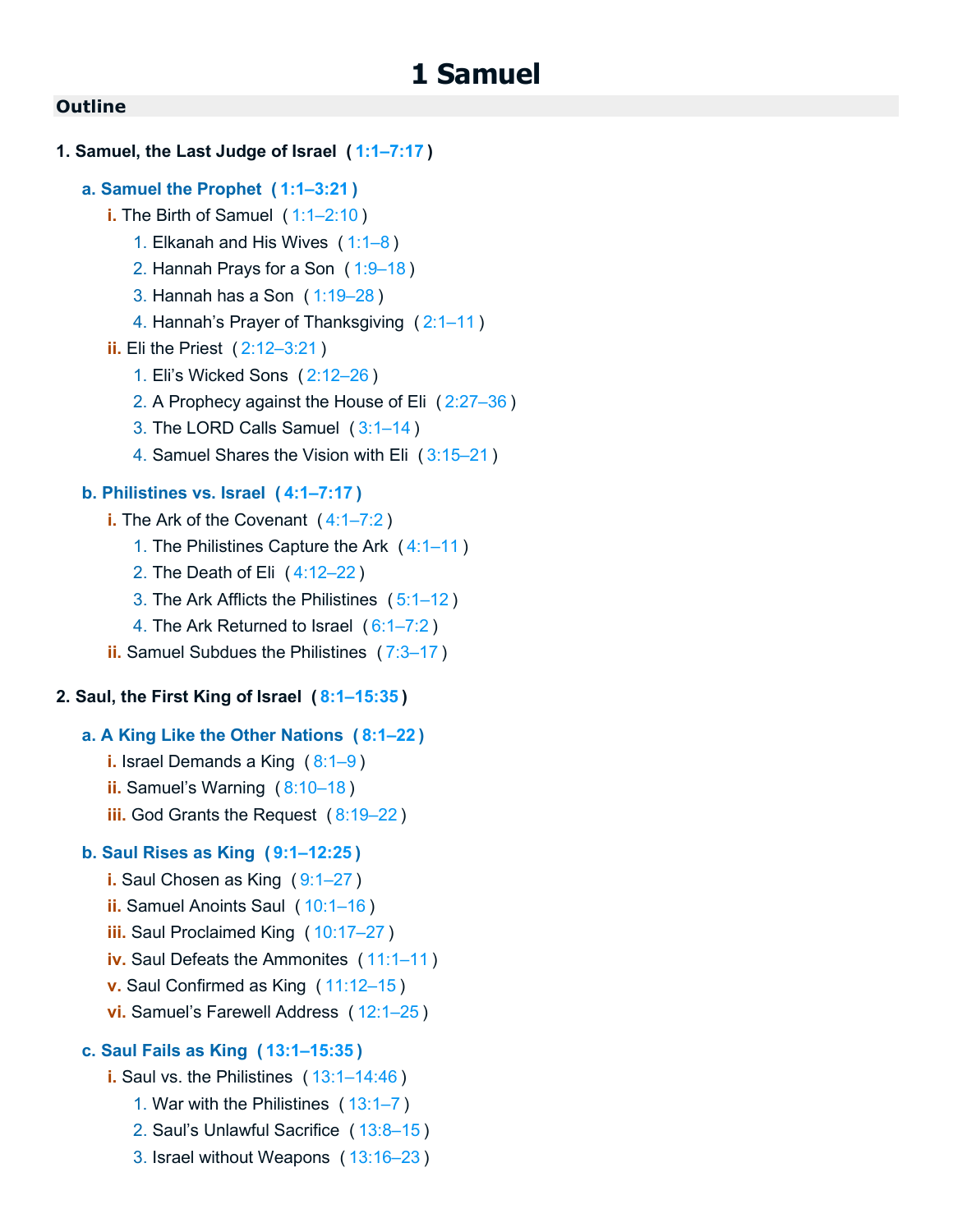# 1 Samuel

## Outline

**1. Samuel, the Last Judge of Israel ( 1:1–7:17 )**

- **a. Samuel the Prophet ( 1:1–3:21 )**
  - i. The Birth of Samuel ( 1:1–2:10 )
    1. Elkanah and His Wives ( 1:1–8 )
    2. Hannah Prays for a Son ( 1:9–18 )
    3. Hannah has a Son ( 1:19–28 )
    4. Hannah's Prayer of Thanksgiving ( 2:1–11 )
  - ii. Eli the Priest ( 2:12–3:21 )
    1. Eli's Wicked Sons ( 2:12–26 )
    2. A Prophecy against the House of Eli ( 2:27–36 )
    3. The LORD Calls Samuel ( 3:1–14 )
    4. Samuel Shares the Vision with Eli ( 3:15–21 )
- **b. Philistines vs. Israel ( 4:1–7:17 )**
  - i. The Ark of the Covenant ( 4:1–7:2 )
    1. The Philistines Capture the Ark ( 4:1–11 )
    2. The Death of Eli ( 4:12–22 )
    3. The Ark Afflicts the Philistines ( 5:1–12 )
    4. The Ark Returned to Israel ( 6:1–7:2 )
  - ii. Samuel Subdues the Philistines ( 7:3–17 )

**2. Saul, the First King of Israel ( 8:1–15:35 )**

- **a. A King Like the Other Nations ( 8:1–22 )**
  - i. Israel Demands a King ( 8:1–9 )
  - ii. Samuel's Warning ( 8:10–18 )
  - iii. God Grants the Request ( 8:19–22 )
- **b. Saul Rises as King ( 9:1–12:25 )**
  - i. Saul Chosen as King ( 9:1–27 )
  - ii. Samuel Anoints Saul ( 10:1–16 )
  - iii. Saul Proclaimed King ( 10:17–27 )
  - iv. Saul Defeats the Ammonites ( 11:1–11 )
  - v. Saul Confirmed as King ( 11:12–15 )
  - vi. Samuel's Farewell Address ( 12:1–25 )
- **c. Saul Fails as King ( 13:1–15:35 )**
  - i. Saul vs. the Philistines ( 13:1–14:46 )
    1. War with the Philistines ( 13:1–7 )
    2. Saul's Unlawful Sacrifice ( 13:8–15 )
    3. Israel without Weapons ( 13:16–23 )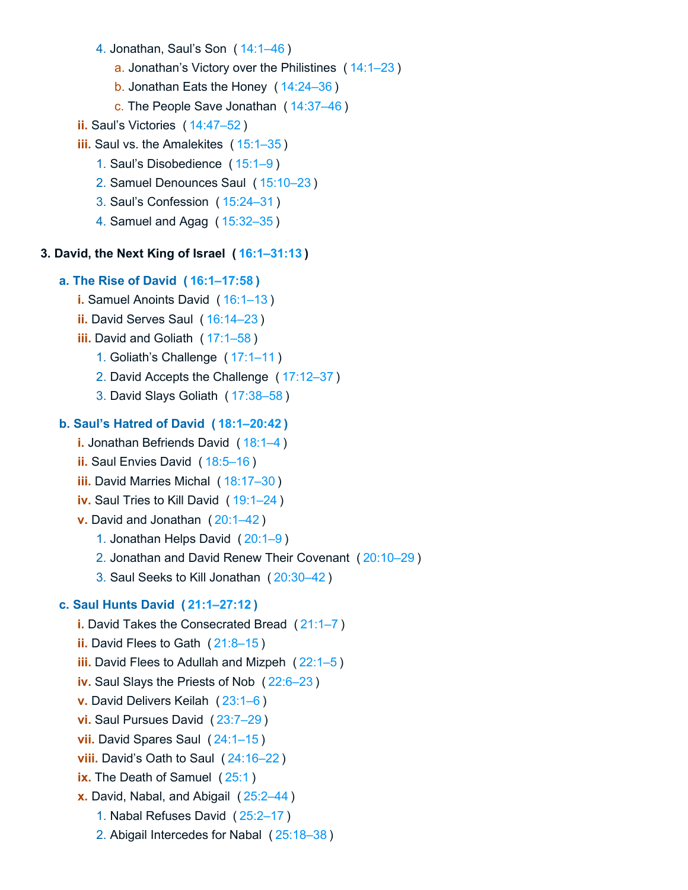- 4. Jonathan, Saul's Son ( 14:1–46 )
  - a. Jonathan's Victory over the Philistines ( 14:1–23 )
  - b. Jonathan Eats the Honey ( 14:24–36 )
  - c. The People Save Jonathan ( 14:37–46 )
- ii. Saul's Victories ( 14:47–52 )
- iii. Saul vs. the Amalekites ( 15:1–35 )
  - 1. Saul's Disobedience ( 15:1–9 )
  - 2. Samuel Denounces Saul ( 15:10–23 )
  - 3. Saul's Confession ( 15:24–31 )
  - 4. Samuel and Agag ( 15:32–35 )

**3. David, the Next King of Israel ( 16:1–31:13 )**

**a. The Rise of David ( 16:1–17:58 )**

- i. Samuel Anoints David ( 16:1–13 )
- ii. David Serves Saul ( 16:14–23 )
- iii. David and Goliath ( 17:1–58 )
  - 1. Goliath's Challenge ( 17:1–11 )
  - 2. David Accepts the Challenge ( 17:12–37 )
  - 3. David Slays Goliath ( 17:38–58 )

**b. Saul's Hatred of David ( 18:1–20:42 )**

- i. Jonathan Befriends David ( 18:1–4 )
- ii. Saul Envies David ( 18:5–16 )
- iii. David Marries Michal ( 18:17–30 )
- iv. Saul Tries to Kill David ( 19:1–24 )
- v. David and Jonathan ( 20:1–42 )
  - 1. Jonathan Helps David ( 20:1–9 )
  - 2. Jonathan and David Renew Their Covenant ( 20:10–29 )
  - 3. Saul Seeks to Kill Jonathan ( 20:30–42 )

**c. Saul Hunts David ( 21:1–27:12 )**

- i. David Takes the Consecrated Bread ( 21:1–7 )
- ii. David Flees to Gath ( 21:8–15 )
- iii. David Flees to Adullah and Mizpeh ( 22:1–5 )
- iv. Saul Slays the Priests of Nob ( 22:6–23 )
- v. David Delivers Keilah ( 23:1–6 )
- vi. Saul Pursues David ( 23:7–29 )
- vii. David Spares Saul ( 24:1–15 )
- viii. David's Oath to Saul ( 24:16–22 )
- ix. The Death of Samuel ( 25:1 )
- x. David, Nabal, and Abigail ( 25:2–44 )
  - 1. Nabal Refuses David ( 25:2–17 )
  - 2. Abigail Intercedes for Nabal ( 25:18–38 )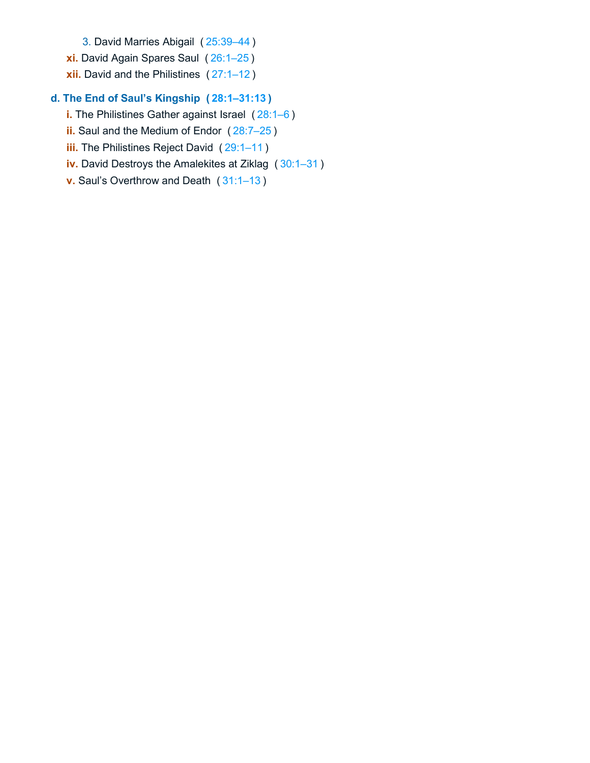- 3. David Marries Abigail ( 25:39–44 )
- **xi.** David Again Spares Saul ( 26:1–25 )
- **xii.** David and the Philistines ( 27:1–12 )

**d. The End of Saul's Kingship ( 28:1–31:13 )**

- **i.** The Philistines Gather against Israel ( 28:1–6 )
- **ii.** Saul and the Medium of Endor ( 28:7–25 )
- **iii.** The Philistines Reject David ( 29:1–11 )
- **iv.** David Destroys the Amalekites at Ziklag ( 30:1–31 )
- **v.** Saul's Overthrow and Death ( 31:1–13 )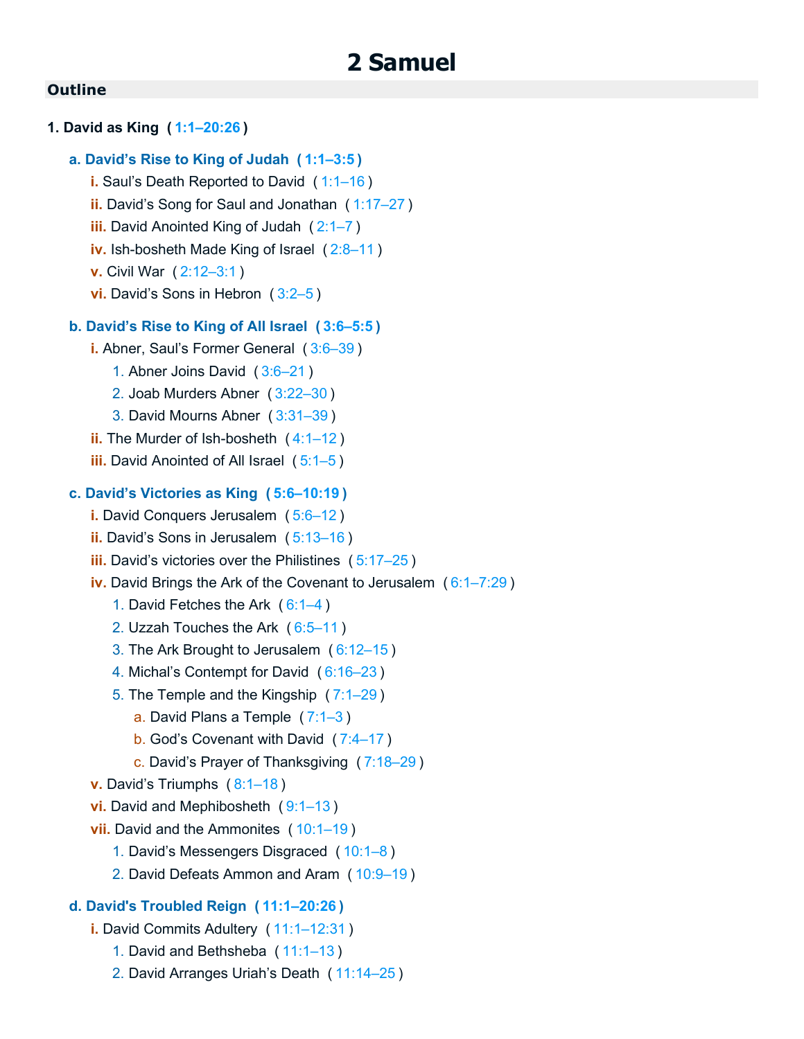# 2 Samuel

## Outline

**1. David as King ( 1:1–20:26 )**

- **a. David's Rise to King of Judah ( 1:1–3:5 )**
  - i. Saul's Death Reported to David ( 1:1–16 )
  - ii. David's Song for Saul and Jonathan ( 1:17–27 )
  - iii. David Anointed King of Judah ( 2:1–7 )
  - iv. Ish-bosheth Made King of Israel ( 2:8–11 )
  - v. Civil War ( 2:12–3:1 )
  - vi. David's Sons in Hebron ( 3:2–5 )
- **b. David's Rise to King of All Israel ( 3:6–5:5 )**
  - i. Abner, Saul's Former General ( 3:6–39 )
    1. Abner Joins David ( 3:6–21 )
    2. Joab Murders Abner ( 3:22–30 )
    3. David Mourns Abner ( 3:31–39 )
  - ii. The Murder of Ish-bosheth ( 4:1–12 )
  - iii. David Anointed of All Israel ( 5:1–5 )
- **c. David's Victories as King ( 5:6–10:19 )**
  - i. David Conquers Jerusalem ( 5:6–12 )
  - ii. David's Sons in Jerusalem ( 5:13–16 )
  - iii. David's victories over the Philistines ( 5:17–25 )
  - iv. David Brings the Ark of the Covenant to Jerusalem ( 6:1–7:29 )
    1. David Fetches the Ark ( 6:1–4 )
    2. Uzzah Touches the Ark ( 6:5–11 )
    3. The Ark Brought to Jerusalem ( 6:12–15 )
    4. Michal's Contempt for David ( 6:16–23 )
    5. The Temple and the Kingship ( 7:1–29 )
       - a. David Plans a Temple ( 7:1–3 )
       - b. God's Covenant with David ( 7:4–17 )
       - c. David's Prayer of Thanksgiving ( 7:18–29 )
  - v. David's Triumphs ( 8:1–18 )
  - vi. David and Mephibosheth ( 9:1–13 )
  - vii. David and the Ammonites ( 10:1–19 )
    1. David's Messengers Disgraced ( 10:1–8 )
    2. David Defeats Ammon and Aram ( 10:9–19 )
- **d. David's Troubled Reign ( 11:1–20:26 )**
  - i. David Commits Adultery ( 11:1–12:31 )
    1. David and Bethsheba ( 11:1–13 )
    2. David Arranges Uriah's Death ( 11:14–25 )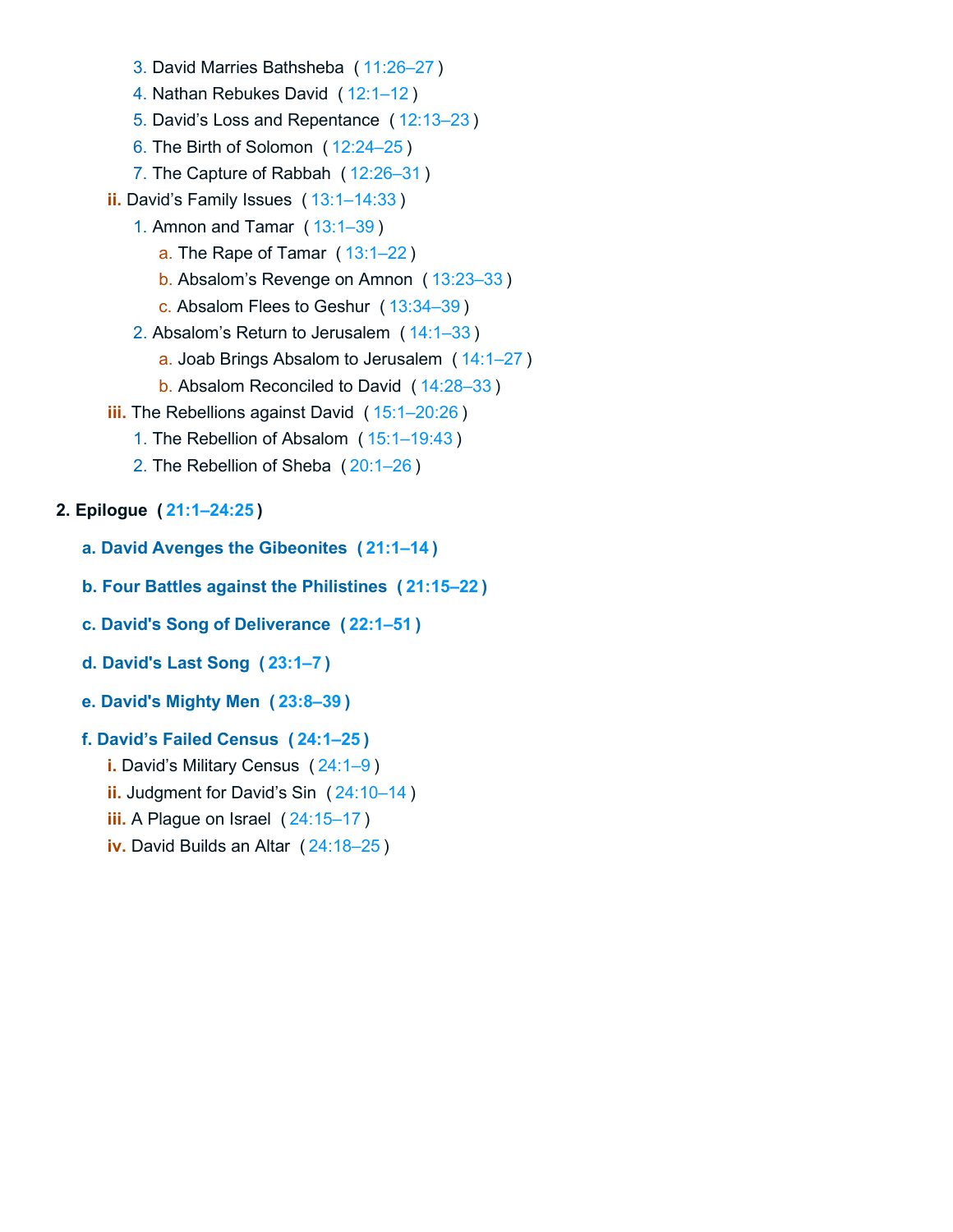3. David Marries Bathsheba ( 11:26–27 )
            4. Nathan Rebukes David ( 12:1–12 )
            5. David's Loss and Repentance ( 12:13–23 )
            6. The Birth of Solomon ( 12:24–25 )
            7. The Capture of Rabbah ( 12:26–31 )
        ii. David's Family Issues ( 13:1–14:33 )
            1. Amnon and Tamar ( 13:1–39 )
                a. The Rape of Tamar ( 13:1–22 )
                b. Absalom's Revenge on Amnon ( 13:23–33 )
                c. Absalom Flees to Geshur ( 13:34–39 )
            2. Absalom's Return to Jerusalem ( 14:1–33 )
                a. Joab Brings Absalom to Jerusalem ( 14:1–27 )
                b. Absalom Reconciled to David ( 14:28–33 )
        iii. The Rebellions against David ( 15:1–20:26 )
            1. The Rebellion of Absalom ( 15:1–19:43 )
            2. The Rebellion of Sheba ( 20:1–26 )

**2. Epilogue ( 21:1–24:25 )**

**a. David Avenges the Gibeonites ( 21:1–14 )**

**b. Four Battles against the Philistines ( 21:15–22 )**

**c. David's Song of Deliverance ( 22:1–51 )**

**d. David's Last Song ( 23:1–7 )**

**e. David's Mighty Men ( 23:8–39 )**

**f. David's Failed Census ( 24:1–25 )**
    i. David's Military Census ( 24:1–9 )
    ii. Judgment for David's Sin ( 24:10–14 )
    iii. A Plague on Israel ( 24:15–17 )
    iv. David Builds an Altar ( 24:18–25 )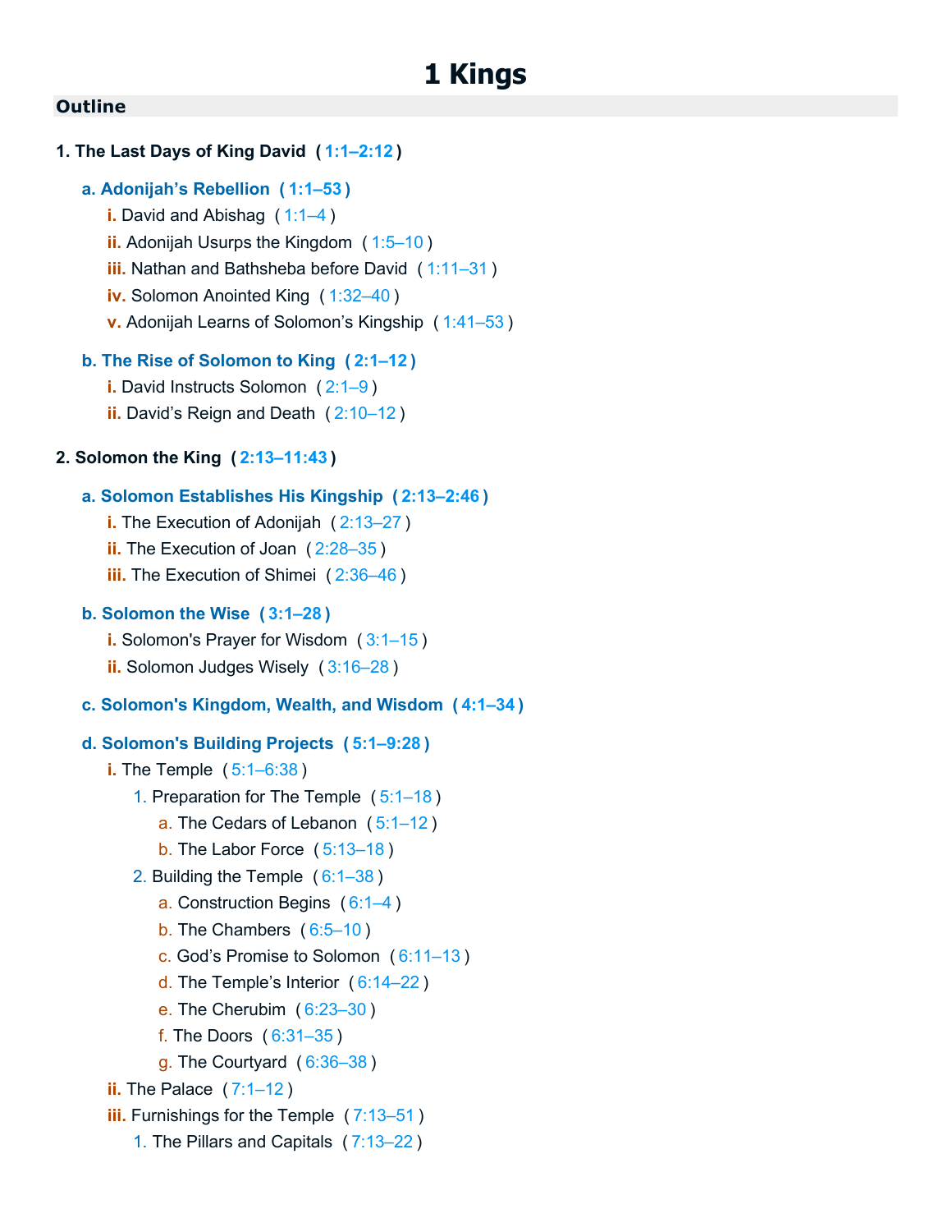# 1 Kings

## Outline

**1. The Last Days of King David ( 1:1–2:12 )**

- **a. Adonijah's Rebellion ( 1:1–53 )**
  - **i.** David and Abishag ( 1:1–4 )
  - **ii.** Adonijah Usurps the Kingdom ( 1:5–10 )
  - **iii.** Nathan and Bathsheba before David ( 1:11–31 )
  - **iv.** Solomon Anointed King ( 1:32–40 )
  - **v.** Adonijah Learns of Solomon's Kingship ( 1:41–53 )
- **b. The Rise of Solomon to King ( 2:1–12 )**
  - **i.** David Instructs Solomon ( 2:1–9 )
  - **ii.** David's Reign and Death ( 2:10–12 )

**2. Solomon the King ( 2:13–11:43 )**

- **a. Solomon Establishes His Kingship ( 2:13–2:46 )**
  - **i.** The Execution of Adonijah ( 2:13–27 )
  - **ii.** The Execution of Joan ( 2:28–35 )
  - **iii.** The Execution of Shimei ( 2:36–46 )
- **b. Solomon the Wise ( 3:1–28 )**
  - **i.** Solomon's Prayer for Wisdom ( 3:1–15 )
  - **ii.** Solomon Judges Wisely ( 3:16–28 )
- **c. Solomon's Kingdom, Wealth, and Wisdom ( 4:1–34 )**
- **d. Solomon's Building Projects ( 5:1–9:28 )**
  - **i.** The Temple ( 5:1–6:38 )
    1. Preparation for The Temple ( 5:1–18 )
       - a. The Cedars of Lebanon ( 5:1–12 )
       - b. The Labor Force ( 5:13–18 )
    2. Building the Temple ( 6:1–38 )
       - a. Construction Begins ( 6:1–4 )
       - b. The Chambers ( 6:5–10 )
       - c. God's Promise to Solomon ( 6:11–13 )
       - d. The Temple's Interior ( 6:14–22 )
       - e. The Cherubim ( 6:23–30 )
       - f. The Doors ( 6:31–35 )
       - g. The Courtyard ( 6:36–38 )
  - **ii.** The Palace ( 7:1–12 )
  - **iii.** Furnishings for the Temple ( 7:13–51 )
    1. The Pillars and Capitals ( 7:13–22 )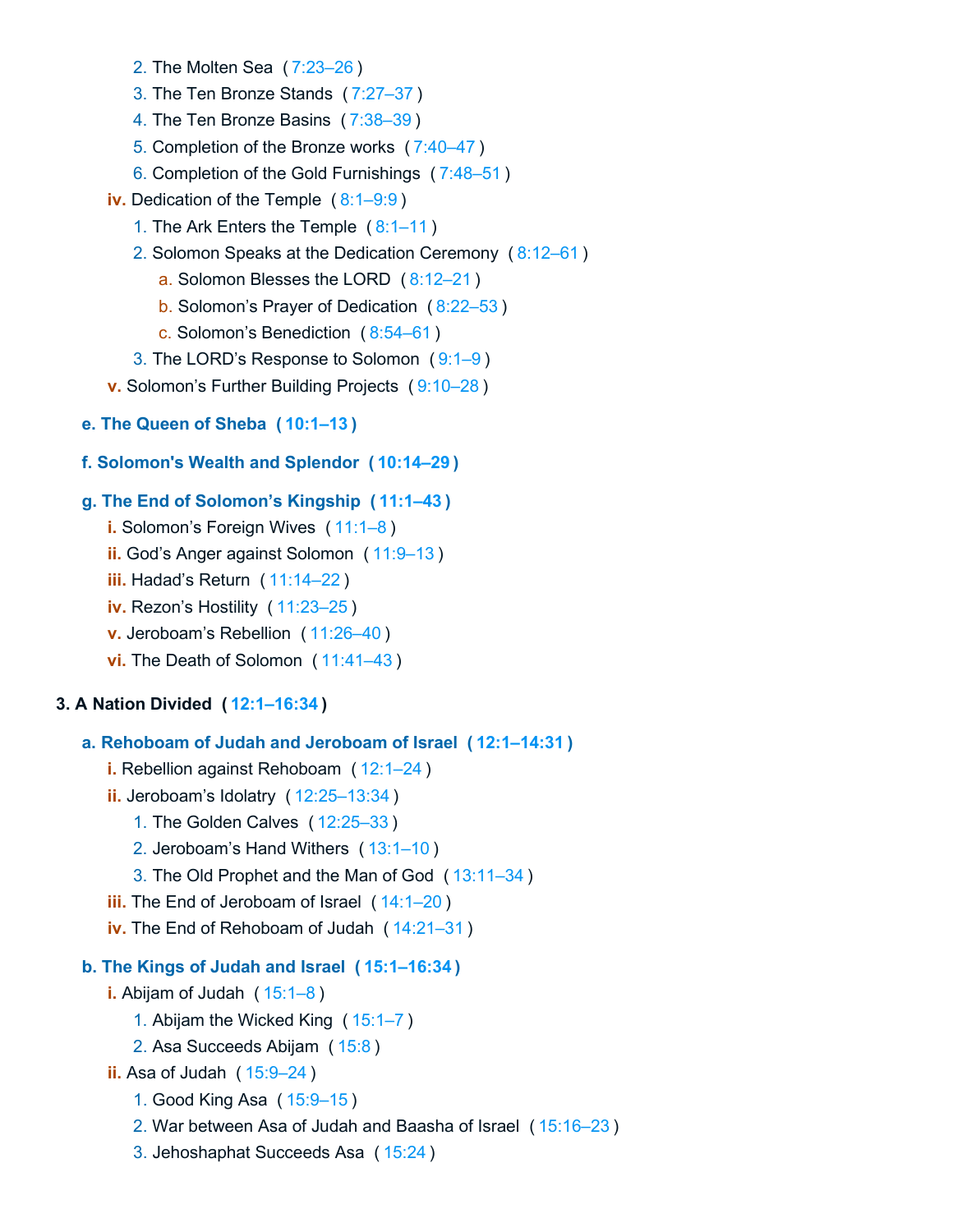2. The Molten Sea ( 7:23–26 )
      3. The Ten Bronze Stands ( 7:27–37 )
      4. The Ten Bronze Basins ( 7:38–39 )
      5. Completion of the Bronze works ( 7:40–47 )
      6. Completion of the Gold Furnishings ( 7:48–51 )
   - **iv.** Dedication of the Temple ( 8:1–9:9 )
      1. The Ark Enters the Temple ( 8:1–11 )
      2. Solomon Speaks at the Dedication Ceremony ( 8:12–61 )
         - a. Solomon Blesses the LORD ( 8:12–21 )
         - b. Solomon's Prayer of Dedication ( 8:22–53 )
         - c. Solomon's Benediction ( 8:54–61 )
      3. The LORD's Response to Solomon ( 9:1–9 )
   - **v.** Solomon's Further Building Projects ( 9:10–28 )

**e. The Queen of Sheba ( 10:1–13 )**

**f. Solomon's Wealth and Splendor ( 10:14–29 )**

**g. The End of Solomon's Kingship ( 11:1–43 )**

- **i.** Solomon's Foreign Wives ( 11:1–8 )
- **ii.** God's Anger against Solomon ( 11:9–13 )
- **iii.** Hadad's Return ( 11:14–22 )
- **iv.** Rezon's Hostility ( 11:23–25 )
- **v.** Jeroboam's Rebellion ( 11:26–40 )
- **vi.** The Death of Solomon ( 11:41–43 )

**3. A Nation Divided ( 12:1–16:34 )**

**a. Rehoboam of Judah and Jeroboam of Israel ( 12:1–14:31 )**

- **i.** Rebellion against Rehoboam ( 12:1–24 )
- **ii.** Jeroboam's Idolatry ( 12:25–13:34 )
   1. The Golden Calves ( 12:25–33 )
   2. Jeroboam's Hand Withers ( 13:1–10 )
   3. The Old Prophet and the Man of God ( 13:11–34 )
- **iii.** The End of Jeroboam of Israel ( 14:1–20 )
- **iv.** The End of Rehoboam of Judah ( 14:21–31 )

**b. The Kings of Judah and Israel ( 15:1–16:34 )**

- **i.** Abijam of Judah ( 15:1–8 )
   1. Abijam the Wicked King ( 15:1–7 )
   2. Asa Succeeds Abijam ( 15:8 )
- **ii.** Asa of Judah ( 15:9–24 )
   1. Good King Asa ( 15:9–15 )
   2. War between Asa of Judah and Baasha of Israel ( 15:16–23 )
   3. Jehoshaphat Succeeds Asa ( 15:24 )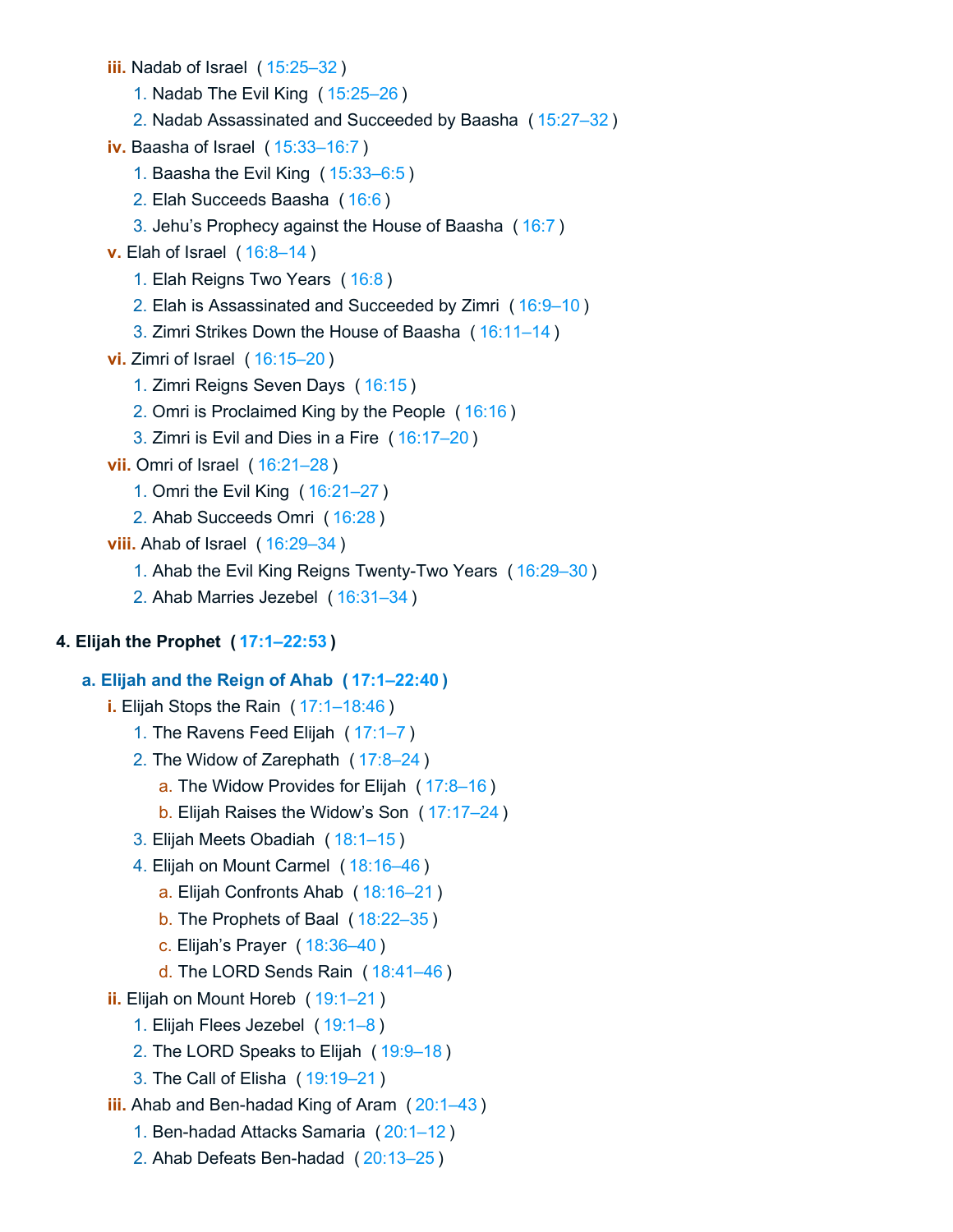- **iii.** Nadab of Israel ( 15:25–32 )
  1. Nadab The Evil King ( 15:25–26 )
  2. Nadab Assassinated and Succeeded by Baasha ( 15:27–32 )
- **iv.** Baasha of Israel ( 15:33–16:7 )
  1. Baasha the Evil King ( 15:33–6:5 )
  2. Elah Succeeds Baasha ( 16:6 )
  3. Jehu's Prophecy against the House of Baasha ( 16:7 )
- **v.** Elah of Israel ( 16:8–14 )
  1. Elah Reigns Two Years ( 16:8 )
  2. Elah is Assassinated and Succeeded by Zimri ( 16:9–10 )
  3. Zimri Strikes Down the House of Baasha ( 16:11–14 )
- **vi.** Zimri of Israel ( 16:15–20 )
  1. Zimri Reigns Seven Days ( 16:15 )
  2. Omri is Proclaimed King by the People ( 16:16 )
  3. Zimri is Evil and Dies in a Fire ( 16:17–20 )
- **vii.** Omri of Israel ( 16:21–28 )
  1. Omri the Evil King ( 16:21–27 )
  2. Ahab Succeeds Omri ( 16:28 )
- **viii.** Ahab of Israel ( 16:29–34 )
  1. Ahab the Evil King Reigns Twenty-Two Years ( 16:29–30 )
  2. Ahab Marries Jezebel ( 16:31–34 )

## 4. Elijah the Prophet ( 17:1–22:53 )

### a. Elijah and the Reign of Ahab ( 17:1–22:40 )

- **i.** Elijah Stops the Rain ( 17:1–18:46 )
  1. The Ravens Feed Elijah ( 17:1–7 )
  2. The Widow of Zarephath ( 17:8–24 )
     - a. The Widow Provides for Elijah ( 17:8–16 )
     - b. Elijah Raises the Widow's Son ( 17:17–24 )
  3. Elijah Meets Obadiah ( 18:1–15 )
  4. Elijah on Mount Carmel ( 18:16–46 )
     - a. Elijah Confronts Ahab ( 18:16–21 )
     - b. The Prophets of Baal ( 18:22–35 )
     - c. Elijah's Prayer ( 18:36–40 )
     - d. The LORD Sends Rain ( 18:41–46 )
- **ii.** Elijah on Mount Horeb ( 19:1–21 )
  1. Elijah Flees Jezebel ( 19:1–8 )
  2. The LORD Speaks to Elijah ( 19:9–18 )
  3. The Call of Elisha ( 19:19–21 )
- **iii.** Ahab and Ben-hadad King of Aram ( 20:1–43 )
  1. Ben-hadad Attacks Samaria ( 20:1–12 )
  2. Ahab Defeats Ben-hadad ( 20:13–25 )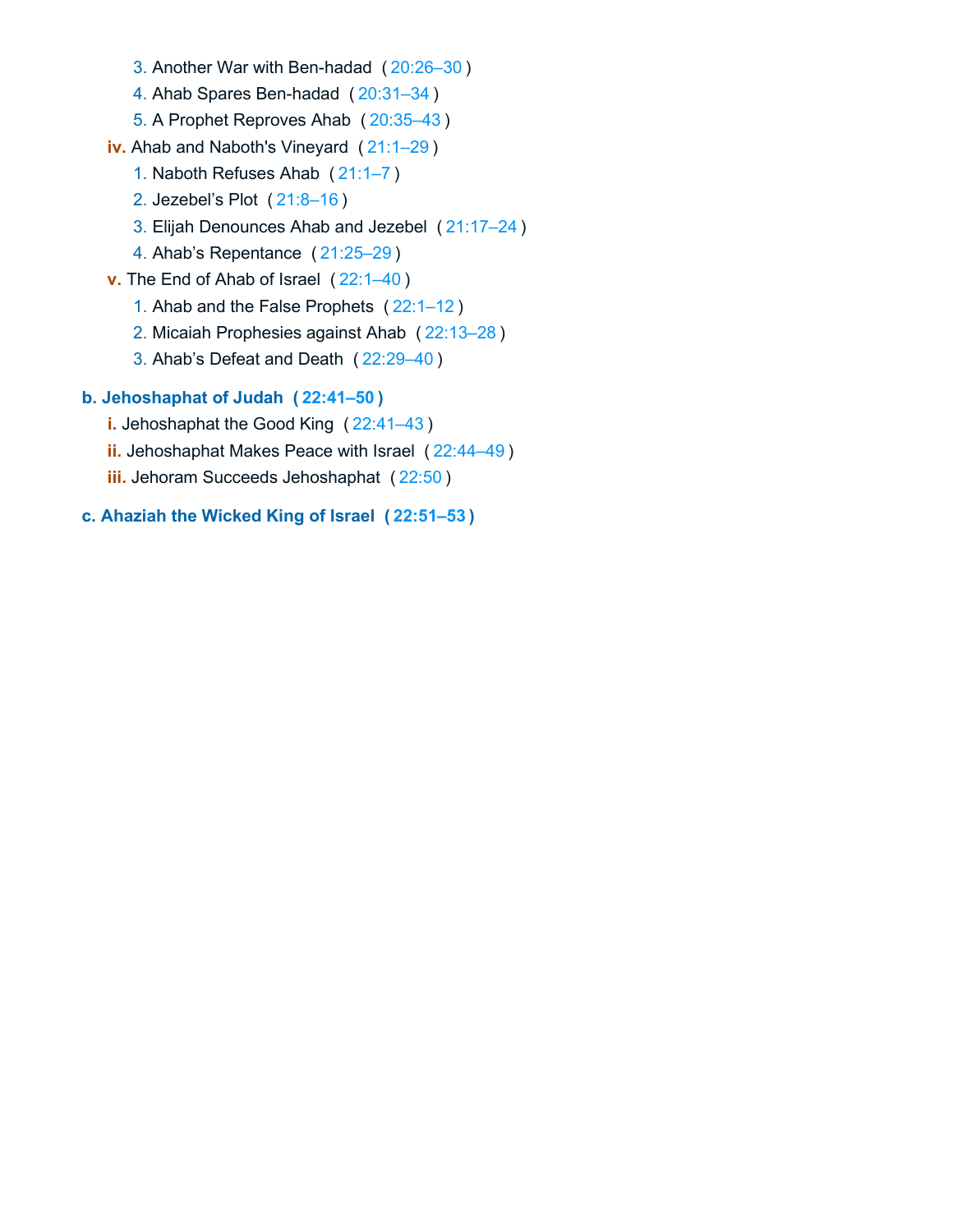3. Another War with Ben-hadad ( 20:26–30 )
   4. Ahab Spares Ben-hadad ( 20:31–34 )
   5. A Prophet Reproves Ahab ( 20:35–43 )

- **iv.** Ahab and Naboth's Vineyard ( 21:1–29 )
   1. Naboth Refuses Ahab ( 21:1–7 )
   2. Jezebel's Plot ( 21:8–16 )
   3. Elijah Denounces Ahab and Jezebel ( 21:17–24 )
   4. Ahab's Repentance ( 21:25–29 )
- **v.** The End of Ahab of Israel ( 22:1–40 )
   1. Ahab and the False Prophets ( 22:1–12 )
   2. Micaiah Prophesies against Ahab ( 22:13–28 )
   3. Ahab's Defeat and Death ( 22:29–40 )

**b. Jehoshaphat of Judah ( 22:41–50 )**

- **i.** Jehoshaphat the Good King ( 22:41–43 )
- **ii.** Jehoshaphat Makes Peace with Israel ( 22:44–49 )
- **iii.** Jehoram Succeeds Jehoshaphat ( 22:50 )

**c. Ahaziah the Wicked King of Israel ( 22:51–53 )**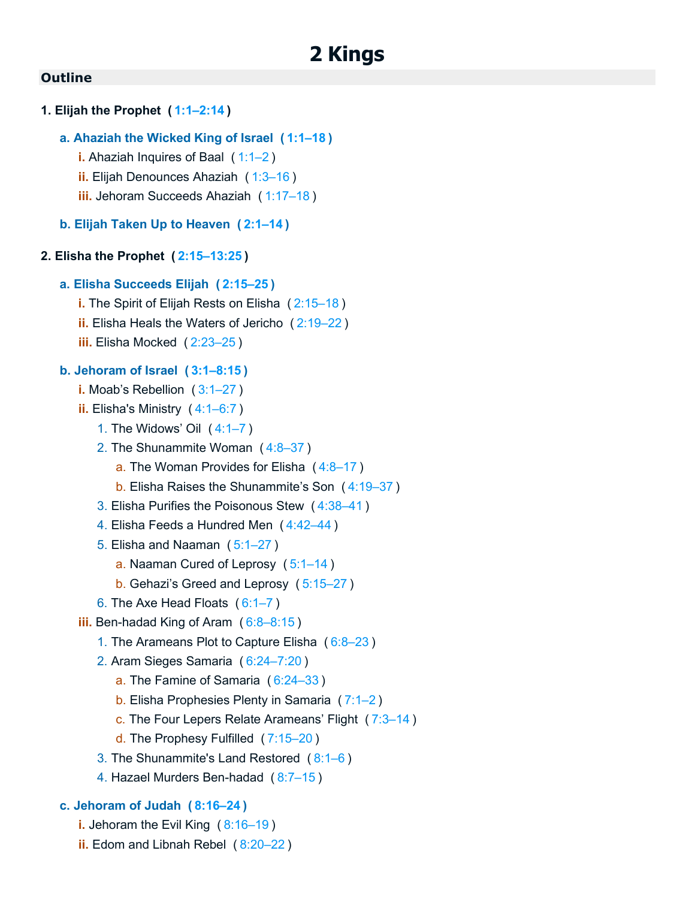# 2 Kings

## Outline

**1. Elijah the Prophet ( 1:1–2:14 )**

- **a. Ahaziah the Wicked King of Israel ( 1:1–18 )**
  - i. Ahaziah Inquires of Baal ( 1:1–2 )
  - ii. Elijah Denounces Ahaziah ( 1:3–16 )
  - iii. Jehoram Succeeds Ahaziah ( 1:17–18 )
- **b. Elijah Taken Up to Heaven ( 2:1–14 )**

**2. Elisha the Prophet ( 2:15–13:25 )**

- **a. Elisha Succeeds Elijah ( 2:15–25 )**
  - i. The Spirit of Elijah Rests on Elisha ( 2:15–18 )
  - ii. Elisha Heals the Waters of Jericho ( 2:19–22 )
  - iii. Elisha Mocked ( 2:23–25 )
- **b. Jehoram of Israel ( 3:1–8:15 )**
  - i. Moab’s Rebellion ( 3:1–27 )
  - ii. Elisha's Ministry ( 4:1–6:7 )
    1. The Widows’ Oil ( 4:1–7 )
    2. The Shunammite Woman ( 4:8–37 )
       - a. The Woman Provides for Elisha ( 4:8–17 )
       - b. Elisha Raises the Shunammite’s Son ( 4:19–37 )
    3. Elisha Purifies the Poisonous Stew ( 4:38–41 )
    4. Elisha Feeds a Hundred Men ( 4:42–44 )
    5. Elisha and Naaman ( 5:1–27 )
       - a. Naaman Cured of Leprosy ( 5:1–14 )
       - b. Gehazi’s Greed and Leprosy ( 5:15–27 )
    6. The Axe Head Floats ( 6:1–7 )
  - iii. Ben-hadad King of Aram ( 6:8–8:15 )
    1. The Arameans Plot to Capture Elisha ( 6:8–23 )
    2. Aram Sieges Samaria ( 6:24–7:20 )
       - a. The Famine of Samaria ( 6:24–33 )
       - b. Elisha Prophesies Plenty in Samaria ( 7:1–2 )
       - c. The Four Lepers Relate Arameans’ Flight ( 7:3–14 )
       - d. The Prophesy Fulfilled ( 7:15–20 )
    3. The Shunammite's Land Restored ( 8:1–6 )
    4. Hazael Murders Ben-hadad ( 8:7–15 )
- **c. Jehoram of Judah ( 8:16–24 )**
  - i. Jehoram the Evil King ( 8:16–19 )
  - ii. Edom and Libnah Rebel ( 8:20–22 )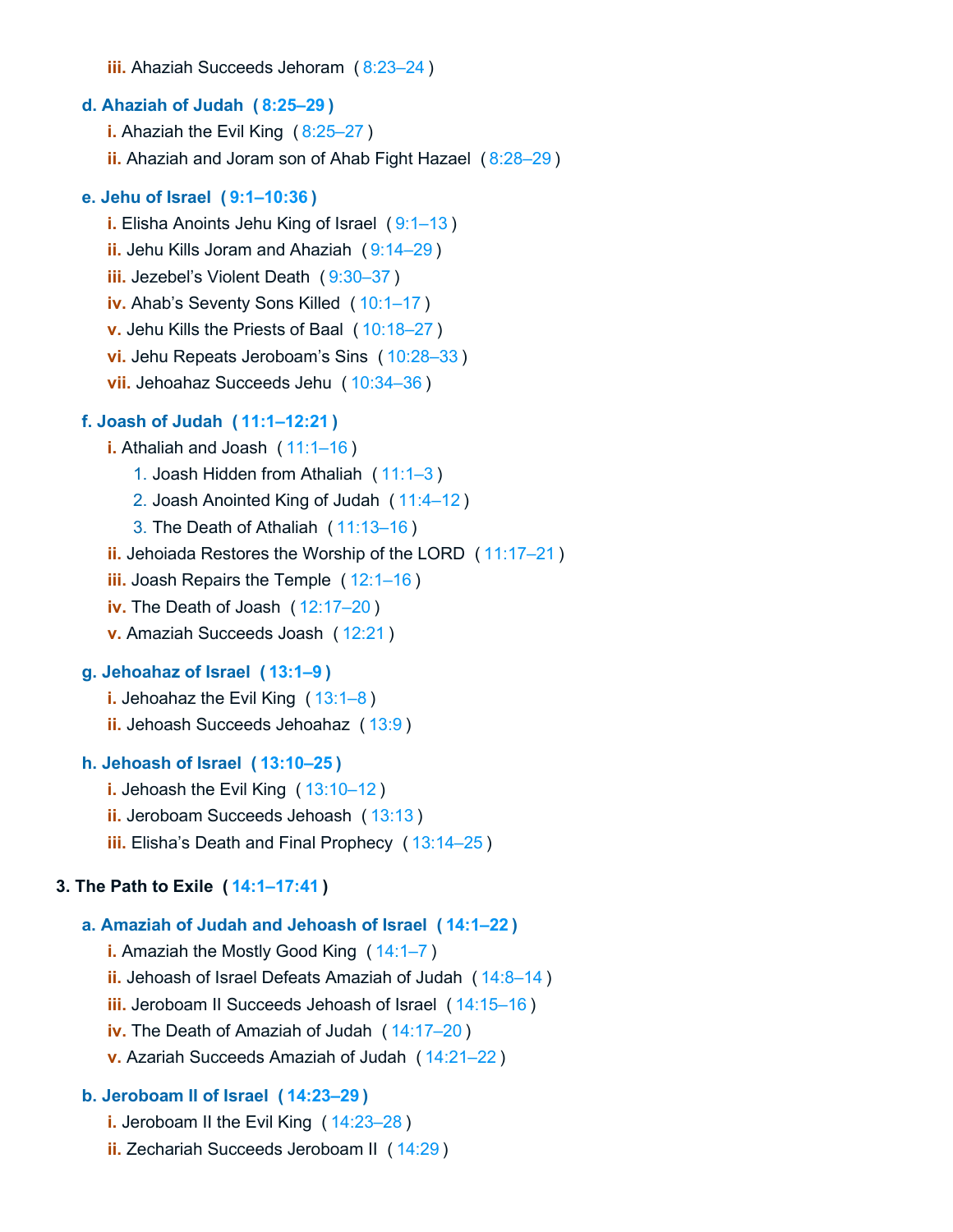- iii. Ahaziah Succeeds Jehoram (8:23–24)

- **d. Ahaziah of Judah (8:25–29)**
  - i. Ahaziah the Evil King (8:25–27)
  - ii. Ahaziah and Joram son of Ahab Fight Hazael (8:28–29)

- **e. Jehu of Israel (9:1–10:36)**
  - i. Elisha Anoints Jehu King of Israel (9:1–13)
  - ii. Jehu Kills Joram and Ahaziah (9:14–29)
  - iii. Jezebel's Violent Death (9:30–37)
  - iv. Ahab's Seventy Sons Killed (10:1–17)
  - v. Jehu Kills the Priests of Baal (10:18–27)
  - vi. Jehu Repeats Jeroboam's Sins (10:28–33)
  - vii. Jehoahaz Succeeds Jehu (10:34–36)

- **f. Joash of Judah (11:1–12:21)**
  - i. Athaliah and Joash (11:1–16)
    1. Joash Hidden from Athaliah (11:1–3)
    2. Joash Anointed King of Judah (11:4–12)
    3. The Death of Athaliah (11:13–16)
  - ii. Jehoiada Restores the Worship of the LORD (11:17–21)
  - iii. Joash Repairs the Temple (12:1–16)
  - iv. The Death of Joash (12:17–20)
  - v. Amaziah Succeeds Joash (12:21)

- **g. Jehoahaz of Israel (13:1–9)**
  - i. Jehoahaz the Evil King (13:1–8)
  - ii. Jehoash Succeeds Jehoahaz (13:9)

- **h. Jehoash of Israel (13:10–25)**
  - i. Jehoash the Evil King (13:10–12)
  - ii. Jeroboam Succeeds Jehoash (13:13)
  - iii. Elisha's Death and Final Prophecy (13:14–25)

**3. The Path to Exile (14:1–17:41)**

- **a. Amaziah of Judah and Jehoash of Israel (14:1–22)**
  - i. Amaziah the Mostly Good King (14:1–7)
  - ii. Jehoash of Israel Defeats Amaziah of Judah (14:8–14)
  - iii. Jeroboam II Succeeds Jehoash of Israel (14:15–16)
  - iv. The Death of Amaziah of Judah (14:17–20)
  - v. Azariah Succeeds Amaziah of Judah (14:21–22)

- **b. Jeroboam II of Israel (14:23–29)**
  - i. Jeroboam II the Evil King (14:23–28)
  - ii. Zechariah Succeeds Jeroboam II (14:29)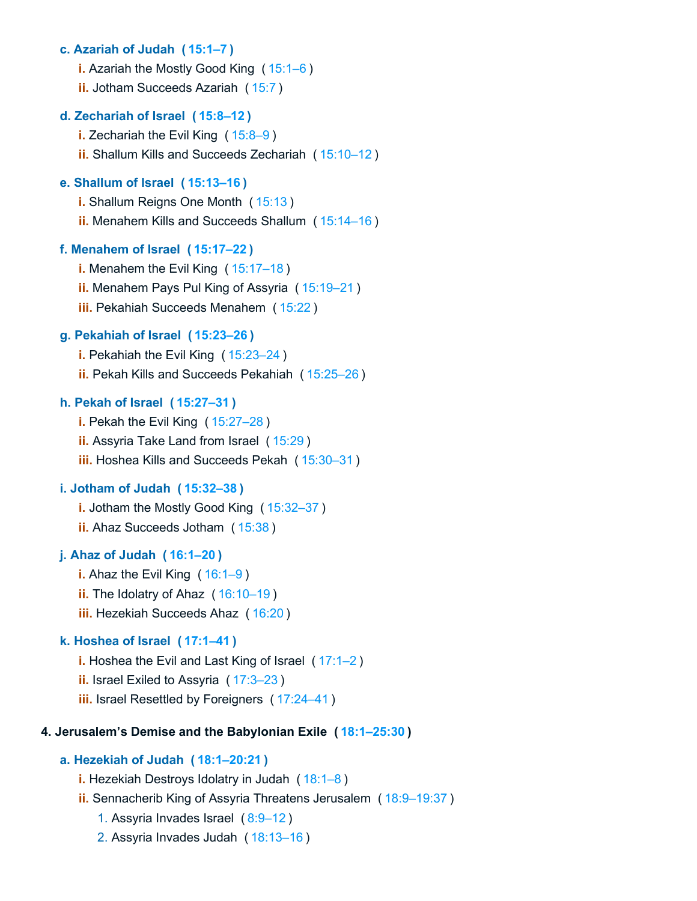- **c. Azariah of Judah ( 15:1–7 )**
  - i. Azariah the Mostly Good King ( 15:1–6 )
  - ii. Jotham Succeeds Azariah ( 15:7 )
- **d. Zechariah of Israel ( 15:8–12 )**
  - i. Zechariah the Evil King ( 15:8–9 )
  - ii. Shallum Kills and Succeeds Zechariah ( 15:10–12 )
- **e. Shallum of Israel ( 15:13–16 )**
  - i. Shallum Reigns One Month ( 15:13 )
  - ii. Menahem Kills and Succeeds Shallum ( 15:14–16 )
- **f. Menahem of Israel ( 15:17–22 )**
  - i. Menahem the Evil King ( 15:17–18 )
  - ii. Menahem Pays Pul King of Assyria ( 15:19–21 )
  - iii. Pekahiah Succeeds Menahem ( 15:22 )
- **g. Pekahiah of Israel ( 15:23–26 )**
  - i. Pekahiah the Evil King ( 15:23–24 )
  - ii. Pekah Kills and Succeeds Pekahiah ( 15:25–26 )
- **h. Pekah of Israel ( 15:27–31 )**
  - i. Pekah the Evil King ( 15:27–28 )
  - ii. Assyria Take Land from Israel ( 15:29 )
  - iii. Hoshea Kills and Succeeds Pekah ( 15:30–31 )
- **i. Jotham of Judah ( 15:32–38 )**
  - i. Jotham the Mostly Good King ( 15:32–37 )
  - ii. Ahaz Succeeds Jotham ( 15:38 )
- **j. Ahaz of Judah ( 16:1–20 )**
  - i. Ahaz the Evil King ( 16:1–9 )
  - ii. The Idolatry of Ahaz ( 16:10–19 )
  - iii. Hezekiah Succeeds Ahaz ( 16:20 )
- **k. Hoshea of Israel ( 17:1–41 )**
  - i. Hoshea the Evil and Last King of Israel ( 17:1–2 )
  - ii. Israel Exiled to Assyria ( 17:3–23 )
  - iii. Israel Resettled by Foreigners ( 17:24–41 )

**4. Jerusalem's Demise and the Babylonian Exile ( 18:1–25:30 )**

- **a. Hezekiah of Judah ( 18:1–20:21 )**
  - i. Hezekiah Destroys Idolatry in Judah ( 18:1–8 )
  - ii. Sennacherib King of Assyria Threatens Jerusalem ( 18:9–19:37 )
    1. Assyria Invades Israel ( 8:9–12 )
    2. Assyria Invades Judah ( 18:13–16 )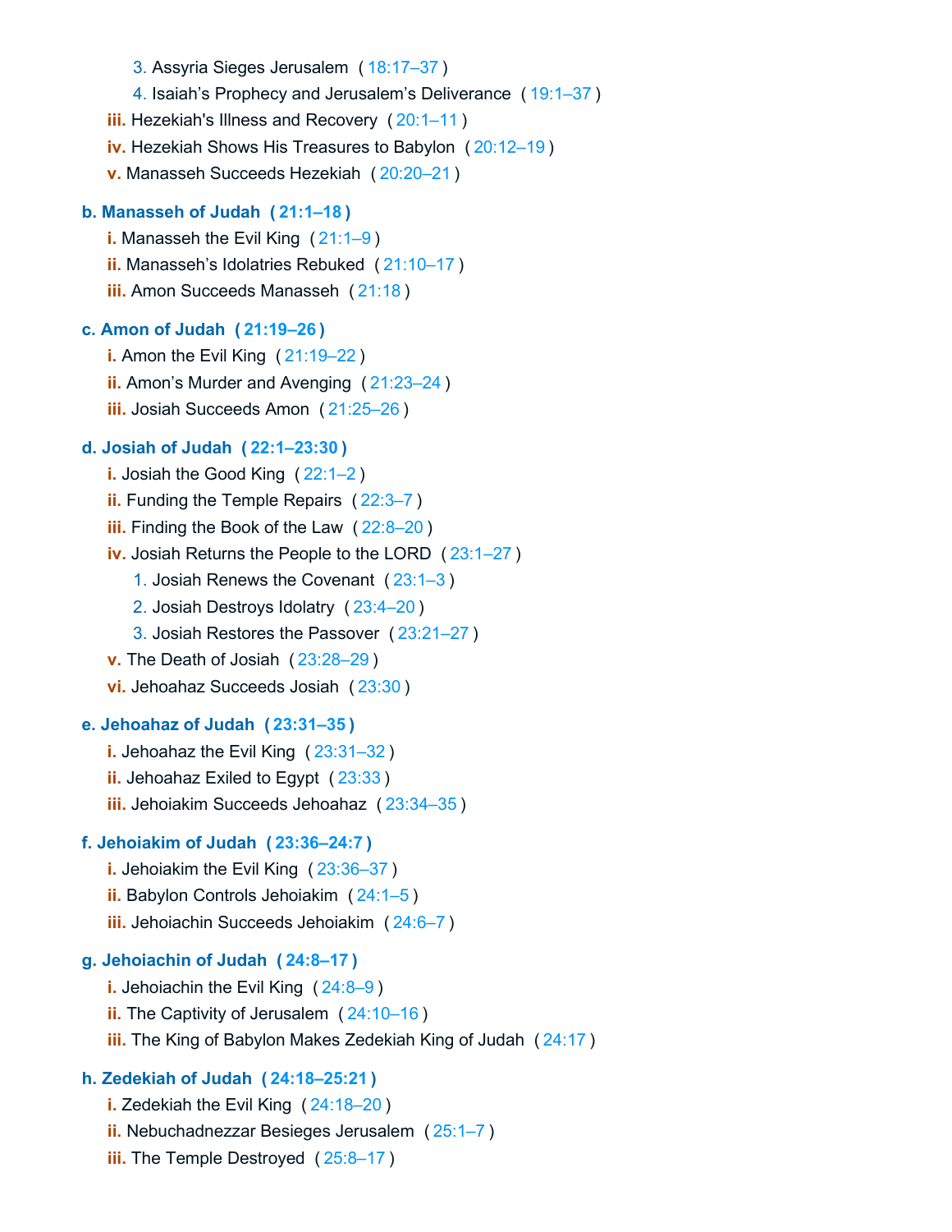3. Assyria Sieges Jerusalem (18:17–37)
   4. Isaiah's Prophecy and Jerusalem's Deliverance (19:1–37)
- iii. Hezekiah's Illness and Recovery (20:1–11)
- iv. Hezekiah Shows His Treasures to Babylon (20:12–19)
- v. Manasseh Succeeds Hezekiah (20:20–21)

**b. Manasseh of Judah (21:1–18)**

- i. Manasseh the Evil King (21:1–9)
- ii. Manasseh's Idolatries Rebuked (21:10–17)
- iii. Amon Succeeds Manasseh (21:18)

**c. Amon of Judah (21:19–26)**

- i. Amon the Evil King (21:19–22)
- ii. Amon's Murder and Avenging (21:23–24)
- iii. Josiah Succeeds Amon (21:25–26)

**d. Josiah of Judah (22:1–23:30)**

- i. Josiah the Good King (22:1–2)
- ii. Funding the Temple Repairs (22:3–7)
- iii. Finding the Book of the Law (22:8–20)
- iv. Josiah Returns the People to the LORD (23:1–27)
   1. Josiah Renews the Covenant (23:1–3)
   2. Josiah Destroys Idolatry (23:4–20)
   3. Josiah Restores the Passover (23:21–27)
- v. The Death of Josiah (23:28–29)
- vi. Jehoahaz Succeeds Josiah (23:30)

**e. Jehoahaz of Judah (23:31–35)**

- i. Jehoahaz the Evil King (23:31–32)
- ii. Jehoahaz Exiled to Egypt (23:33)
- iii. Jehoiakim Succeeds Jehoahaz (23:34–35)

**f. Jehoiakim of Judah (23:36–24:7)**

- i. Jehoiakim the Evil King (23:36–37)
- ii. Babylon Controls Jehoiakim (24:1–5)
- iii. Jehoiachin Succeeds Jehoiakim (24:6–7)

**g. Jehoiachin of Judah (24:8–17)**

- i. Jehoiachin the Evil King (24:8–9)
- ii. The Captivity of Jerusalem (24:10–16)
- iii. The King of Babylon Makes Zedekiah King of Judah (24:17)

**h. Zedekiah of Judah (24:18–25:21)**

- i. Zedekiah the Evil King (24:18–20)
- ii. Nebuchadnezzar Besieges Jerusalem (25:1–7)
- iii. The Temple Destroyed (25:8–17)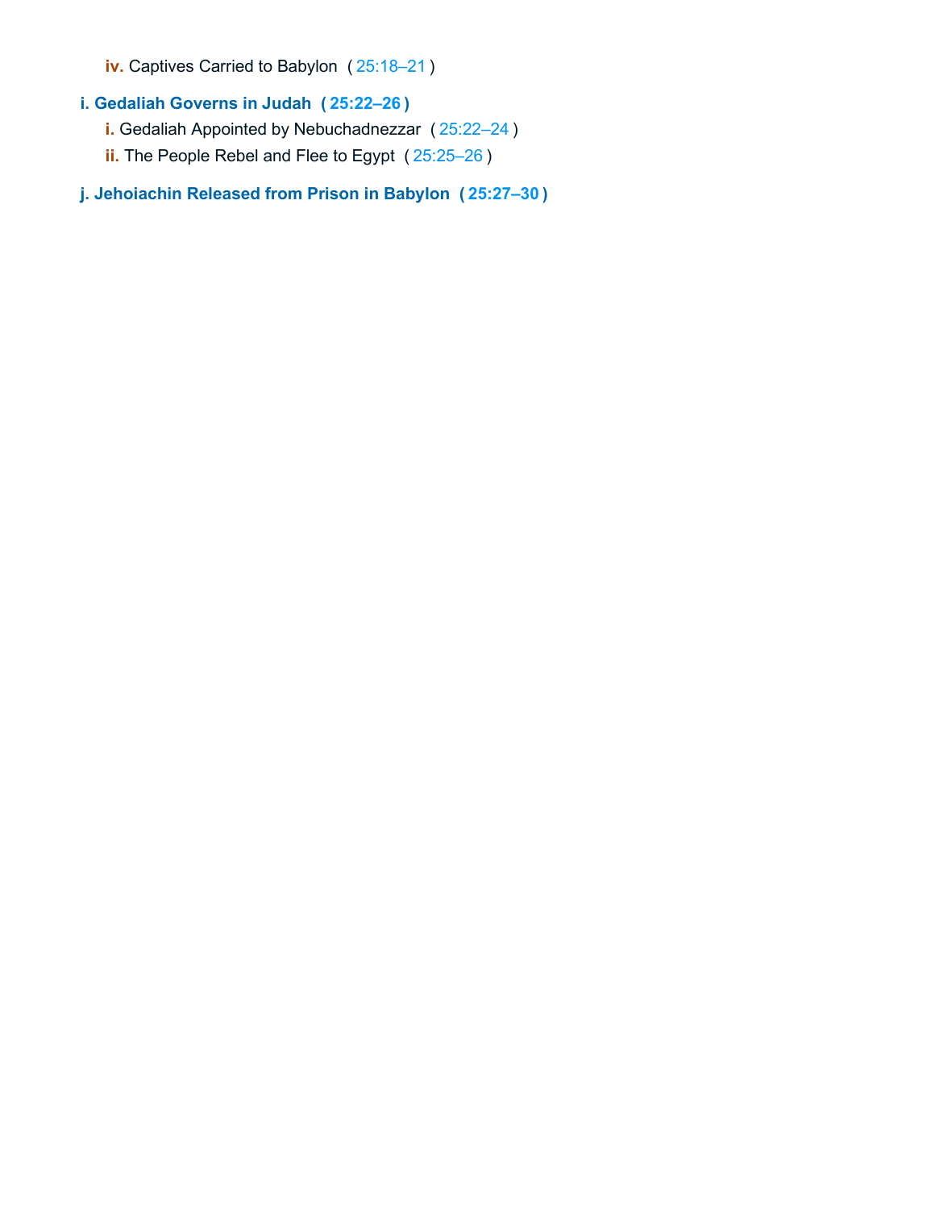- **iv.** Captives Carried to Babylon (25:18–21)

**i. Gedaliah Governs in Judah (25:22–26)**

- **i.** Gedaliah Appointed by Nebuchadnezzar (25:22–24)
- **ii.** The People Rebel and Flee to Egypt (25:25–26)

**j. Jehoiachin Released from Prison in Babylon (25:27–30)**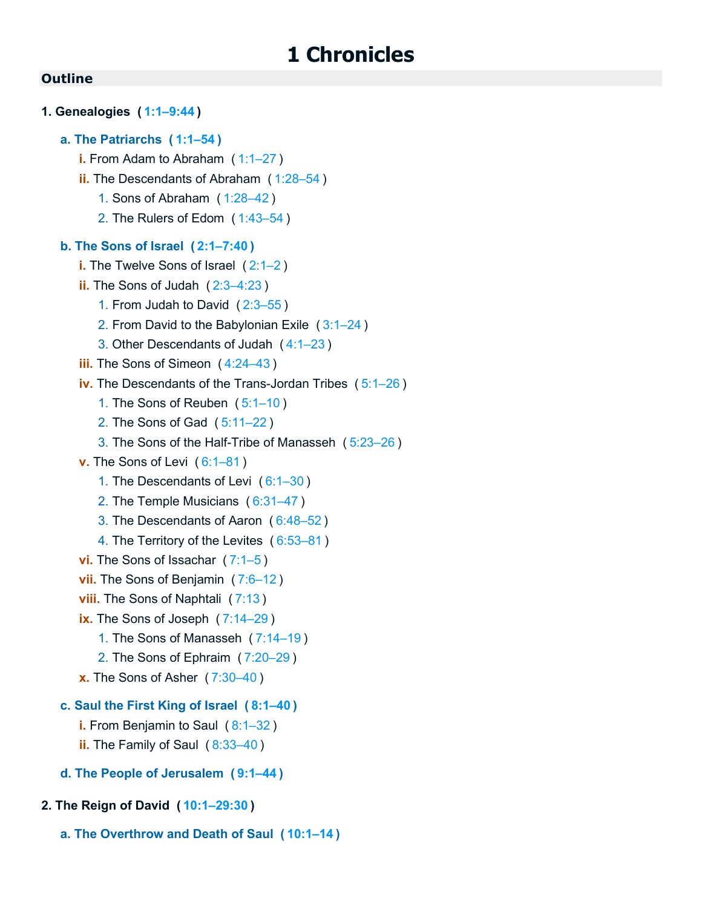# 1 Chronicles

## Outline

**1. Genealogies ( 1:1–9:44 )**

- **a. The Patriarchs ( 1:1–54 )**
  - i. From Adam to Abraham ( 1:1–27 )
  - ii. The Descendants of Abraham ( 1:28–54 )
    1. Sons of Abraham ( 1:28–42 )
    2. The Rulers of Edom ( 1:43–54 )
- **b. The Sons of Israel ( 2:1–7:40 )**
  - i. The Twelve Sons of Israel ( 2:1–2 )
  - ii. The Sons of Judah ( 2:3–4:23 )
    1. From Judah to David ( 2:3–55 )
    2. From David to the Babylonian Exile ( 3:1–24 )
    3. Other Descendants of Judah ( 4:1–23 )
  - iii. The Sons of Simeon ( 4:24–43 )
  - iv. The Descendants of the Trans-Jordan Tribes ( 5:1–26 )
    1. The Sons of Reuben ( 5:1–10 )
    2. The Sons of Gad ( 5:11–22 )
    3. The Sons of the Half-Tribe of Manasseh ( 5:23–26 )
  - v. The Sons of Levi ( 6:1–81 )
    1. The Descendants of Levi ( 6:1–30 )
    2. The Temple Musicians ( 6:31–47 )
    3. The Descendants of Aaron ( 6:48–52 )
    4. The Territory of the Levites ( 6:53–81 )
  - vi. The Sons of Issachar ( 7:1–5 )
  - vii. The Sons of Benjamin ( 7:6–12 )
  - viii. The Sons of Naphtali ( 7:13 )
  - ix. The Sons of Joseph ( 7:14–29 )
    1. The Sons of Manasseh ( 7:14–19 )
    2. The Sons of Ephraim ( 7:20–29 )
  - x. The Sons of Asher ( 7:30–40 )
- **c. Saul the First King of Israel ( 8:1–40 )**
  - i. From Benjamin to Saul ( 8:1–32 )
  - ii. The Family of Saul ( 8:33–40 )
- **d. The People of Jerusalem ( 9:1–44 )**

**2. The Reign of David ( 10:1–29:30 )**

- **a. The Overthrow and Death of Saul ( 10:1–14 )**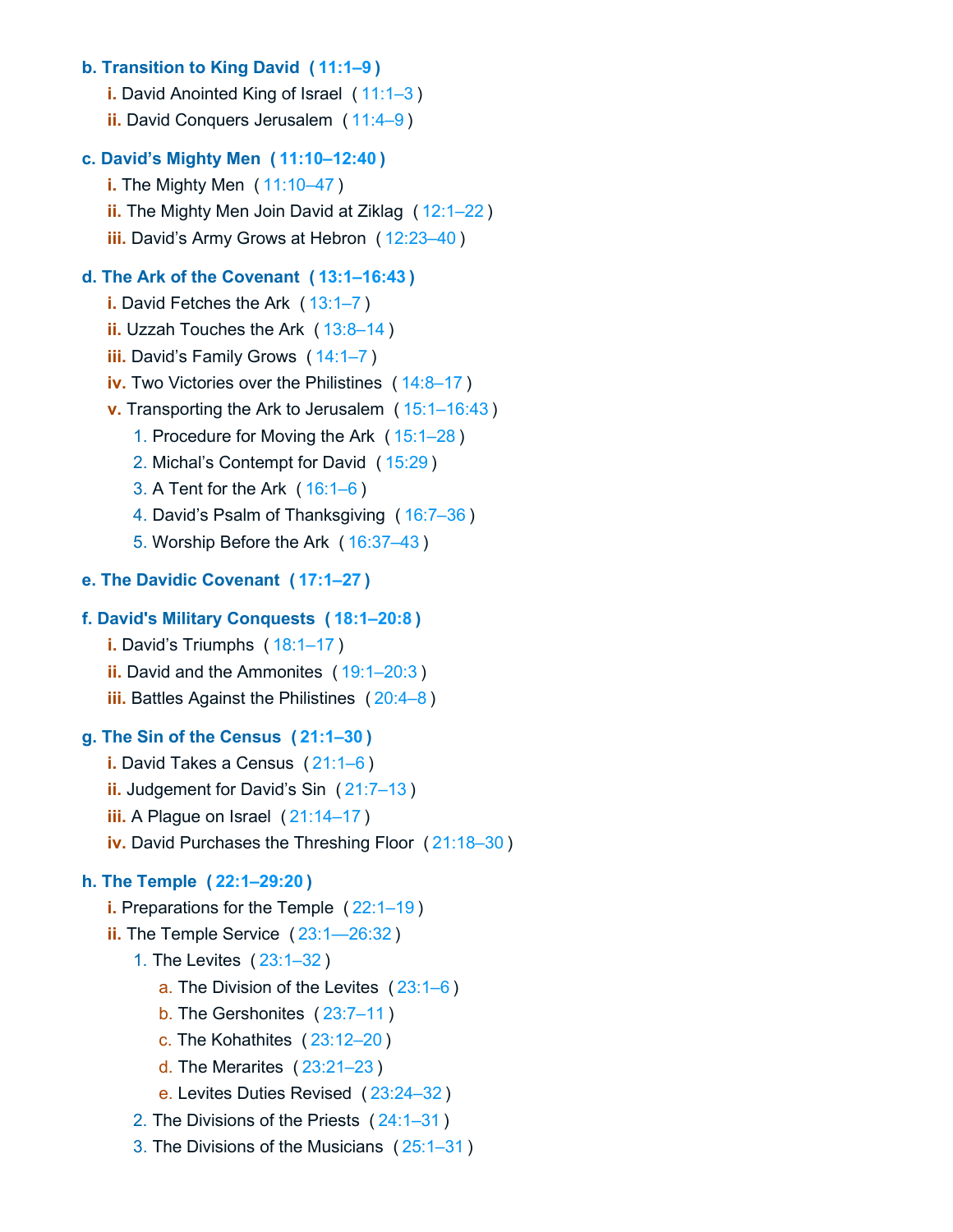- **b. Transition to King David ( 11:1–9 )**
  - **i.** David Anointed King of Israel ( 11:1–3 )
  - **ii.** David Conquers Jerusalem ( 11:4–9 )
- **c. David's Mighty Men ( 11:10–12:40 )**
  - **i.** The Mighty Men ( 11:10–47 )
  - **ii.** The Mighty Men Join David at Ziklag ( 12:1–22 )
  - **iii.** David's Army Grows at Hebron ( 12:23–40 )
- **d. The Ark of the Covenant ( 13:1–16:43 )**
  - **i.** David Fetches the Ark ( 13:1–7 )
  - **ii.** Uzzah Touches the Ark ( 13:8–14 )
  - **iii.** David's Family Grows ( 14:1–7 )
  - **iv.** Two Victories over the Philistines ( 14:8–17 )
  - **v.** Transporting the Ark to Jerusalem ( 15:1–16:43 )
    1. Procedure for Moving the Ark ( 15:1–28 )
    2. Michal's Contempt for David ( 15:29 )
    3. A Tent for the Ark ( 16:1–6 )
    4. David's Psalm of Thanksgiving ( 16:7–36 )
    5. Worship Before the Ark ( 16:37–43 )
- **e. The Davidic Covenant ( 17:1–27 )**
- **f. David's Military Conquests ( 18:1–20:8 )**
  - **i.** David's Triumphs ( 18:1–17 )
  - **ii.** David and the Ammonites ( 19:1–20:3 )
  - **iii.** Battles Against the Philistines ( 20:4–8 )
- **g. The Sin of the Census ( 21:1–30 )**
  - **i.** David Takes a Census ( 21:1–6 )
  - **ii.** Judgement for David's Sin ( 21:7–13 )
  - **iii.** A Plague on Israel ( 21:14–17 )
  - **iv.** David Purchases the Threshing Floor ( 21:18–30 )
- **h. The Temple ( 22:1–29:20 )**
  - **i.** Preparations for the Temple ( 22:1–19 )
  - **ii.** The Temple Service ( 23:1—26:32 )
    1. The Levites ( 23:1–32 )
       - a. The Division of the Levites ( 23:1–6 )
       - b. The Gershonites ( 23:7–11 )
       - c. The Kohathites ( 23:12–20 )
       - d. The Merarites ( 23:21–23 )
       - e. Levites Duties Revised ( 23:24–32 )
    2. The Divisions of the Priests ( 24:1–31 )
    3. The Divisions of the Musicians ( 25:1–31 )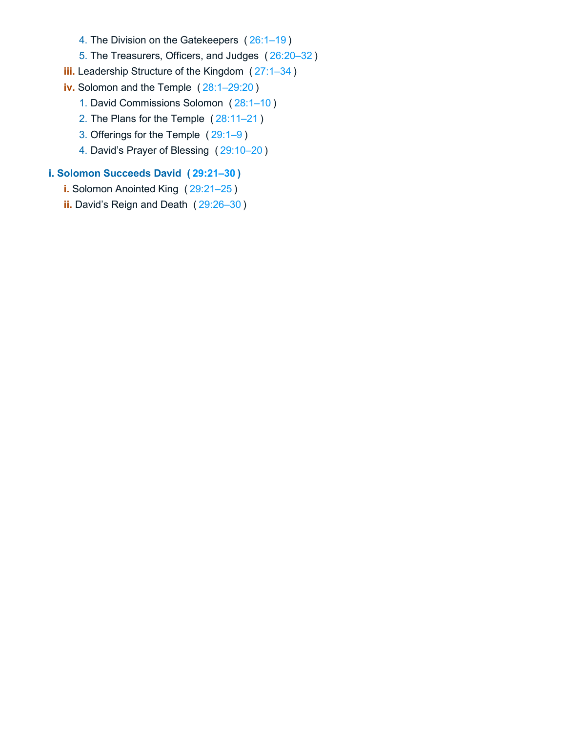4. The Division on the Gatekeepers ( 26:1–19 )
      5. The Treasurers, Officers, and Judges ( 26:20–32 )
   - **iii.** Leadership Structure of the Kingdom ( 27:1–34 )
   - **iv.** Solomon and the Temple ( 28:1–29:20 )
      1. David Commissions Solomon ( 28:1–10 )
      2. The Plans for the Temple ( 28:11–21 )
      3. Offerings for the Temple ( 29:1–9 )
      4. David's Prayer of Blessing ( 29:10–20 )

**i. Solomon Succeeds David ( 29:21–30 )**
   - **i.** Solomon Anointed King ( 29:21–25 )
   - **ii.** David's Reign and Death ( 29:26–30 )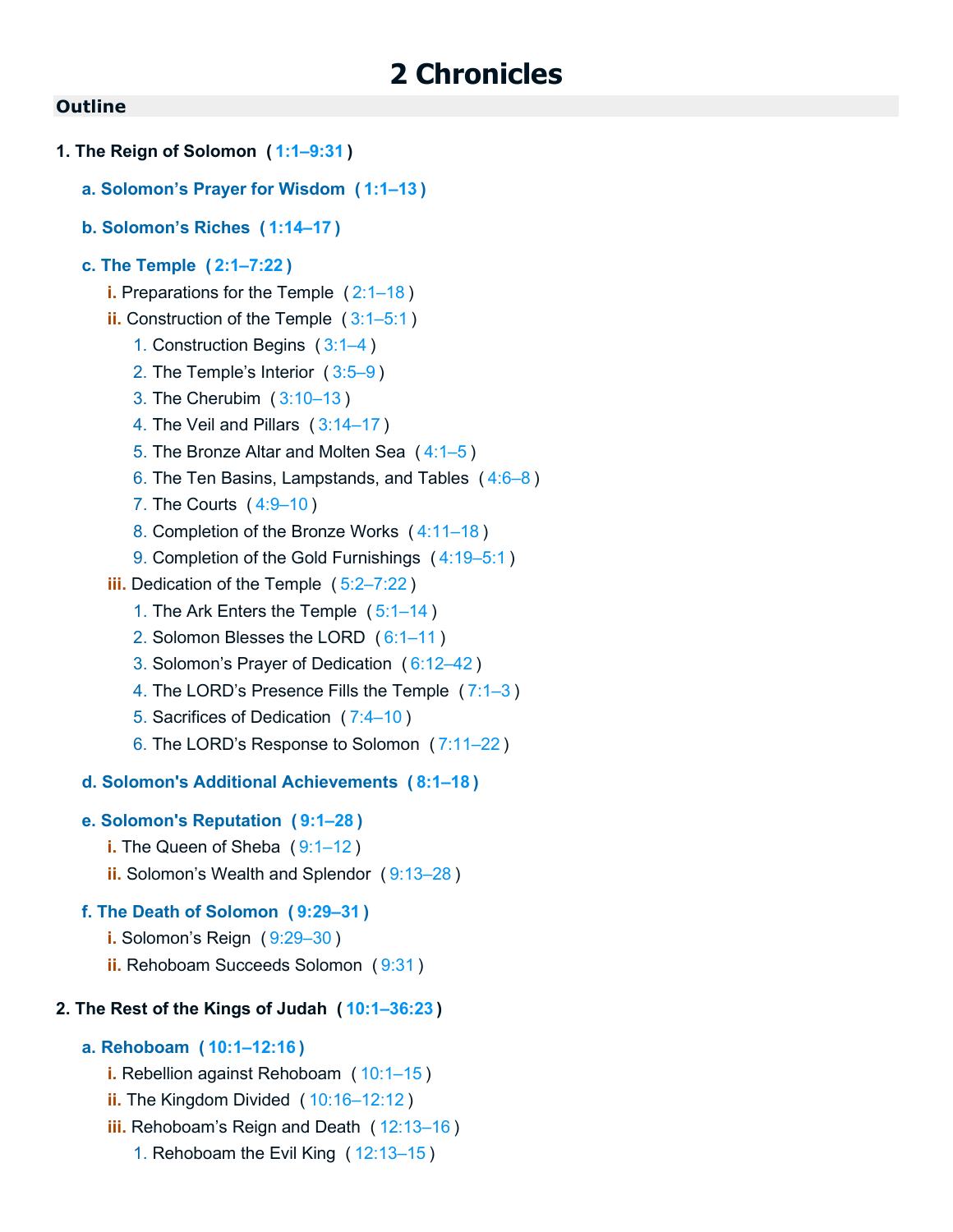# 2 Chronicles

## Outline

**1. The Reign of Solomon ( 1:1–9:31 )**

- **a. Solomon's Prayer for Wisdom ( 1:1–13 )**
- **b. Solomon's Riches ( 1:14–17 )**
- **c. The Temple ( 2:1–7:22 )**
  - i. Preparations for the Temple ( 2:1–18 )
  - ii. Construction of the Temple ( 3:1–5:1 )
    1. Construction Begins ( 3:1–4 )
    2. The Temple's Interior ( 3:5–9 )
    3. The Cherubim ( 3:10–13 )
    4. The Veil and Pillars ( 3:14–17 )
    5. The Bronze Altar and Molten Sea ( 4:1–5 )
    6. The Ten Basins, Lampstands, and Tables ( 4:6–8 )
    7. The Courts ( 4:9–10 )
    8. Completion of the Bronze Works ( 4:11–18 )
    9. Completion of the Gold Furnishings ( 4:19–5:1 )
  - iii. Dedication of the Temple ( 5:2–7:22 )
    1. The Ark Enters the Temple ( 5:1–14 )
    2. Solomon Blesses the LORD ( 6:1–11 )
    3. Solomon's Prayer of Dedication ( 6:12–42 )
    4. The LORD's Presence Fills the Temple ( 7:1–3 )
    5. Sacrifices of Dedication ( 7:4–10 )
    6. The LORD's Response to Solomon ( 7:11–22 )
- **d. Solomon's Additional Achievements ( 8:1–18 )**
- **e. Solomon's Reputation ( 9:1–28 )**
  - i. The Queen of Sheba ( 9:1–12 )
  - ii. Solomon's Wealth and Splendor ( 9:13–28 )
- **f. The Death of Solomon ( 9:29–31 )**
  - i. Solomon's Reign ( 9:29–30 )
  - ii. Rehoboam Succeeds Solomon ( 9:31 )

**2. The Rest of the Kings of Judah ( 10:1–36:23 )**

- **a. Rehoboam ( 10:1–12:16 )**
  - i. Rebellion against Rehoboam ( 10:1–15 )
  - ii. The Kingdom Divided ( 10:16–12:12 )
  - iii. Rehoboam's Reign and Death ( 12:13–16 )
    1. Rehoboam the Evil King ( 12:13–15 )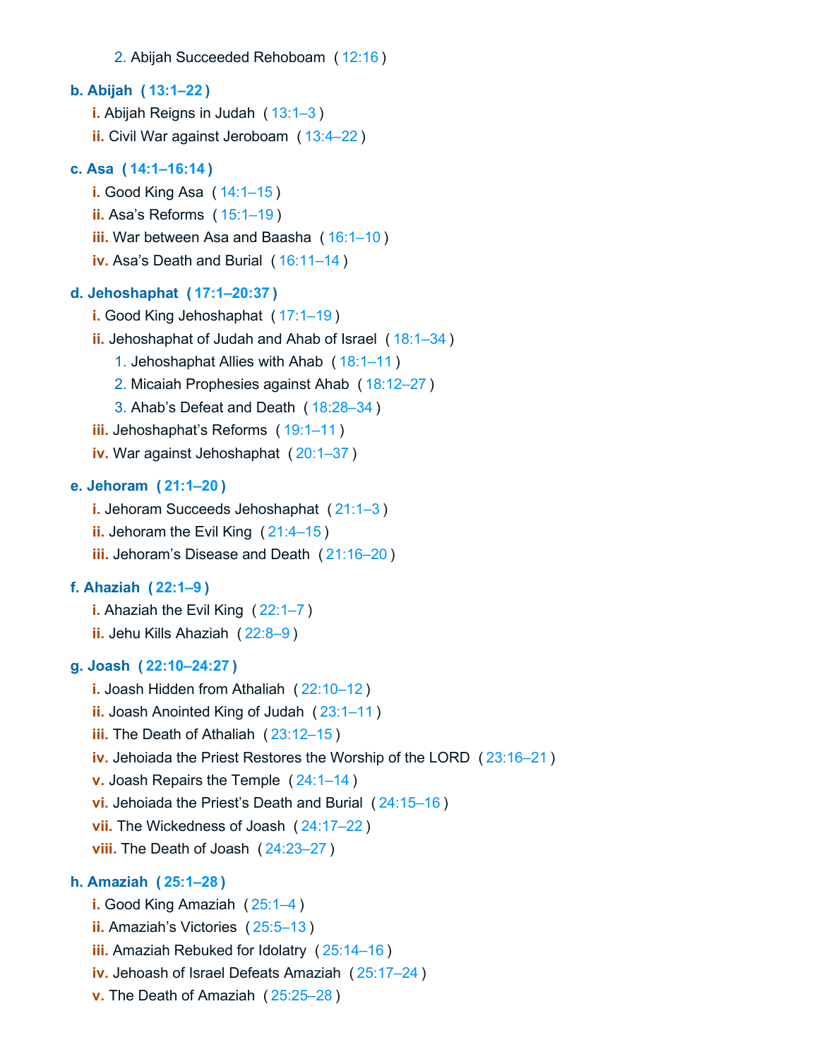2. Abijah Succeeded Rehoboam ( 12:16 )

**b. Abijah ( 13:1–22 )**

- **i.** Abijah Reigns in Judah ( 13:1–3 )
- **ii.** Civil War against Jeroboam ( 13:4–22 )

**c. Asa ( 14:1–16:14 )**

- **i.** Good King Asa ( 14:1–15 )
- **ii.** Asa's Reforms ( 15:1–19 )
- **iii.** War between Asa and Baasha ( 16:1–10 )
- **iv.** Asa's Death and Burial ( 16:11–14 )

**d. Jehoshaphat ( 17:1–20:37 )**

- **i.** Good King Jehoshaphat ( 17:1–19 )
- **ii.** Jehoshaphat of Judah and Ahab of Israel ( 18:1–34 )
  1. Jehoshaphat Allies with Ahab ( 18:1–11 )
  2. Micaiah Prophesies against Ahab ( 18:12–27 )
  3. Ahab's Defeat and Death ( 18:28–34 )
- **iii.** Jehoshaphat's Reforms ( 19:1–11 )
- **iv.** War against Jehoshaphat ( 20:1–37 )

**e. Jehoram ( 21:1–20 )**

- **i.** Jehoram Succeeds Jehoshaphat ( 21:1–3 )
- **ii.** Jehoram the Evil King ( 21:4–15 )
- **iii.** Jehoram's Disease and Death ( 21:16–20 )

**f. Ahaziah ( 22:1–9 )**

- **i.** Ahaziah the Evil King ( 22:1–7 )
- **ii.** Jehu Kills Ahaziah ( 22:8–9 )

**g. Joash ( 22:10–24:27 )**

- **i.** Joash Hidden from Athaliah ( 22:10–12 )
- **ii.** Joash Anointed King of Judah ( 23:1–11 )
- **iii.** The Death of Athaliah ( 23:12–15 )
- **iv.** Jehoiada the Priest Restores the Worship of the LORD ( 23:16–21 )
- **v.** Joash Repairs the Temple ( 24:1–14 )
- **vi.** Jehoiada the Priest's Death and Burial ( 24:15–16 )
- **vii.** The Wickedness of Joash ( 24:17–22 )
- **viii.** The Death of Joash ( 24:23–27 )

**h. Amaziah ( 25:1–28 )**

- **i.** Good King Amaziah ( 25:1–4 )
- **ii.** Amaziah's Victories ( 25:5–13 )
- **iii.** Amaziah Rebuked for Idolatry ( 25:14–16 )
- **iv.** Jehoash of Israel Defeats Amaziah ( 25:17–24 )
- **v.** The Death of Amaziah ( 25:25–28 )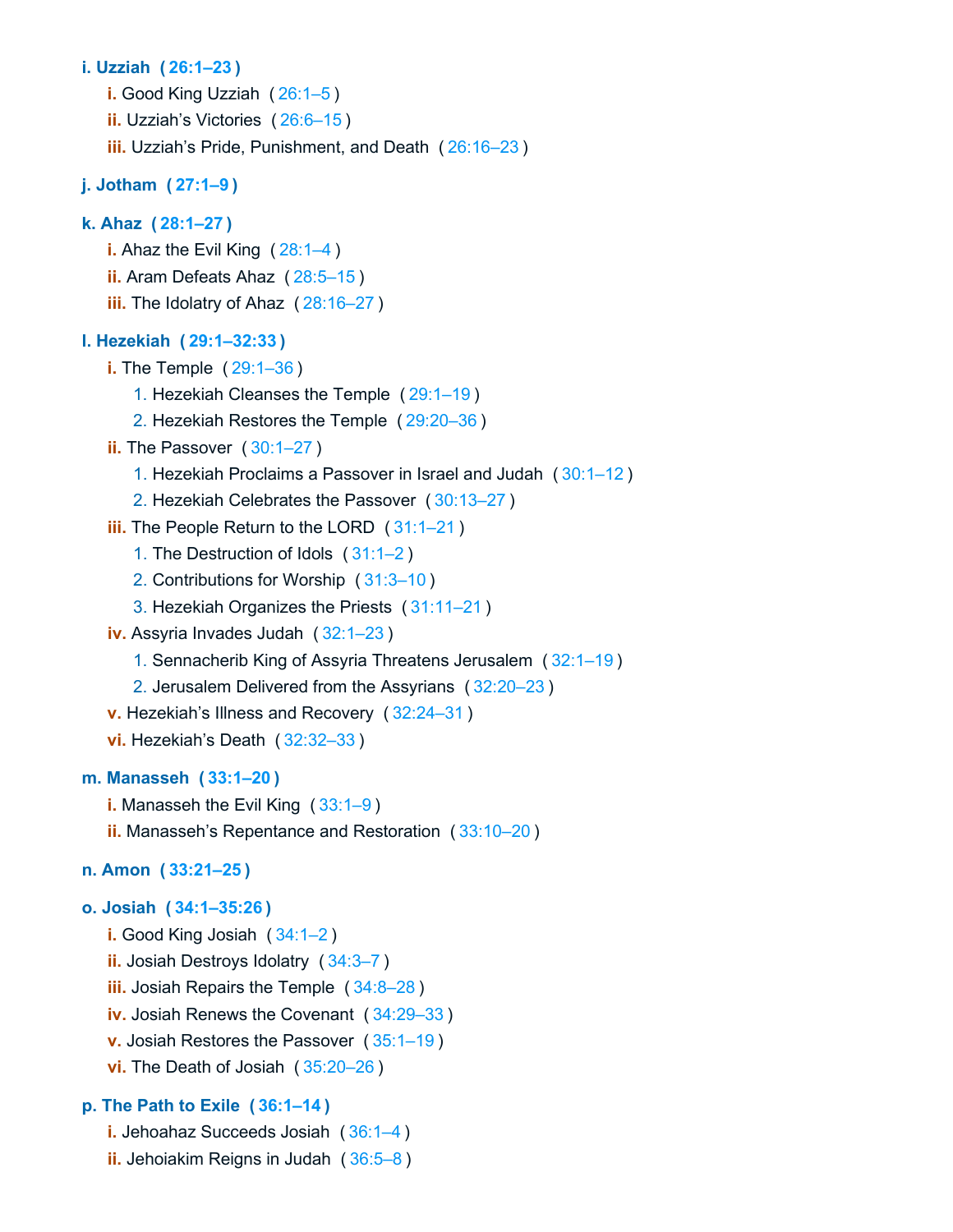**i. Uzziah (26:1–23)**

- **i.** Good King Uzziah (26:1–5)
- **ii.** Uzziah's Victories (26:6–15)
- **iii.** Uzziah's Pride, Punishment, and Death (26:16–23)

**j. Jotham (27:1–9)**

**k. Ahaz (28:1–27)**

- **i.** Ahaz the Evil King (28:1–4)
- **ii.** Aram Defeats Ahaz (28:5–15)
- **iii.** The Idolatry of Ahaz (28:16–27)

**l. Hezekiah (29:1–32:33)**

- **i.** The Temple (29:1–36)
  1. Hezekiah Cleanses the Temple (29:1–19)
  2. Hezekiah Restores the Temple (29:20–36)
- **ii.** The Passover (30:1–27)
  1. Hezekiah Proclaims a Passover in Israel and Judah (30:1–12)
  2. Hezekiah Celebrates the Passover (30:13–27)
- **iii.** The People Return to the LORD (31:1–21)
  1. The Destruction of Idols (31:1–2)
  2. Contributions for Worship (31:3–10)
  3. Hezekiah Organizes the Priests (31:11–21)
- **iv.** Assyria Invades Judah (32:1–23)
  1. Sennacherib King of Assyria Threatens Jerusalem (32:1–19)
  2. Jerusalem Delivered from the Assyrians (32:20–23)
- **v.** Hezekiah's Illness and Recovery (32:24–31)
- **vi.** Hezekiah's Death (32:32–33)

**m. Manasseh (33:1–20)**

- **i.** Manasseh the Evil King (33:1–9)
- **ii.** Manasseh's Repentance and Restoration (33:10–20)

**n. Amon (33:21–25)**

**o. Josiah (34:1–35:26)**

- **i.** Good King Josiah (34:1–2)
- **ii.** Josiah Destroys Idolatry (34:3–7)
- **iii.** Josiah Repairs the Temple (34:8–28)
- **iv.** Josiah Renews the Covenant (34:29–33)
- **v.** Josiah Restores the Passover (35:1–19)
- **vi.** The Death of Josiah (35:20–26)

**p. The Path to Exile (36:1–14)**

- **i.** Jehoahaz Succeeds Josiah (36:1–4)
- **ii.** Jehoiakim Reigns in Judah (36:5–8)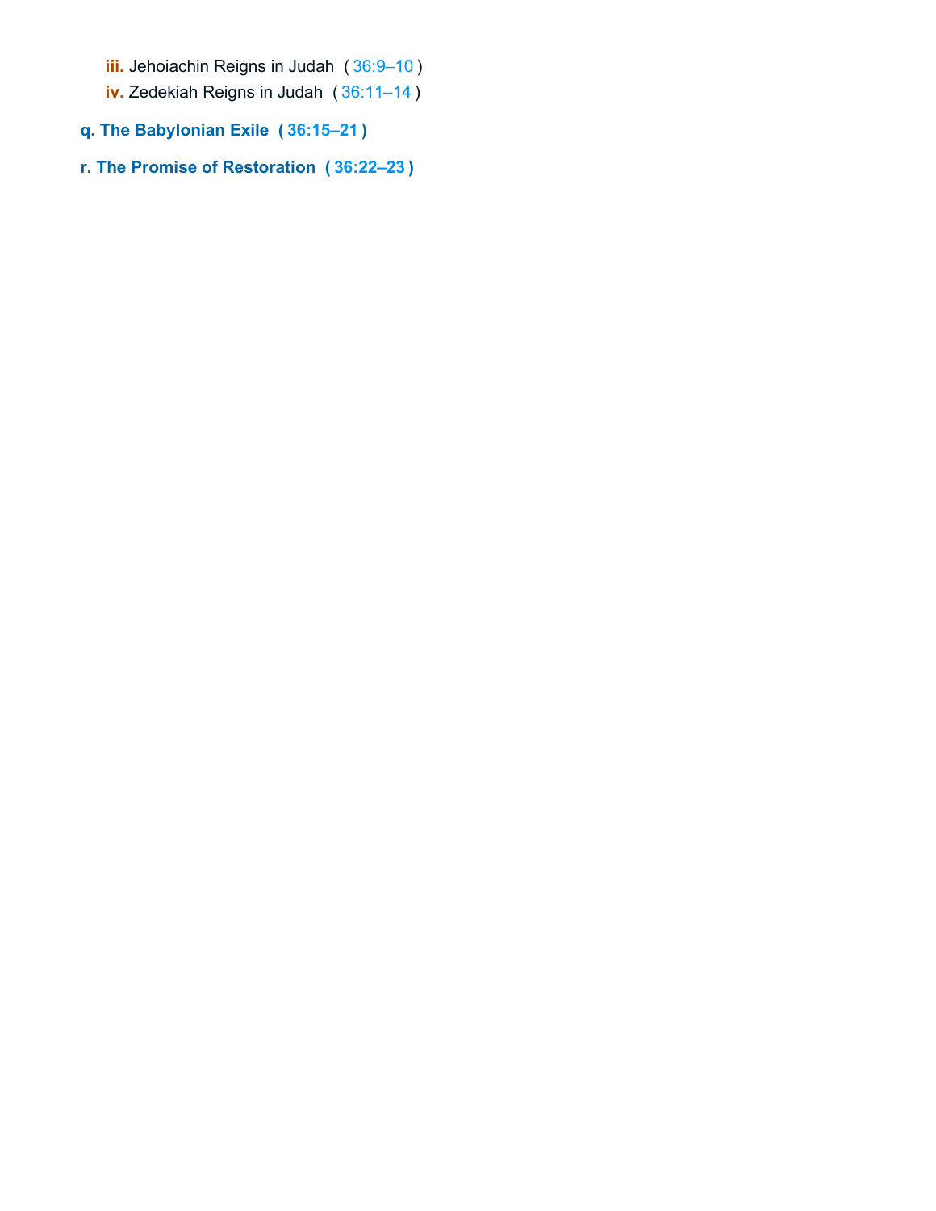- **iii.** Jehoiachin Reigns in Judah ( 36:9–10 )
- **iv.** Zedekiah Reigns in Judah ( 36:11–14 )

**q. The Babylonian Exile ( 36:15–21 )**

**r. The Promise of Restoration ( 36:22–23 )**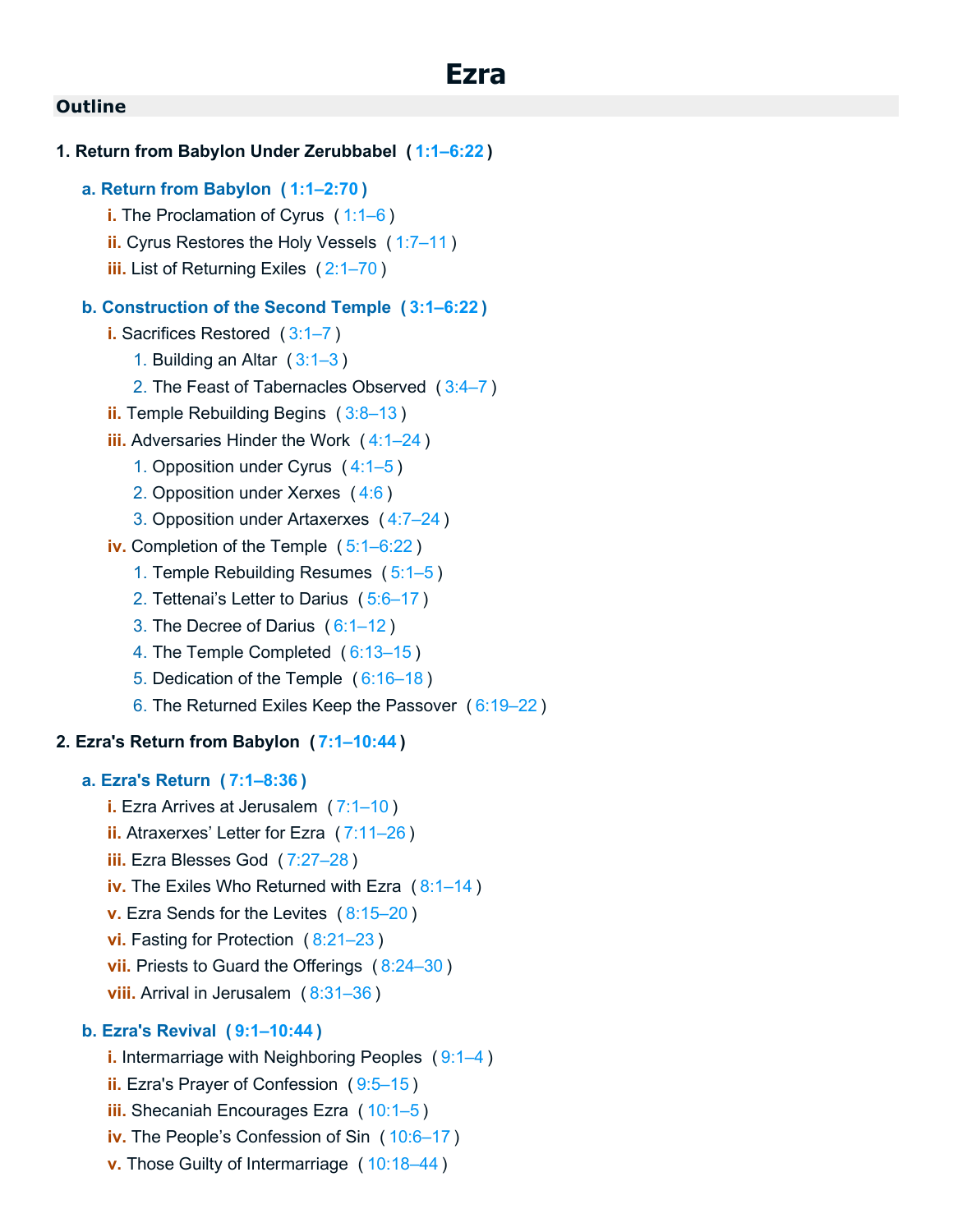# Ezra

## Outline

**1. Return from Babylon Under Zerubbabel ( 1:1–6:22 )**

- **a. Return from Babylon ( 1:1–2:70 )**
  - i. The Proclamation of Cyrus ( 1:1–6 )
  - ii. Cyrus Restores the Holy Vessels ( 1:7–11 )
  - iii. List of Returning Exiles ( 2:1–70 )
- **b. Construction of the Second Temple ( 3:1–6:22 )**
  - i. Sacrifices Restored ( 3:1–7 )
    1. Building an Altar ( 3:1–3 )
    2. The Feast of Tabernacles Observed ( 3:4–7 )
  - ii. Temple Rebuilding Begins ( 3:8–13 )
  - iii. Adversaries Hinder the Work ( 4:1–24 )
    1. Opposition under Cyrus ( 4:1–5 )
    2. Opposition under Xerxes ( 4:6 )
    3. Opposition under Artaxerxes ( 4:7–24 )
  - iv. Completion of the Temple ( 5:1–6:22 )
    1. Temple Rebuilding Resumes ( 5:1–5 )
    2. Tettenai's Letter to Darius ( 5:6–17 )
    3. The Decree of Darius ( 6:1–12 )
    4. The Temple Completed ( 6:13–15 )
    5. Dedication of the Temple ( 6:16–18 )
    6. The Returned Exiles Keep the Passover ( 6:19–22 )

**2. Ezra's Return from Babylon ( 7:1–10:44 )**

- **a. Ezra's Return ( 7:1–8:36 )**
  - i. Ezra Arrives at Jerusalem ( 7:1–10 )
  - ii. Atraxerxes' Letter for Ezra ( 7:11–26 )
  - iii. Ezra Blesses God ( 7:27–28 )
  - iv. The Exiles Who Returned with Ezra ( 8:1–14 )
  - v. Ezra Sends for the Levites ( 8:15–20 )
  - vi. Fasting for Protection ( 8:21–23 )
  - vii. Priests to Guard the Offerings ( 8:24–30 )
  - viii. Arrival in Jerusalem ( 8:31–36 )
- **b. Ezra's Revival ( 9:1–10:44 )**
  - i. Intermarriage with Neighboring Peoples ( 9:1–4 )
  - ii. Ezra's Prayer of Confession ( 9:5–15 )
  - iii. Shecaniah Encourages Ezra ( 10:1–5 )
  - iv. The People's Confession of Sin ( 10:6–17 )
  - v. Those Guilty of Intermarriage ( 10:18–44 )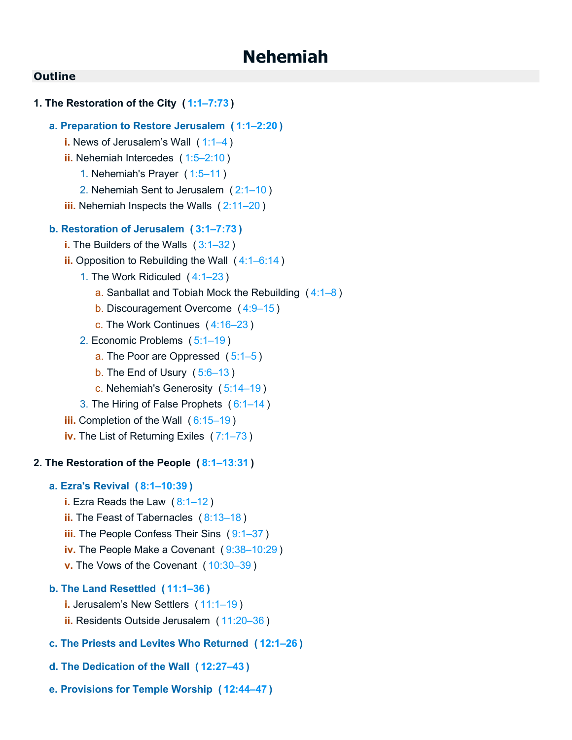# Nehemiah

## Outline

**1. The Restoration of the City ( 1:1–7:73 )**

- **a. Preparation to Restore Jerusalem ( 1:1–2:20 )**
  - i. News of Jerusalem's Wall ( 1:1–4 )
  - ii. Nehemiah Intercedes ( 1:5–2:10 )
    1. Nehemiah's Prayer ( 1:5–11 )
    2. Nehemiah Sent to Jerusalem ( 2:1–10 )
  - iii. Nehemiah Inspects the Walls ( 2:11–20 )
- **b. Restoration of Jerusalem ( 3:1–7:73 )**
  - i. The Builders of the Walls ( 3:1–32 )
  - ii. Opposition to Rebuilding the Wall ( 4:1–6:14 )
    1. The Work Ridiculed ( 4:1–23 )
       - a. Sanballat and Tobiah Mock the Rebuilding ( 4:1–8 )
       - b. Discouragement Overcome ( 4:9–15 )
       - c. The Work Continues ( 4:16–23 )
    2. Economic Problems ( 5:1–19 )
       - a. The Poor are Oppressed ( 5:1–5 )
       - b. The End of Usury ( 5:6–13 )
       - c. Nehemiah's Generosity ( 5:14–19 )
    3. The Hiring of False Prophets ( 6:1–14 )
  - iii. Completion of the Wall ( 6:15–19 )
  - iv. The List of Returning Exiles ( 7:1–73 )

**2. The Restoration of the People ( 8:1–13:31 )**

- **a. Ezra's Revival ( 8:1–10:39 )**
  - i. Ezra Reads the Law ( 8:1–12 )
  - ii. The Feast of Tabernacles ( 8:13–18 )
  - iii. The People Confess Their Sins ( 9:1–37 )
  - iv. The People Make a Covenant ( 9:38–10:29 )
  - v. The Vows of the Covenant ( 10:30–39 )
- **b. The Land Resettled ( 11:1–36 )**
  - i. Jerusalem's New Settlers ( 11:1–19 )
  - ii. Residents Outside Jerusalem ( 11:20–36 )
- **c. The Priests and Levites Who Returned ( 12:1–26 )**
- **d. The Dedication of the Wall ( 12:27–43 )**
- **e. Provisions for Temple Worship ( 12:44–47 )**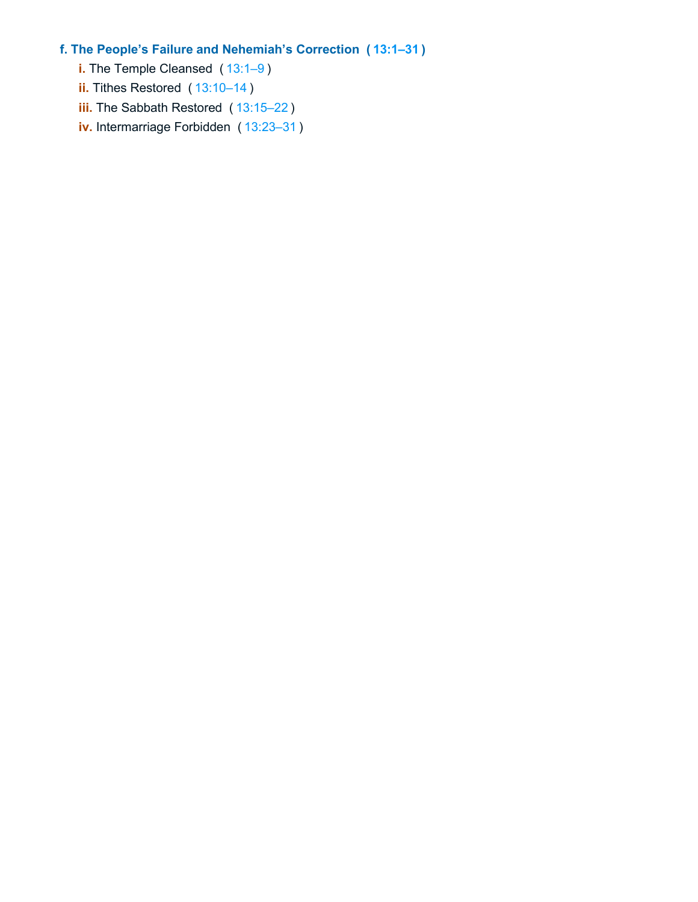**f. The People's Failure and Nehemiah's Correction ( 13:1–31 )**

- **i.** The Temple Cleansed ( 13:1–9 )
- **ii.** Tithes Restored ( 13:10–14 )
- **iii.** The Sabbath Restored ( 13:15–22 )
- **iv.** Intermarriage Forbidden ( 13:23–31 )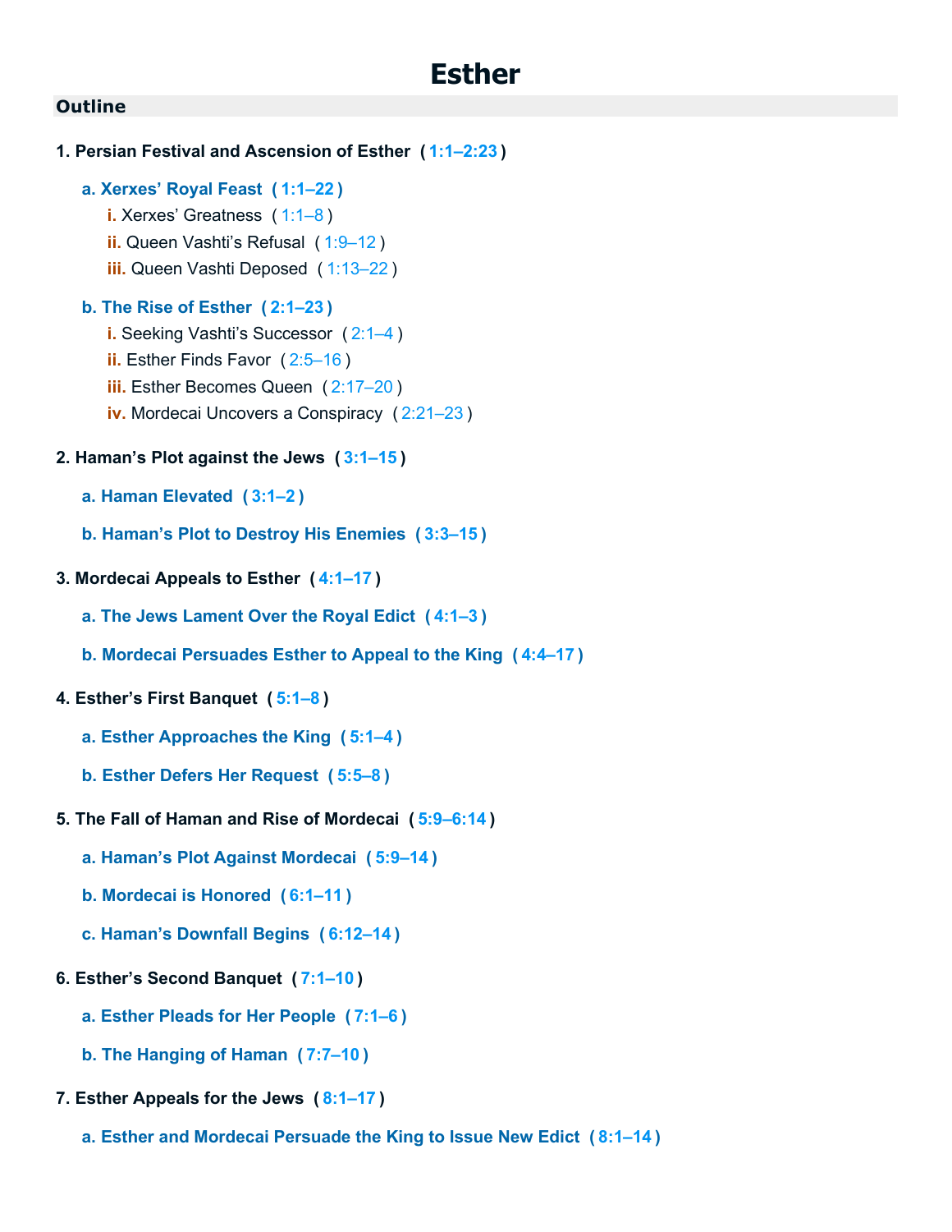# Esther

## Outline

**1. Persian Festival and Ascension of Esther ( 1:1–2:23 )**

- **a. Xerxes' Royal Feast ( 1:1–22 )**
  - i. Xerxes' Greatness ( 1:1–8 )
  - ii. Queen Vashti's Refusal ( 1:9–12 )
  - iii. Queen Vashti Deposed ( 1:13–22 )
- **b. The Rise of Esther ( 2:1–23 )**
  - i. Seeking Vashti's Successor ( 2:1–4 )
  - ii. Esther Finds Favor ( 2:5–16 )
  - iii. Esther Becomes Queen ( 2:17–20 )
  - iv. Mordecai Uncovers a Conspiracy ( 2:21–23 )

**2. Haman's Plot against the Jews ( 3:1–15 )**

- **a. Haman Elevated ( 3:1–2 )**
- **b. Haman's Plot to Destroy His Enemies ( 3:3–15 )**

**3. Mordecai Appeals to Esther ( 4:1–17 )**

- **a. The Jews Lament Over the Royal Edict ( 4:1–3 )**
- **b. Mordecai Persuades Esther to Appeal to the King ( 4:4–17 )**

**4. Esther's First Banquet ( 5:1–8 )**

- **a. Esther Approaches the King ( 5:1–4 )**
- **b. Esther Defers Her Request ( 5:5–8 )**

**5. The Fall of Haman and Rise of Mordecai ( 5:9–6:14 )**

- **a. Haman's Plot Against Mordecai ( 5:9–14 )**
- **b. Mordecai is Honored ( 6:1–11 )**
- **c. Haman's Downfall Begins ( 6:12–14 )**

**6. Esther's Second Banquet ( 7:1–10 )**

- **a. Esther Pleads for Her People ( 7:1–6 )**
- **b. The Hanging of Haman ( 7:7–10 )**

**7. Esther Appeals for the Jews ( 8:1–17 )**

- **a. Esther and Mordecai Persuade the King to Issue New Edict ( 8:1–14 )**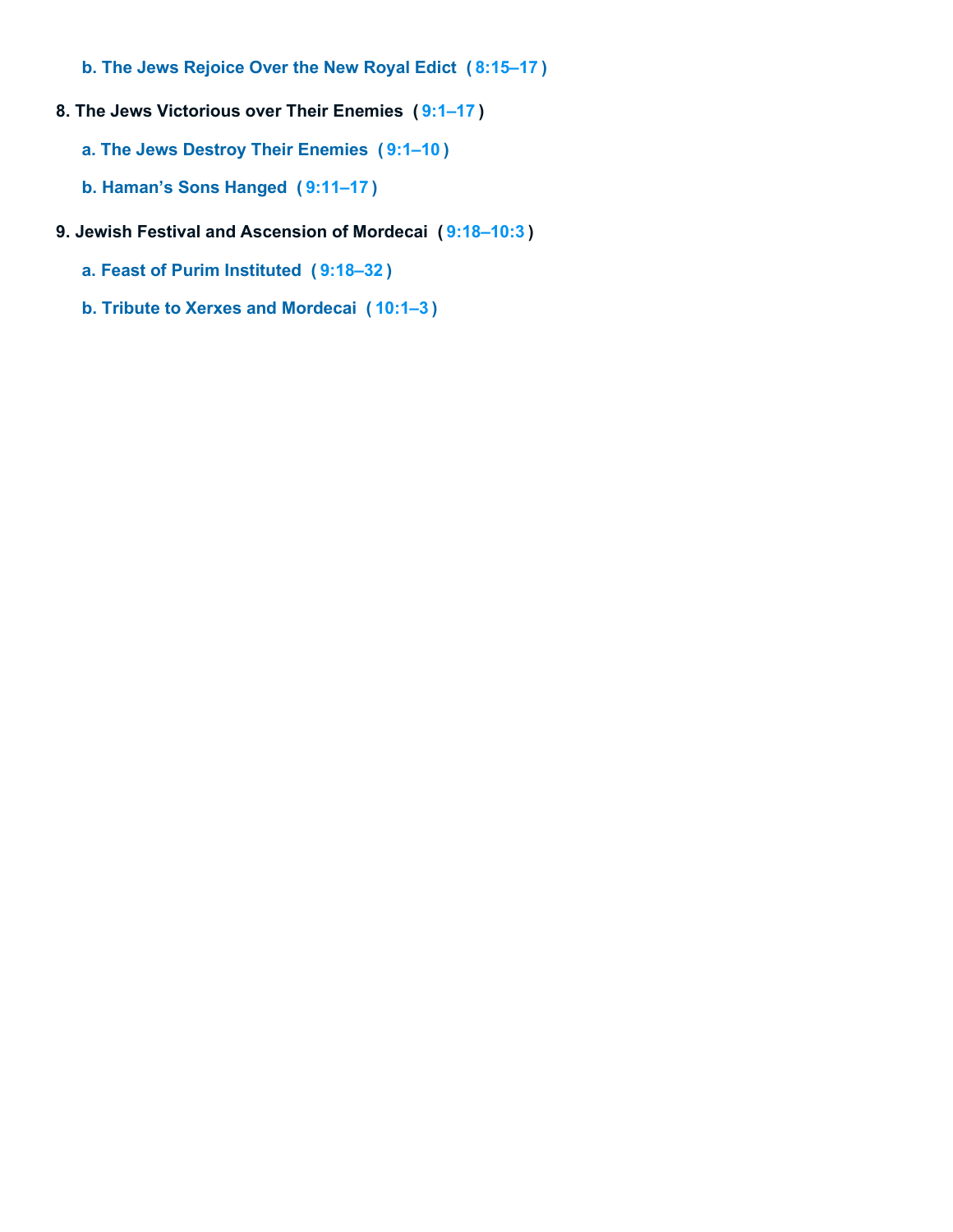**b. The Jews Rejoice Over the New Royal Edict ( 8:15–17 )**

**8. The Jews Victorious over Their Enemies ( 9:1–17 )**

**a. The Jews Destroy Their Enemies ( 9:1–10 )**

**b. Haman's Sons Hanged ( 9:11–17 )**

**9. Jewish Festival and Ascension of Mordecai ( 9:18–10:3 )**

**a. Feast of Purim Instituted ( 9:18–32 )**

**b. Tribute to Xerxes and Mordecai ( 10:1–3 )**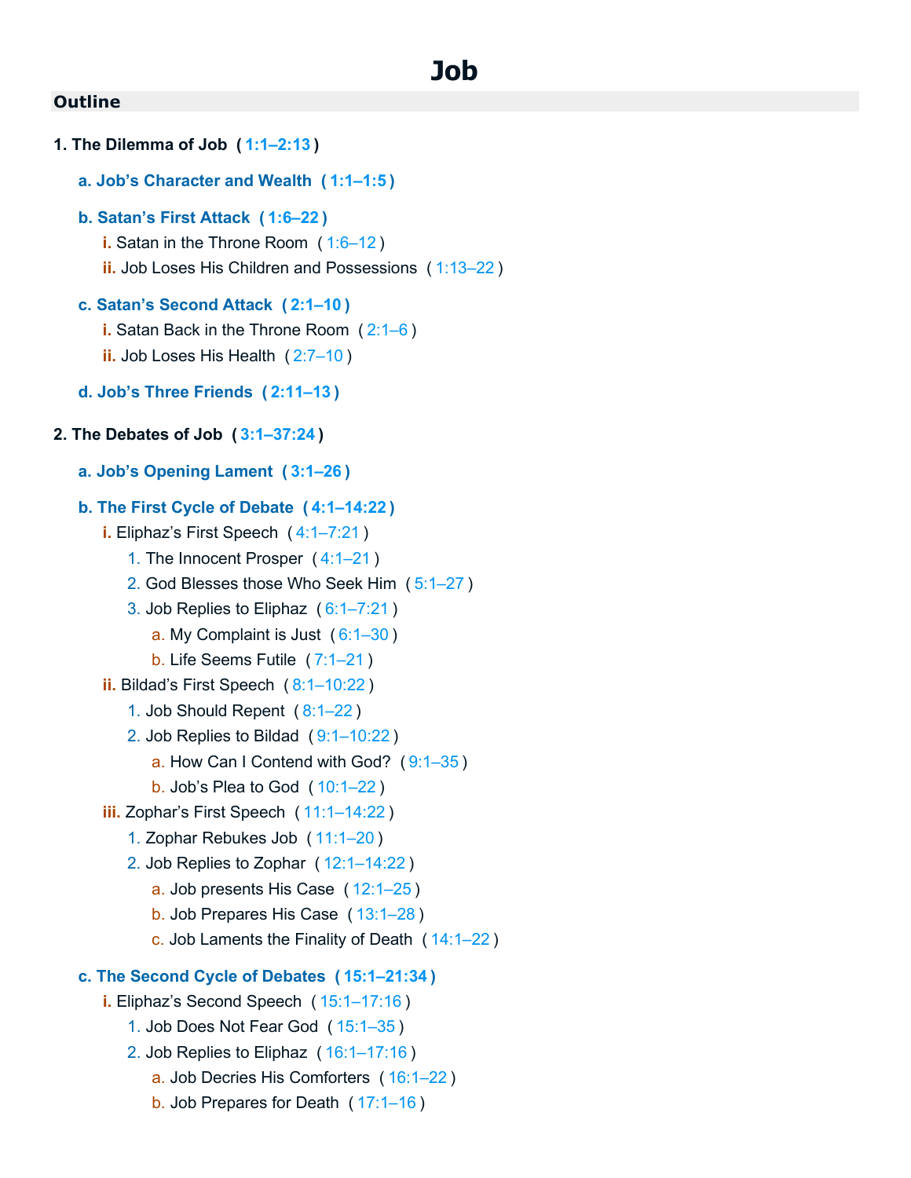# Job

## Outline

1. **The Dilemma of Job (1:1–2:13)**
   - **a. Job's Character and Wealth (1:1–1:5)**
   - **b. Satan's First Attack (1:6–22)**
     - i. Satan in the Throne Room (1:6–12)
     - ii. Job Loses His Children and Possessions (1:13–22)
   - **c. Satan's Second Attack (2:1–10)**
     - i. Satan Back in the Throne Room (2:1–6)
     - ii. Job Loses His Health (2:7–10)
   - **d. Job's Three Friends (2:11–13)**

2. **The Debates of Job (3:1–37:24)**
   - **a. Job's Opening Lament (3:1–26)**
   - **b. The First Cycle of Debate (4:1–14:22)**
     - i. Eliphaz's First Speech (4:1–7:21)
       1. The Innocent Prosper (4:1–21)
       2. God Blesses those Who Seek Him (5:1–27)
       3. Job Replies to Eliphaz (6:1–7:21)
          - a. My Complaint is Just (6:1–30)
          - b. Life Seems Futile (7:1–21)
     - ii. Bildad's First Speech (8:1–10:22)
       1. Job Should Repent (8:1–22)
       2. Job Replies to Bildad (9:1–10:22)
          - a. How Can I Contend with God? (9:1–35)
          - b. Job's Plea to God (10:1–22)
     - iii. Zophar's First Speech (11:1–14:22)
       1. Zophar Rebukes Job (11:1–20)
       2. Job Replies to Zophar (12:1–14:22)
          - a. Job presents His Case (12:1–25)
          - b. Job Prepares His Case (13:1–28)
          - c. Job Laments the Finality of Death (14:1–22)
   - **c. The Second Cycle of Debates (15:1–21:34)**
     - i. Eliphaz's Second Speech (15:1–17:16)
       1. Job Does Not Fear God (15:1–35)
       2. Job Replies to Eliphaz (16:1–17:16)
          - a. Job Decries His Comforters (16:1–22)
          - b. Job Prepares for Death (17:1–16)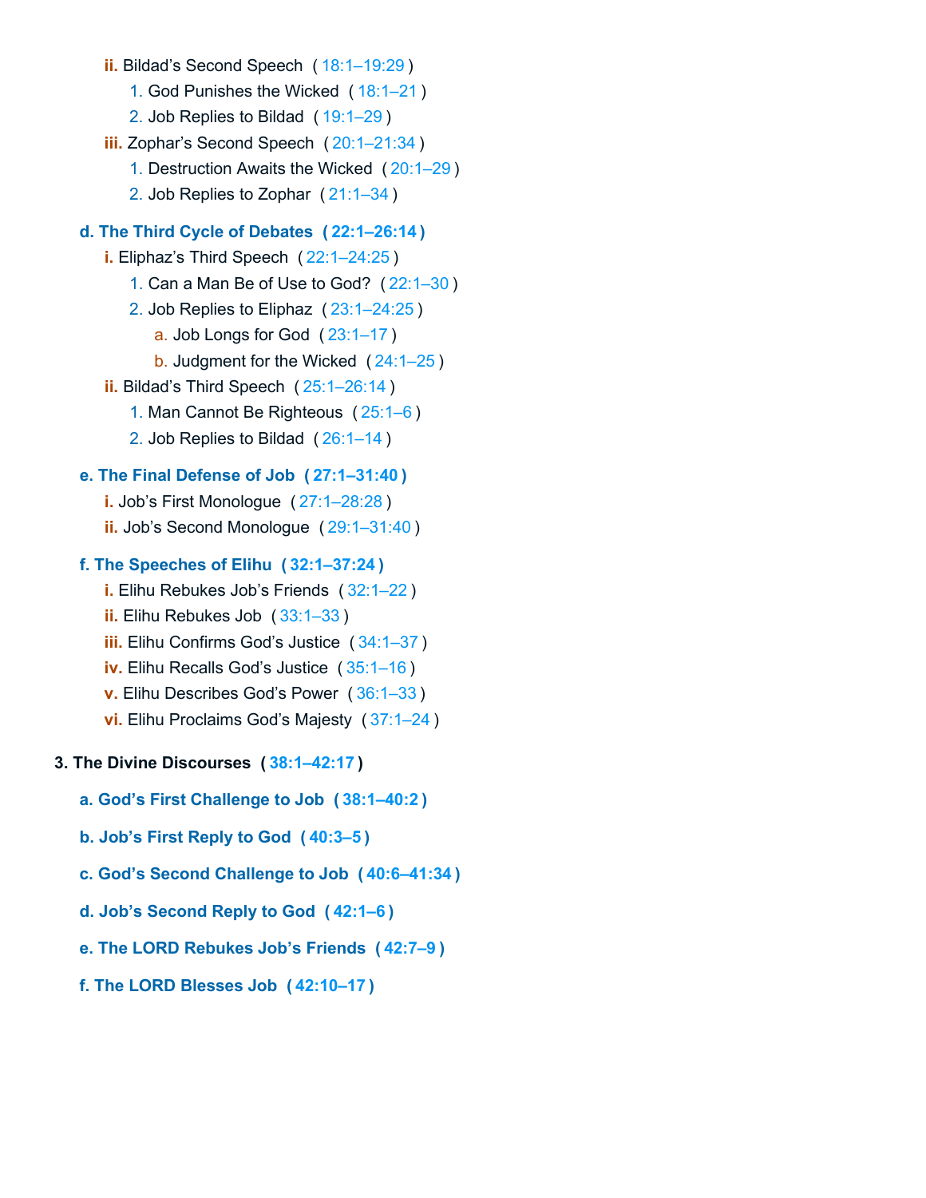- **ii.** Bildad's Second Speech ( 18:1–19:29 )
  1. God Punishes the Wicked ( 18:1–21 )
  2. Job Replies to Bildad ( 19:1–29 )
- **iii.** Zophar's Second Speech ( 20:1–21:34 )
  1. Destruction Awaits the Wicked ( 20:1–29 )
  2. Job Replies to Zophar ( 21:1–34 )

**d. The Third Cycle of Debates ( 22:1–26:14 )**

- **i.** Eliphaz's Third Speech ( 22:1–24:25 )
  1. Can a Man Be of Use to God? ( 22:1–30 )
  2. Job Replies to Eliphaz ( 23:1–24:25 )
     - a. Job Longs for God ( 23:1–17 )
     - b. Judgment for the Wicked ( 24:1–25 )
- **ii.** Bildad's Third Speech ( 25:1–26:14 )
  1. Man Cannot Be Righteous ( 25:1–6 )
  2. Job Replies to Bildad ( 26:1–14 )

**e. The Final Defense of Job ( 27:1–31:40 )**

- **i.** Job's First Monologue ( 27:1–28:28 )
- **ii.** Job's Second Monologue ( 29:1–31:40 )

**f. The Speeches of Elihu ( 32:1–37:24 )**

- **i.** Elihu Rebukes Job's Friends ( 32:1–22 )
- **ii.** Elihu Rebukes Job ( 33:1–33 )
- **iii.** Elihu Confirms God's Justice ( 34:1–37 )
- **iv.** Elihu Recalls God's Justice ( 35:1–16 )
- **v.** Elihu Describes God's Power ( 36:1–33 )
- **vi.** Elihu Proclaims God's Majesty ( 37:1–24 )

**3. The Divine Discourses ( 38:1–42:17 )**

**a. God's First Challenge to Job ( 38:1–40:2 )**

**b. Job's First Reply to God ( 40:3–5 )**

**c. God's Second Challenge to Job ( 40:6–41:34 )**

**d. Job's Second Reply to God ( 42:1–6 )**

**e. The LORD Rebukes Job's Friends ( 42:7–9 )**

**f. The LORD Blesses Job ( 42:10–17 )**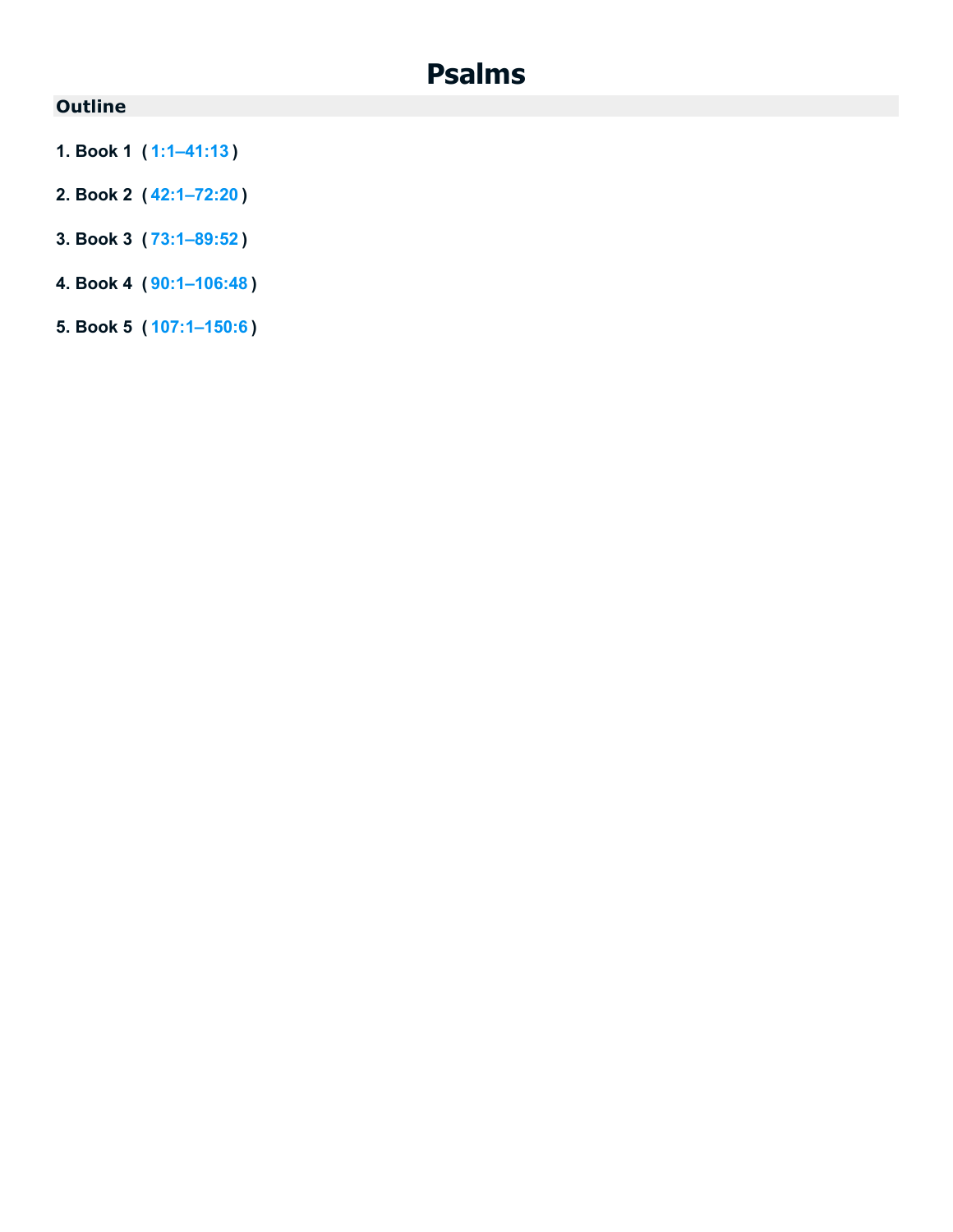# Psalms

## Outline

1. **Book 1 ( 1:1–41:13 )**

2. **Book 2 ( 42:1–72:20 )**

3. **Book 3 ( 73:1–89:52 )**

4. **Book 4 ( 90:1–106:48 )**

5. **Book 5 ( 107:1–150:6 )**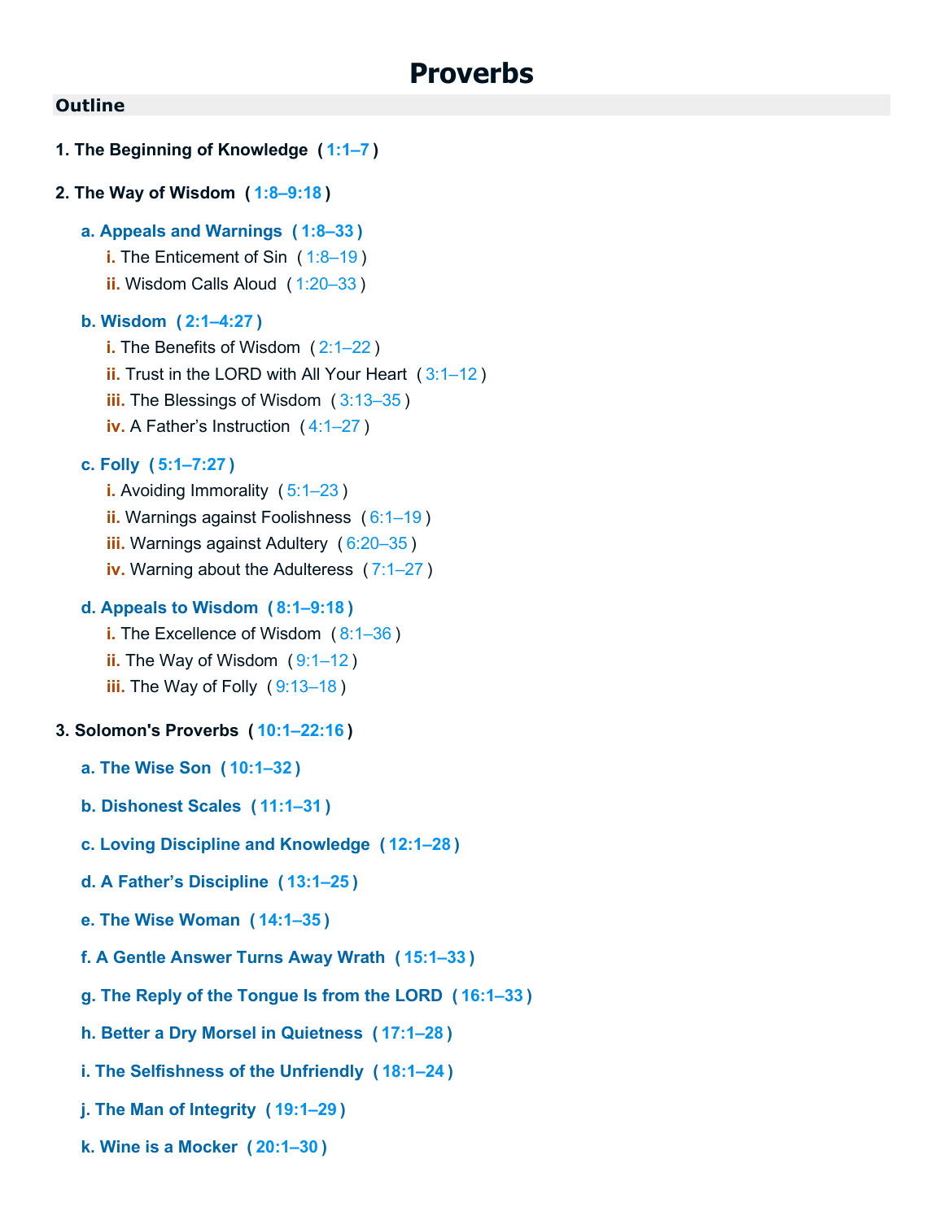# Proverbs

## Outline

**1. The Beginning of Knowledge ( 1:1–7 )**

**2. The Way of Wisdom ( 1:8–9:18 )**

- **a. Appeals and Warnings ( 1:8–33 )**
  - i. The Enticement of Sin ( 1:8–19 )
  - ii. Wisdom Calls Aloud ( 1:20–33 )
- **b. Wisdom ( 2:1–4:27 )**
  - i. The Benefits of Wisdom ( 2:1–22 )
  - ii. Trust in the LORD with All Your Heart ( 3:1–12 )
  - iii. The Blessings of Wisdom ( 3:13–35 )
  - iv. A Father's Instruction ( 4:1–27 )
- **c. Folly ( 5:1–7:27 )**
  - i. Avoiding Immorality ( 5:1–23 )
  - ii. Warnings against Foolishness ( 6:1–19 )
  - iii. Warnings against Adultery ( 6:20–35 )
  - iv. Warning about the Adulteress ( 7:1–27 )
- **d. Appeals to Wisdom ( 8:1–9:18 )**
  - i. The Excellence of Wisdom ( 8:1–36 )
  - ii. The Way of Wisdom ( 9:1–12 )
  - iii. The Way of Folly ( 9:13–18 )

**3. Solomon's Proverbs ( 10:1–22:16 )**

- **a. The Wise Son ( 10:1–32 )**
- **b. Dishonest Scales ( 11:1–31 )**
- **c. Loving Discipline and Knowledge ( 12:1–28 )**
- **d. A Father's Discipline ( 13:1–25 )**
- **e. The Wise Woman ( 14:1–35 )**
- **f. A Gentle Answer Turns Away Wrath ( 15:1–33 )**
- **g. The Reply of the Tongue Is from the LORD ( 16:1–33 )**
- **h. Better a Dry Morsel in Quietness ( 17:1–28 )**
- **i. The Selfishness of the Unfriendly ( 18:1–24 )**
- **j. The Man of Integrity ( 19:1–29 )**
- **k. Wine is a Mocker ( 20:1–30 )**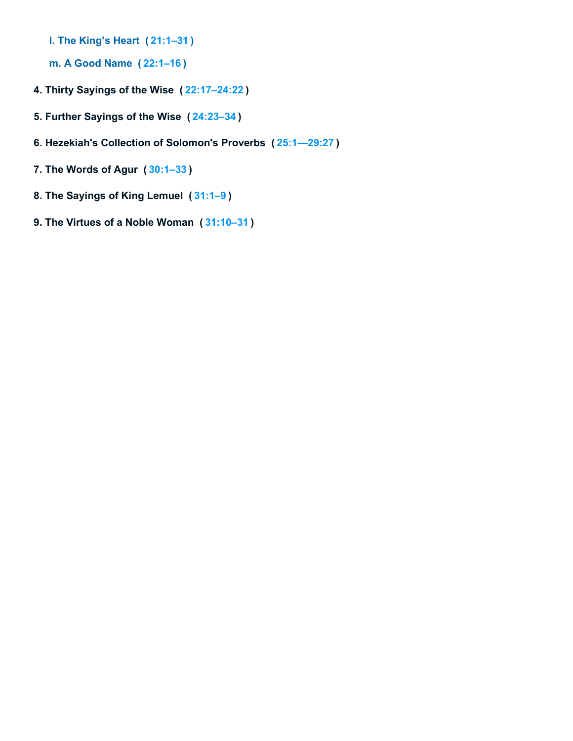- l. The King’s Heart ( 21:1–31 )
- m. A Good Name ( 22:1–16 )

4. **Thirty Sayings of the Wise ( 22:17–24:22 )**
5. **Further Sayings of the Wise ( 24:23–34 )**
6. **Hezekiah's Collection of Solomon's Proverbs ( 25:1—29:27 )**
7. **The Words of Agur ( 30:1–33 )**
8. **The Sayings of King Lemuel ( 31:1–9 )**
9. **The Virtues of a Noble Woman ( 31:10–31 )**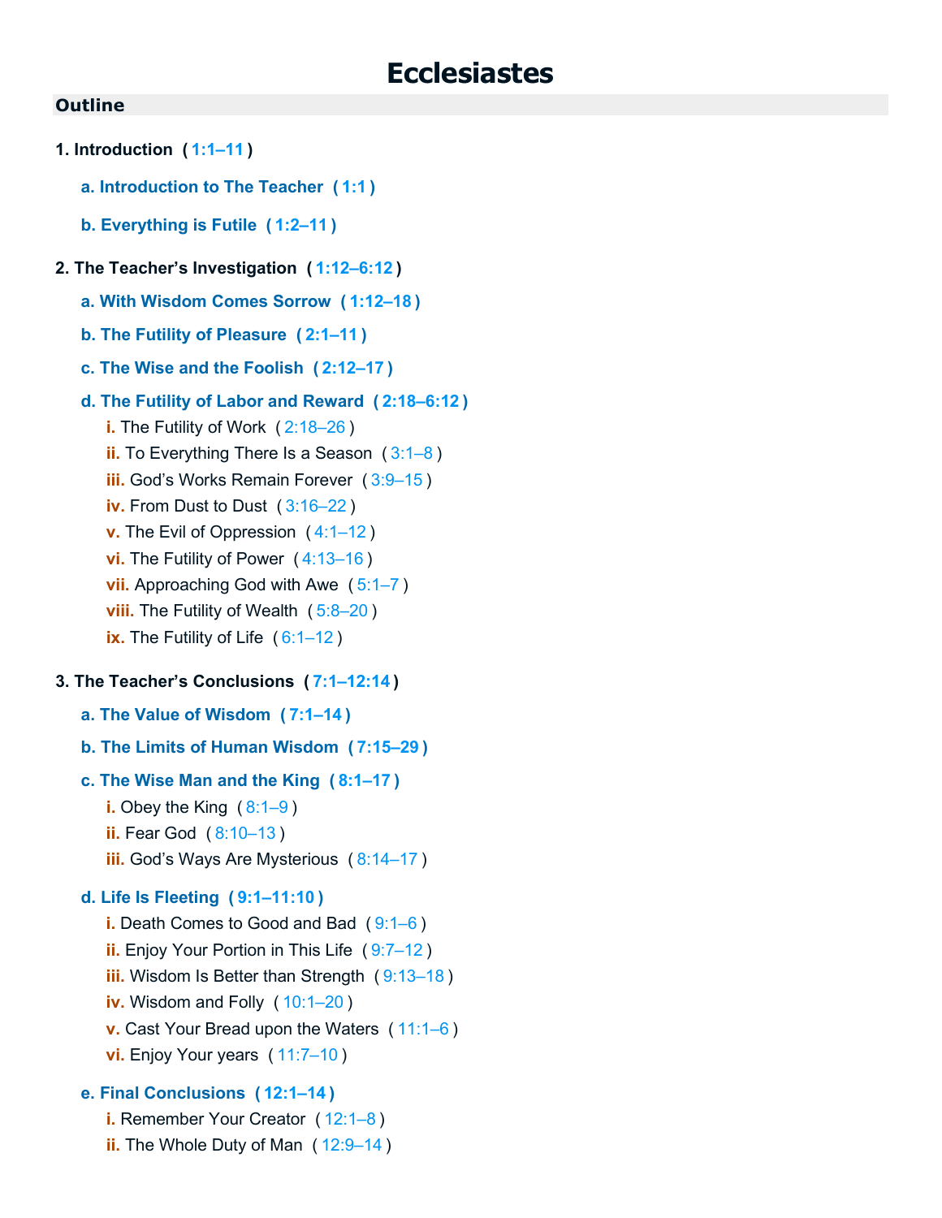# Ecclesiastes

## Outline

**1. Introduction ( 1:1–11 )**

- **a. Introduction to The Teacher ( 1:1 )**
- **b. Everything is Futile ( 1:2–11 )**

**2. The Teacher's Investigation ( 1:12–6:12 )**

- **a. With Wisdom Comes Sorrow ( 1:12–18 )**
- **b. The Futility of Pleasure ( 2:1–11 )**
- **c. The Wise and the Foolish ( 2:12–17 )**
- **d. The Futility of Labor and Reward ( 2:18–6:12 )**
  - i. The Futility of Work ( 2:18–26 )
  - ii. To Everything There Is a Season ( 3:1–8 )
  - iii. God's Works Remain Forever ( 3:9–15 )
  - iv. From Dust to Dust ( 3:16–22 )
  - v. The Evil of Oppression ( 4:1–12 )
  - vi. The Futility of Power ( 4:13–16 )
  - vii. Approaching God with Awe ( 5:1–7 )
  - viii. The Futility of Wealth ( 5:8–20 )
  - ix. The Futility of Life ( 6:1–12 )

**3. The Teacher's Conclusions ( 7:1–12:14 )**

- **a. The Value of Wisdom ( 7:1–14 )**
- **b. The Limits of Human Wisdom ( 7:15–29 )**
- **c. The Wise Man and the King ( 8:1–17 )**
  - i. Obey the King ( 8:1–9 )
  - ii. Fear God ( 8:10–13 )
  - iii. God's Ways Are Mysterious ( 8:14–17 )
- **d. Life Is Fleeting ( 9:1–11:10 )**
  - i. Death Comes to Good and Bad ( 9:1–6 )
  - ii. Enjoy Your Portion in This Life ( 9:7–12 )
  - iii. Wisdom Is Better than Strength ( 9:13–18 )
  - iv. Wisdom and Folly ( 10:1–20 )
  - v. Cast Your Bread upon the Waters ( 11:1–6 )
  - vi. Enjoy Your years ( 11:7–10 )
- **e. Final Conclusions ( 12:1–14 )**
  - i. Remember Your Creator ( 12:1–8 )
  - ii. The Whole Duty of Man ( 12:9–14 )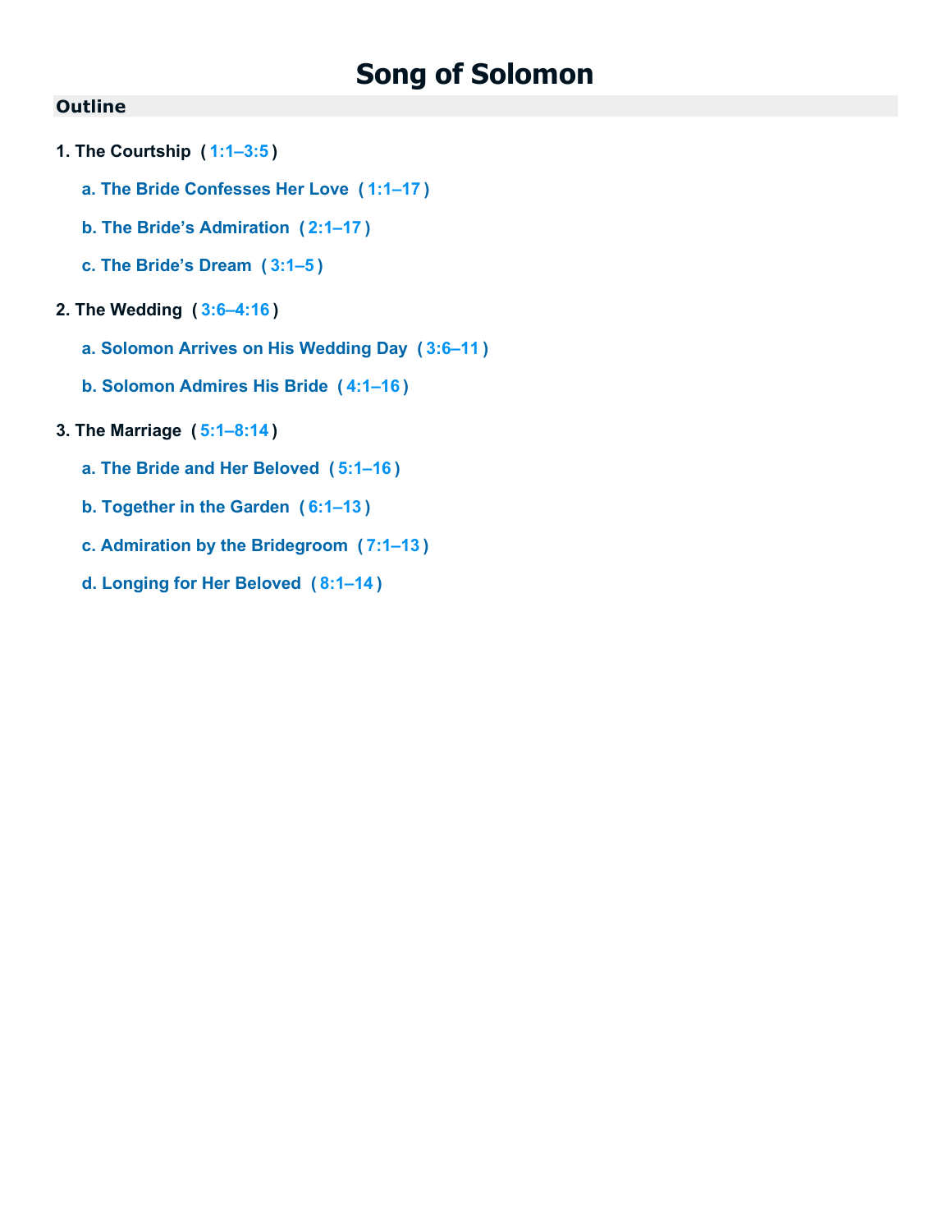# Song of Solomon

## Outline

1. **The Courtship** ( 1:1–3:5 )
   - **a. The Bride Confesses Her Love** ( 1:1–17 )
   - **b. The Bride's Admiration** ( 2:1–17 )
   - **c. The Bride's Dream** ( 3:1–5 )
2. **The Wedding** ( 3:6–4:16 )
   - **a. Solomon Arrives on His Wedding Day** ( 3:6–11 )
   - **b. Solomon Admires His Bride** ( 4:1–16 )
3. **The Marriage** ( 5:1–8:14 )
   - **a. The Bride and Her Beloved** ( 5:1–16 )
   - **b. Together in the Garden** ( 6:1–13 )
   - **c. Admiration by the Bridegroom** ( 7:1–13 )
   - **d. Longing for Her Beloved** ( 8:1–14 )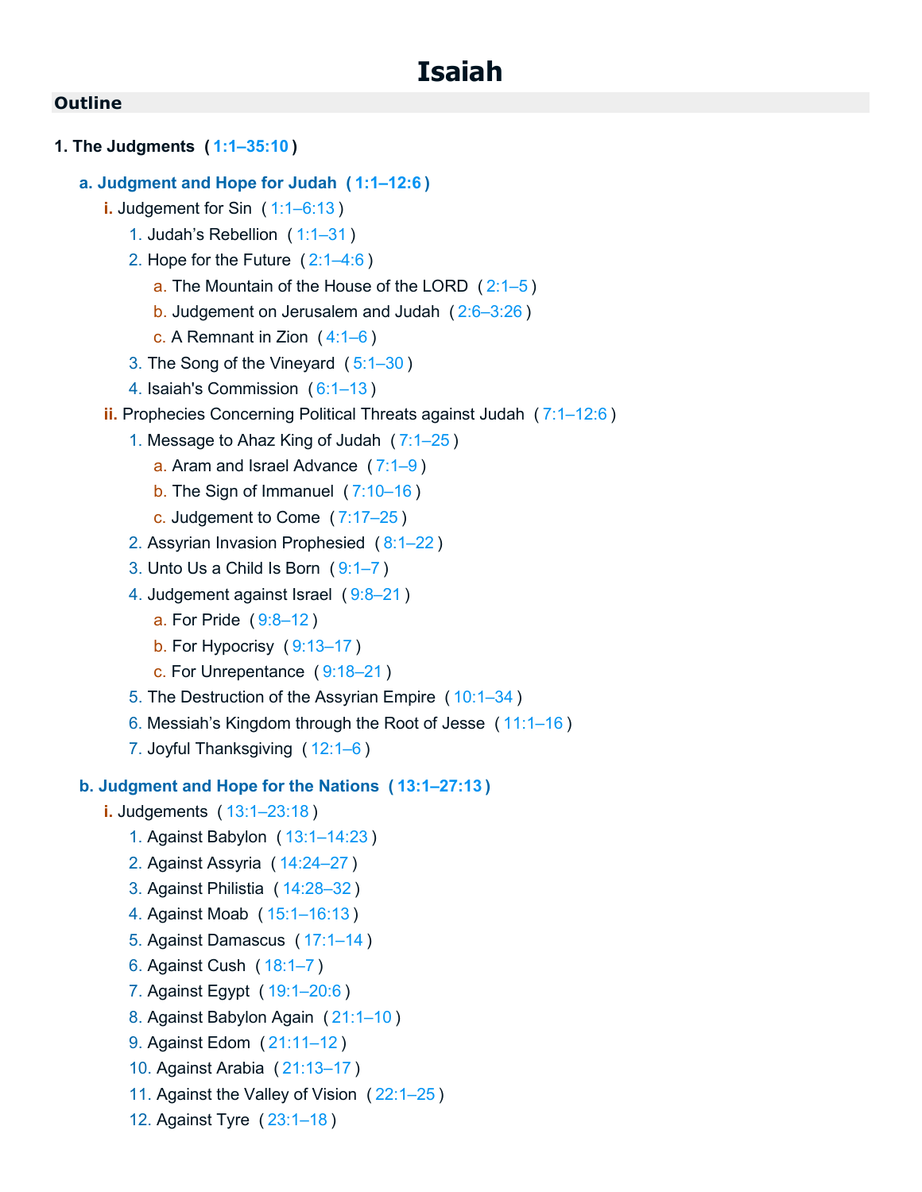# Isaiah

## Outline

**1. The Judgments ( 1:1–35:10 )**

- **a. Judgment and Hope for Judah ( 1:1–12:6 )**
  - i. Judgement for Sin ( 1:1–6:13 )
    1. Judah’s Rebellion ( 1:1–31 )
    2. Hope for the Future ( 2:1–4:6 )
       - a. The Mountain of the House of the LORD ( 2:1–5 )
       - b. Judgement on Jerusalem and Judah ( 2:6–3:26 )
       - c. A Remnant in Zion ( 4:1–6 )
    3. The Song of the Vineyard ( 5:1–30 )
    4. Isaiah's Commission ( 6:1–13 )
  - ii. Prophecies Concerning Political Threats against Judah ( 7:1–12:6 )
    1. Message to Ahaz King of Judah ( 7:1–25 )
       - a. Aram and Israel Advance ( 7:1–9 )
       - b. The Sign of Immanuel ( 7:10–16 )
       - c. Judgement to Come ( 7:17–25 )
    2. Assyrian Invasion Prophesied ( 8:1–22 )
    3. Unto Us a Child Is Born ( 9:1–7 )
    4. Judgement against Israel ( 9:8–21 )
       - a. For Pride ( 9:8–12 )
       - b. For Hypocrisy ( 9:13–17 )
       - c. For Unrepentance ( 9:18–21 )
    5. The Destruction of the Assyrian Empire ( 10:1–34 )
    6. Messiah’s Kingdom through the Root of Jesse ( 11:1–16 )
    7. Joyful Thanksgiving ( 12:1–6 )

- **b. Judgment and Hope for the Nations ( 13:1–27:13 )**
  - i. Judgements ( 13:1–23:18 )
    1. Against Babylon ( 13:1–14:23 )
    2. Against Assyria ( 14:24–27 )
    3. Against Philistia ( 14:28–32 )
    4. Against Moab ( 15:1–16:13 )
    5. Against Damascus ( 17:1–14 )
    6. Against Cush ( 18:1–7 )
    7. Against Egypt ( 19:1–20:6 )
    8. Against Babylon Again ( 21:1–10 )
    9. Against Edom ( 21:11–12 )
    10. Against Arabia ( 21:13–17 )
    11. Against the Valley of Vision ( 22:1–25 )
    12. Against Tyre ( 23:1–18 )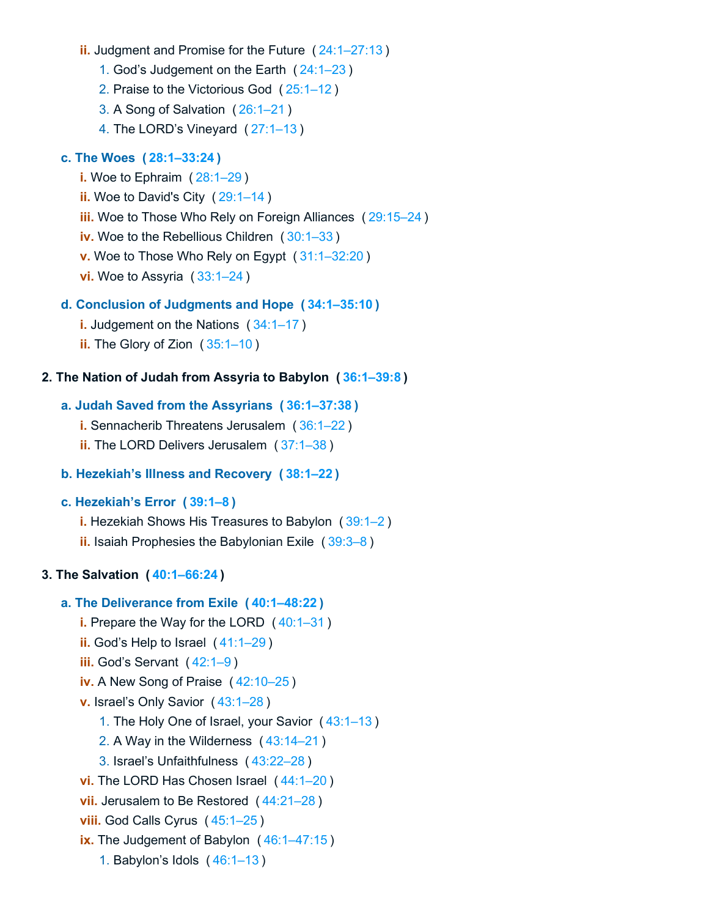- **ii.** Judgment and Promise for the Future ( 24:1–27:13 )
  1. God's Judgement on the Earth ( 24:1–23 )
  2. Praise to the Victorious God ( 25:1–12 )
  3. A Song of Salvation ( 26:1–21 )
  4. The LORD's Vineyard ( 27:1–13 )

**c. The Woes ( 28:1–33:24 )**

- **i.** Woe to Ephraim ( 28:1–29 )
- **ii.** Woe to David's City ( 29:1–14 )
- **iii.** Woe to Those Who Rely on Foreign Alliances ( 29:15–24 )
- **iv.** Woe to the Rebellious Children ( 30:1–33 )
- **v.** Woe to Those Who Rely on Egypt ( 31:1–32:20 )
- **vi.** Woe to Assyria ( 33:1–24 )

**d. Conclusion of Judgments and Hope ( 34:1–35:10 )**

- **i.** Judgement on the Nations ( 34:1–17 )
- **ii.** The Glory of Zion ( 35:1–10 )

**2. The Nation of Judah from Assyria to Babylon ( 36:1–39:8 )**

**a. Judah Saved from the Assyrians ( 36:1–37:38 )**

- **i.** Sennacherib Threatens Jerusalem ( 36:1–22 )
- **ii.** The LORD Delivers Jerusalem ( 37:1–38 )

**b. Hezekiah's Illness and Recovery ( 38:1–22 )**

**c. Hezekiah's Error ( 39:1–8 )**

- **i.** Hezekiah Shows His Treasures to Babylon ( 39:1–2 )
- **ii.** Isaiah Prophesies the Babylonian Exile ( 39:3–8 )

**3. The Salvation ( 40:1–66:24 )**

**a. The Deliverance from Exile ( 40:1–48:22 )**

- **i.** Prepare the Way for the LORD ( 40:1–31 )
- **ii.** God's Help to Israel ( 41:1–29 )
- **iii.** God's Servant ( 42:1–9 )
- **iv.** A New Song of Praise ( 42:10–25 )
- **v.** Israel's Only Savior ( 43:1–28 )
  1. The Holy One of Israel, your Savior ( 43:1–13 )
  2. A Way in the Wilderness ( 43:14–21 )
  3. Israel's Unfaithfulness ( 43:22–28 )
- **vi.** The LORD Has Chosen Israel ( 44:1–20 )
- **vii.** Jerusalem to Be Restored ( 44:21–28 )
- **viii.** God Calls Cyrus ( 45:1–25 )
- **ix.** The Judgement of Babylon ( 46:1–47:15 )
  1. Babylon's Idols ( 46:1–13 )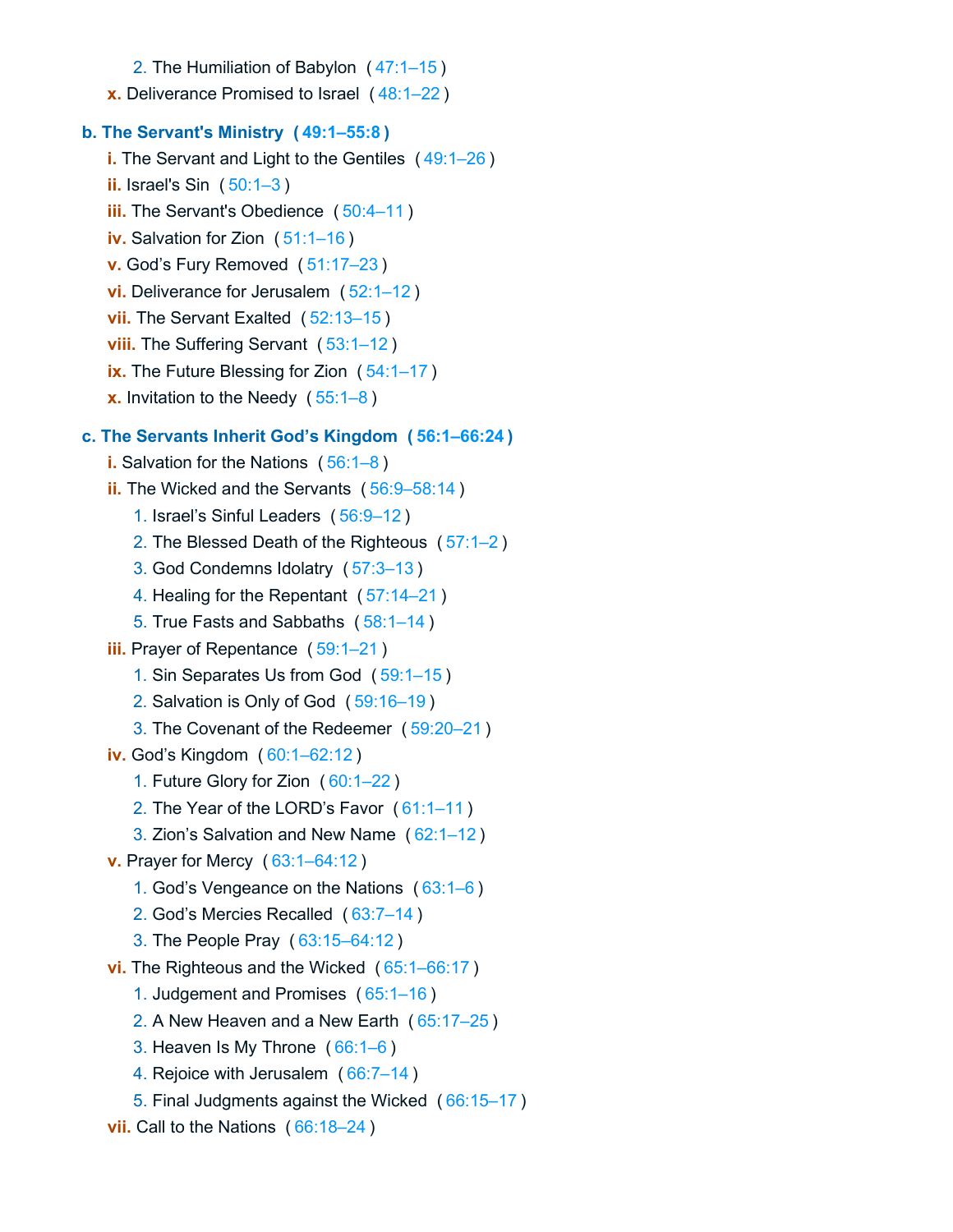2. The Humiliation of Babylon ( 47:1–15 )
    x. Deliverance Promised to Israel ( 48:1–22 )

**b. The Servant's Ministry ( 49:1–55:8 )**

- i. The Servant and Light to the Gentiles ( 49:1–26 )
- ii. Israel's Sin ( 50:1–3 )
- iii. The Servant's Obedience ( 50:4–11 )
- iv. Salvation for Zion ( 51:1–16 )
- v. God's Fury Removed ( 51:17–23 )
- vi. Deliverance for Jerusalem ( 52:1–12 )
- vii. The Servant Exalted ( 52:13–15 )
- viii. The Suffering Servant ( 53:1–12 )
- ix. The Future Blessing for Zion ( 54:1–17 )
- x. Invitation to the Needy ( 55:1–8 )

**c. The Servants Inherit God's Kingdom ( 56:1–66:24 )**

- i. Salvation for the Nations ( 56:1–8 )
- ii. The Wicked and the Servants ( 56:9–58:14 )
    1. Israel's Sinful Leaders ( 56:9–12 )
    2. The Blessed Death of the Righteous ( 57:1–2 )
    3. God Condemns Idolatry ( 57:3–13 )
    4. Healing for the Repentant ( 57:14–21 )
    5. True Fasts and Sabbaths ( 58:1–14 )
- iii. Prayer of Repentance ( 59:1–21 )
    1. Sin Separates Us from God ( 59:1–15 )
    2. Salvation is Only of God ( 59:16–19 )
    3. The Covenant of the Redeemer ( 59:20–21 )
- iv. God's Kingdom ( 60:1–62:12 )
    1. Future Glory for Zion ( 60:1–22 )
    2. The Year of the LORD's Favor ( 61:1–11 )
    3. Zion's Salvation and New Name ( 62:1–12 )
- v. Prayer for Mercy ( 63:1–64:12 )
    1. God's Vengeance on the Nations ( 63:1–6 )
    2. God's Mercies Recalled ( 63:7–14 )
    3. The People Pray ( 63:15–64:12 )
- vi. The Righteous and the Wicked ( 65:1–66:17 )
    1. Judgement and Promises ( 65:1–16 )
    2. A New Heaven and a New Earth ( 65:17–25 )
    3. Heaven Is My Throne ( 66:1–6 )
    4. Rejoice with Jerusalem ( 66:7–14 )
    5. Final Judgments against the Wicked ( 66:15–17 )
- vii. Call to the Nations ( 66:18–24 )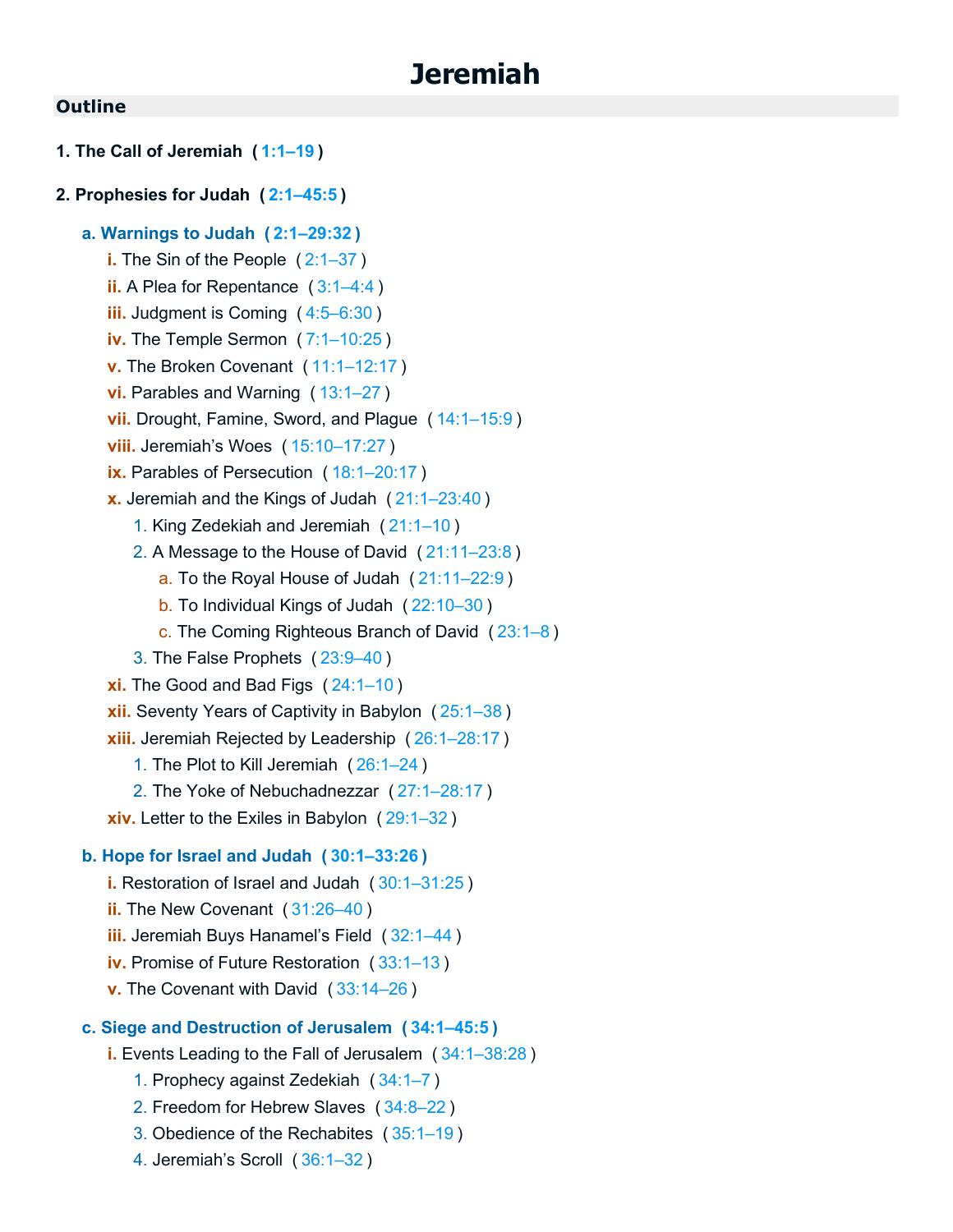# Jeremiah

## Outline

**1. The Call of Jeremiah ( 1:1–19 )**

**2. Prophesies for Judah ( 2:1–45:5 )**

- **a. Warnings to Judah ( 2:1–29:32 )**
  - i. The Sin of the People ( 2:1–37 )
  - ii. A Plea for Repentance ( 3:1–4:4 )
  - iii. Judgment is Coming ( 4:5–6:30 )
  - iv. The Temple Sermon ( 7:1–10:25 )
  - v. The Broken Covenant ( 11:1–12:17 )
  - vi. Parables and Warning ( 13:1–27 )
  - vii. Drought, Famine, Sword, and Plague ( 14:1–15:9 )
  - viii. Jeremiah's Woes ( 15:10–17:27 )
  - ix. Parables of Persecution ( 18:1–20:17 )
  - x. Jeremiah and the Kings of Judah ( 21:1–23:40 )
    1. King Zedekiah and Jeremiah ( 21:1–10 )
    2. A Message to the House of David ( 21:11–23:8 )
       - a. To the Royal House of Judah ( 21:11–22:9 )
       - b. To Individual Kings of Judah ( 22:10–30 )
       - c. The Coming Righteous Branch of David ( 23:1–8 )
    3. The False Prophets ( 23:9–40 )
  - xi. The Good and Bad Figs ( 24:1–10 )
  - xii. Seventy Years of Captivity in Babylon ( 25:1–38 )
  - xiii. Jeremiah Rejected by Leadership ( 26:1–28:17 )
    1. The Plot to Kill Jeremiah ( 26:1–24 )
    2. The Yoke of Nebuchadnezzar ( 27:1–28:17 )
  - xiv. Letter to the Exiles in Babylon ( 29:1–32 )

- **b. Hope for Israel and Judah ( 30:1–33:26 )**
  - i. Restoration of Israel and Judah ( 30:1–31:25 )
  - ii. The New Covenant ( 31:26–40 )
  - iii. Jeremiah Buys Hanamel's Field ( 32:1–44 )
  - iv. Promise of Future Restoration ( 33:1–13 )
  - v. The Covenant with David ( 33:14–26 )

- **c. Siege and Destruction of Jerusalem ( 34:1–45:5 )**
  - i. Events Leading to the Fall of Jerusalem ( 34:1–38:28 )
    1. Prophecy against Zedekiah ( 34:1–7 )
    2. Freedom for Hebrew Slaves ( 34:8–22 )
    3. Obedience of the Rechabites ( 35:1–19 )
    4. Jeremiah's Scroll ( 36:1–32 )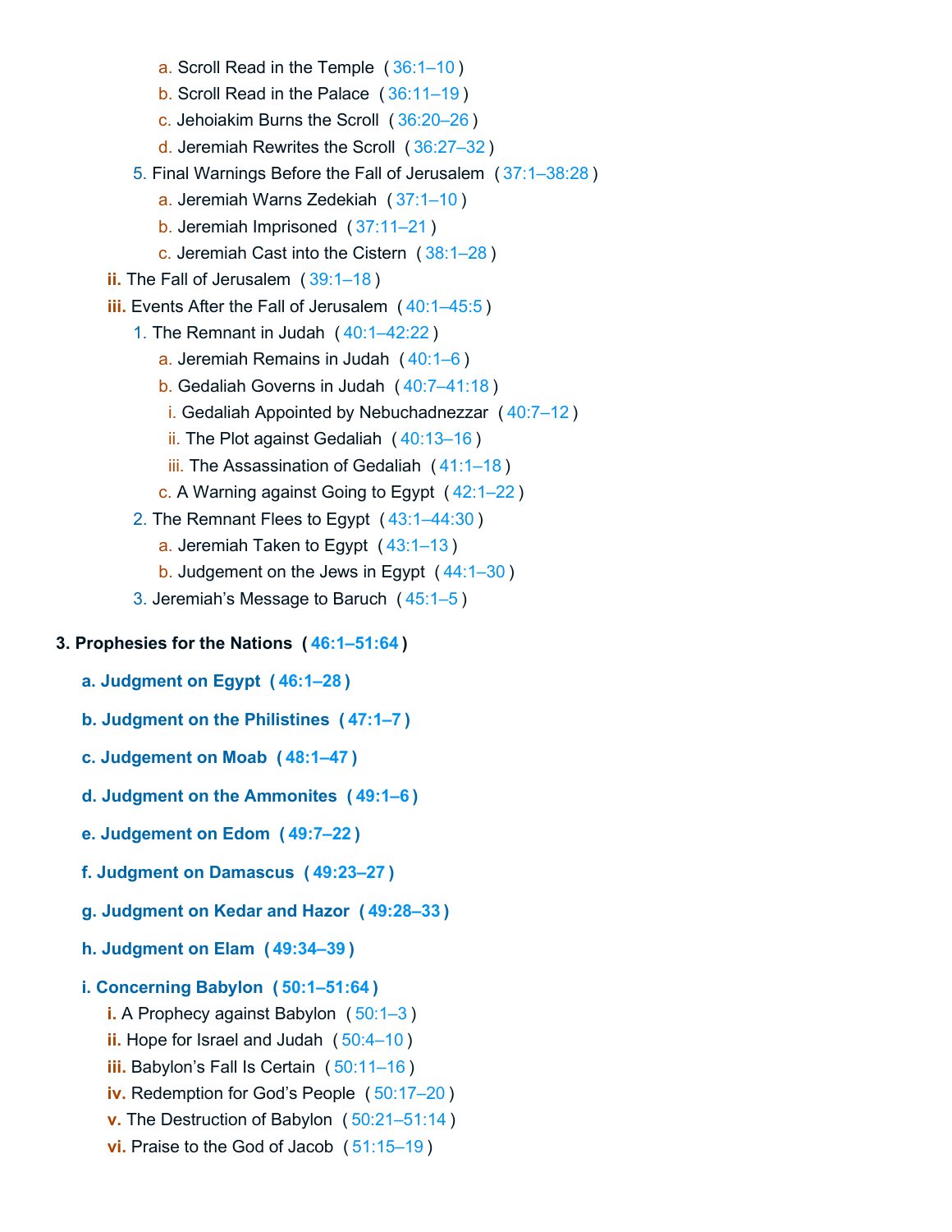- a. Scroll Read in the Temple ( 36:1–10 )
- b. Scroll Read in the Palace ( 36:11–19 )
- c. Jehoiakim Burns the Scroll ( 36:20–26 )
- d. Jeremiah Rewrites the Scroll ( 36:27–32 )

5. Final Warnings Before the Fall of Jerusalem ( 37:1–38:28 )
   - a. Jeremiah Warns Zedekiah ( 37:1–10 )
   - b. Jeremiah Imprisoned ( 37:11–21 )
   - c. Jeremiah Cast into the Cistern ( 38:1–28 )

**ii.** The Fall of Jerusalem ( 39:1–18 )

**iii.** Events After the Fall of Jerusalem ( 40:1–45:5 )

1. The Remnant in Judah ( 40:1–42:22 )
   - a. Jeremiah Remains in Judah ( 40:1–6 )
   - b. Gedaliah Governs in Judah ( 40:7–41:18 )
     - i. Gedaliah Appointed by Nebuchadnezzar ( 40:7–12 )
     - ii. The Plot against Gedaliah ( 40:13–16 )
     - iii. The Assassination of Gedaliah ( 41:1–18 )
   - c. A Warning against Going to Egypt ( 42:1–22 )
2. The Remnant Flees to Egypt ( 43:1–44:30 )
   - a. Jeremiah Taken to Egypt ( 43:1–13 )
   - b. Judgement on the Jews in Egypt ( 44:1–30 )
3. Jeremiah's Message to Baruch ( 45:1–5 )

**3. Prophesies for the Nations ( 46:1–51:64 )**

**a. Judgment on Egypt ( 46:1–28 )**

**b. Judgment on the Philistines ( 47:1–7 )**

**c. Judgement on Moab ( 48:1–47 )**

**d. Judgment on the Ammonites ( 49:1–6 )**

**e. Judgement on Edom ( 49:7–22 )**

**f. Judgment on Damascus ( 49:23–27 )**

**g. Judgment on Kedar and Hazor ( 49:28–33 )**

**h. Judgment on Elam ( 49:34–39 )**

**i. Concerning Babylon ( 50:1–51:64 )**

- **i.** A Prophecy against Babylon ( 50:1–3 )
- **ii.** Hope for Israel and Judah ( 50:4–10 )
- **iii.** Babylon's Fall Is Certain ( 50:11–16 )
- **iv.** Redemption for God's People ( 50:17–20 )
- **v.** The Destruction of Babylon ( 50:21–51:14 )
- **vi.** Praise to the God of Jacob ( 51:15–19 )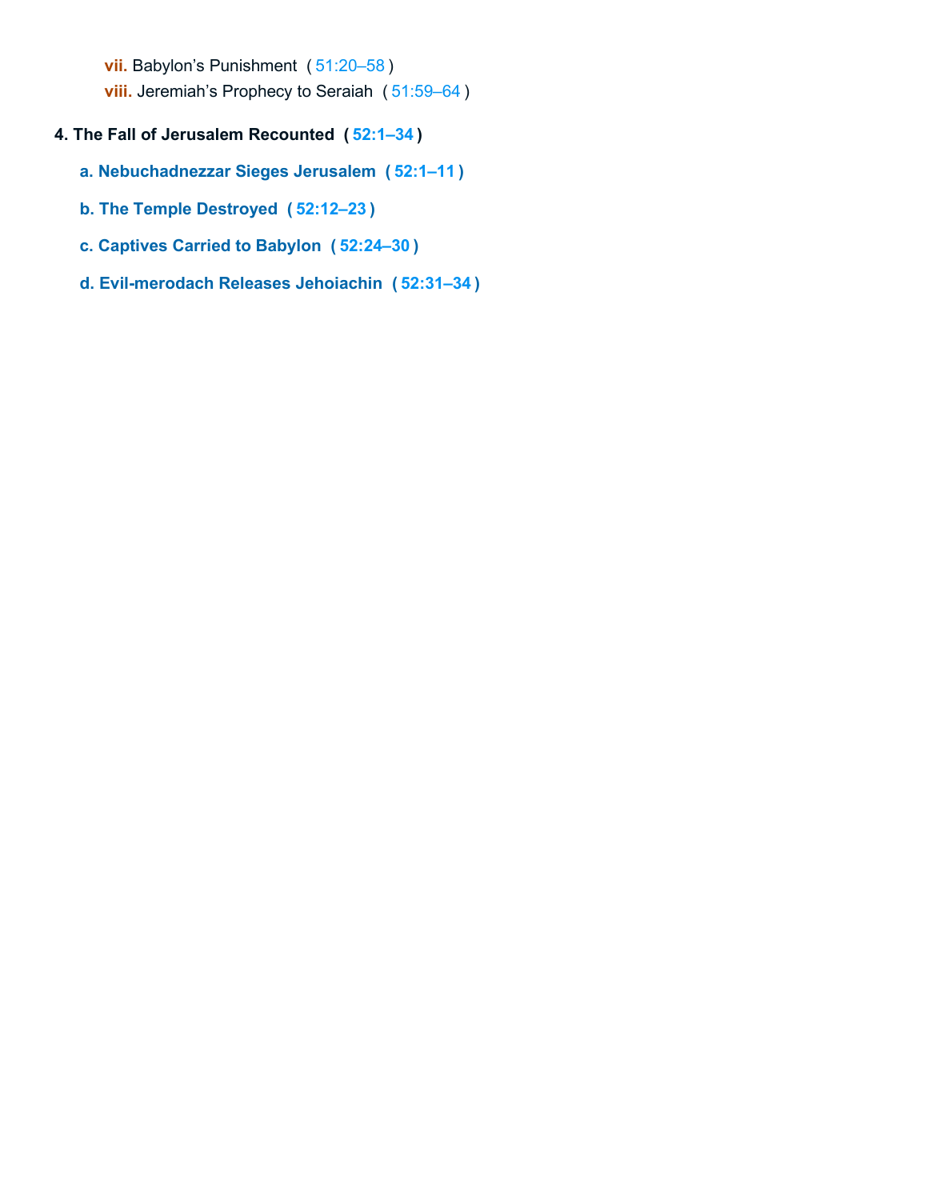- **vii.** Babylon’s Punishment ( 51:20–58 )
- **viii.** Jeremiah’s Prophecy to Seraiah ( 51:59–64 )

**4. The Fall of Jerusalem Recounted ( 52:1–34 )**

**a. Nebuchadnezzar Sieges Jerusalem ( 52:1–11 )**

**b. The Temple Destroyed ( 52:12–23 )**

**c. Captives Carried to Babylon ( 52:24–30 )**

**d. Evil-merodach Releases Jehoiachin ( 52:31–34 )**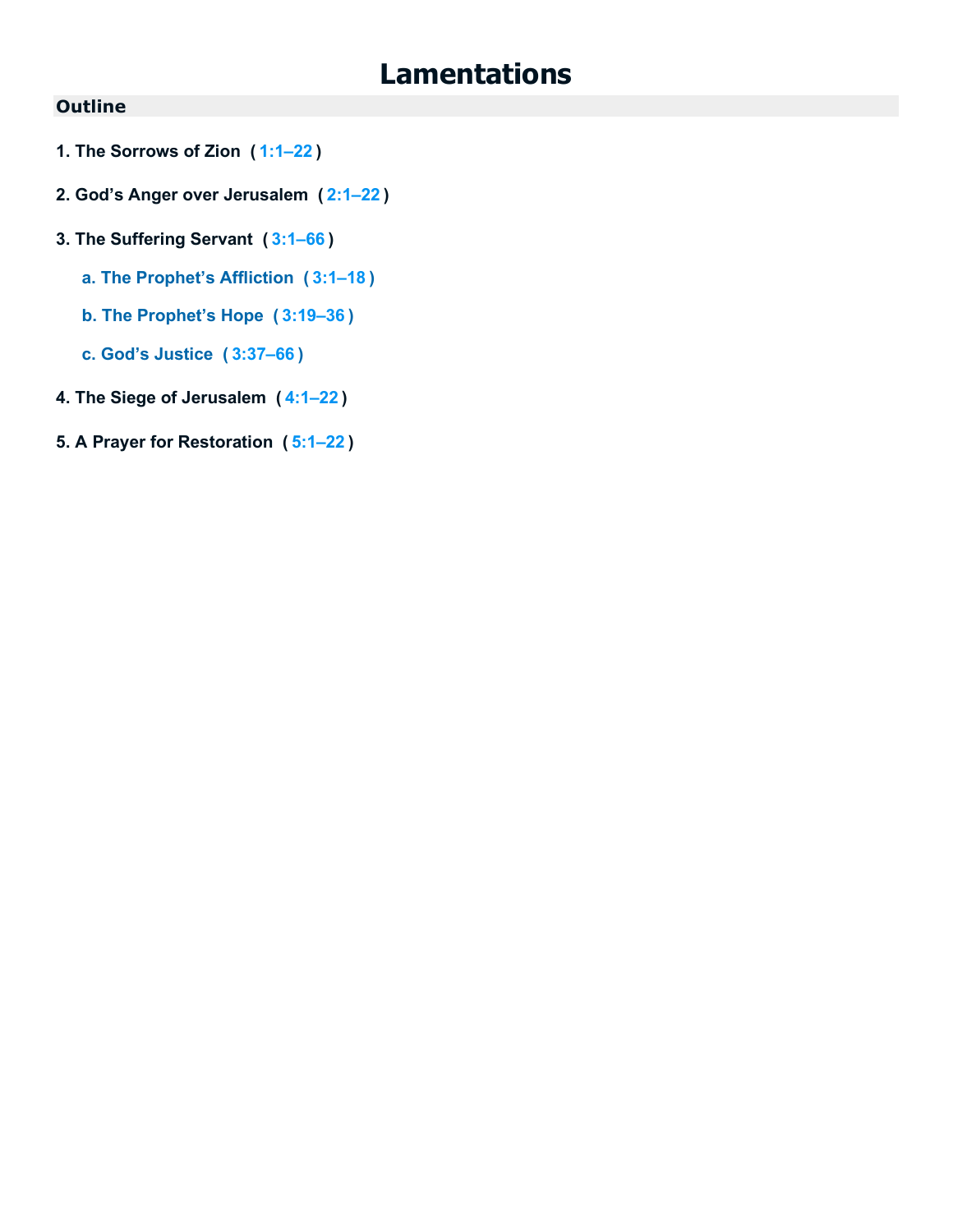# Lamentations

## Outline

1. **The Sorrows of Zion** ( 1:1–22 )

2. **God's Anger over Jerusalem** ( 2:1–22 )

3. **The Suffering Servant** ( 3:1–66 )

   a. **The Prophet's Affliction** ( 3:1–18 )

   b. **The Prophet's Hope** ( 3:19–36 )

   c. **God's Justice** ( 3:37–66 )

4. **The Siege of Jerusalem** ( 4:1–22 )

5. **A Prayer for Restoration** ( 5:1–22 )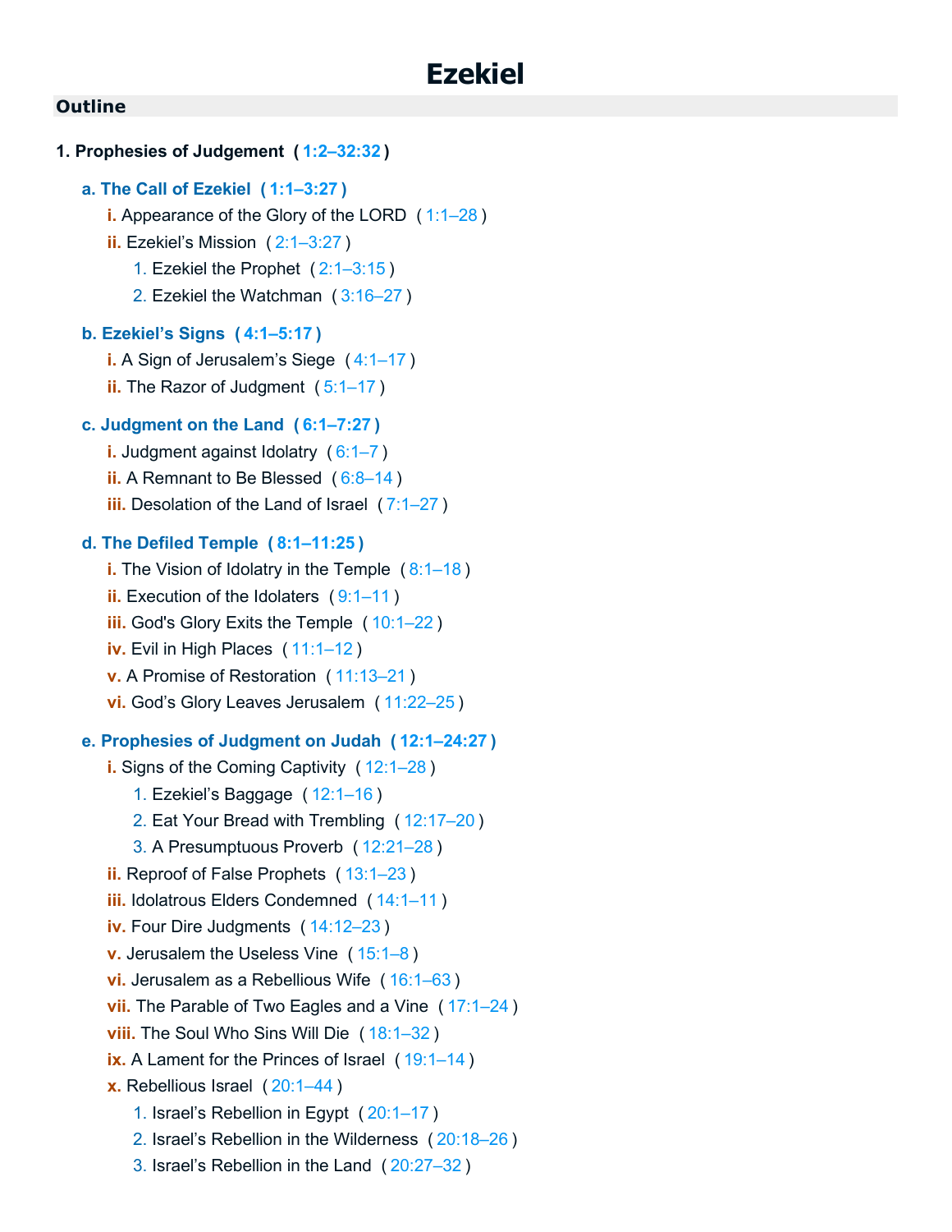# Ezekiel

## Outline

**1. Prophesies of Judgement ( 1:2–32:32 )**

- **a. The Call of Ezekiel ( 1:1–3:27 )**
  - **i.** Appearance of the Glory of the LORD ( 1:1–28 )
  - **ii.** Ezekiel's Mission ( 2:1–3:27 )
    1. Ezekiel the Prophet ( 2:1–3:15 )
    2. Ezekiel the Watchman ( 3:16–27 )

- **b. Ezekiel's Signs ( 4:1–5:17 )**
  - **i.** A Sign of Jerusalem's Siege ( 4:1–17 )
  - **ii.** The Razor of Judgment ( 5:1–17 )

- **c. Judgment on the Land ( 6:1–7:27 )**
  - **i.** Judgment against Idolatry ( 6:1–7 )
  - **ii.** A Remnant to Be Blessed ( 6:8–14 )
  - **iii.** Desolation of the Land of Israel ( 7:1–27 )

- **d. The Defiled Temple ( 8:1–11:25 )**
  - **i.** The Vision of Idolatry in the Temple ( 8:1–18 )
  - **ii.** Execution of the Idolaters ( 9:1–11 )
  - **iii.** God's Glory Exits the Temple ( 10:1–22 )
  - **iv.** Evil in High Places ( 11:1–12 )
  - **v.** A Promise of Restoration ( 11:13–21 )
  - **vi.** God's Glory Leaves Jerusalem ( 11:22–25 )

- **e. Prophesies of Judgment on Judah ( 12:1–24:27 )**
  - **i.** Signs of the Coming Captivity ( 12:1–28 )
    1. Ezekiel's Baggage ( 12:1–16 )
    2. Eat Your Bread with Trembling ( 12:17–20 )
    3. A Presumptuous Proverb ( 12:21–28 )
  - **ii.** Reproof of False Prophets ( 13:1–23 )
  - **iii.** Idolatrous Elders Condemned ( 14:1–11 )
  - **iv.** Four Dire Judgments ( 14:12–23 )
  - **v.** Jerusalem the Useless Vine ( 15:1–8 )
  - **vi.** Jerusalem as a Rebellious Wife ( 16:1–63 )
  - **vii.** The Parable of Two Eagles and a Vine ( 17:1–24 )
  - **viii.** The Soul Who Sins Will Die ( 18:1–32 )
  - **ix.** A Lament for the Princes of Israel ( 19:1–14 )
  - **x.** Rebellious Israel ( 20:1–44 )
    1. Israel's Rebellion in Egypt ( 20:1–17 )
    2. Israel's Rebellion in the Wilderness ( 20:18–26 )
    3. Israel's Rebellion in the Land ( 20:27–32 )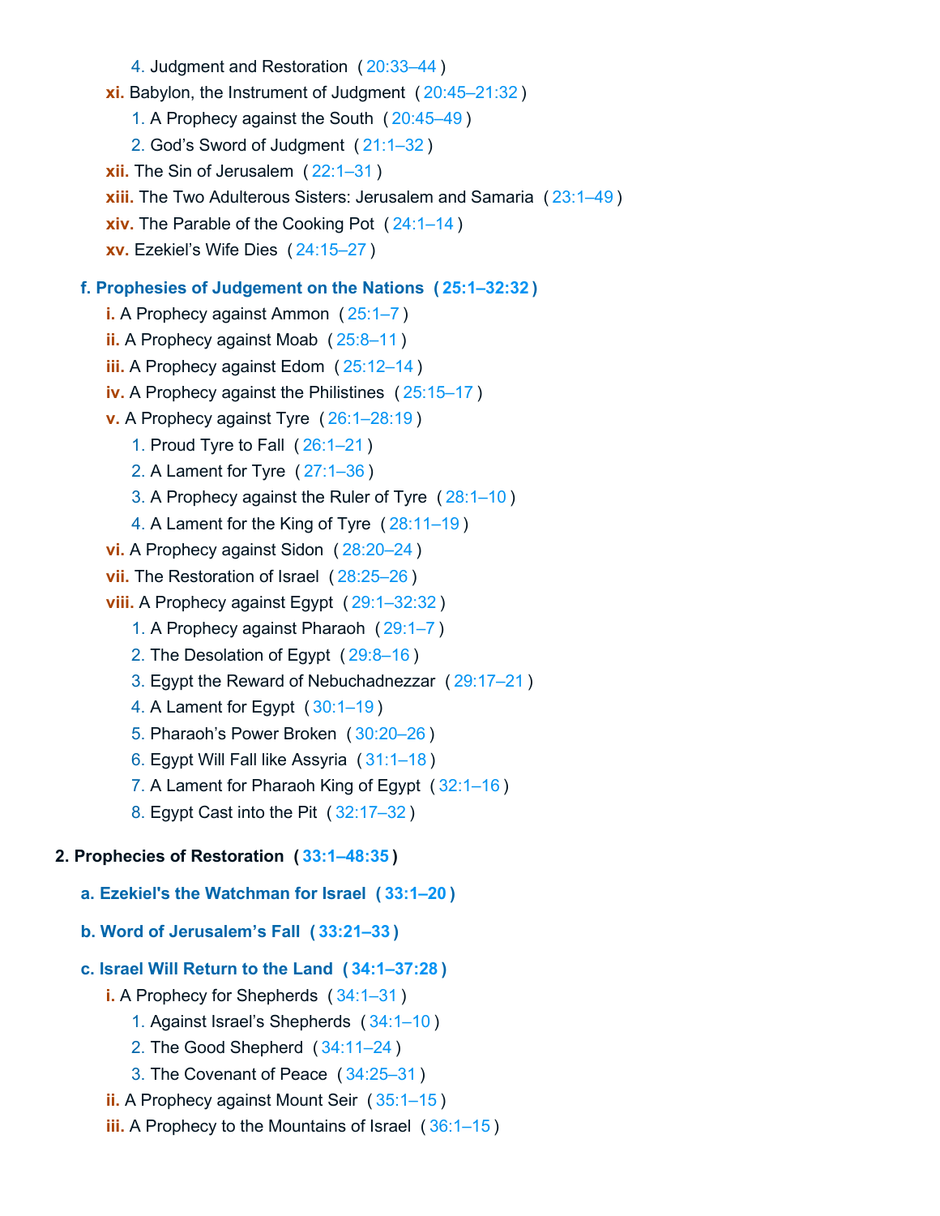4. Judgment and Restoration ( 20:33–44 )

- **xi.** Babylon, the Instrument of Judgment ( 20:45–21:32 )
    1. A Prophecy against the South ( 20:45–49 )
    2. God’s Sword of Judgment ( 21:1–32 )
- **xii.** The Sin of Jerusalem ( 22:1–31 )
- **xiii.** The Two Adulterous Sisters: Jerusalem and Samaria ( 23:1–49 )
- **xiv.** The Parable of the Cooking Pot ( 24:1–14 )
- **xv.** Ezekiel’s Wife Dies ( 24:15–27 )

**f. Prophesies of Judgement on the Nations ( 25:1–32:32 )**

- **i.** A Prophecy against Ammon ( 25:1–7 )
- **ii.** A Prophecy against Moab ( 25:8–11 )
- **iii.** A Prophecy against Edom ( 25:12–14 )
- **iv.** A Prophecy against the Philistines ( 25:15–17 )
- **v.** A Prophecy against Tyre ( 26:1–28:19 )
    1. Proud Tyre to Fall ( 26:1–21 )
    2. A Lament for Tyre ( 27:1–36 )
    3. A Prophecy against the Ruler of Tyre ( 28:1–10 )
    4. A Lament for the King of Tyre ( 28:11–19 )
- **vi.** A Prophecy against Sidon ( 28:20–24 )
- **vii.** The Restoration of Israel ( 28:25–26 )
- **viii.** A Prophecy against Egypt ( 29:1–32:32 )
    1. A Prophecy against Pharaoh ( 29:1–7 )
    2. The Desolation of Egypt ( 29:8–16 )
    3. Egypt the Reward of Nebuchadnezzar ( 29:17–21 )
    4. A Lament for Egypt ( 30:1–19 )
    5. Pharaoh’s Power Broken ( 30:20–26 )
    6. Egypt Will Fall like Assyria ( 31:1–18 )
    7. A Lament for Pharaoh King of Egypt ( 32:1–16 )
    8. Egypt Cast into the Pit ( 32:17–32 )

**2. Prophecies of Restoration ( 33:1–48:35 )**

**a. Ezekiel's the Watchman for Israel ( 33:1–20 )**

**b. Word of Jerusalem’s Fall ( 33:21–33 )**

**c. Israel Will Return to the Land ( 34:1–37:28 )**

- **i.** A Prophecy for Shepherds ( 34:1–31 )
    1. Against Israel’s Shepherds ( 34:1–10 )
    2. The Good Shepherd ( 34:11–24 )
    3. The Covenant of Peace ( 34:25–31 )
- **ii.** A Prophecy against Mount Seir ( 35:1–15 )
- **iii.** A Prophecy to the Mountains of Israel ( 36:1–15 )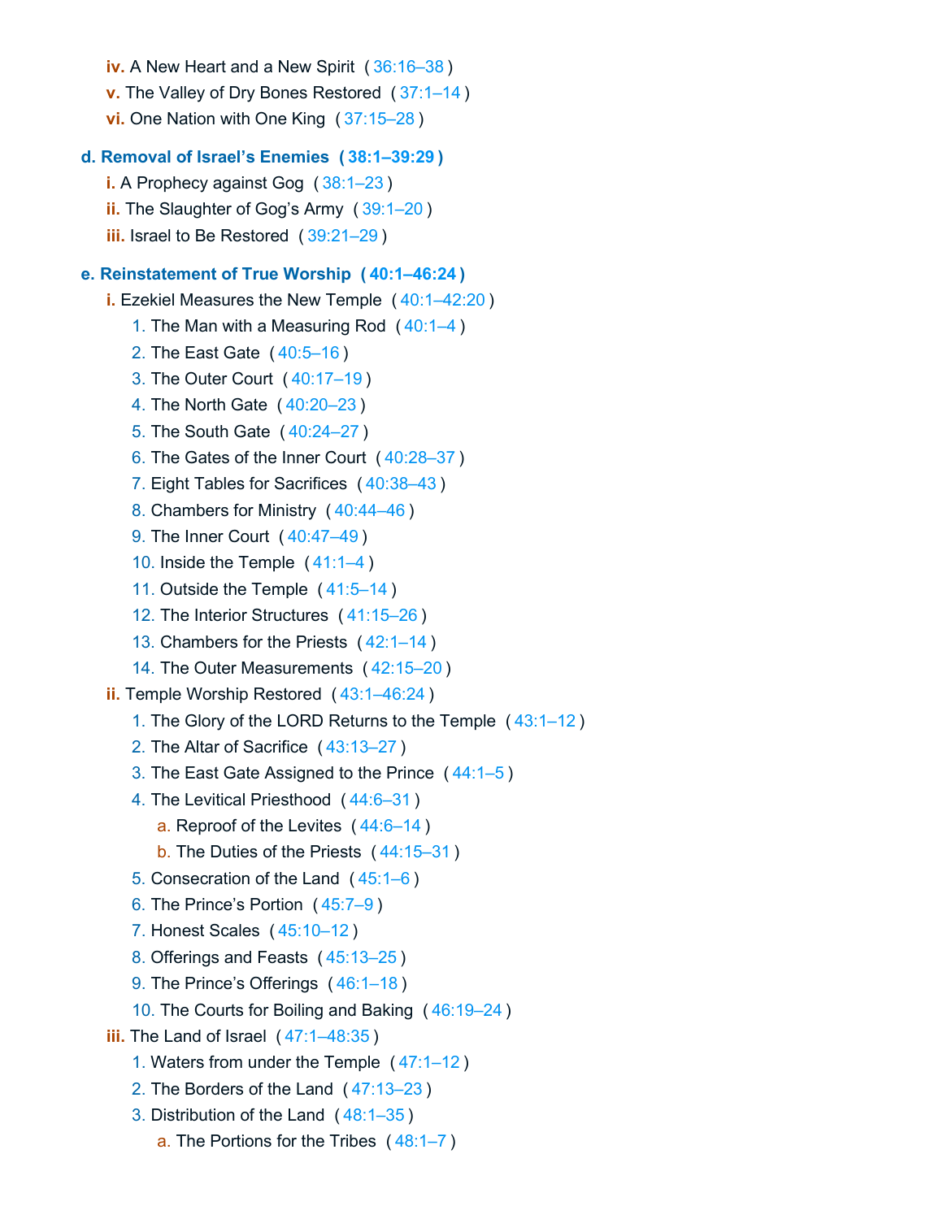- **iv.** A New Heart and a New Spirit ( 36:16–38 )
- **v.** The Valley of Dry Bones Restored ( 37:1–14 )
- **vi.** One Nation with One King ( 37:15–28 )

**d. Removal of Israel's Enemies ( 38:1–39:29 )**

- **i.** A Prophecy against Gog ( 38:1–23 )
- **ii.** The Slaughter of Gog's Army ( 39:1–20 )
- **iii.** Israel to Be Restored ( 39:21–29 )

**e. Reinstatement of True Worship ( 40:1–46:24 )**

- **i.** Ezekiel Measures the New Temple ( 40:1–42:20 )
  1. The Man with a Measuring Rod ( 40:1–4 )
  2. The East Gate ( 40:5–16 )
  3. The Outer Court ( 40:17–19 )
  4. The North Gate ( 40:20–23 )
  5. The South Gate ( 40:24–27 )
  6. The Gates of the Inner Court ( 40:28–37 )
  7. Eight Tables for Sacrifices ( 40:38–43 )
  8. Chambers for Ministry ( 40:44–46 )
  9. The Inner Court ( 40:47–49 )
  10. Inside the Temple ( 41:1–4 )
  11. Outside the Temple ( 41:5–14 )
  12. The Interior Structures ( 41:15–26 )
  13. Chambers for the Priests ( 42:1–14 )
  14. The Outer Measurements ( 42:15–20 )
- **ii.** Temple Worship Restored ( 43:1–46:24 )
  1. The Glory of the LORD Returns to the Temple ( 43:1–12 )
  2. The Altar of Sacrifice ( 43:13–27 )
  3. The East Gate Assigned to the Prince ( 44:1–5 )
  4. The Levitical Priesthood ( 44:6–31 )
     - a. Reproof of the Levites ( 44:6–14 )
     - b. The Duties of the Priests ( 44:15–31 )
  5. Consecration of the Land ( 45:1–6 )
  6. The Prince's Portion ( 45:7–9 )
  7. Honest Scales ( 45:10–12 )
  8. Offerings and Feasts ( 45:13–25 )
  9. The Prince's Offerings ( 46:1–18 )
  10. The Courts for Boiling and Baking ( 46:19–24 )
- **iii.** The Land of Israel ( 47:1–48:35 )
  1. Waters from under the Temple ( 47:1–12 )
  2. The Borders of the Land ( 47:13–23 )
  3. Distribution of the Land ( 48:1–35 )
     - a. The Portions for the Tribes ( 48:1–7 )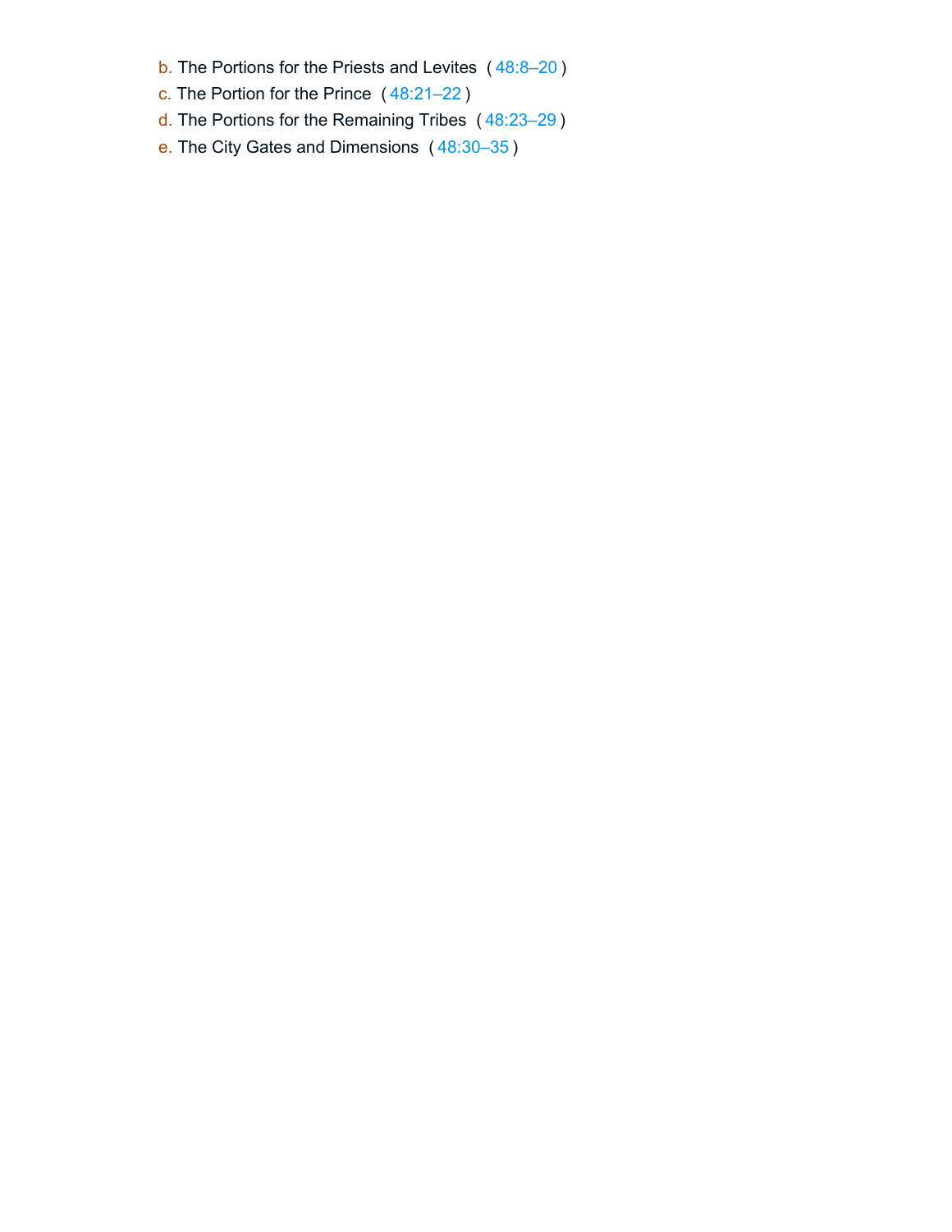b. The Portions for the Priests and Levites (48:8–20)
c. The Portion for the Prince (48:21–22)
d. The Portions for the Remaining Tribes (48:23–29)
e. The City Gates and Dimensions (48:30–35)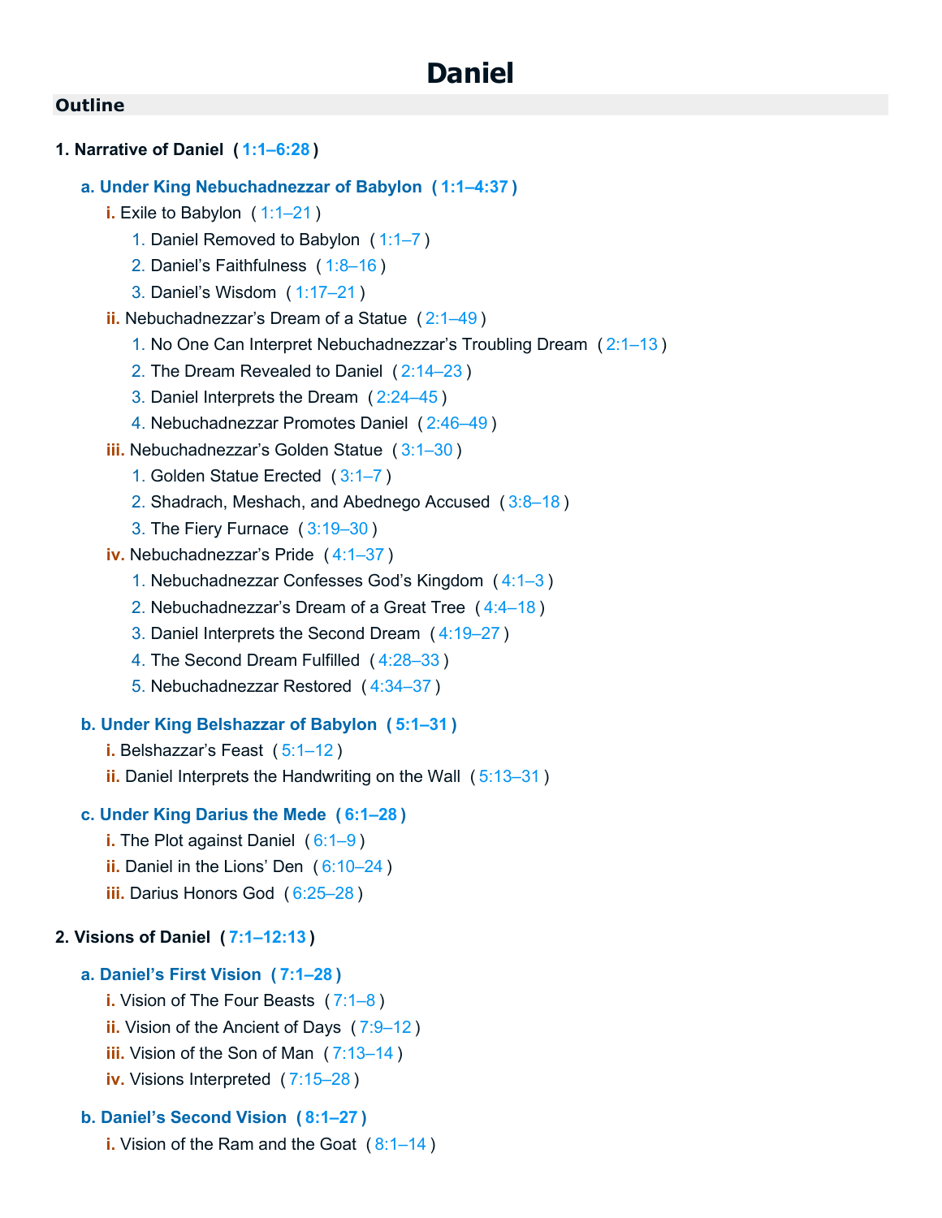# Daniel

## Outline

**1. Narrative of Daniel ( 1:1–6:28 )**

- **a. Under King Nebuchadnezzar of Babylon ( 1:1–4:37 )**
  - i. Exile to Babylon ( 1:1–21 )
    1. Daniel Removed to Babylon ( 1:1–7 )
    2. Daniel's Faithfulness ( 1:8–16 )
    3. Daniel's Wisdom ( 1:17–21 )
  - ii. Nebuchadnezzar's Dream of a Statue ( 2:1–49 )
    1. No One Can Interpret Nebuchadnezzar's Troubling Dream ( 2:1–13 )
    2. The Dream Revealed to Daniel ( 2:14–23 )
    3. Daniel Interprets the Dream ( 2:24–45 )
    4. Nebuchadnezzar Promotes Daniel ( 2:46–49 )
  - iii. Nebuchadnezzar's Golden Statue ( 3:1–30 )
    1. Golden Statue Erected ( 3:1–7 )
    2. Shadrach, Meshach, and Abednego Accused ( 3:8–18 )
    3. The Fiery Furnace ( 3:19–30 )
  - iv. Nebuchadnezzar's Pride ( 4:1–37 )
    1. Nebuchadnezzar Confesses God's Kingdom ( 4:1–3 )
    2. Nebuchadnezzar's Dream of a Great Tree ( 4:4–18 )
    3. Daniel Interprets the Second Dream ( 4:19–27 )
    4. The Second Dream Fulfilled ( 4:28–33 )
    5. Nebuchadnezzar Restored ( 4:34–37 )

- **b. Under King Belshazzar of Babylon ( 5:1–31 )**
  - i. Belshazzar's Feast ( 5:1–12 )
  - ii. Daniel Interprets the Handwriting on the Wall ( 5:13–31 )

- **c. Under King Darius the Mede ( 6:1–28 )**
  - i. The Plot against Daniel ( 6:1–9 )
  - ii. Daniel in the Lions' Den ( 6:10–24 )
  - iii. Darius Honors God ( 6:25–28 )

**2. Visions of Daniel ( 7:1–12:13 )**

- **a. Daniel's First Vision ( 7:1–28 )**
  - i. Vision of The Four Beasts ( 7:1–8 )
  - ii. Vision of the Ancient of Days ( 7:9–12 )
  - iii. Vision of the Son of Man ( 7:13–14 )
  - iv. Visions Interpreted ( 7:15–28 )

- **b. Daniel's Second Vision ( 8:1–27 )**
  - i. Vision of the Ram and the Goat ( 8:1–14 )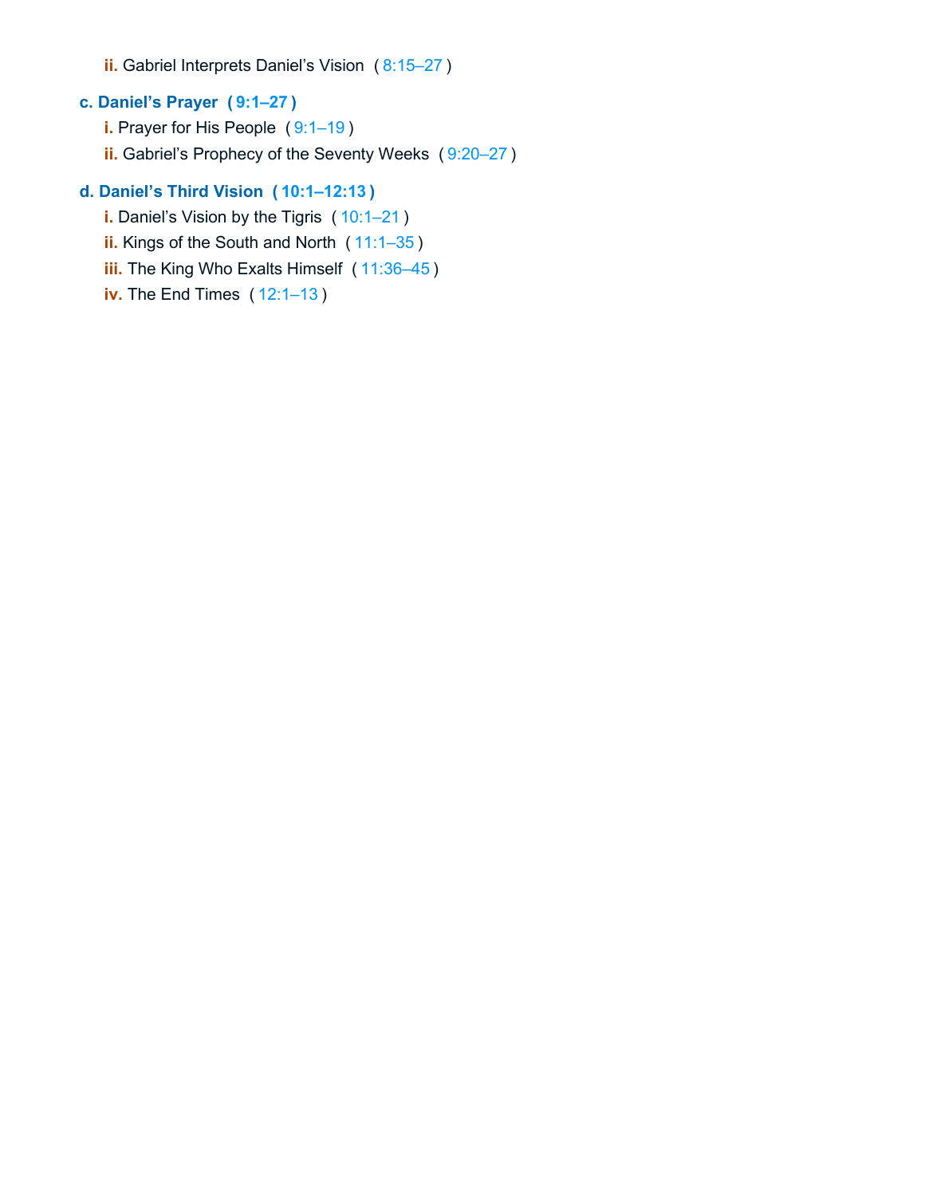- **ii.** Gabriel Interprets Daniel's Vision ( 8:15–27 )

**c. Daniel's Prayer ( 9:1–27 )**

- **i.** Prayer for His People ( 9:1–19 )
- **ii.** Gabriel's Prophecy of the Seventy Weeks ( 9:20–27 )

**d. Daniel's Third Vision ( 10:1–12:13 )**

- **i.** Daniel's Vision by the Tigris ( 10:1–21 )
- **ii.** Kings of the South and North ( 11:1–35 )
- **iii.** The King Who Exalts Himself ( 11:36–45 )
- **iv.** The End Times ( 12:1–13 )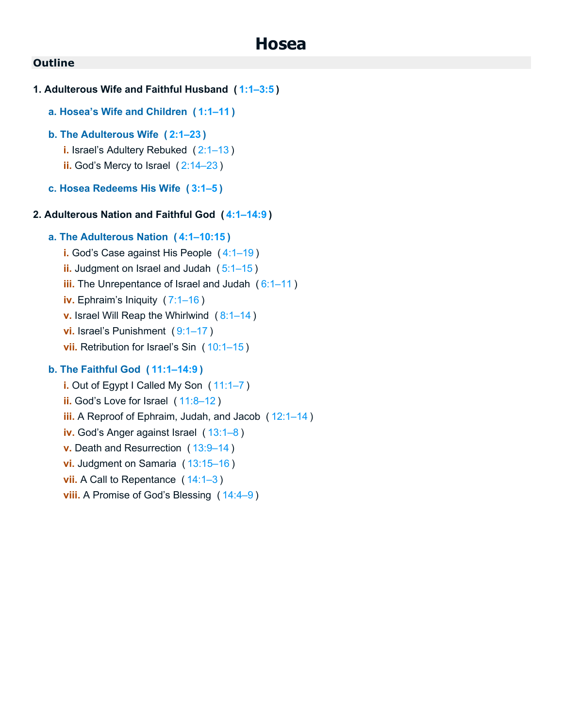# Hosea

## Outline

**1. Adulterous Wife and Faithful Husband ( 1:1–3:5 )**

- **a. Hosea's Wife and Children ( 1:1–11 )**
- **b. The Adulterous Wife ( 2:1–23 )**
  - i. Israel's Adultery Rebuked ( 2:1–13 )
  - ii. God's Mercy to Israel ( 2:14–23 )
- **c. Hosea Redeems His Wife ( 3:1–5 )**

**2. Adulterous Nation and Faithful God ( 4:1–14:9 )**

- **a. The Adulterous Nation ( 4:1–10:15 )**
  - i. God's Case against His People ( 4:1–19 )
  - ii. Judgment on Israel and Judah ( 5:1–15 )
  - iii. The Unrepentance of Israel and Judah ( 6:1–11 )
  - iv. Ephraim's Iniquity ( 7:1–16 )
  - v. Israel Will Reap the Whirlwind ( 8:1–14 )
  - vi. Israel's Punishment ( 9:1–17 )
  - vii. Retribution for Israel's Sin ( 10:1–15 )
- **b. The Faithful God ( 11:1–14:9 )**
  - i. Out of Egypt I Called My Son ( 11:1–7 )
  - ii. God's Love for Israel ( 11:8–12 )
  - iii. A Reproof of Ephraim, Judah, and Jacob ( 12:1–14 )
  - iv. God's Anger against Israel ( 13:1–8 )
  - v. Death and Resurrection ( 13:9–14 )
  - vi. Judgment on Samaria ( 13:15–16 )
  - vii. A Call to Repentance ( 14:1–3 )
  - viii. A Promise of God's Blessing ( 14:4–9 )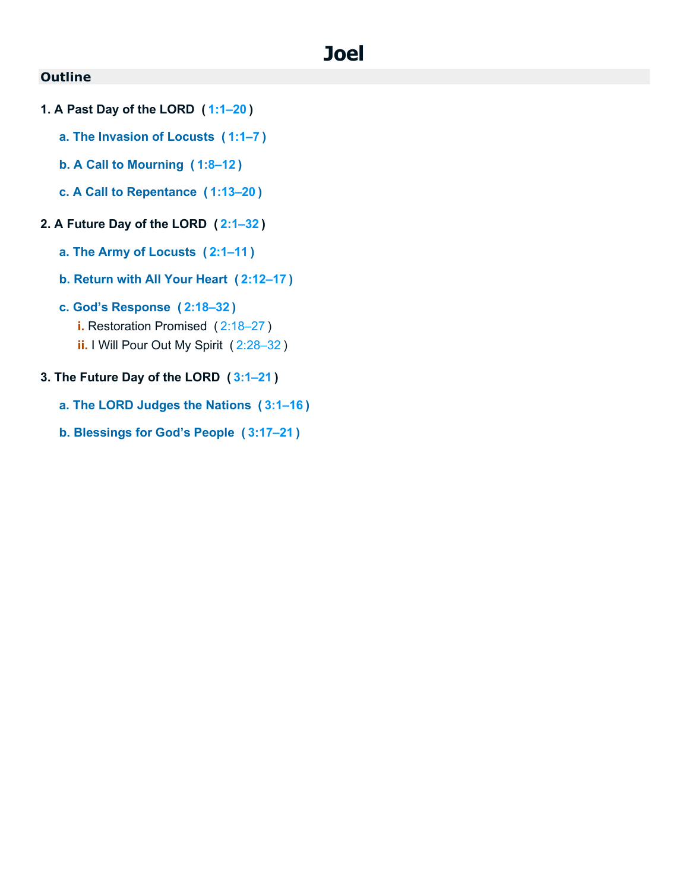# Joel

## Outline

1. **A Past Day of the LORD ( 1:1–20 )**
   - **a. The Invasion of Locusts ( 1:1–7 )**
   - **b. A Call to Mourning ( 1:8–12 )**
   - **c. A Call to Repentance ( 1:13–20 )**

2. **A Future Day of the LORD ( 2:1–32 )**
   - **a. The Army of Locusts ( 2:1–11 )**
   - **b. Return with All Your Heart ( 2:12–17 )**
   - **c. God's Response ( 2:18–32 )**
     - i. Restoration Promised ( 2:18–27 )
     - ii. I Will Pour Out My Spirit ( 2:28–32 )

3. **The Future Day of the LORD ( 3:1–21 )**
   - **a. The LORD Judges the Nations ( 3:1–16 )**
   - **b. Blessings for God's People ( 3:17–21 )**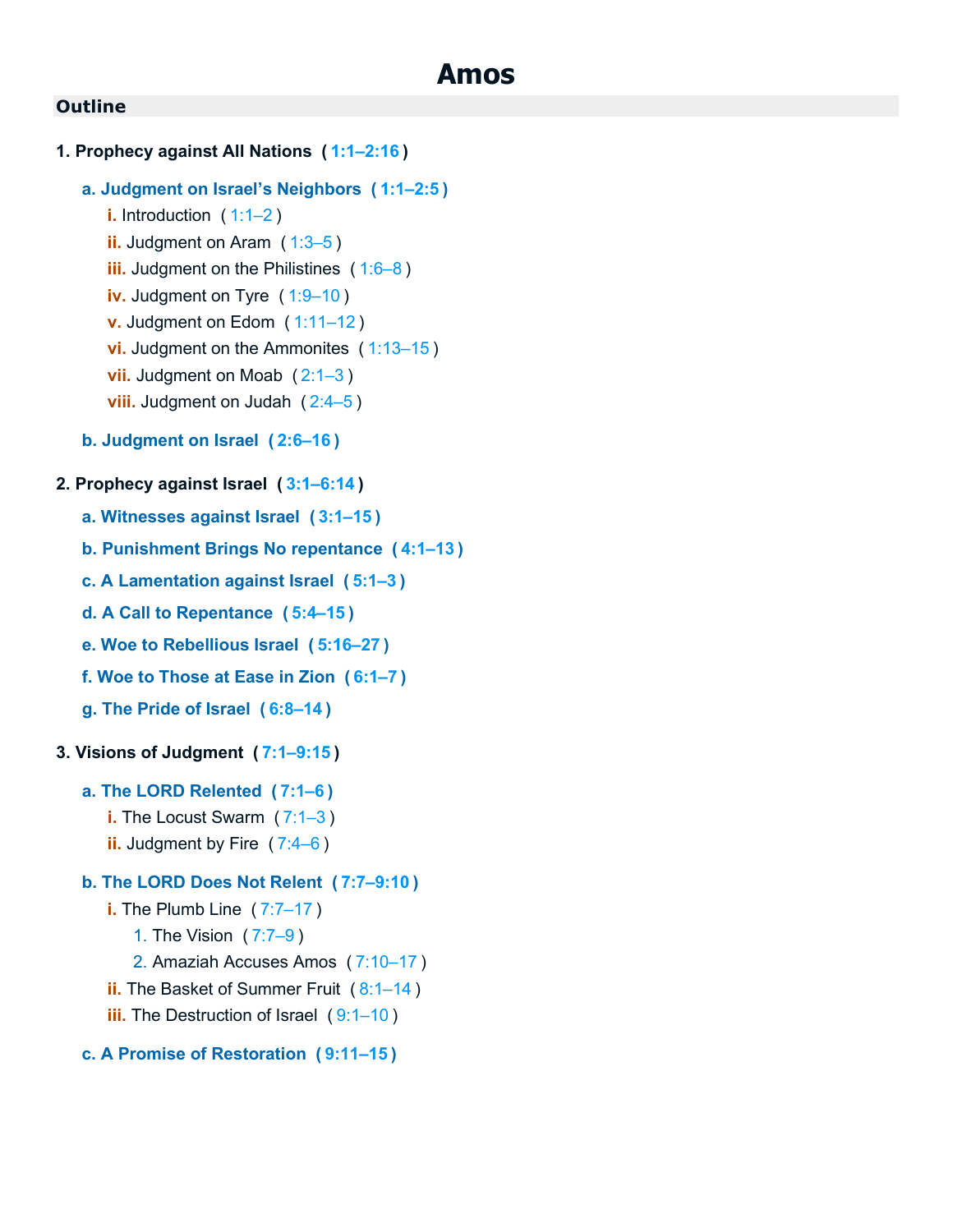# Amos

## Outline

**1. Prognophecy against All Nations ( 1:1–2:16 )**

- **a. Judgment on Israel's Neighbors ( 1:1–2:5 )**
  - **i.** Introduction ( 1:1–2 )
  - **ii.** Judgment on Aram ( 1:3–5 )
  - **iii.** Judgment on the Philistines ( 1:6–8 )
  - **iv.** Judgment on Tyre ( 1:9–10 )
  - **v.** Judgment on Edom ( 1:11–12 )
  - **vi.** Judgment on the Ammonites ( 1:13–15 )
  - **vii.** Judgment on Moab ( 2:1–3 )
  - **viii.** Judgment on Judah ( 2:4–5 )
- **b. Judgment on Israel ( 2:6–16 )**

**2. Prophecy against Israel ( 3:1–6:14 )**

- **a. Witnesses against Israel ( 3:1–15 )**
- **b. Punishment Brings No repentance ( 4:1–13 )**
- **c. A Lamentation against Israel ( 5:1–3 )**
- **d. A Call to Repentance ( 5:4–15 )**
- **e. Woe to Rebellious Israel ( 5:16–27 )**
- **f. Woe to Those at Ease in Zion ( 6:1–7 )**
- **g. The Pride of Israel ( 6:8–14 )**

**3. Visions of Judgment ( 7:1–9:15 )**

- **a. The LORD Relented ( 7:1–6 )**
  - **i.** The Locust Swarm ( 7:1–3 )
  - **ii.** Judgment by Fire ( 7:4–6 )
- **b. The LORD Does Not Relent ( 7:7–9:10 )**
  - **i.** The Plumb Line ( 7:7–17 )
    1. The Vision ( 7:7–9 )
    2. Amaziah Accuses Amos ( 7:10–17 )
  - **ii.** The Basket of Summer Fruit ( 8:1–14 )
  - **iii.** The Destruction of Israel ( 9:1–10 )
- **c. A Promise of Restoration ( 9:11–15 )**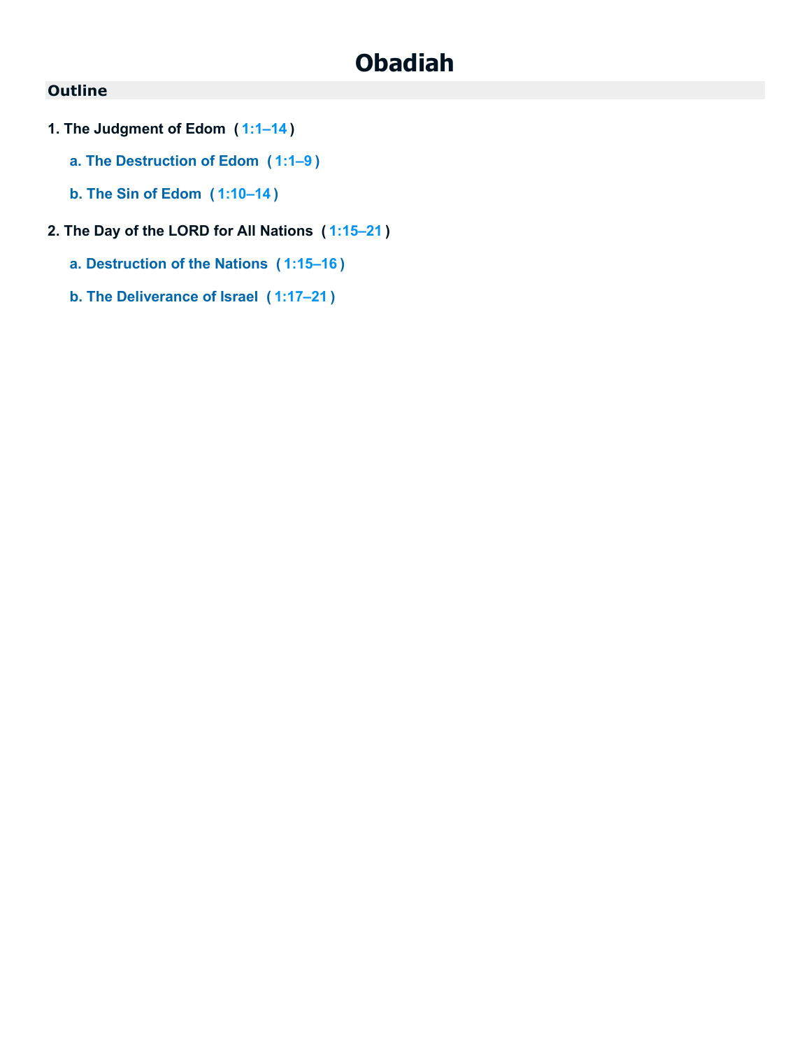# Obadiah

## Outline

1. **The Judgment of Edom ( 1:1–14 )**
   - **a. The Destruction of Edom ( 1:1–9 )**
   - **b. The Sin of Edom ( 1:10–14 )**
2. **The Day of the LORD for All Nations ( 1:15–21 )**
   - **a. Destruction of the Nations ( 1:15–16 )**
   - **b. The Deliverance of Israel ( 1:17–21 )**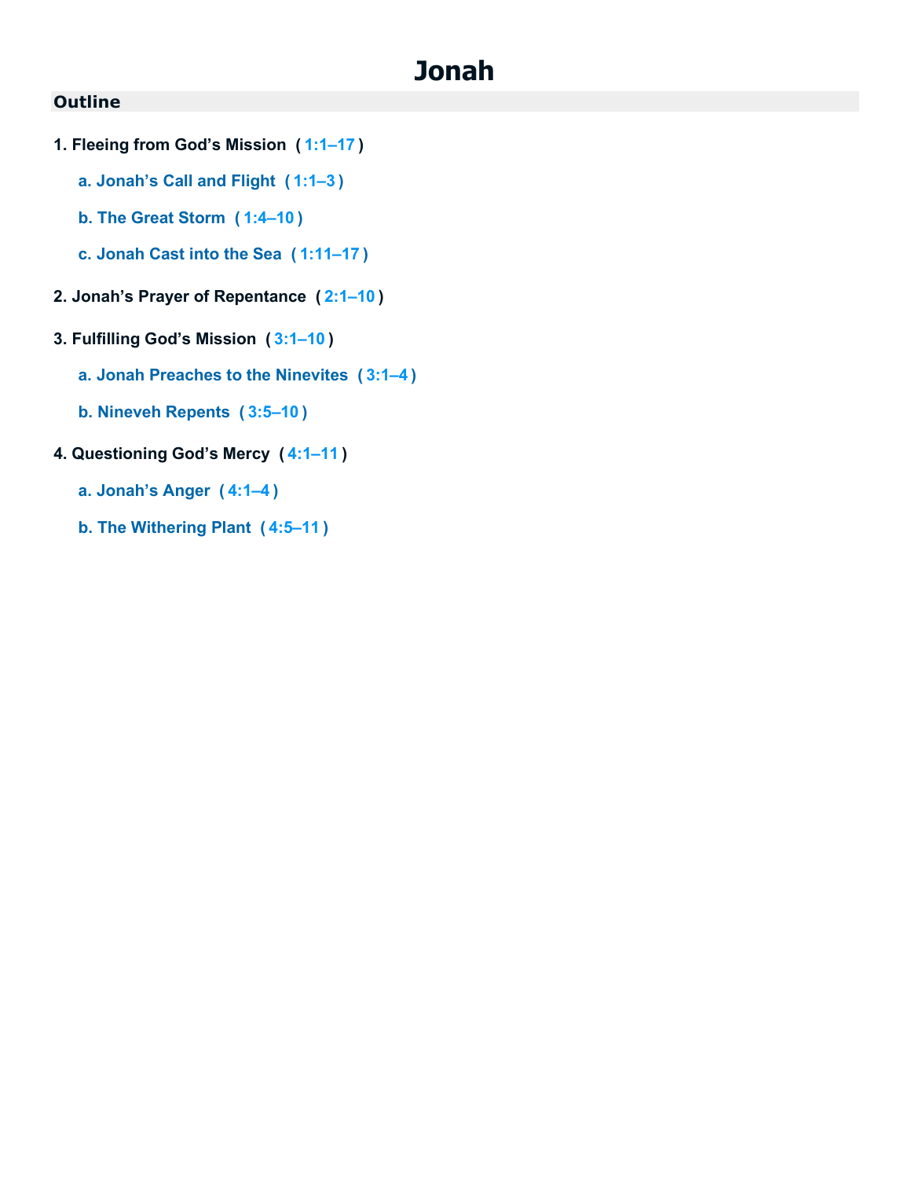# Jonah

## Outline

1. **Fleeing from God's Mission ( 1:1–17 )**
   - a. **Jonah's Call and Flight ( 1:1–3 )**
   - b. **The Great Storm ( 1:4–10 )**
   - c. **Jonah Cast into the Sea ( 1:11–17 )**
2. **Jonah's Prayer of Repentance ( 2:1–10 )**
3. **Fulfilling God's Mission ( 3:1–10 )**
   - a. **Jonah Preaches to the Ninevites ( 3:1–4 )**
   - b. **Nineveh Repents ( 3:5–10 )**
4. **Questioning God's Mercy ( 4:1–11 )**
   - a. **Jonah's Anger ( 4:1–4 )**
   - b. **The Withering Plant ( 4:5–11 )**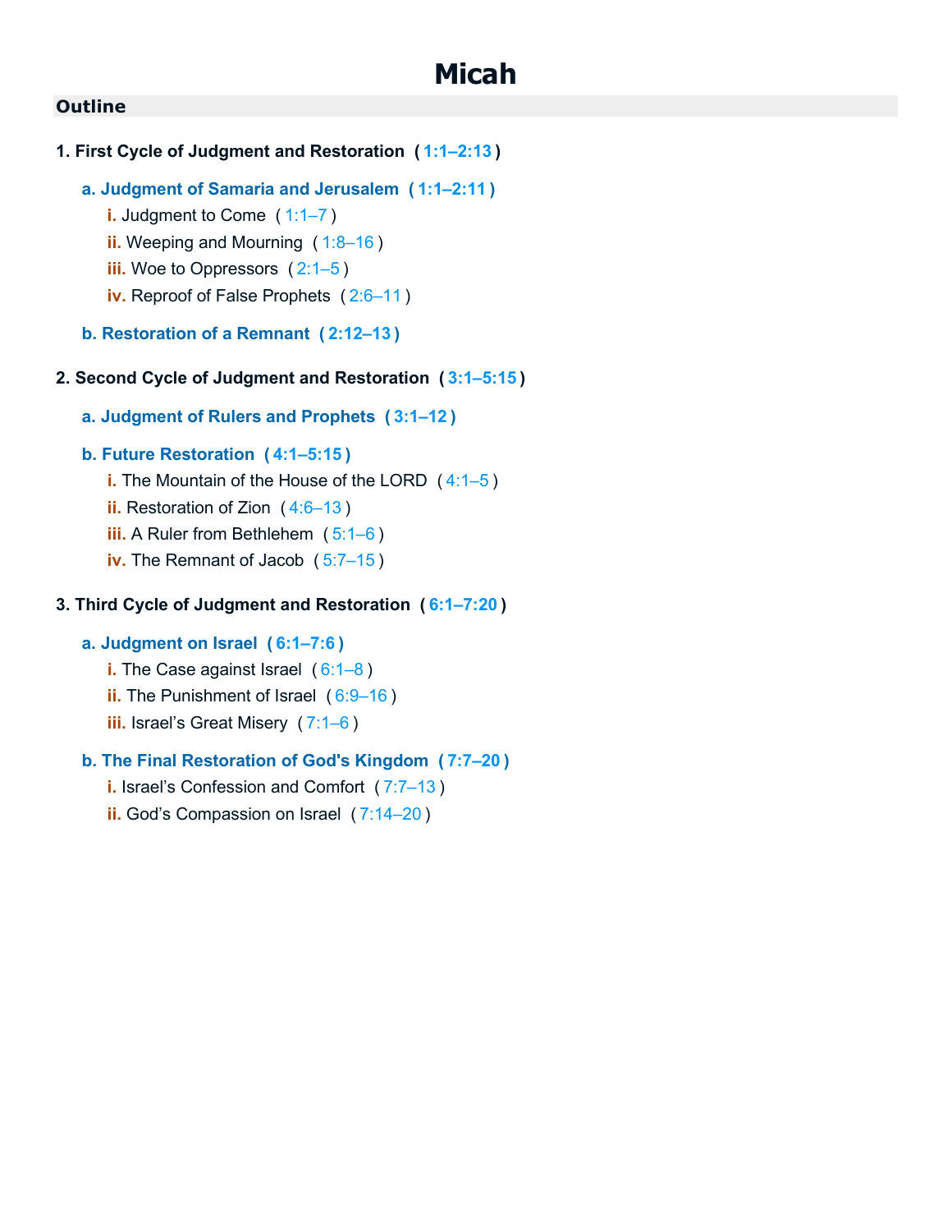# Micah

## Outline

1. **First Cycle of Judgment and Restoration ( 1:1–2:13 )**

   a. **Judgment of Samaria and Jerusalem ( 1:1–2:11 )**

      i. Judgment to Come ( 1:1–7 )

      ii. Weeping and Mourning ( 1:8–16 )

      iii. Woe to Oppressors ( 2:1–5 )

      iv. Reproof of False Prophets ( 2:6–11 )

   b. **Restoration of a Remnant ( 2:12–13 )**

2. **Second Cycle of Judgment and Restoration ( 3:1–5:15 )**

   a. **Judgment of Rulers and Prophets ( 3:1–12 )**

   b. **Future Restoration ( 4:1–5:15 )**

      i. The Mountain of the House of the LORD ( 4:1–5 )

      ii. Restoration of Zion ( 4:6–13 )

      iii. A Ruler from Bethlehem ( 5:1–6 )

      iv. The Remnant of Jacob ( 5:7–15 )

3. **Third Cycle of Judgment and Restoration ( 6:1–7:20 )**

   a. **Judgment on Israel ( 6:1–7:6 )**

      i. The Case against Israel ( 6:1–8 )

      ii. The Punishment of Israel ( 6:9–16 )

      iii. Israel's Great Misery ( 7:1–6 )

   b. **The Final Restoration of God's Kingdom ( 7:7–20 )**

      i. Israel's Confession and Comfort ( 7:7–13 )

      ii. God's Compassion on Israel ( 7:14–20 )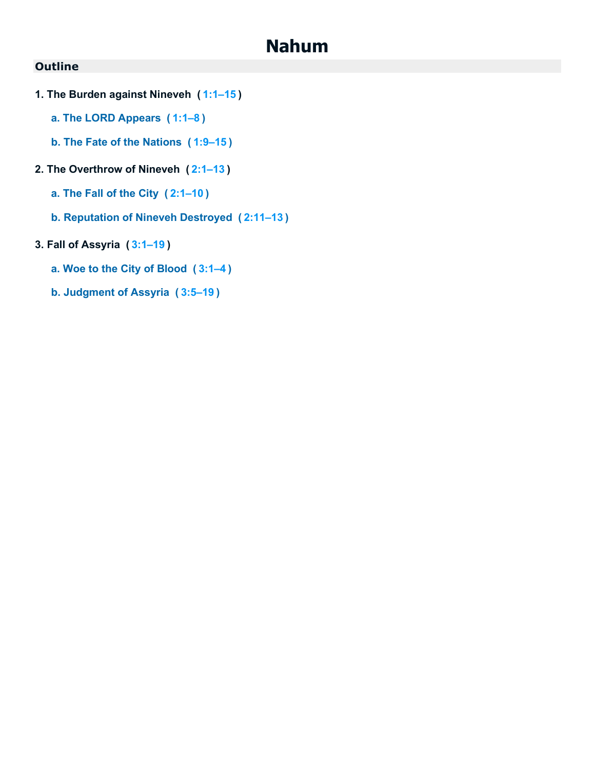# Nahum

## Outline

1. **The Burden against Nineveh ( 1:1–15 )**
    - **a. The LORD Appears ( 1:1–8 )**
    - **b. The Fate of the Nations ( 1:9–15 )**
2. **The Overthrow of Nineveh ( 2:1–13 )**
    - **a. The Fall of the City ( 2:1–10 )**
    - **b. Reputation of Nineveh Destroyed ( 2:11–13 )**
3. **Fall of Assyria ( 3:1–19 )**
    - **a. Woe to the City of Blood ( 3:1–4 )**
    - **b. Judgment of Assyria ( 3:5–19 )**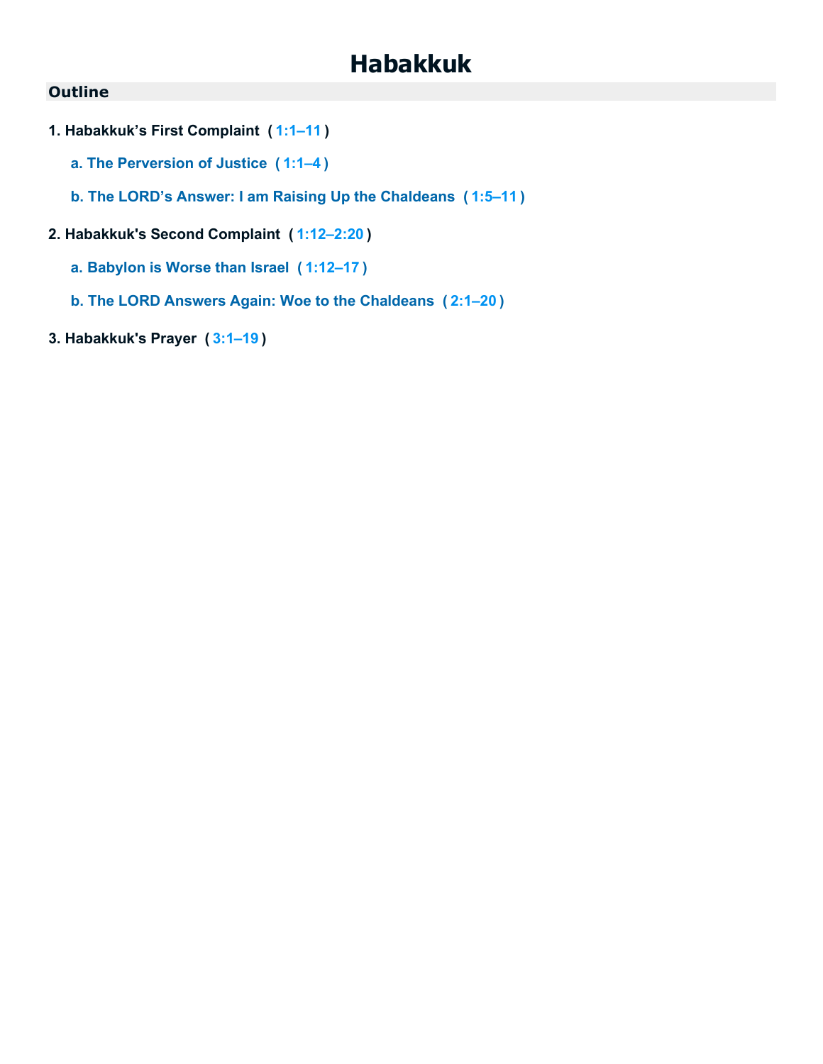# Habakkuk

## Outline

1. **Habakkuk's First Complaint ( 1:1–11 )**

   a. **The Perversion of Justice ( 1:1–4 )**

   b. **The LORD's Answer: I am Raising Up the Chaldeans ( 1:5–11 )**

2. **Habakkuk's Second Complaint ( 1:12–2:20 )**

   a. **Babylon is Worse than Israel ( 1:12–17 )**

   b. **The LORD Answers Again: Woe to the Chaldeans ( 2:1–20 )**

3. **Habakkuk's Prayer ( 3:1–19 )**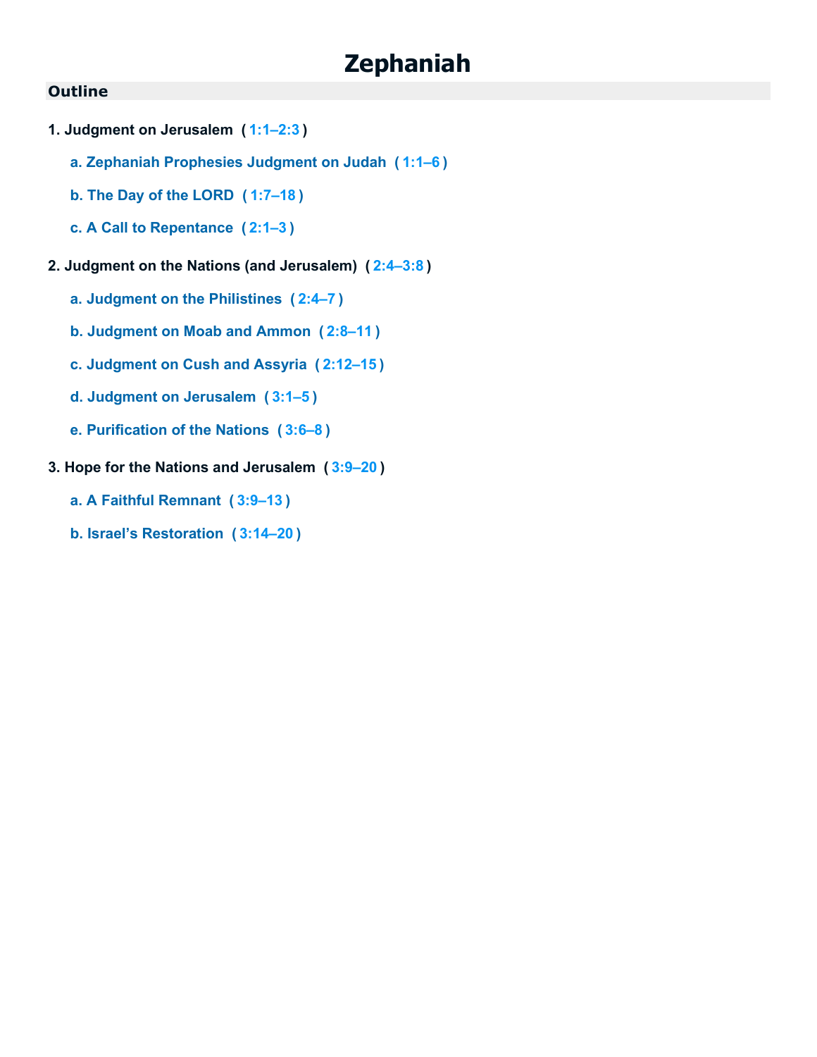# Zephaniah

## Outline

1. **Judgment on Jerusalem ( 1:1–2:3 )**
   - **a. Zephaniah Prophesies Judgment on Judah ( 1:1–6 )**
   - **b. The Day of the LORD ( 1:7–18 )**
   - **c. A Call to Repentance ( 2:1–3 )**

2. **Judgment on the Nations (and Jerusalem) ( 2:4–3:8 )**
   - **a. Judgment on the Philistines ( 2:4–7 )**
   - **b. Judgment on Moab and Ammon ( 2:8–11 )**
   - **c. Judgment on Cush and Assyria ( 2:12–15 )**
   - **d. Judgment on Jerusalem ( 3:1–5 )**
   - **e. Purification of the Nations ( 3:6–8 )**

3. **Hope for the Nations and Jerusalem ( 3:9–20 )**
   - **a. A Faithful Remnant ( 3:9–13 )**
   - **b. Israel's Restoration ( 3:14–20 )**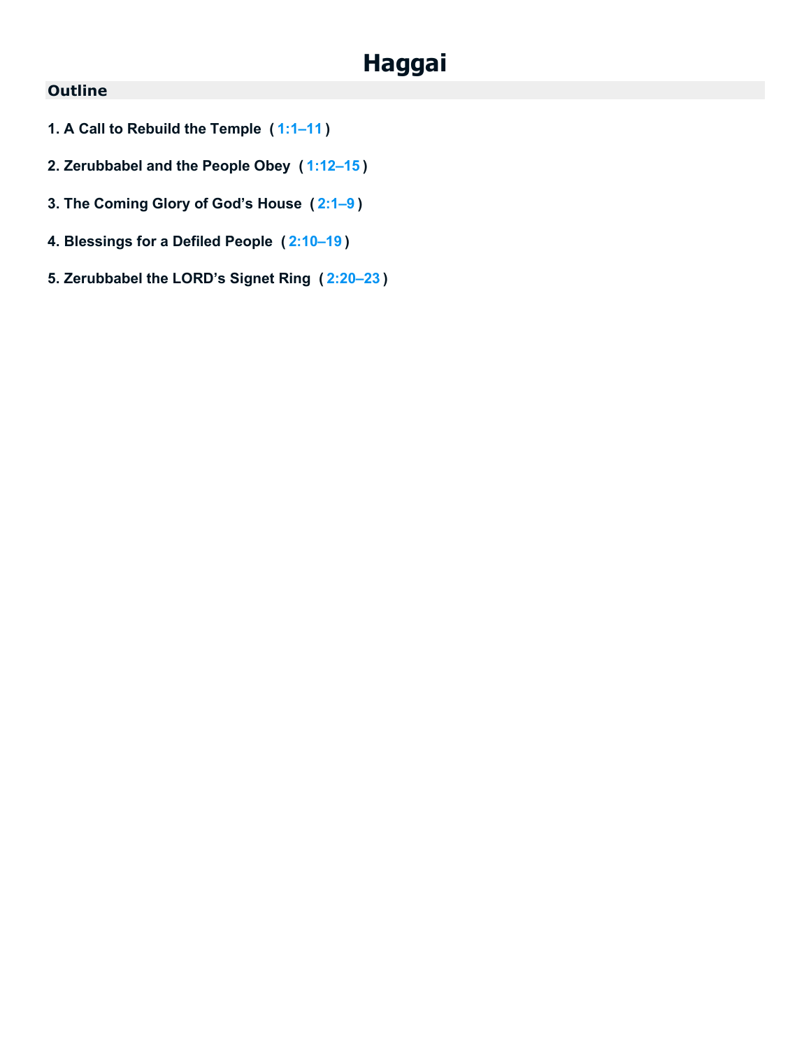# Haggai

## Outline

1. **A Call to Rebuild the Temple ( 1:1–11 )**

2. **Zerubbabel and the People Obey ( 1:12–15 )**

3. **The Coming Glory of God's House ( 2:1–9 )**

4. **Blessings for a Defiled People ( 2:10–19 )**

5. **Zerubbabel the LORD's Signet Ring ( 2:20–23 )**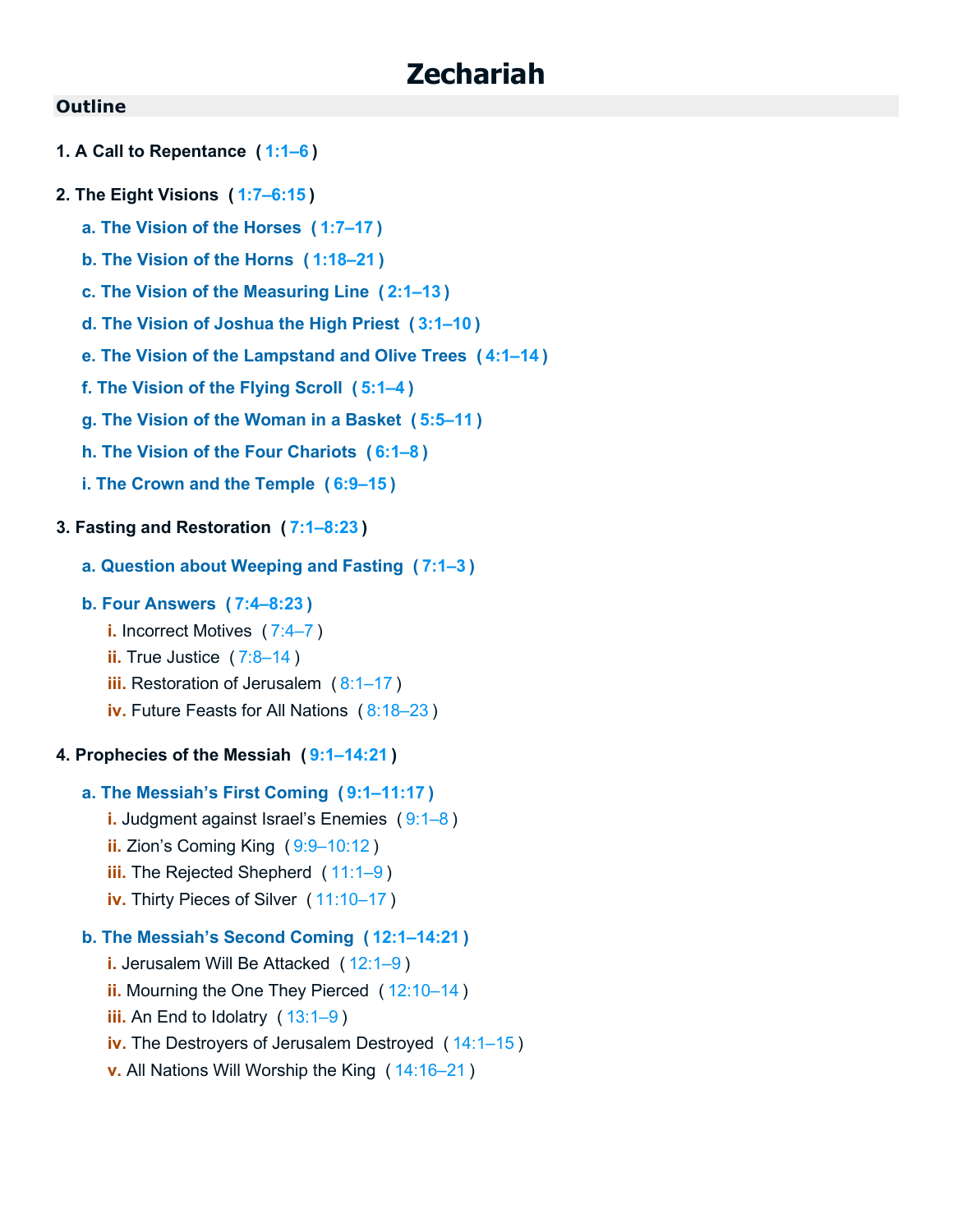# Zechariah

## Outline

**1. A Call to Repentance ( 1:1–6 )**

**2. The Eight Visions ( 1:7–6:15 )**

- **a. The Vision of the Horses ( 1:7–17 )**
- **b. The Vision of the Horns ( 1:18–21 )**
- **c. The Vision of the Measuring Line ( 2:1–13 )**
- **d. The Vision of Joshua the High Priest ( 3:1–10 )**
- **e. The Vision of the Lampstand and Olive Trees ( 4:1–14 )**
- **f. The Vision of the Flying Scroll ( 5:1–4 )**
- **g. The Vision of the Woman in a Basket ( 5:5–11 )**
- **h. The Vision of the Four Chariots ( 6:1–8 )**
- **i. The Crown and the Temple ( 6:9–15 )**

**3. Fasting and Restoration ( 7:1–8:23 )**

- **a. Question about Weeping and Fasting ( 7:1–3 )**
- **b. Four Answers ( 7:4–8:23 )**
  - **i.** Incorrect Motives ( 7:4–7 )
  - **ii.** True Justice ( 7:8–14 )
  - **iii.** Restoration of Jerusalem ( 8:1–17 )
  - **iv.** Future Feasts for All Nations ( 8:18–23 )

**4. Prophecies of the Messiah ( 9:1–14:21 )**

- **a. The Messiah’s First Coming ( 9:1–11:17 )**
  - **i.** Judgment against Israel’s Enemies ( 9:1–8 )
  - **ii.** Zion’s Coming King ( 9:9–10:12 )
  - **iii.** The Rejected Shepherd ( 11:1–9 )
  - **iv.** Thirty Pieces of Silver ( 11:10–17 )
- **b. The Messiah’s Second Coming ( 12:1–14:21 )**
  - **i.** Jerusalem Will Be Attacked ( 12:1–9 )
  - **ii.** Mourning the One They Pierced ( 12:10–14 )
  - **iii.** An End to Idolatry ( 13:1–9 )
  - **iv.** The Destroyers of Jerusalem Destroyed ( 14:1–15 )
  - **v.** All Nations Will Worship the King ( 14:16–21 )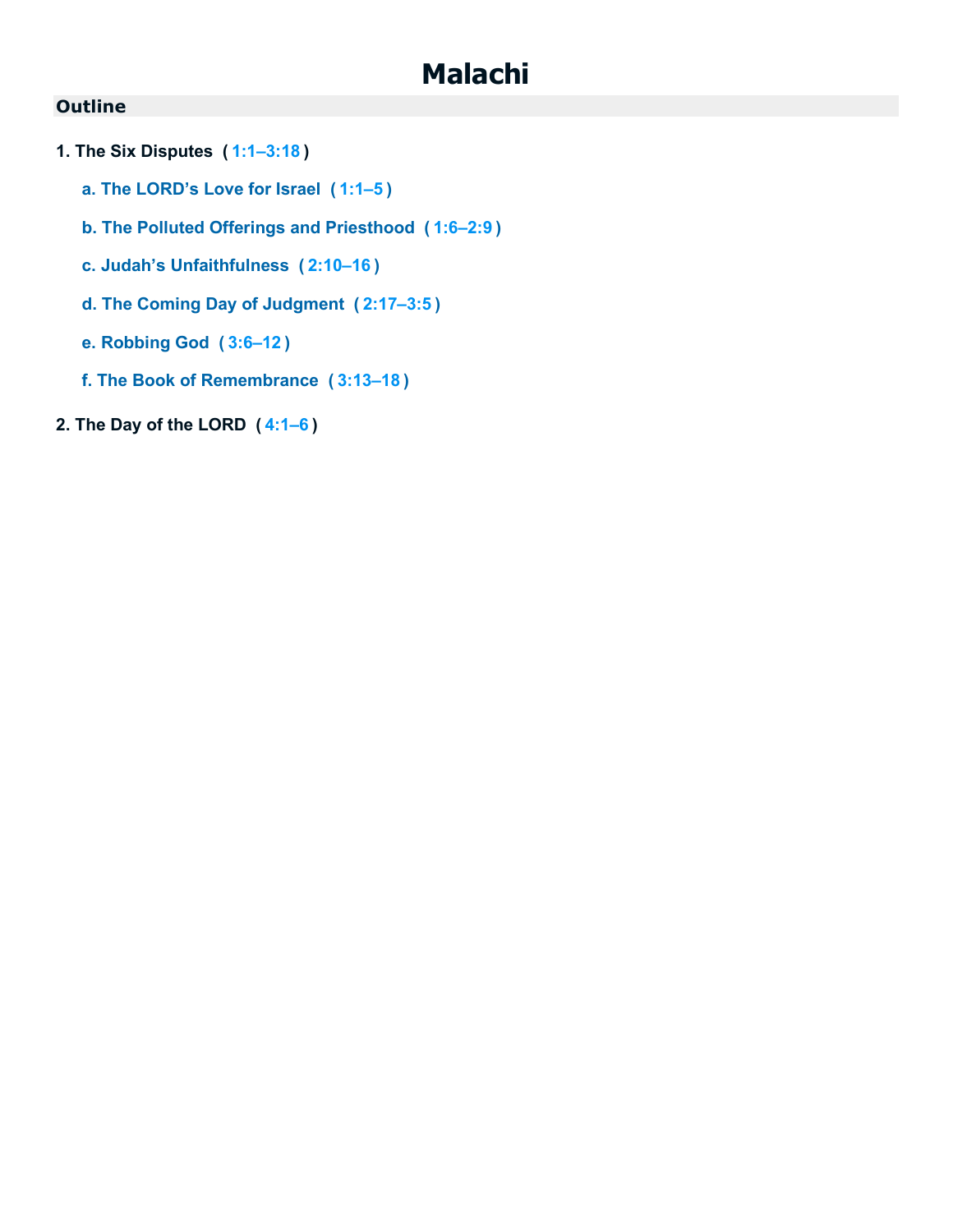# Malachi

## Outline

1. **The Six Disputes ( 1:1–3:18 )**
   - **a. The LORD's Love for Israel ( 1:1–5 )**
   - **b. The Polluted Offerings and Priesthood ( 1:6–2:9 )**
   - **c. Judah's Unfaithfulness ( 2:10–16 )**
   - **d. The Coming Day of Judgment ( 2:17–3:5 )**
   - **e. Robbing God ( 3:6–12 )**
   - **f. The Book of Remembrance ( 3:13–18 )**
2. **The Day of the LORD ( 4:1–6 )**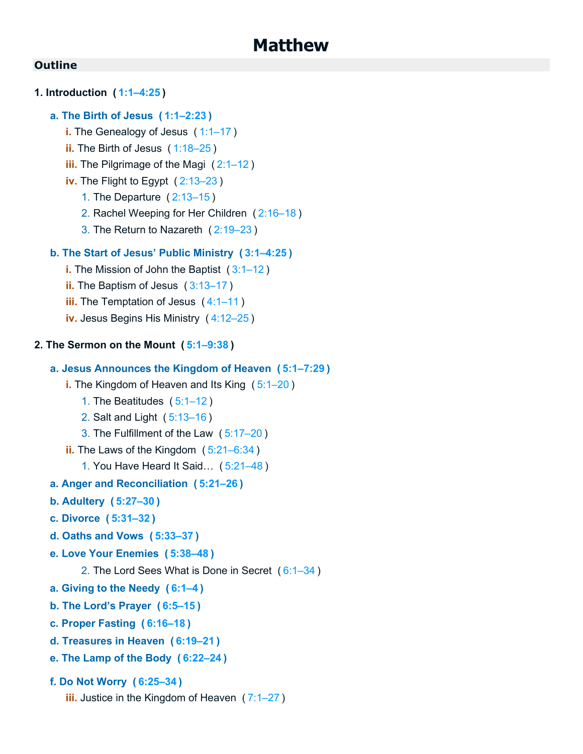# Matthew

## Outline

**1. Introduction ( 1:1–4:25 )**

**a. The Birth of Jesus ( 1:1–2:23 )**

i. The Genealogy of Jesus ( 1:1–17 )

ii. The Birth of Jesus ( 1:18–25 )

iii. The Pilgrimage of the Magi ( 2:1–12 )

iv. The Flight to Egypt ( 2:13–23 )

1. The Departure ( 2:13–15 )
2. Rachel Weeping for Her Children ( 2:16–18 )
3. The Return to Nazareth ( 2:19–23 )

**b. The Start of Jesus' Public Ministry ( 3:1–4:25 )**

i. The Mission of John the Baptist ( 3:1–12 )

ii. The Baptism of Jesus ( 3:13–17 )

iii. The Temptation of Jesus ( 4:1–11 )

iv. Jesus Begins His Ministry ( 4:12–25 )

**2. The Sermon on the Mount ( 5:1–9:38 )**

**a. Jesus Announces the Kingdom of Heaven ( 5:1–7:29 )**

i. The Kingdom of Heaven and Its King ( 5:1–20 )

1. The Beatitudes ( 5:1–12 )
2. Salt and Light ( 5:13–16 )
3. The Fulfillment of the Law ( 5:17–20 )

ii. The Laws of the Kingdom ( 5:21–6:34 )

1. You Have Heard It Said… ( 5:21–48 )

**a. Anger and Reconciliation ( 5:21–26 )**

**b. Adultery ( 5:27–30 )**

**c. Divorce ( 5:31–32 )**

**d. Oaths and Vows ( 5:33–37 )**

**e. Love Your Enemies ( 5:38–48 )**

2. The Lord Sees What is Done in Secret ( 6:1–34 )

**a. Giving to the Needy ( 6:1–4 )**

**b. The Lord's Prayer ( 6:5–15 )**

**c. Proper Fasting ( 6:16–18 )**

**d. Treasures in Heaven ( 6:19–21 )**

**e. The Lamp of the Body ( 6:22–24 )**

**f. Do Not Worry ( 6:25–34 )**

iii. Justice in the Kingdom of Heaven ( 7:1–27 )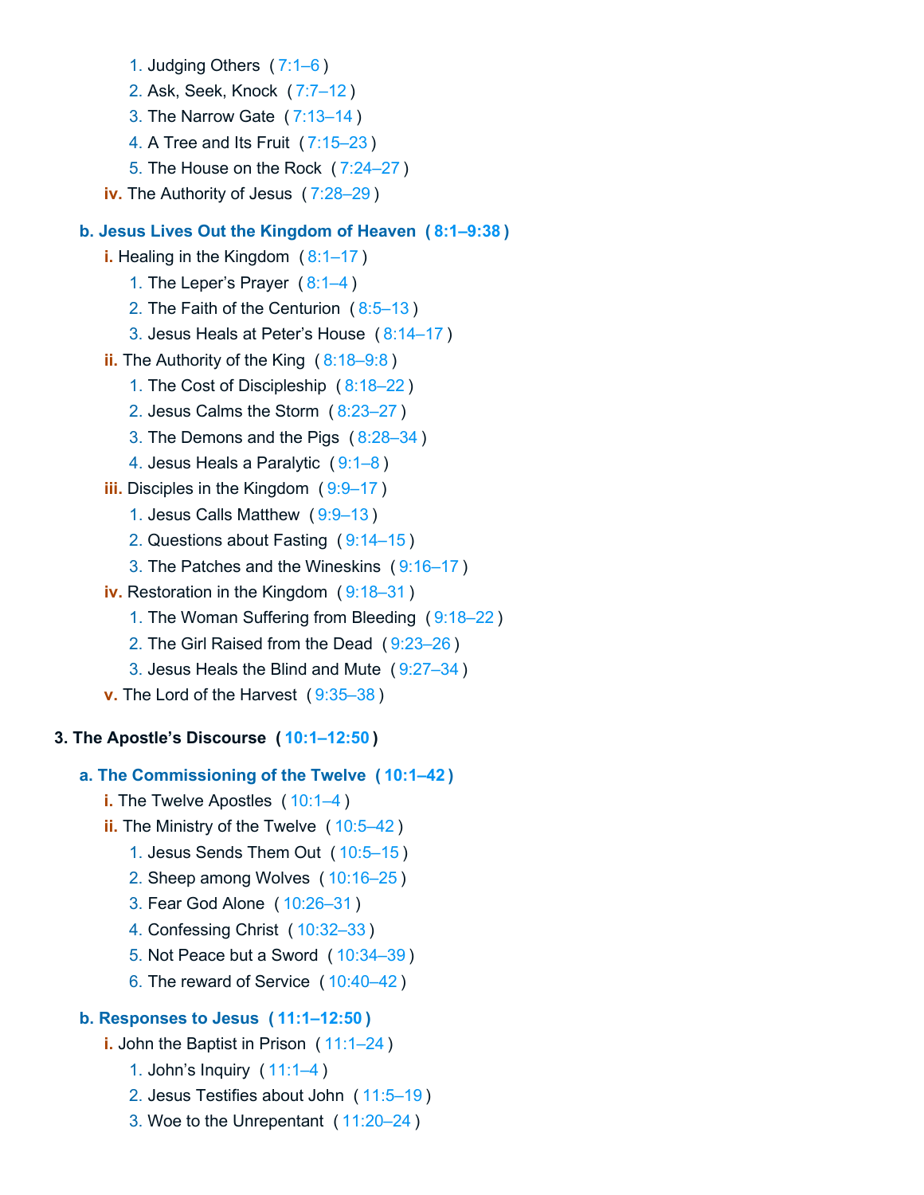1. Judging Others (7:1–6)
2. Ask, Seek, Knock (7:7–12)
3. The Narrow Gate (7:13–14)
4. A Tree and Its Fruit (7:15–23)
5. The House on the Rock (7:24–27)

**iv.** The Authority of Jesus (7:28–29)

**b. Jesus Lives Out the Kingdom of Heaven (8:1–9:38)**

**i.** Healing in the Kingdom (8:1–17)

1. The Leper's Prayer (8:1–4)
2. The Faith of the Centurion (8:5–13)
3. Jesus Heals at Peter's House (8:14–17)

**ii.** The Authority of the King (8:18–9:8)

1. The Cost of Discipleship (8:18–22)
2. Jesus Calms the Storm (8:23–27)
3. The Demons and the Pigs (8:28–34)
4. Jesus Heals a Paralytic (9:1–8)

**iii.** Disciples in the Kingdom (9:9–17)

1. Jesus Calls Matthew (9:9–13)
2. Questions about Fasting (9:14–15)
3. The Patches and the Wineskins (9:16–17)

**iv.** Restoration in the Kingdom (9:18–31)

1. The Woman Suffering from Bleeding (9:18–22)
2. The Girl Raised from the Dead (9:23–26)
3. Jesus Heals the Blind and Mute (9:27–34)

**v.** The Lord of the Harvest (9:35–38)

**3. The Apostle's Discourse (10:1–12:50)**

**a. The Commissioning of the Twelve (10:1–42)**

**i.** The Twelve Apostles (10:1–4)

**ii.** The Ministry of the Twelve (10:5–42)

1. Jesus Sends Them Out (10:5–15)
2. Sheep among Wolves (10:16–25)
3. Fear God Alone (10:26–31)
4. Confessing Christ (10:32–33)
5. Not Peace but a Sword (10:34–39)
6. The reward of Service (10:40–42)

**b. Responses to Jesus (11:1–12:50)**

**i.** John the Baptist in Prison (11:1–24)

1. John's Inquiry (11:1–4)
2. Jesus Testifies about John (11:5–19)
3. Woe to the Unrepentant (11:20–24)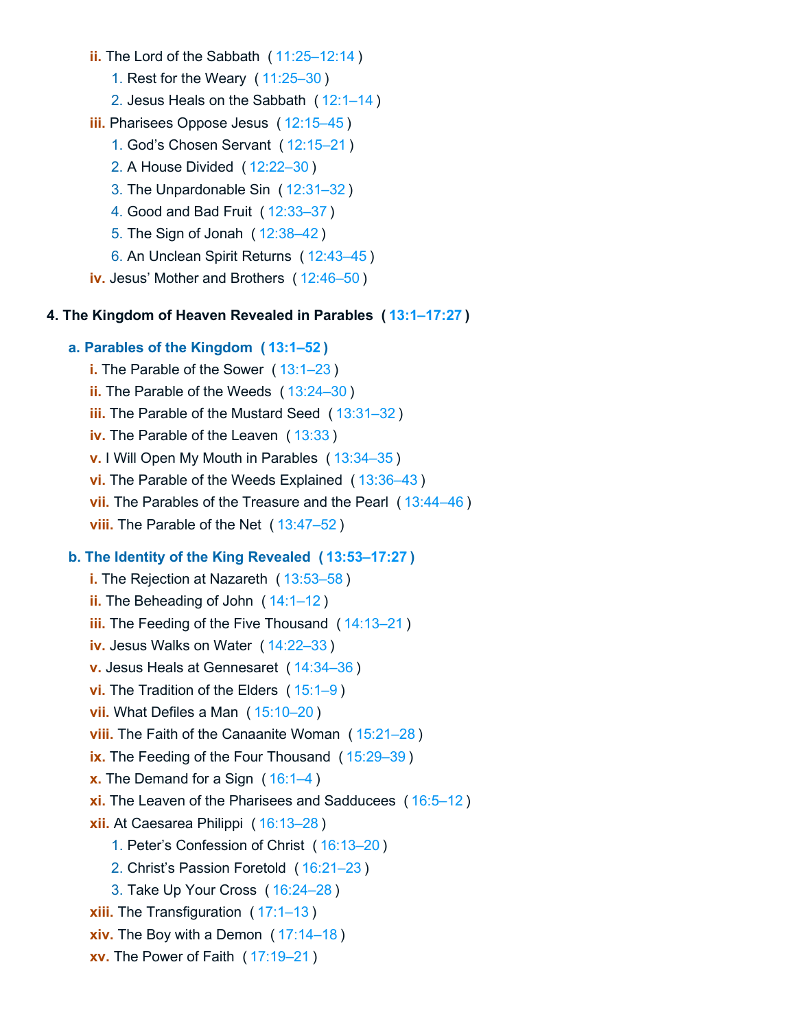- **ii.** The Lord of the Sabbath ( 11:25–12:14 )
    1. Rest for the Weary ( 11:25–30 )
    2. Jesus Heals on the Sabbath ( 12:1–14 )
- **iii.** Pharisees Oppose Jesus ( 12:15–45 )
    1. God's Chosen Servant ( 12:15–21 )
    2. A House Divided ( 12:22–30 )
    3. The Unpardonable Sin ( 12:31–32 )
    4. Good and Bad Fruit ( 12:33–37 )
    5. The Sign of Jonah ( 12:38–42 )
    6. An Unclean Spirit Returns ( 12:43–45 )
- **iv.** Jesus' Mother and Brothers ( 12:46–50 )

## 4. The Kingdom of Heaven Revealed in Parables ( 13:1–17:27 )

### a. Parables of the Kingdom ( 13:1–52 )

- **i.** The Parable of the Sower ( 13:1–23 )
- **ii.** The Parable of the Weeds ( 13:24–30 )
- **iii.** The Parable of the Mustard Seed ( 13:31–32 )
- **iv.** The Parable of the Leaven ( 13:33 )
- **v.** I Will Open My Mouth in Parables ( 13:34–35 )
- **vi.** The Parable of the Weeds Explained ( 13:36–43 )
- **vii.** The Parables of the Treasure and the Pearl ( 13:44–46 )
- **viii.** The Parable of the Net ( 13:47–52 )

### b. The Identity of the King Revealed ( 13:53–17:27 )

- **i.** The Rejection at Nazareth ( 13:53–58 )
- **ii.** The Beheading of John ( 14:1–12 )
- **iii.** The Feeding of the Five Thousand ( 14:13–21 )
- **iv.** Jesus Walks on Water ( 14:22–33 )
- **v.** Jesus Heals at Gennesaret ( 14:34–36 )
- **vi.** The Tradition of the Elders ( 15:1–9 )
- **vii.** What Defiles a Man ( 15:10–20 )
- **viii.** The Faith of the Canaanite Woman ( 15:21–28 )
- **ix.** The Feeding of the Four Thousand ( 15:29–39 )
- **x.** The Demand for a Sign ( 16:1–4 )
- **xi.** The Leaven of the Pharisees and Sadducees ( 16:5–12 )
- **xii.** At Caesarea Philippi ( 16:13–28 )
    1. Peter's Confession of Christ ( 16:13–20 )
    2. Christ's Passion Foretold ( 16:21–23 )
    3. Take Up Your Cross ( 16:24–28 )
- **xiii.** The Transfiguration ( 17:1–13 )
- **xiv.** The Boy with a Demon ( 17:14–18 )
- **xv.** The Power of Faith ( 17:19–21 )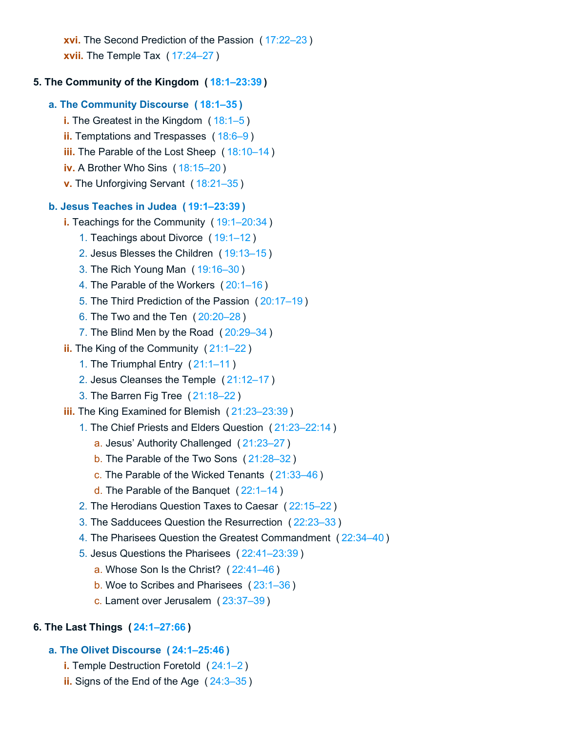- **xvi.** The Second Prediction of the Passion ( 17:22–23 )
- **xvii.** The Temple Tax ( 17:24–27 )

**5. The Community of the Kingdom ( 18:1–23:39 )**

**a. The Community Discourse ( 18:1–35 )**

- **i.** The Greatest in the Kingdom ( 18:1–5 )
- **ii.** Temptations and Trespasses ( 18:6–9 )
- **iii.** The Parable of the Lost Sheep ( 18:10–14 )
- **iv.** A Brother Who Sins ( 18:15–20 )
- **v.** The Unforgiving Servant ( 18:21–35 )

**b. Jesus Teaches in Judea ( 19:1–23:39 )**

- **i.** Teachings for the Community ( 19:1–20:34 )
  1. Teachings about Divorce ( 19:1–12 )
  2. Jesus Blesses the Children ( 19:13–15 )
  3. The Rich Young Man ( 19:16–30 )
  4. The Parable of the Workers ( 20:1–16 )
  5. The Third Prediction of the Passion ( 20:17–19 )
  6. The Two and the Ten ( 20:20–28 )
  7. The Blind Men by the Road ( 20:29–34 )
- **ii.** The King of the Community ( 21:1–22 )
  1. The Triumphal Entry ( 21:1–11 )
  2. Jesus Cleanses the Temple ( 21:12–17 )
  3. The Barren Fig Tree ( 21:18–22 )
- **iii.** The King Examined for Blemish ( 21:23–23:39 )
  1. The Chief Priests and Elders Question ( 21:23–22:14 )
     - a. Jesus’ Authority Challenged ( 21:23–27 )
     - b. The Parable of the Two Sons ( 21:28–32 )
     - c. The Parable of the Wicked Tenants ( 21:33–46 )
     - d. The Parable of the Banquet ( 22:1–14 )
  2. The Herodians Question Taxes to Caesar ( 22:15–22 )
  3. The Sadducees Question the Resurrection ( 22:23–33 )
  4. The Pharisees Question the Greatest Commandment ( 22:34–40 )
  5. Jesus Questions the Pharisees ( 22:41–23:39 )
     - a. Whose Son Is the Christ? ( 22:41–46 )
     - b. Woe to Scribes and Pharisees ( 23:1–36 )
     - c. Lament over Jerusalem ( 23:37–39 )

**6. The Last Things ( 24:1–27:66 )**

**a. The Olivet Discourse ( 24:1–25:46 )**

- **i.** Temple Destruction Foretold ( 24:1–2 )
- **ii.** Signs of the End of the Age ( 24:3–35 )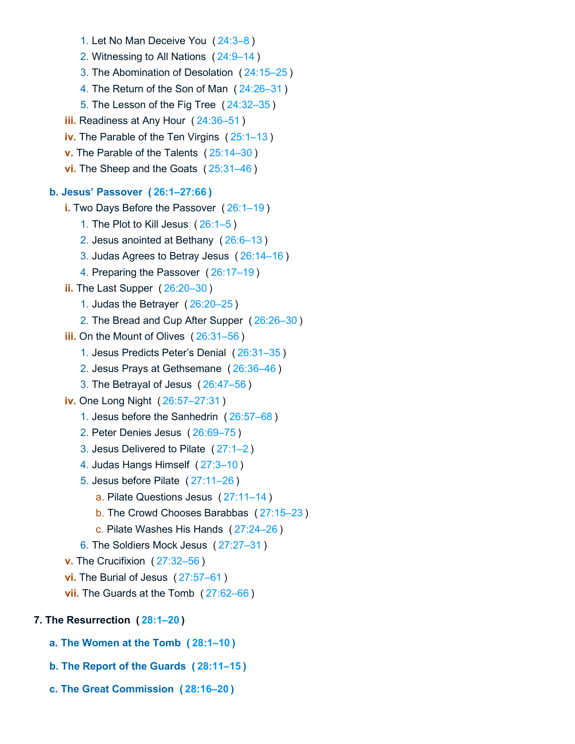1. Let No Man Deceive You ( 24:3–8 )
2. Witnessing to All Nations ( 24:9–14 )
3. The Abomination of Desolation ( 24:15–25 )
4. The Return of the Son of Man ( 24:26–31 )
5. The Lesson of the Fig Tree ( 24:32–35 )

**iii.** Readiness at Any Hour ( 24:36–51 )

**iv.** The Parable of the Ten Virgins ( 25:1–13 )

**v.** The Parable of the Talents ( 25:14–30 )

**vi.** The Sheep and the Goats ( 25:31–46 )

### b. Jesus' Passover ( 26:1–27:66 )

**i.** Two Days Before the Passover ( 26:1–19 )

1. The Plot to Kill Jesus ( 26:1–5 )
2. Jesus anointed at Bethany ( 26:6–13 )
3. Judas Agrees to Betray Jesus ( 26:14–16 )
4. Preparing the Passover ( 26:17–19 )

**ii.** The Last Supper ( 26:20–30 )

1. Judas the Betrayer ( 26:20–25 )
2. The Bread and Cup After Supper ( 26:26–30 )

**iii.** On the Mount of Olives ( 26:31–56 )

1. Jesus Predicts Peter's Denial ( 26:31–35 )
2. Jesus Prays at Gethsemane ( 26:36–46 )
3. The Betrayal of Jesus ( 26:47–56 )

**iv.** One Long Night ( 26:57–27:31 )

1. Jesus before the Sanhedrin ( 26:57–68 )
2. Peter Denies Jesus ( 26:69–75 )
3. Jesus Delivered to Pilate ( 27:1–2 )
4. Judas Hangs Himself ( 27:3–10 )
5. Jesus before Pilate ( 27:11–26 )
    a. Pilate Questions Jesus ( 27:11–14 )
    b. The Crowd Chooses Barabbas ( 27:15–23 )
    c. Pilate Washes His Hands ( 27:24–26 )
6. The Soldiers Mock Jesus ( 27:27–31 )

**v.** The Crucifixion ( 27:32–56 )

**vi.** The Burial of Jesus ( 27:57–61 )

**vii.** The Guards at the Tomb ( 27:62–66 )

## 7. The Resurrection ( 28:1–20 )

### a. The Women at the Tomb ( 28:1–10 )

### b. The Report of the Guards ( 28:11–15 )

### c. The Great Commission ( 28:16–20 )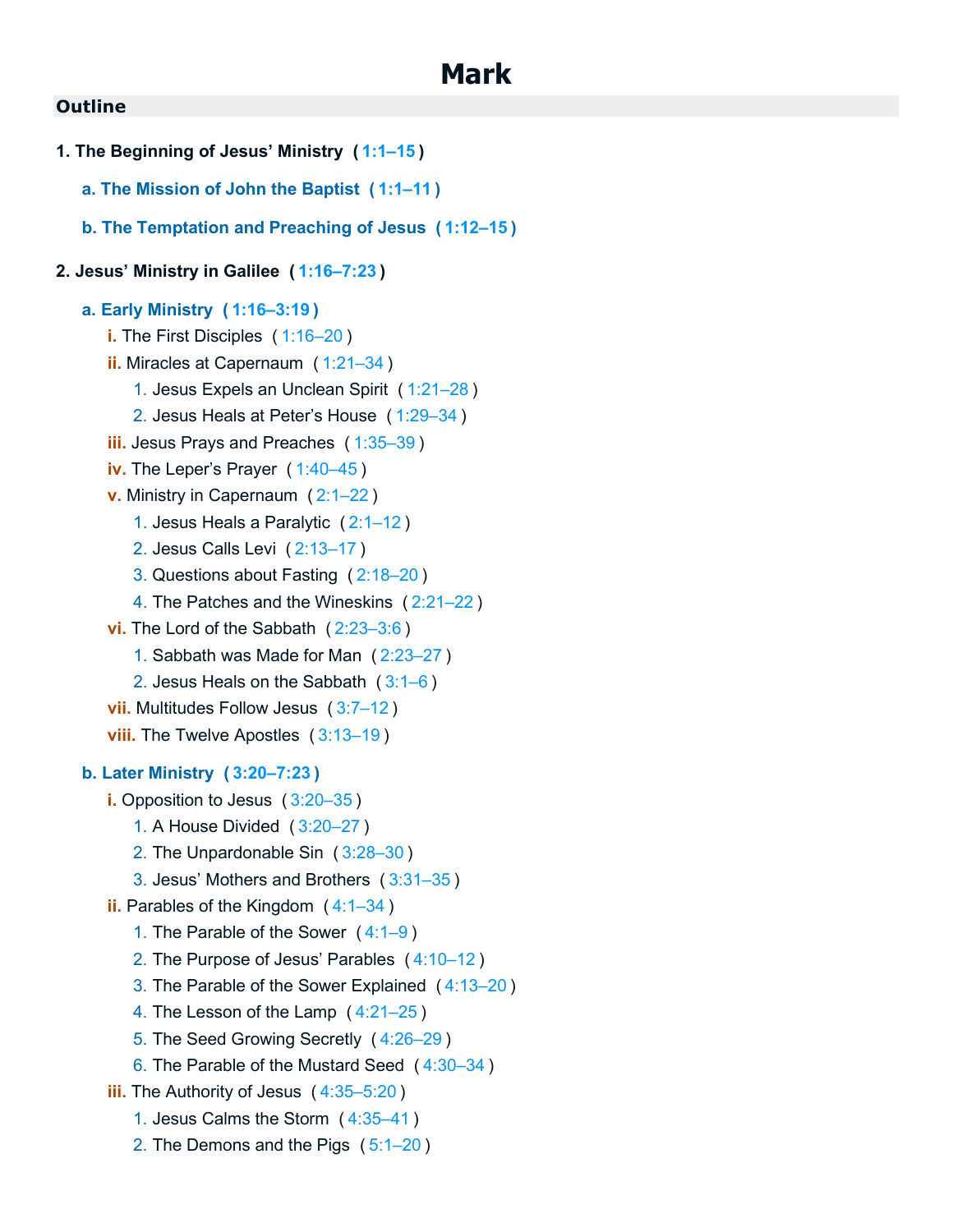# Mark

## Outline

**1. The Beginning of Jesus' Ministry ( 1:1–15 )**

- **a. The Mission of John the Baptist ( 1:1–11 )**
- **b. The Temptation and Preaching of Jesus ( 1:12–15 )**

**2. Jesus' Ministry in Galilee ( 1:16–7:23 )**

- **a. Early Ministry ( 1:16–3:19 )**
  - i. The First Disciples ( 1:16–20 )
  - ii. Miracles at Capernaum ( 1:21–34 )
    1. Jesus Expels an Unclean Spirit ( 1:21–28 )
    2. Jesus Heals at Peter's House ( 1:29–34 )
  - iii. Jesus Prays and Preaches ( 1:35–39 )
  - iv. The Leper's Prayer ( 1:40–45 )
  - v. Ministry in Capernaum ( 2:1–22 )
    1. Jesus Heals a Paralytic ( 2:1–12 )
    2. Jesus Calls Levi ( 2:13–17 )
    3. Questions about Fasting ( 2:18–20 )
    4. The Patches and the Wineskins ( 2:21–22 )
  - vi. The Lord of the Sabbath ( 2:23–3:6 )
    1. Sabbath was Made for Man ( 2:23–27 )
    2. Jesus Heals on the Sabbath ( 3:1–6 )
  - vii. Multitudes Follow Jesus ( 3:7–12 )
  - viii. The Twelve Apostles ( 3:13–19 )
- **b. Later Ministry ( 3:20–7:23 )**
  - i. Opposition to Jesus ( 3:20–35 )
    1. A House Divided ( 3:20–27 )
    2. The Unpardonable Sin ( 3:28–30 )
    3. Jesus' Mothers and Brothers ( 3:31–35 )
  - ii. Parables of the Kingdom ( 4:1–34 )
    1. The Parable of the Sower ( 4:1–9 )
    2. The Purpose of Jesus' Parables ( 4:10–12 )
    3. The Parable of the Sower Explained ( 4:13–20 )
    4. The Lesson of the Lamp ( 4:21–25 )
    5. The Seed Growing Secretly ( 4:26–29 )
    6. The Parable of the Mustard Seed ( 4:30–34 )
  - iii. The Authority of Jesus ( 4:35–5:20 )
    1. Jesus Calms the Storm ( 4:35–41 )
    2. The Demons and the Pigs ( 5:1–20 )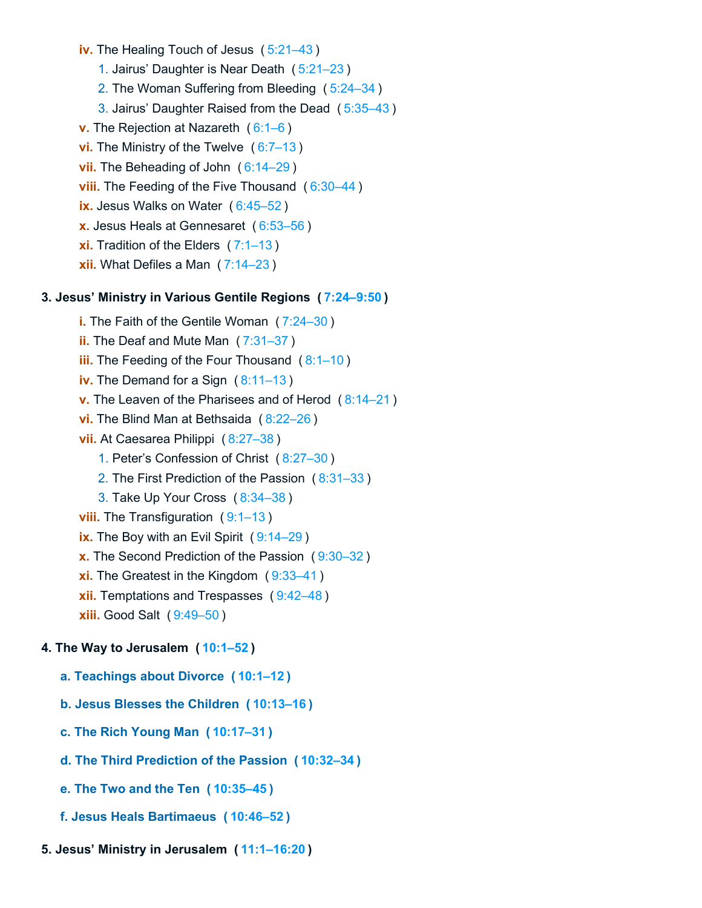- **iv.** The Healing Touch of Jesus (5:21–43)
    1. Jairus' Daughter is Near Death (5:21–23)
    2. The Woman Suffering from Bleeding (5:24–34)
    3. Jairus' Daughter Raised from the Dead (5:35–43)
- **v.** The Rejection at Nazareth (6:1–6)
- **vi.** The Ministry of the Twelve (6:7–13)
- **vii.** The Beheading of John (6:14–29)
- **viii.** The Feeding of the Five Thousand (6:30–44)
- **ix.** Jesus Walks on Water (6:45–52)
- **x.** Jesus Heals at Gennesaret (6:53–56)
- **xi.** Tradition of the Elders (7:1–13)
- **xii.** What Defiles a Man (7:14–23)

**3. Jesus' Ministry in Various Gentile Regions (7:24–9:50)**

- **i.** The Faith of the Gentile Woman (7:24–30)
- **ii.** The Deaf and Mute Man (7:31–37)
- **iii.** The Feeding of the Four Thousand (8:1–10)
- **iv.** The Demand for a Sign (8:11–13)
- **v.** The Leaven of the Pharisees and of Herod (8:14–21)
- **vi.** The Blind Man at Bethsaida (8:22–26)
- **vii.** At Caesarea Philippi (8:27–38)
    1. Peter's Confession of Christ (8:27–30)
    2. The First Prediction of the Passion (8:31–33)
    3. Take Up Your Cross (8:34–38)
- **viii.** The Transfiguration (9:1–13)
- **ix.** The Boy with an Evil Spirit (9:14–29)
- **x.** The Second Prediction of the Passion (9:30–32)
- **xi.** The Greatest in the Kingdom (9:33–41)
- **xii.** Temptations and Trespasses (9:42–48)
- **xiii.** Good Salt (9:49–50)

**4. The Way to Jerusalem (10:1–52)**

**a. Teachings about Divorce (10:1–12)**

**b. Jesus Blesses the Children (10:13–16)**

**c. The Rich Young Man (10:17–31)**

**d. The Third Prediction of the Passion (10:32–34)**

**e. The Two and the Ten (10:35–45)**

**f. Jesus Heals Bartimaeus (10:46–52)**

**5. Jesus' Ministry in Jerusalem (11:1–16:20)**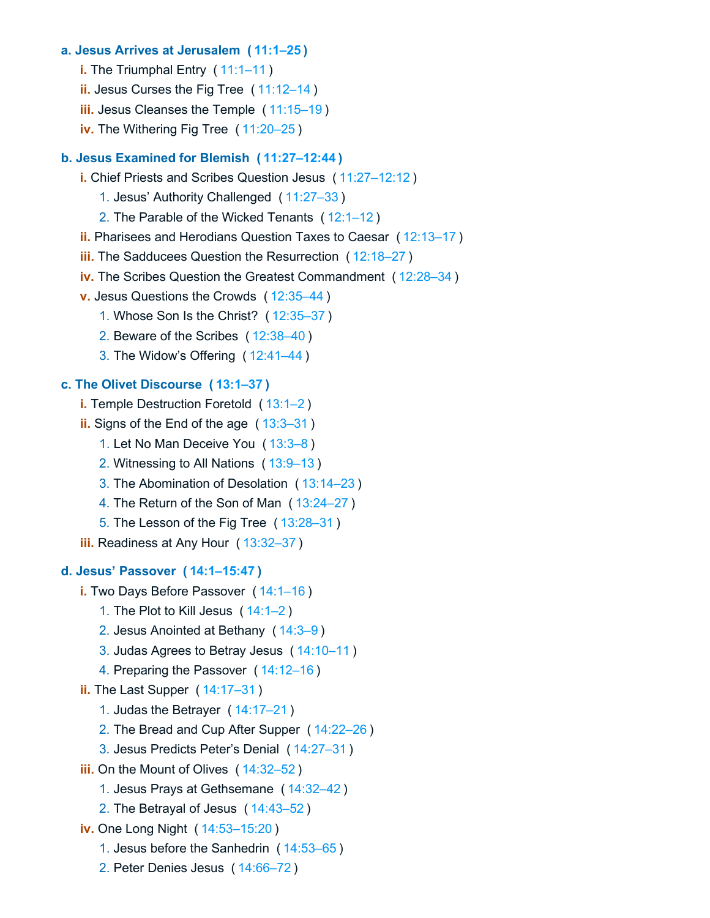- **a. Jesus Arrives at Jerusalem ( 11:1–25 )**
  - **i.** The Triumphal Entry ( 11:1–11 )
  - **ii.** Jesus Curses the Fig Tree ( 11:12–14 )
  - **iii.** Jesus Cleanses the Temple ( 11:15–19 )
  - **iv.** The Withering Fig Tree ( 11:20–25 )

- **b. Jesus Examined for Blemish ( 11:27–12:44 )**
  - **i.** Chief Priests and Scribes Question Jesus ( 11:27–12:12 )
    1. Jesus' Authority Challenged ( 11:27–33 )
    2. The Parable of the Wicked Tenants ( 12:1–12 )
  - **ii.** Pharisees and Herodians Question Taxes to Caesar ( 12:13–17 )
  - **iii.** The Sadducees Question the Resurrection ( 12:18–27 )
  - **iv.** The Scribes Question the Greatest Commandment ( 12:28–34 )
  - **v.** Jesus Questions the Crowds ( 12:35–44 )
    1. Whose Son Is the Christ? ( 12:35–37 )
    2. Beware of the Scribes ( 12:38–40 )
    3. The Widow's Offering ( 12:41–44 )

- **c. The Olivet Discourse ( 13:1–37 )**
  - **i.** Temple Destruction Foretold ( 13:1–2 )
  - **ii.** Signs of the End of the age ( 13:3–31 )
    1. Let No Man Deceive You ( 13:3–8 )
    2. Witnessing to All Nations ( 13:9–13 )
    3. The Abomination of Desolation ( 13:14–23 )
    4. The Return of the Son of Man ( 13:24–27 )
    5. The Lesson of the Fig Tree ( 13:28–31 )
  - **iii.** Readiness at Any Hour ( 13:32–37 )

- **d. Jesus' Passover ( 14:1–15:47 )**
  - **i.** Two Days Before Passover ( 14:1–16 )
    1. The Plot to Kill Jesus ( 14:1–2 )
    2. Jesus Anointed at Bethany ( 14:3–9 )
    3. Judas Agrees to Betray Jesus ( 14:10–11 )
    4. Preparing the Passover ( 14:12–16 )
  - **ii.** The Last Supper ( 14:17–31 )
    1. Judas the Betrayer ( 14:17–21 )
    2. The Bread and Cup After Supper ( 14:22–26 )
    3. Jesus Predicts Peter's Denial ( 14:27–31 )
  - **iii.** On the Mount of Olives ( 14:32–52 )
    1. Jesus Prays at Gethsemane ( 14:32–42 )
    2. The Betrayal of Jesus ( 14:43–52 )
  - **iv.** One Long Night ( 14:53–15:20 )
    1. Jesus before the Sanhedrin ( 14:53–65 )
    2. Peter Denies Jesus ( 14:66–72 )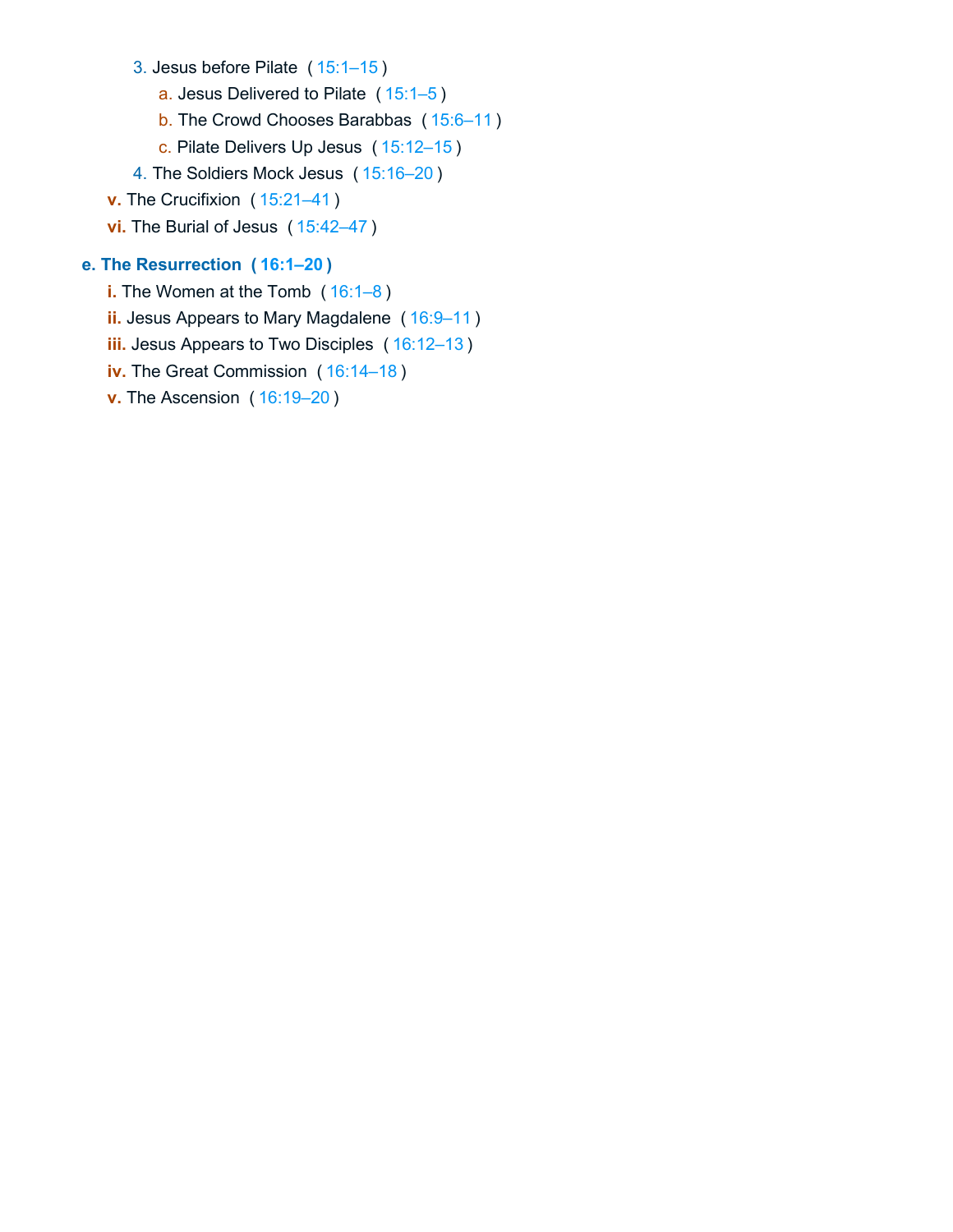- 3. Jesus before Pilate ( 15:1–15 )
  - a. Jesus Delivered to Pilate ( 15:1–5 )
  - b. The Crowd Chooses Barabbas ( 15:6–11 )
  - c. Pilate Delivers Up Jesus ( 15:12–15 )
- 4. The Soldiers Mock Jesus ( 15:16–20 )

**v.** The Crucifixion ( 15:21–41 )

**vi.** The Burial of Jesus ( 15:42–47 )

**e. The Resurrection ( 16:1–20 )**

- **i.** The Women at the Tomb ( 16:1–8 )
- **ii.** Jesus Appears to Mary Magdalene ( 16:9–11 )
- **iii.** Jesus Appears to Two Disciples ( 16:12–13 )
- **iv.** The Great Commission ( 16:14–18 )
- **v.** The Ascension ( 16:19–20 )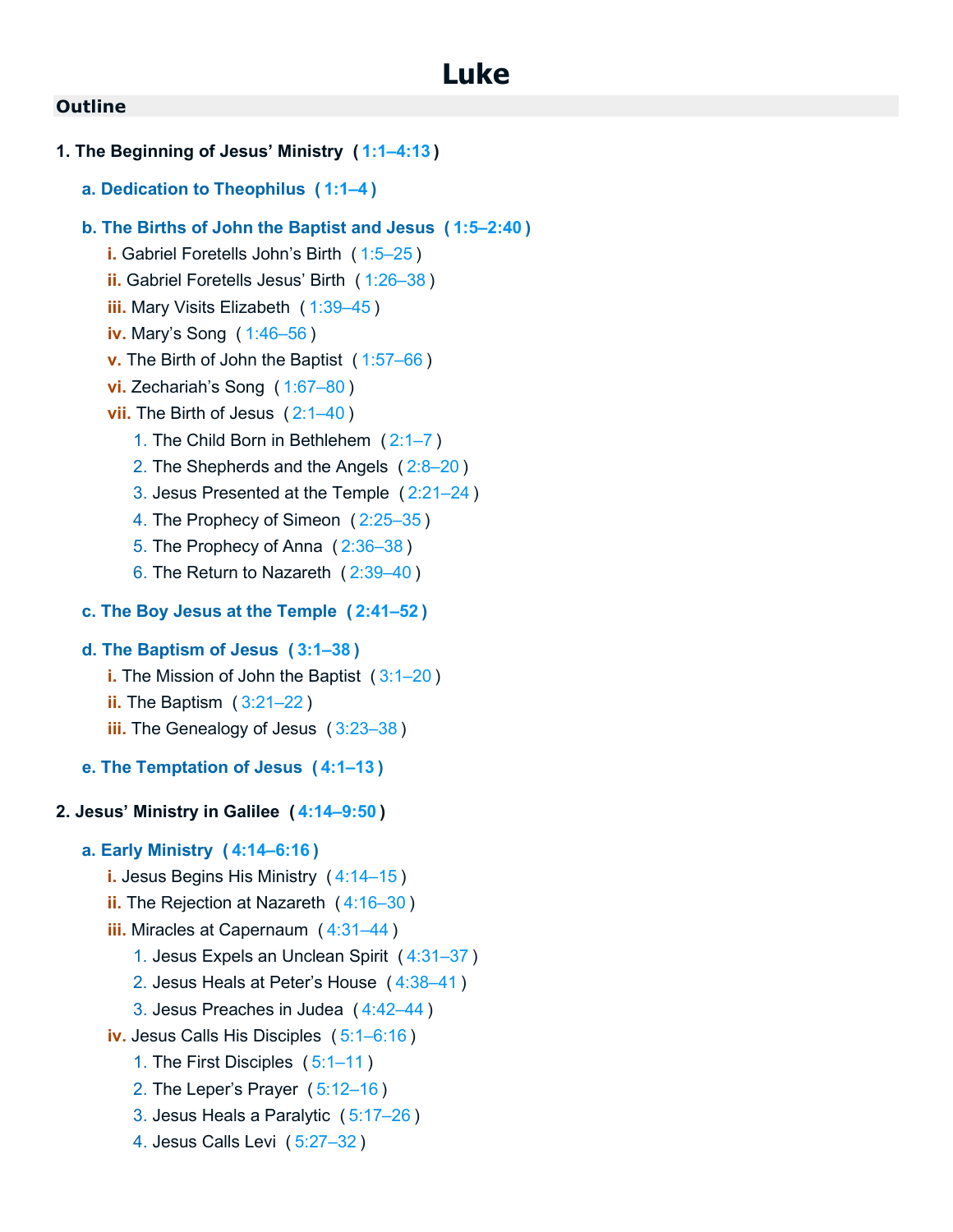# Luke

## Outline

**1. The Beginning of Jesus' Ministry ( 1:1–4:13 )**

- **a. Dedication to Theophilus ( 1:1–4 )**
- **b. The Births of John the Baptist and Jesus ( 1:5–2:40 )**
  - i. Gabriel Foretells John's Birth ( 1:5–25 )
  - ii. Gabriel Foretells Jesus' Birth ( 1:26–38 )
  - iii. Mary Visits Elizabeth ( 1:39–45 )
  - iv. Mary's Song ( 1:46–56 )
  - v. The Birth of John the Baptist ( 1:57–66 )
  - vi. Zechariah's Song ( 1:67–80 )
  - vii. The Birth of Jesus ( 2:1–40 )
    1. The Child Born in Bethlehem ( 2:1–7 )
    2. The Shepherds and the Angels ( 2:8–20 )
    3. Jesus Presented at the Temple ( 2:21–24 )
    4. The Prophecy of Simeon ( 2:25–35 )
    5. The Prophecy of Anna ( 2:36–38 )
    6. The Return to Nazareth ( 2:39–40 )
- **c. The Boy Jesus at the Temple ( 2:41–52 )**
- **d. The Baptism of Jesus ( 3:1–38 )**
  - i. The Mission of John the Baptist ( 3:1–20 )
  - ii. The Baptism ( 3:21–22 )
  - iii. The Genealogy of Jesus ( 3:23–38 )
- **e. The Temptation of Jesus ( 4:1–13 )**

**2. Jesus' Ministry in Galilee ( 4:14–9:50 )**

- **a. Early Ministry ( 4:14–6:16 )**
  - i. Jesus Begins His Ministry ( 4:14–15 )
  - ii. The Rejection at Nazareth ( 4:16–30 )
  - iii. Miracles at Capernaum ( 4:31–44 )
    1. Jesus Expels an Unclean Spirit ( 4:31–37 )
    2. Jesus Heals at Peter's House ( 4:38–41 )
    3. Jesus Preaches in Judea ( 4:42–44 )
  - iv. Jesus Calls His Disciples ( 5:1–6:16 )
    1. The First Disciples ( 5:1–11 )
    2. The Leper's Prayer ( 5:12–16 )
    3. Jesus Heals a Paralytic ( 5:17–26 )
    4. Jesus Calls Levi ( 5:27–32 )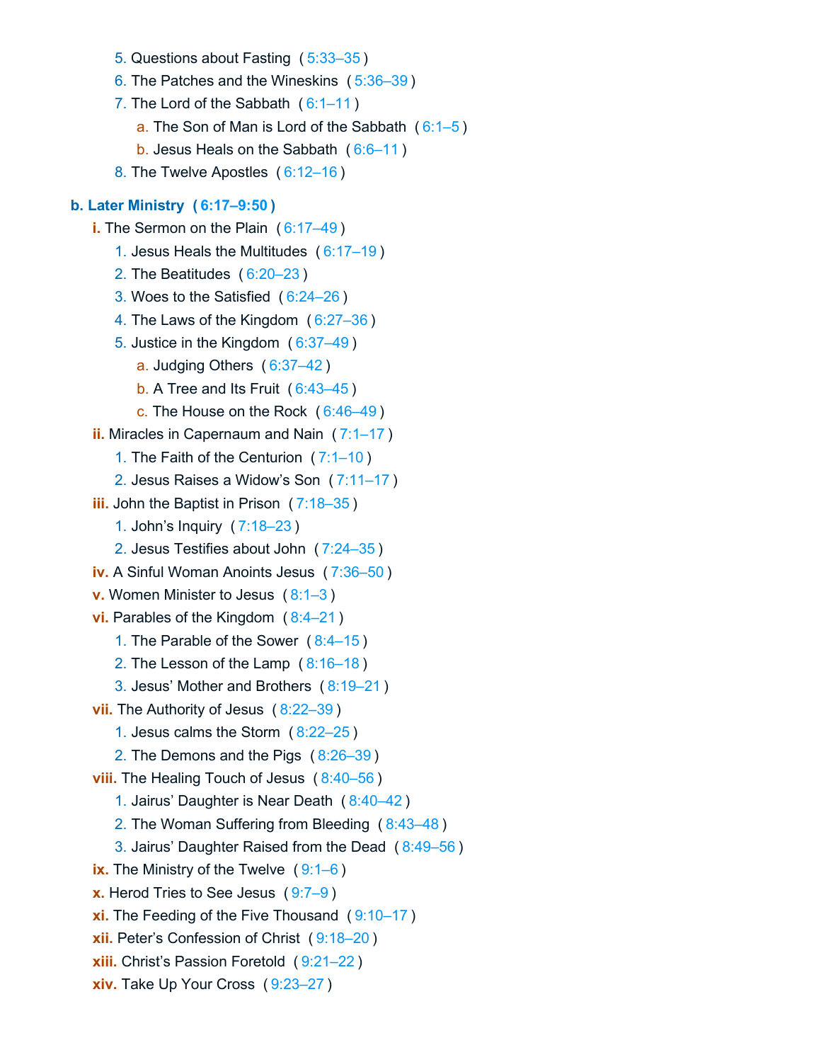- 5. Questions about Fasting ( 5:33–35 )
- 6. The Patches and the Wineskins ( 5:36–39 )
- 7. The Lord of the Sabbath ( 6:1–11 )
  - a. The Son of Man is Lord of the Sabbath ( 6:1–5 )
  - b. Jesus Heals on the Sabbath ( 6:6–11 )
- 8. The Twelve Apostles ( 6:12–16 )

**b. Later Ministry ( 6:17–9:50 )**

- **i.** The Sermon on the Plain ( 6:17–49 )
  - 1. Jesus Heals the Multitudes ( 6:17–19 )
  - 2. The Beatitudes ( 6:20–23 )
  - 3. Woes to the Satisfied ( 6:24–26 )
  - 4. The Laws of the Kingdom ( 6:27–36 )
  - 5. Justice in the Kingdom ( 6:37–49 )
    - a. Judging Others ( 6:37–42 )
    - b. A Tree and Its Fruit ( 6:43–45 )
    - c. The House on the Rock ( 6:46–49 )
- **ii.** Miracles in Capernaum and Nain ( 7:1–17 )
  - 1. The Faith of the Centurion ( 7:1–10 )
  - 2. Jesus Raises a Widow's Son ( 7:11–17 )
- **iii.** John the Baptist in Prison ( 7:18–35 )
  - 1. John's Inquiry ( 7:18–23 )
  - 2. Jesus Testifies about John ( 7:24–35 )
- **iv.** A Sinful Woman Anoints Jesus ( 7:36–50 )
- **v.** Women Minister to Jesus ( 8:1–3 )
- **vi.** Parables of the Kingdom ( 8:4–21 )
  - 1. The Parable of the Sower ( 8:4–15 )
  - 2. The Lesson of the Lamp ( 8:16–18 )
  - 3. Jesus' Mother and Brothers ( 8:19–21 )
- **vii.** The Authority of Jesus ( 8:22–39 )
  - 1. Jesus calms the Storm ( 8:22–25 )
  - 2. The Demons and the Pigs ( 8:26–39 )
- **viii.** The Healing Touch of Jesus ( 8:40–56 )
  - 1. Jairus' Daughter is Near Death ( 8:40–42 )
  - 2. The Woman Suffering from Bleeding ( 8:43–48 )
  - 3. Jairus' Daughter Raised from the Dead ( 8:49–56 )
- **ix.** The Ministry of the Twelve ( 9:1–6 )
- **x.** Herod Tries to See Jesus ( 9:7–9 )
- **xi.** The Feeding of the Five Thousand ( 9:10–17 )
- **xii.** Peter's Confession of Christ ( 9:18–20 )
- **xiii.** Christ's Passion Foretold ( 9:21–22 )
- **xiv.** Take Up Your Cross ( 9:23–27 )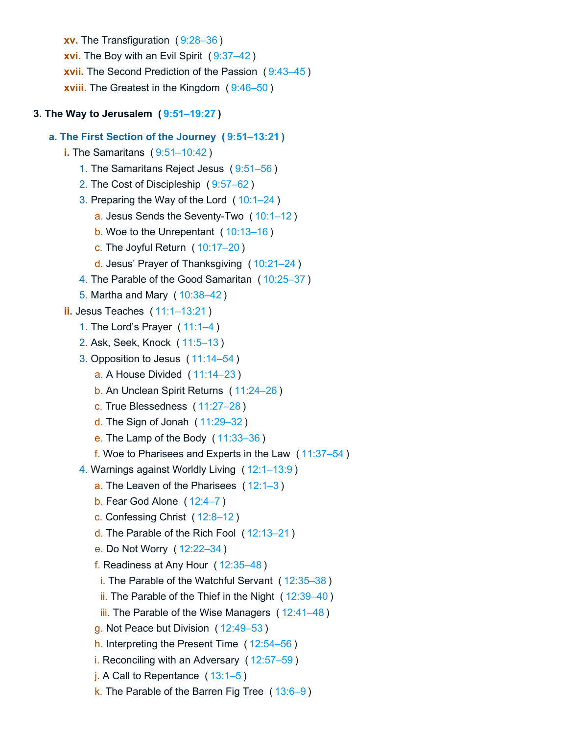- **xv.** The Transfiguration ( 9:28–36 )
- **xvi.** The Boy with an Evil Spirit ( 9:37–42 )
- **xvii.** The Second Prediction of the Passion ( 9:43–45 )
- **xviii.** The Greatest in the Kingdom ( 9:46–50 )

**3. The Way to Jerusalem ( 9:51–19:27 )**

**a. The First Section of the Journey ( 9:51–13:21 )**

- **i.** The Samaritans ( 9:51–10:42 )
  1. The Samaritans Reject Jesus ( 9:51–56 )
  2. The Cost of Discipleship ( 9:57–62 )
  3. Preparing the Way of the Lord ( 10:1–24 )
     - a. Jesus Sends the Seventy-Two ( 10:1–12 )
     - b. Woe to the Unrepentant ( 10:13–16 )
     - c. The Joyful Return ( 10:17–20 )
     - d. Jesus' Prayer of Thanksgiving ( 10:21–24 )
  4. The Parable of the Good Samaritan ( 10:25–37 )
  5. Martha and Mary ( 10:38–42 )
- **ii.** Jesus Teaches ( 11:1–13:21 )
  1. The Lord's Prayer ( 11:1–4 )
  2. Ask, Seek, Knock ( 11:5–13 )
  3. Opposition to Jesus ( 11:14–54 )
     - a. A House Divided ( 11:14–23 )
     - b. An Unclean Spirit Returns ( 11:24–26 )
     - c. True Blessedness ( 11:27–28 )
     - d. The Sign of Jonah ( 11:29–32 )
     - e. The Lamp of the Body ( 11:33–36 )
     - f. Woe to Pharisees and Experts in the Law ( 11:37–54 )
  4. Warnings against Worldly Living ( 12:1–13:9 )
     - a. The Leaven of the Pharisees ( 12:1–3 )
     - b. Fear God Alone ( 12:4–7 )
     - c. Confessing Christ ( 12:8–12 )
     - d. The Parable of the Rich Fool ( 12:13–21 )
     - e. Do Not Worry ( 12:22–34 )
     - f. Readiness at Any Hour ( 12:35–48 )
       - i. The Parable of the Watchful Servant ( 12:35–38 )
       - ii. The Parable of the Thief in the Night ( 12:39–40 )
       - iii. The Parable of the Wise Managers ( 12:41–48 )
     - g. Not Peace but Division ( 12:49–53 )
     - h. Interpreting the Present Time ( 12:54–56 )
     - i. Reconciling with an Adversary ( 12:57–59 )
     - j. A Call to Repentance ( 13:1–5 )
     - k. The Parable of the Barren Fig Tree ( 13:6–9 )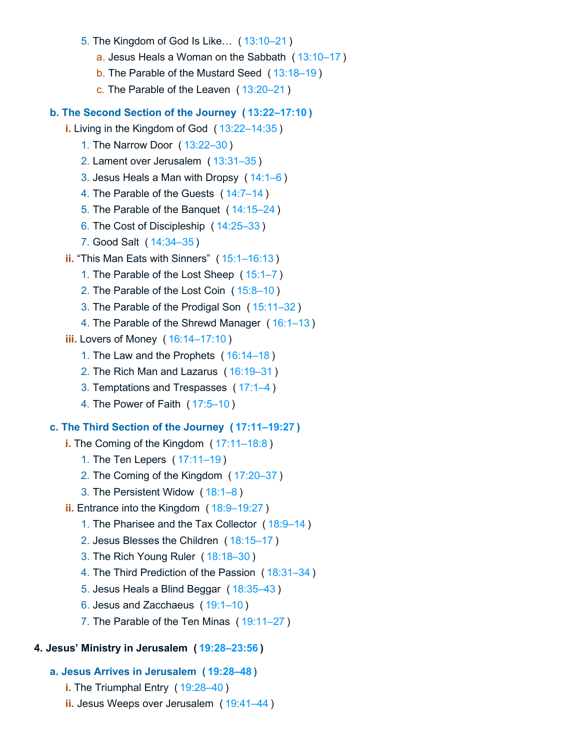5. The Kingdom of God Is Like… ( 13:10–21 )
    a. Jesus Heals a Woman on the Sabbath ( 13:10–17 )
    b. The Parable of the Mustard Seed ( 13:18–19 )
    c. The Parable of the Leaven ( 13:20–21 )

**b. The Second Section of the Journey ( 13:22–17:10 )**

i. Living in the Kingdom of God ( 13:22–14:35 )
1. The Narrow Door ( 13:22–30 )
2. Lament over Jerusalem ( 13:31–35 )
3. Jesus Heals a Man with Dropsy ( 14:1–6 )
4. The Parable of the Guests ( 14:7–14 )
5. The Parable of the Banquet ( 14:15–24 )
6. The Cost of Discipleship ( 14:25–33 )
7. Good Salt ( 14:34–35 )

ii. "This Man Eats with Sinners" ( 15:1–16:13 )
1. The Parable of the Lost Sheep ( 15:1–7 )
2. The Parable of the Lost Coin ( 15:8–10 )
3. The Parable of the Prodigal Son ( 15:11–32 )
4. The Parable of the Shrewd Manager ( 16:1–13 )

iii. Lovers of Money ( 16:14–17:10 )
1. The Law and the Prophets ( 16:14–18 )
2. The Rich Man and Lazarus ( 16:19–31 )
3. Temptations and Trespasses ( 17:1–4 )
4. The Power of Faith ( 17:5–10 )

**c. The Third Section of the Journey ( 17:11–19:27 )**

i. The Coming of the Kingdom ( 17:11–18:8 )
1. The Ten Lepers ( 17:11–19 )
2. The Coming of the Kingdom ( 17:20–37 )
3. The Persistent Widow ( 18:1–8 )

ii. Entrance into the Kingdom ( 18:9–19:27 )
1. The Pharisee and the Tax Collector ( 18:9–14 )
2. Jesus Blesses the Children ( 18:15–17 )
3. The Rich Young Ruler ( 18:18–30 )
4. The Third Prediction of the Passion ( 18:31–34 )
5. Jesus Heals a Blind Beggar ( 18:35–43 )
6. Jesus and Zacchaeus ( 19:1–10 )
7. The Parable of the Ten Minas ( 19:11–27 )

**4. Jesus' Ministry in Jerusalem ( 19:28–23:56 )**

**a. Jesus Arrives in Jerusalem ( 19:28–48 )**

i. The Triumphal Entry ( 19:28–40 )

ii. Jesus Weeps over Jerusalem ( 19:41–44 )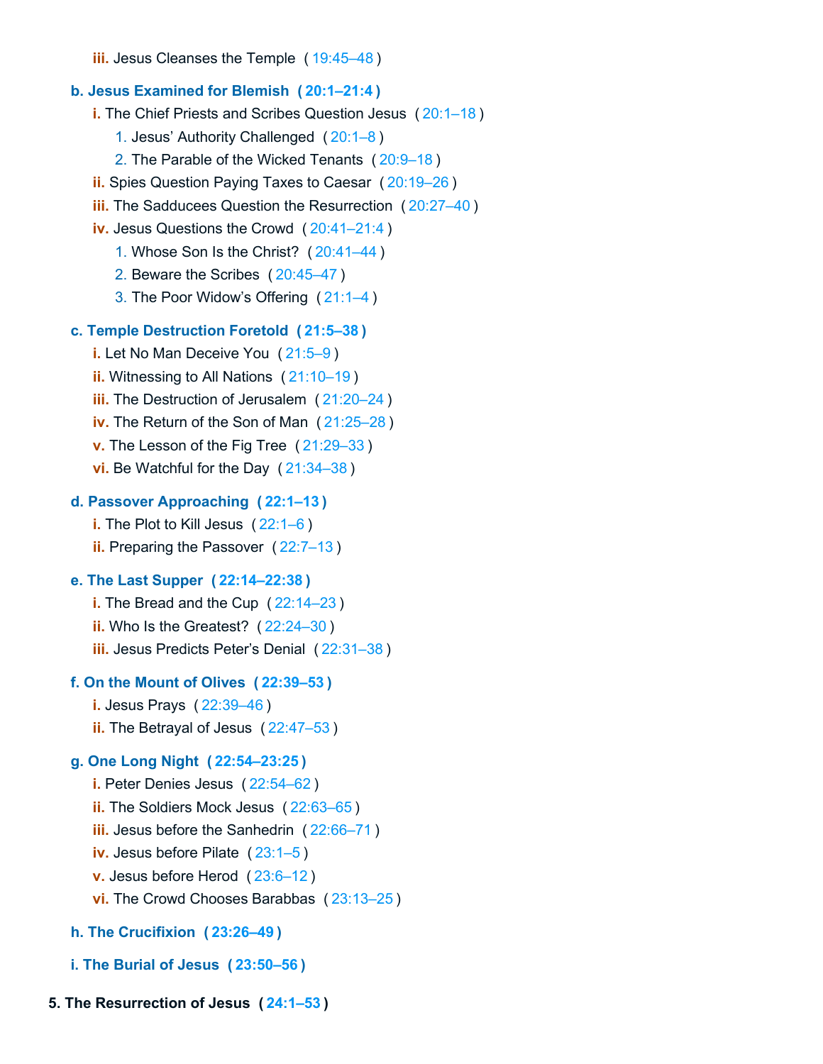- **iii.** Jesus Cleanses the Temple ( 19:45–48 )

- **b. Jesus Examined for Blemish ( 20:1–21:4 )**
  - **i.** The Chief Priests and Scribes Question Jesus ( 20:1–18 )
    1. Jesus' Authority Challenged ( 20:1–8 )
    2. The Parable of the Wicked Tenants ( 20:9–18 )
  - **ii.** Spies Question Paying Taxes to Caesar ( 20:19–26 )
  - **iii.** The Sadducees Question the Resurrection ( 20:27–40 )
  - **iv.** Jesus Questions the Crowd ( 20:41–21:4 )
    1. Whose Son Is the Christ? ( 20:41–44 )
    2. Beware the Scribes ( 20:45–47 )
    3. The Poor Widow's Offering ( 21:1–4 )

- **c. Temple Destruction Foretold ( 21:5–38 )**
  - **i.** Let No Man Deceive You ( 21:5–9 )
  - **ii.** Witnessing to All Nations ( 21:10–19 )
  - **iii.** The Destruction of Jerusalem ( 21:20–24 )
  - **iv.** The Return of the Son of Man ( 21:25–28 )
  - **v.** The Lesson of the Fig Tree ( 21:29–33 )
  - **vi.** Be Watchful for the Day ( 21:34–38 )

- **d. Passover Approaching ( 22:1–13 )**
  - **i.** The Plot to Kill Jesus ( 22:1–6 )
  - **ii.** Preparing the Passover ( 22:7–13 )

- **e. The Last Supper ( 22:14–22:38 )**
  - **i.** The Bread and the Cup ( 22:14–23 )
  - **ii.** Who Is the Greatest? ( 22:24–30 )
  - **iii.** Jesus Predicts Peter's Denial ( 22:31–38 )

- **f. On the Mount of Olives ( 22:39–53 )**
  - **i.** Jesus Prays ( 22:39–46 )
  - **ii.** The Betrayal of Jesus ( 22:47–53 )

- **g. One Long Night ( 22:54–23:25 )**
  - **i.** Peter Denies Jesus ( 22:54–62 )
  - **ii.** The Soldiers Mock Jesus ( 22:63–65 )
  - **iii.** Jesus before the Sanhedrin ( 22:66–71 )
  - **iv.** Jesus before Pilate ( 23:1–5 )
  - **v.** Jesus before Herod ( 23:6–12 )
  - **vi.** The Crowd Chooses Barabbas ( 23:13–25 )

- **h. The Crucifixion ( 23:26–49 )**

- **i. The Burial of Jesus ( 23:50–56 )**

**5. The Resurrection of Jesus ( 24:1–53 )**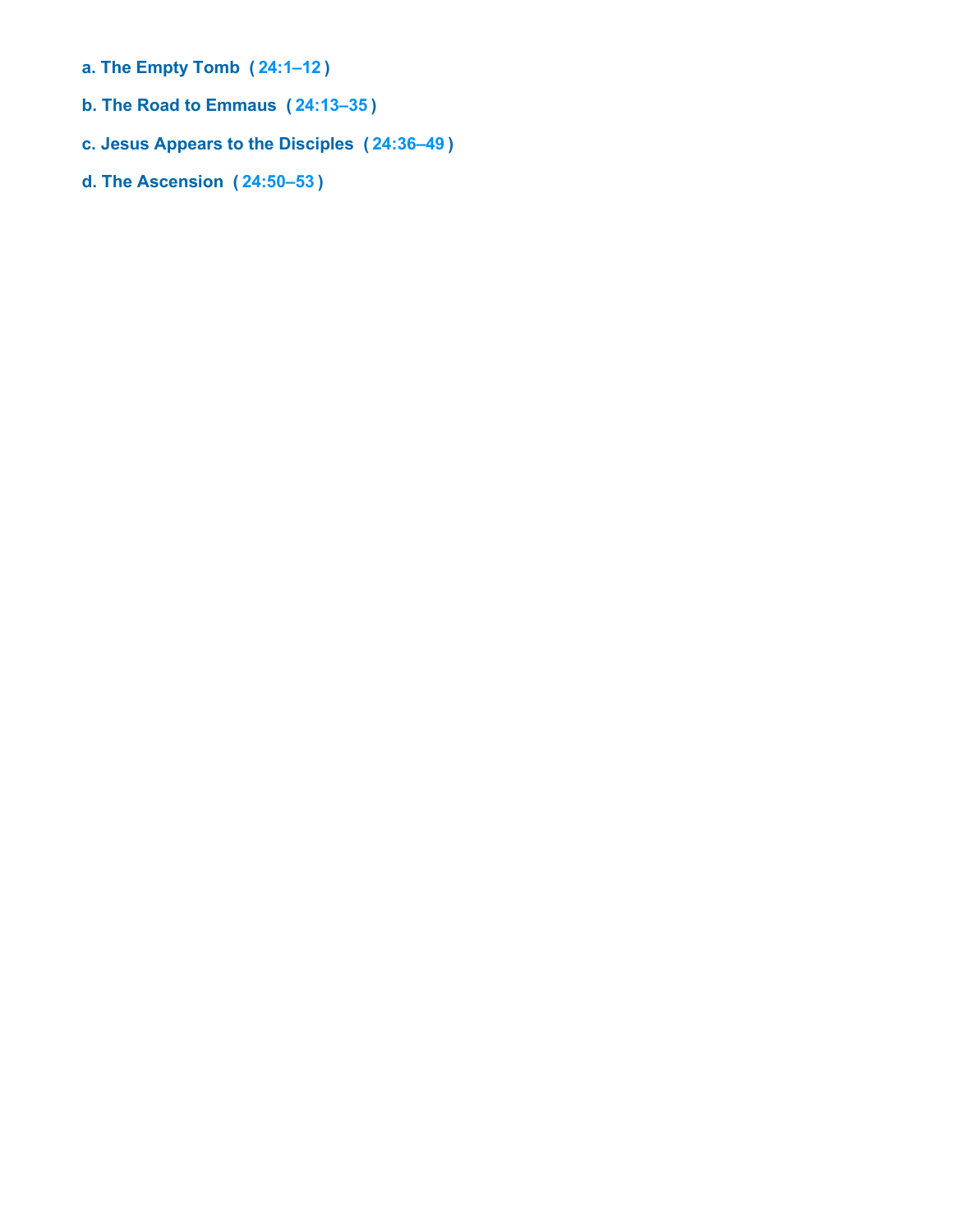**a. The Empty Tomb ( 24:1–12 )**

**b. The Road to Emmaus ( 24:13–35 )**

**c. Jesus Appears to the Disciples ( 24:36–49 )**

**d. The Ascension ( 24:50–53 )**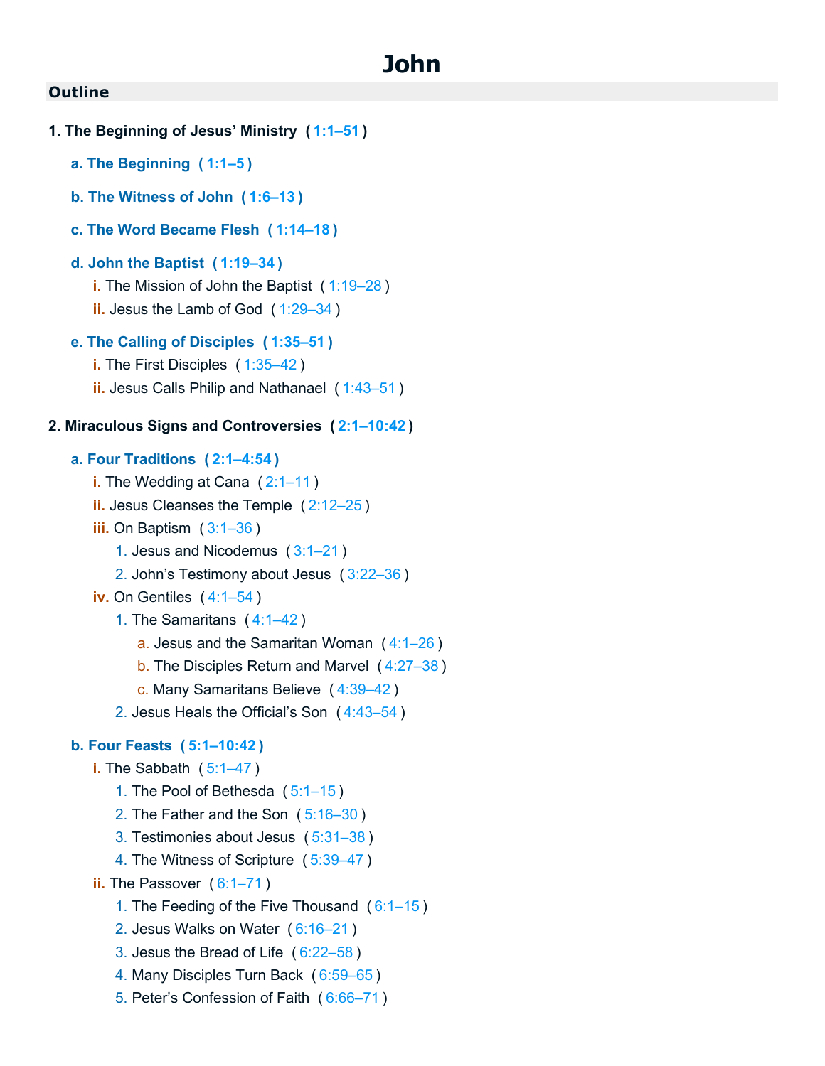# John

## Outline

**1. The Beginning of Jesus' Ministry ( 1:1–51 )**

- **a. The Beginning ( 1:1–5 )**
- **b. The Witness of John ( 1:6–13 )**
- **c. The Word Became Flesh ( 1:14–18 )**
- **d. John the Baptist ( 1:19–34 )**
  - i. The Mission of John the Baptist ( 1:19–28 )
  - ii. Jesus the Lamb of God ( 1:29–34 )
- **e. The Calling of Disciples ( 1:35–51 )**
  - i. The First Disciples ( 1:35–42 )
  - ii. Jesus Calls Philip and Nathanael ( 1:43–51 )

**2. Miraculous Signs and Controversies ( 2:1–10:42 )**

- **a. Four Traditions ( 2:1–4:54 )**
  - i. The Wedding at Cana ( 2:1–11 )
  - ii. Jesus Cleanses the Temple ( 2:12–25 )
  - iii. On Baptism ( 3:1–36 )
    1. Jesus and Nicodemus ( 3:1–21 )
    2. John's Testimony about Jesus ( 3:22–36 )
  - iv. On Gentiles ( 4:1–54 )
    1. The Samaritans ( 4:1–42 )
       - a. Jesus and the Samaritan Woman ( 4:1–26 )
       - b. The Disciples Return and Marvel ( 4:27–38 )
       - c. Many Samaritans Believe ( 4:39–42 )
    2. Jesus Heals the Official's Son ( 4:43–54 )
- **b. Four Feasts ( 5:1–10:42 )**
  - i. The Sabbath ( 5:1–47 )
    1. The Pool of Bethesda ( 5:1–15 )
    2. The Father and the Son ( 5:16–30 )
    3. Testimonies about Jesus ( 5:31–38 )
    4. The Witness of Scripture ( 5:39–47 )
  - ii. The Passover ( 6:1–71 )
    1. The Feeding of the Five Thousand ( 6:1–15 )
    2. Jesus Walks on Water ( 6:16–21 )
    3. Jesus the Bread of Life ( 6:22–58 )
    4. Many Disciples Turn Back ( 6:59–65 )
    5. Peter's Confession of Faith ( 6:66–71 )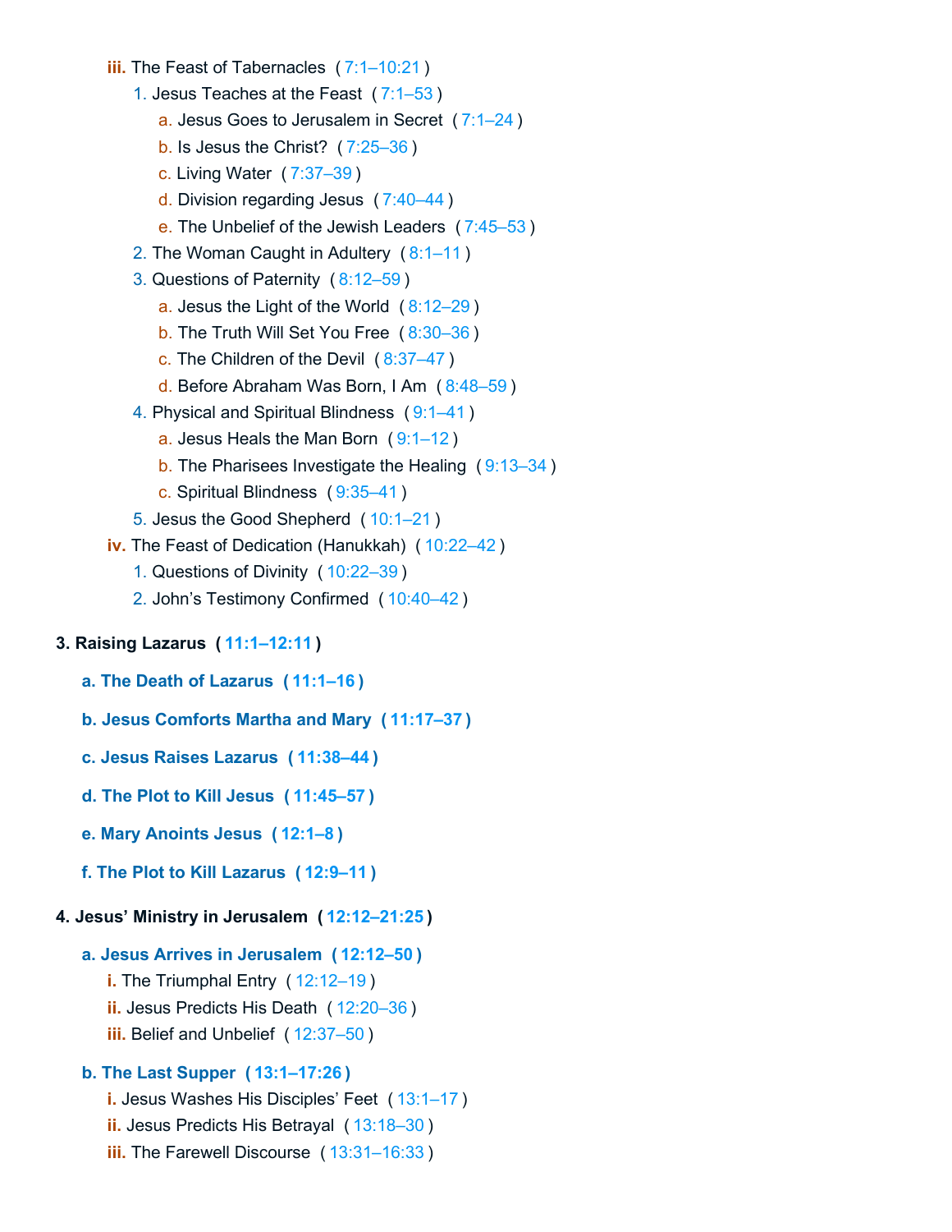- **iii.** The Feast of Tabernacles ( 7:1–10:21 )
  1. Jesus Teaches at the Feast ( 7:1–53 )
     - a. Jesus Goes to Jerusalem in Secret ( 7:1–24 )
     - b. Is Jesus the Christ? ( 7:25–36 )
     - c. Living Water ( 7:37–39 )
     - d. Division regarding Jesus ( 7:40–44 )
     - e. The Unbelief of the Jewish Leaders ( 7:45–53 )
  2. The Woman Caught in Adultery ( 8:1–11 )
  3. Questions of Paternity ( 8:12–59 )
     - a. Jesus the Light of the World ( 8:12–29 )
     - b. The Truth Will Set You Free ( 8:30–36 )
     - c. The Children of the Devil ( 8:37–47 )
     - d. Before Abraham Was Born, I Am ( 8:48–59 )
  4. Physical and Spiritual Blindness ( 9:1–41 )
     - a. Jesus Heals the Man Born ( 9:1–12 )
     - b. The Pharisees Investigate the Healing ( 9:13–34 )
     - c. Spiritual Blindness ( 9:35–41 )
  5. Jesus the Good Shepherd ( 10:1–21 )
- **iv.** The Feast of Dedication (Hanukkah) ( 10:22–42 )
  1. Questions of Divinity ( 10:22–39 )
  2. John's Testimony Confirmed ( 10:40–42 )

**3. Raising Lazarus ( 11:1–12:11 )**

**a. The Death of Lazarus ( 11:1–16 )**

**b. Jesus Comforts Martha and Mary ( 11:17–37 )**

**c. Jesus Raises Lazarus ( 11:38–44 )**

**d. The Plot to Kill Jesus ( 11:45–57 )**

**e. Mary Anoints Jesus ( 12:1–8 )**

**f. The Plot to Kill Lazarus ( 12:9–11 )**

**4. Jesus' Ministry in Jerusalem ( 12:12–21:25 )**

**a. Jesus Arrives in Jerusalem ( 12:12–50 )**
- **i.** The Triumphal Entry ( 12:12–19 )
- **ii.** Jesus Predicts His Death ( 12:20–36 )
- **iii.** Belief and Unbelief ( 12:37–50 )

**b. The Last Supper ( 13:1–17:26 )**
- **i.** Jesus Washes His Disciples' Feet ( 13:1–17 )
- **ii.** Jesus Predicts His Betrayal ( 13:18–30 )
- **iii.** The Farewell Discourse ( 13:31–16:33 )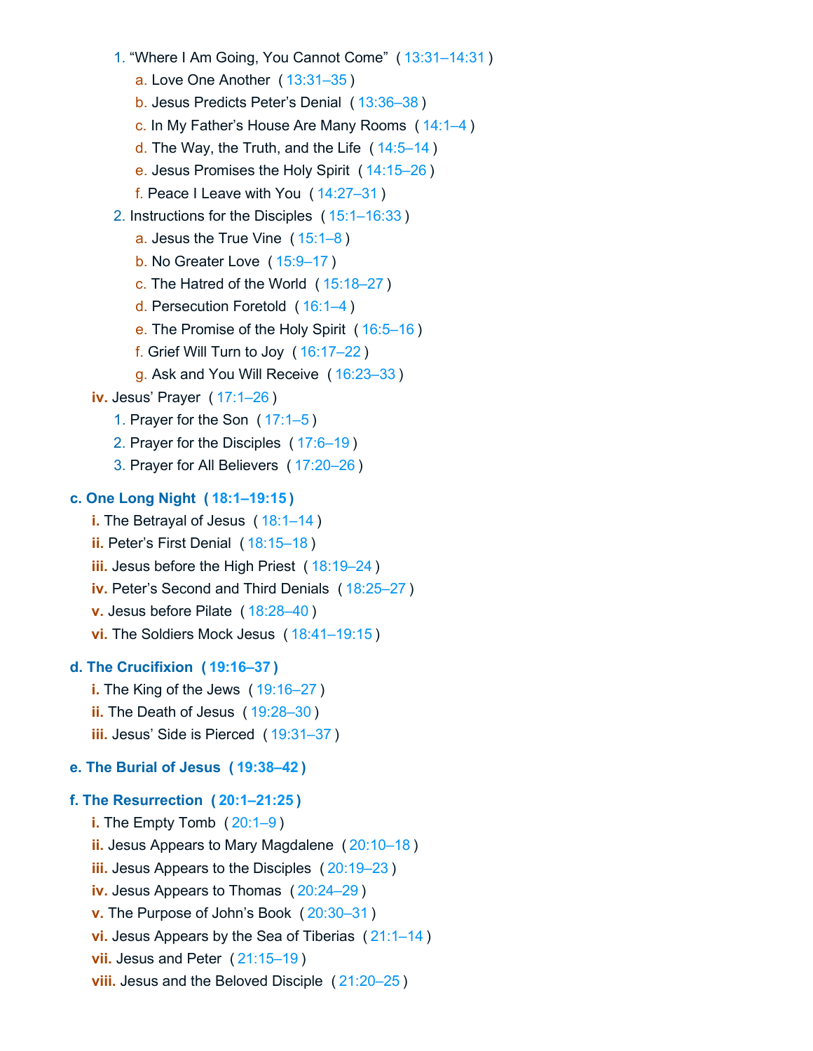1. “Where I Am Going, You Cannot Come” ( 13:31–14:31 )
    - a. Love One Another ( 13:31–35 )
    - b. Jesus Predicts Peter’s Denial ( 13:36–38 )
    - c. In My Father’s House Are Many Rooms ( 14:1–4 )
    - d. The Way, the Truth, and the Life ( 14:5–14 )
    - e. Jesus Promises the Holy Spirit ( 14:15–26 )
    - f. Peace I Leave with You ( 14:27–31 )
2. Instructions for the Disciples ( 15:1–16:33 )
    - a. Jesus the True Vine ( 15:1–8 )
    - b. No Greater Love ( 15:9–17 )
    - c. The Hatred of the World ( 15:18–27 )
    - d. Persecution Foretold ( 16:1–4 )
    - e. The Promise of the Holy Spirit ( 16:5–16 )
    - f. Grief Will Turn to Joy ( 16:17–22 )
    - g. Ask and You Will Receive ( 16:23–33 )

**iv.** Jesus’ Prayer ( 17:1–26 )

1. Prayer for the Son ( 17:1–5 )
2. Prayer for the Disciples ( 17:6–19 )
3. Prayer for All Believers ( 17:20–26 )

**c. One Long Night ( 18:1–19:15 )**

- **i.** The Betrayal of Jesus ( 18:1–14 )
- **ii.** Peter’s First Denial ( 18:15–18 )
- **iii.** Jesus before the High Priest ( 18:19–24 )
- **iv.** Peter’s Second and Third Denials ( 18:25–27 )
- **v.** Jesus before Pilate ( 18:28–40 )
- **vi.** The Soldiers Mock Jesus ( 18:41–19:15 )

**d. The Crucifixion ( 19:16–37 )**

- **i.** The King of the Jews ( 19:16–27 )
- **ii.** The Death of Jesus ( 19:28–30 )
- **iii.** Jesus’ Side is Pierced ( 19:31–37 )

**e. The Burial of Jesus ( 19:38–42 )**

**f. The Resurrection ( 20:1–21:25 )**

- **i.** The Empty Tomb ( 20:1–9 )
- **ii.** Jesus Appears to Mary Magdalene ( 20:10–18 )
- **iii.** Jesus Appears to the Disciples ( 20:19–23 )
- **iv.** Jesus Appears to Thomas ( 20:24–29 )
- **v.** The Purpose of John’s Book ( 20:30–31 )
- **vi.** Jesus Appears by the Sea of Tiberias ( 21:1–14 )
- **vii.** Jesus and Peter ( 21:15–19 )
- **viii.** Jesus and the Beloved Disciple ( 21:20–25 )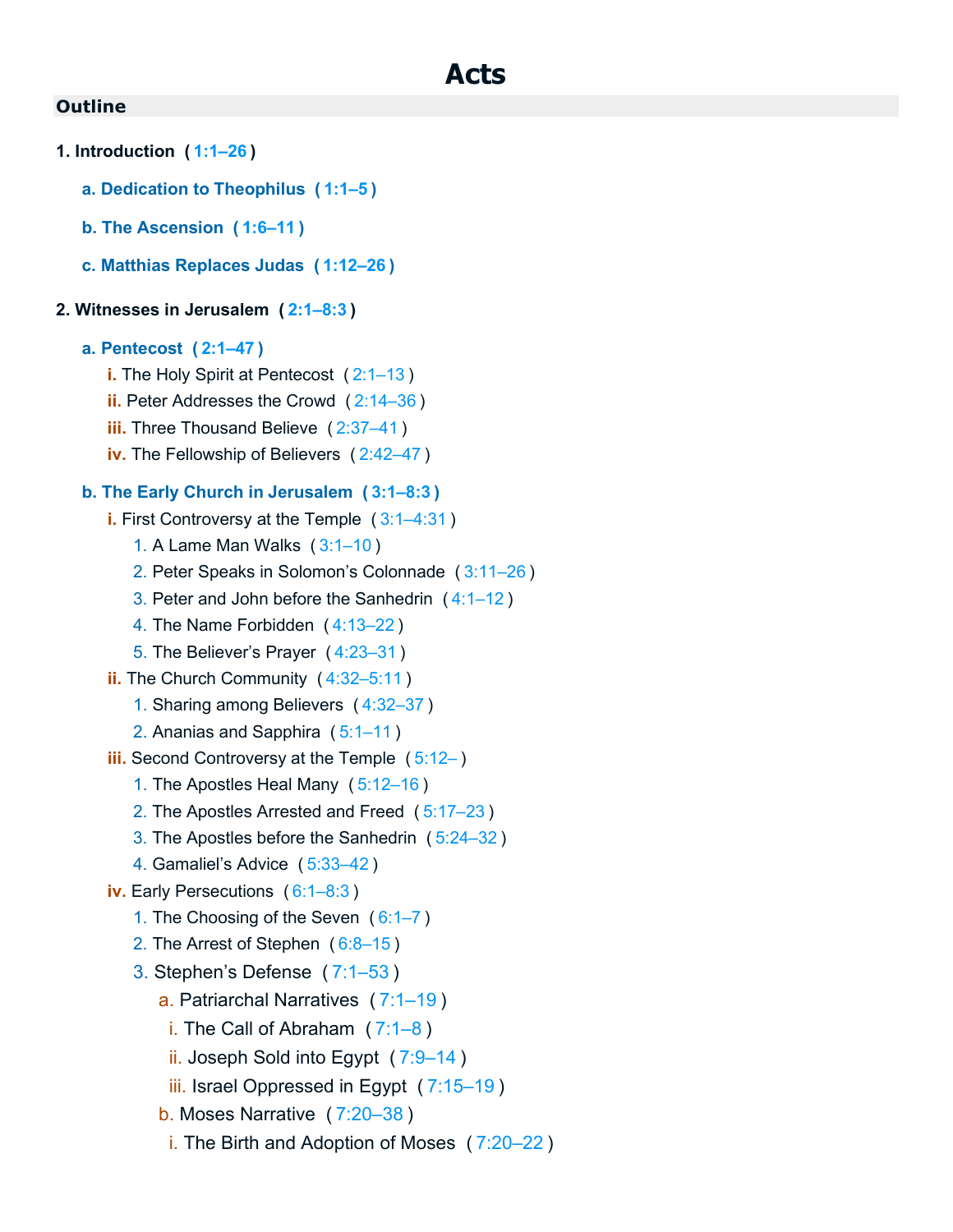# Acts

## Outline

**1. Introduction ( 1:1–26 )**

- **a. Dedication to Theophilus ( 1:1–5 )**
- **b. The Ascension ( 1:6–11 )**
- **c. Matthias Replaces Judas ( 1:12–26 )**

**2. Witnesses in Jerusalem ( 2:1–8:3 )**

- **a. Pentecost ( 2:1–47 )**
  - i. The Holy Spirit at Pentecost ( 2:1–13 )
  - ii. Peter Addresses the Crowd ( 2:14–36 )
  - iii. Three Thousand Believe ( 2:37–41 )
  - iv. The Fellowship of Believers ( 2:42–47 )
- **b. The Early Church in Jerusalem ( 3:1–8:3 )**
  - i. First Controversy at the Temple ( 3:1–4:31 )
    1. A Lame Man Walks ( 3:1–10 )
    2. Peter Speaks in Solomon's Colonnade ( 3:11–26 )
    3. Peter and John before the Sanhedrin ( 4:1–12 )
    4. The Name Forbidden ( 4:13–22 )
    5. The Believer's Prayer ( 4:23–31 )
  - ii. The Church Community ( 4:32–5:11 )
    1. Sharing among Believers ( 4:32–37 )
    2. Ananias and Sapphira ( 5:1–11 )
  - iii. Second Controversy at the Temple ( 5:12– )
    1. The Apostles Heal Many ( 5:12–16 )
    2. The Apostles Arrested and Freed ( 5:17–23 )
    3. The Apostles before the Sanhedrin ( 5:24–32 )
    4. Gamaliel's Advice ( 5:33–42 )
  - iv. Early Persecutions ( 6:1–8:3 )
    1. The Choosing of the Seven ( 6:1–7 )
    2. The Arrest of Stephen ( 6:8–15 )
    3. Stephen's Defense ( 7:1–53 )
       - a. Patriarchal Narratives ( 7:1–19 )
         - i. The Call of Abraham ( 7:1–8 )
         - ii. Joseph Sold into Egypt ( 7:9–14 )
         - iii. Israel Oppressed in Egypt ( 7:15–19 )
       - b. Moses Narrative ( 7:20–38 )
         - i. The Birth and Adoption of Moses ( 7:20–22 )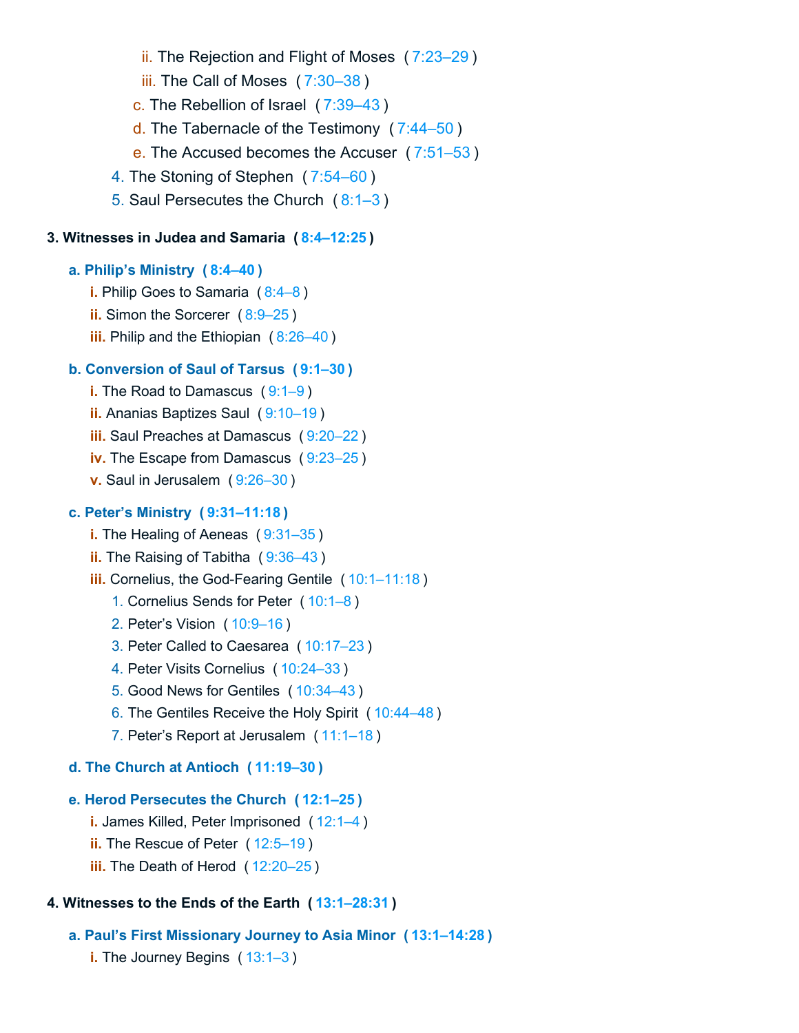- ii. The Rejection and Flight of Moses ( 7:23–29 )
- iii. The Call of Moses ( 7:30–38 )
- c. The Rebellion of Israel ( 7:39–43 )
- d. The Tabernacle of the Testimony ( 7:44–50 )
- e. The Accused becomes the Accuser ( 7:51–53 )
- 4. The Stoning of Stephen ( 7:54–60 )
- 5. Saul Persecutes the Church ( 8:1–3 )

**3. Witnesses in Judea and Samaria ( 8:4–12:25 )**

**a. Philip's Ministry ( 8:4–40 )**

- **i.** Philip Goes to Samaria ( 8:4–8 )
- **ii.** Simon the Sorcerer ( 8:9–25 )
- **iii.** Philip and the Ethiopian ( 8:26–40 )

**b. Conversion of Saul of Tarsus ( 9:1–30 )**

- **i.** The Road to Damascus ( 9:1–9 )
- **ii.** Ananias Baptizes Saul ( 9:10–19 )
- **iii.** Saul Preaches at Damascus ( 9:20–22 )
- **iv.** The Escape from Damascus ( 9:23–25 )
- **v.** Saul in Jerusalem ( 9:26–30 )

**c. Peter's Ministry ( 9:31–11:18 )**

- **i.** The Healing of Aeneas ( 9:31–35 )
- **ii.** The Raising of Tabitha ( 9:36–43 )
- **iii.** Cornelius, the God-Fearing Gentile ( 10:1–11:18 )
  1. Cornelius Sends for Peter ( 10:1–8 )
  2. Peter's Vision ( 10:9–16 )
  3. Peter Called to Caesarea ( 10:17–23 )
  4. Peter Visits Cornelius ( 10:24–33 )
  5. Good News for Gentiles ( 10:34–43 )
  6. The Gentiles Receive the Holy Spirit ( 10:44–48 )
  7. Peter's Report at Jerusalem ( 11:1–18 )

**d. The Church at Antioch ( 11:19–30 )**

**e. Herod Persecutes the Church ( 12:1–25 )**

- **i.** James Killed, Peter Imprisoned ( 12:1–4 )
- **ii.** The Rescue of Peter ( 12:5–19 )
- **iii.** The Death of Herod ( 12:20–25 )

**4. Witnesses to the Ends of the Earth ( 13:1–28:31 )**

**a. Paul's First Missionary Journey to Asia Minor ( 13:1–14:28 )**

- **i.** The Journey Begins ( 13:1–3 )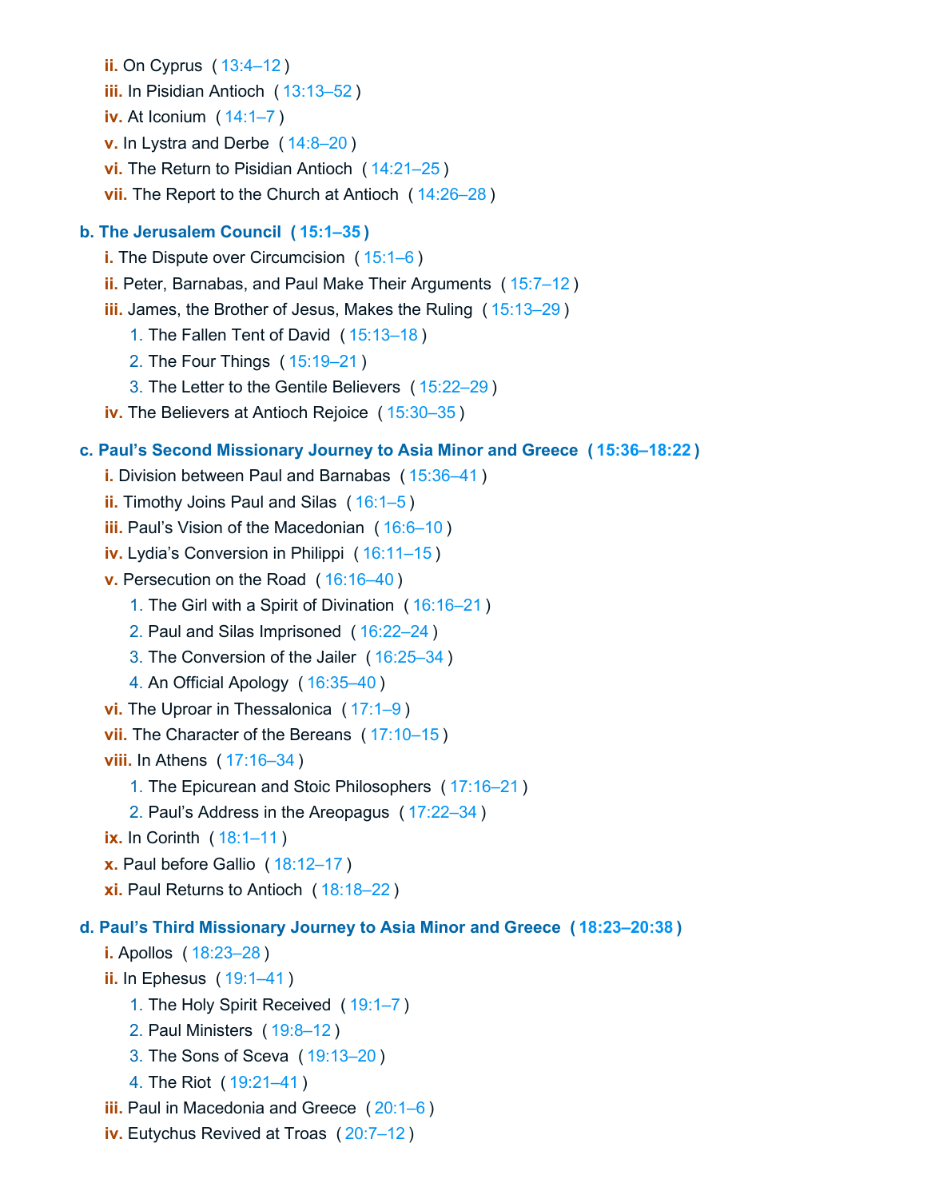- **ii.** On Cyprus ( 13:4–12 )
- **iii.** In Pisidian Antioch ( 13:13–52 )
- **iv.** At Iconium ( 14:1–7 )
- **v.** In Lystra and Derbe ( 14:8–20 )
- **vi.** The Return to Pisidian Antioch ( 14:21–25 )
- **vii.** The Report to the Church at Antioch ( 14:26–28 )

**b. The Jerusalem Council ( 15:1–35 )**

- **i.** The Dispute over Circumcision ( 15:1–6 )
- **ii.** Peter, Barnabas, and Paul Make Their Arguments ( 15:7–12 )
- **iii.** James, the Brother of Jesus, Makes the Ruling ( 15:13–29 )
  1. The Fallen Tent of David ( 15:13–18 )
  2. The Four Things ( 15:19–21 )
  3. The Letter to the Gentile Believers ( 15:22–29 )
- **iv.** The Believers at Antioch Rejoice ( 15:30–35 )

**c. Paul’s Second Missionary Journey to Asia Minor and Greece ( 15:36–18:22 )**

- **i.** Division between Paul and Barnabas ( 15:36–41 )
- **ii.** Timothy Joins Paul and Silas ( 16:1–5 )
- **iii.** Paul’s Vision of the Macedonian ( 16:6–10 )
- **iv.** Lydia’s Conversion in Philippi ( 16:11–15 )
- **v.** Persecution on the Road ( 16:16–40 )
  1. The Girl with a Spirit of Divination ( 16:16–21 )
  2. Paul and Silas Imprisoned ( 16:22–24 )
  3. The Conversion of the Jailer ( 16:25–34 )
  4. An Official Apology ( 16:35–40 )
- **vi.** The Uproar in Thessalonica ( 17:1–9 )
- **vii.** The Character of the Bereans ( 17:10–15 )
- **viii.** In Athens ( 17:16–34 )
  1. The Epicurean and Stoic Philosophers ( 17:16–21 )
  2. Paul’s Address in the Areopagus ( 17:22–34 )
- **ix.** In Corinth ( 18:1–11 )
- **x.** Paul before Gallio ( 18:12–17 )
- **xi.** Paul Returns to Antioch ( 18:18–22 )

**d. Paul’s Third Missionary Journey to Asia Minor and Greece ( 18:23–20:38 )**

- **i.** Apollos ( 18:23–28 )
- **ii.** In Ephesus ( 19:1–41 )
  1. The Holy Spirit Received ( 19:1–7 )
  2. Paul Ministers ( 19:8–12 )
  3. The Sons of Sceva ( 19:13–20 )
  4. The Riot ( 19:21–41 )
- **iii.** Paul in Macedonia and Greece ( 20:1–6 )
- **iv.** Eutychus Revived at Troas ( 20:7–12 )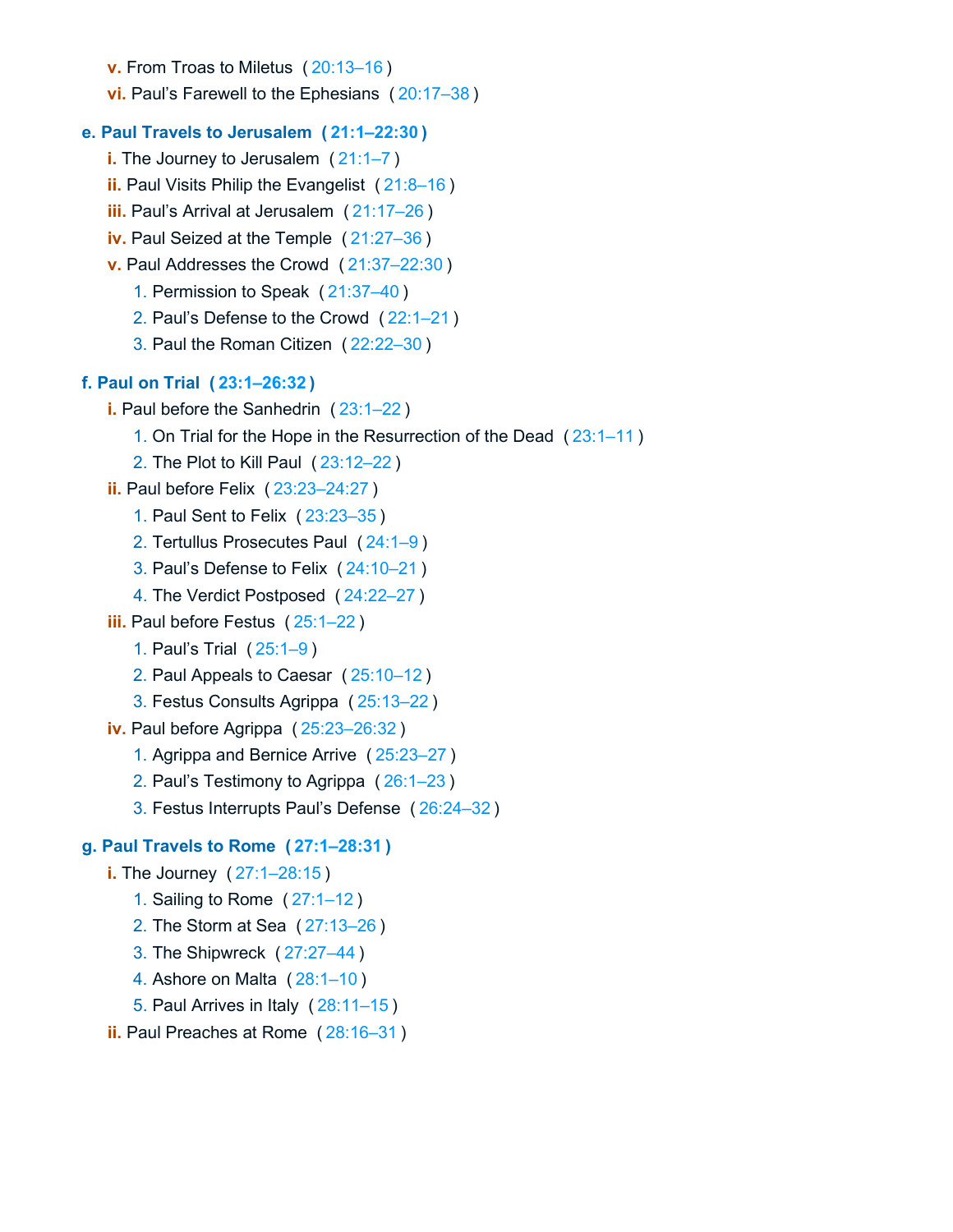- **v.** From Troas to Miletus ( 20:13–16 )
- **vi.** Paul’s Farewell to the Ephesians ( 20:17–38 )

**e. Paul Travels to Jerusalem ( 21:1–22:30 )**

- **i.** The Journey to Jerusalem ( 21:1–7 )
- **ii.** Paul Visits Philip the Evangelist ( 21:8–16 )
- **iii.** Paul’s Arrival at Jerusalem ( 21:17–26 )
- **iv.** Paul Seized at the Temple ( 21:27–36 )
- **v.** Paul Addresses the Crowd ( 21:37–22:30 )
    1. Permission to Speak ( 21:37–40 )
    2. Paul’s Defense to the Crowd ( 22:1–21 )
    3. Paul the Roman Citizen ( 22:22–30 )

**f. Paul on Trial ( 23:1–26:32 )**

- **i.** Paul before the Sanhedrin ( 23:1–22 )
    1. On Trial for the Hope in the Resurrection of the Dead ( 23:1–11 )
    2. The Plot to Kill Paul ( 23:12–22 )
- **ii.** Paul before Felix ( 23:23–24:27 )
    1. Paul Sent to Felix ( 23:23–35 )
    2. Tertullus Prosecutes Paul ( 24:1–9 )
    3. Paul’s Defense to Felix ( 24:10–21 )
    4. The Verdict Postposed ( 24:22–27 )
- **iii.** Paul before Festus ( 25:1–22 )
    1. Paul’s Trial ( 25:1–9 )
    2. Paul Appeals to Caesar ( 25:10–12 )
    3. Festus Consults Agrippa ( 25:13–22 )
- **iv.** Paul before Agrippa ( 25:23–26:32 )
    1. Agrippa and Bernice Arrive ( 25:23–27 )
    2. Paul’s Testimony to Agrippa ( 26:1–23 )
    3. Festus Interrupts Paul’s Defense ( 26:24–32 )

**g. Paul Travels to Rome ( 27:1–28:31 )**

- **i.** The Journey ( 27:1–28:15 )
    1. Sailing to Rome ( 27:1–12 )
    2. The Storm at Sea ( 27:13–26 )
    3. The Shipwreck ( 27:27–44 )
    4. Ashore on Malta ( 28:1–10 )
    5. Paul Arrives in Italy ( 28:11–15 )
- **ii.** Paul Preaches at Rome ( 28:16–31 )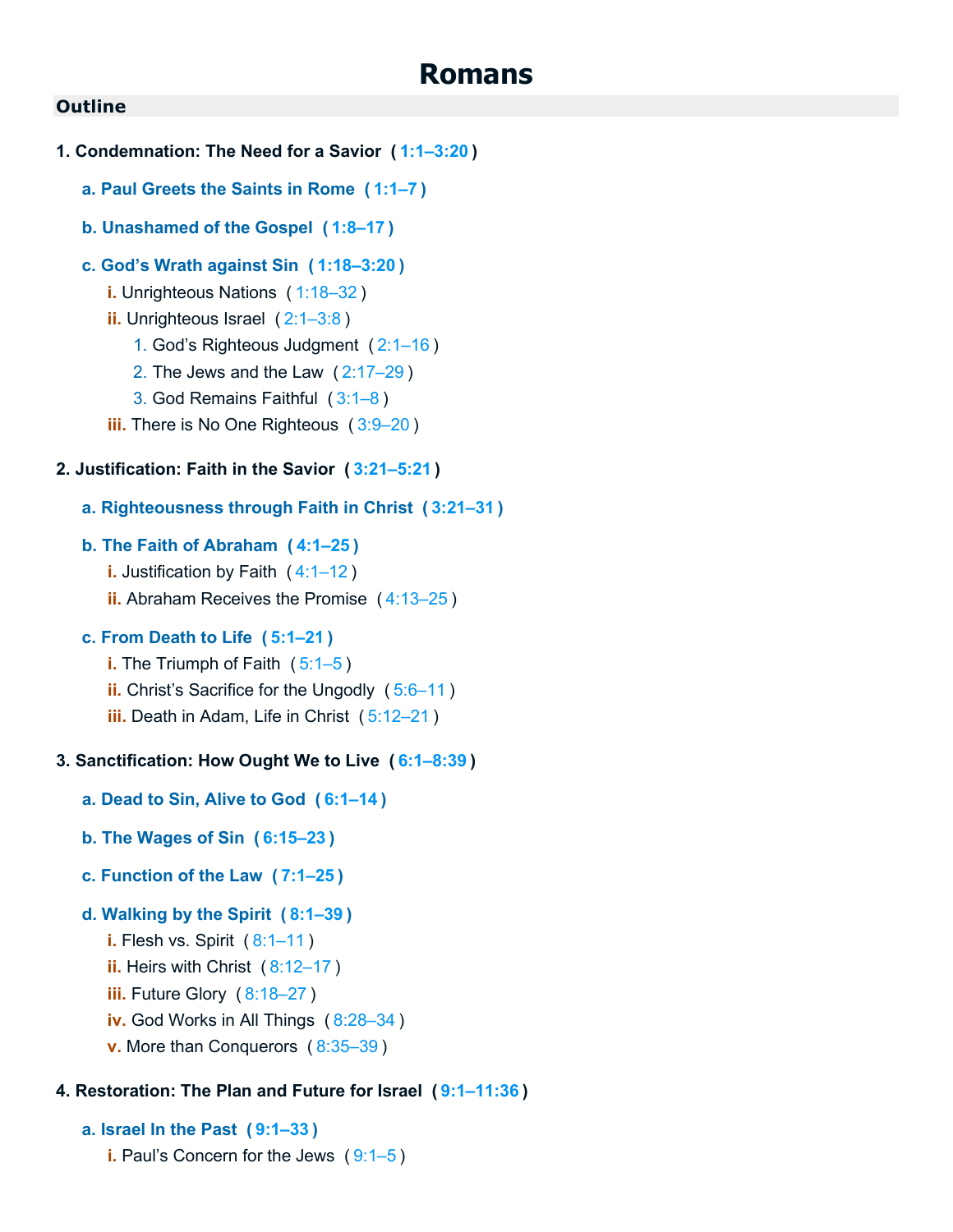# Romans

## Outline

**1. Condemnation: The Need for a Savior ( 1:1–3:20 )**

- **a. Paul Greets the Saints in Rome ( 1:1–7 )**
- **b. Unashamed of the Gospel ( 1:8–17 )**
- **c. God's Wrath against Sin ( 1:18–3:20 )**
  - i. Unrighteous Nations ( 1:18–32 )
  - ii. Unrighteous Israel ( 2:1–3:8 )
    1. God's Righteous Judgment ( 2:1–16 )
    2. The Jews and the Law ( 2:17–29 )
    3. God Remains Faithful ( 3:1–8 )
  - iii. There is No One Righteous ( 3:9–20 )

**2. Justification: Faith in the Savior ( 3:21–5:21 )**

- **a. Righteousness through Faith in Christ ( 3:21–31 )**
- **b. The Faith of Abraham ( 4:1–25 )**
  - i. Justification by Faith ( 4:1–12 )
  - ii. Abraham Receives the Promise ( 4:13–25 )
- **c. From Death to Life ( 5:1–21 )**
  - i. The Triumph of Faith ( 5:1–5 )
  - ii. Christ's Sacrifice for the Ungodly ( 5:6–11 )
  - iii. Death in Adam, Life in Christ ( 5:12–21 )

**3. Sanctification: How Ought We to Live ( 6:1–8:39 )**

- **a. Dead to Sin, Alive to God ( 6:1–14 )**
- **b. The Wages of Sin ( 6:15–23 )**
- **c. Function of the Law ( 7:1–25 )**
- **d. Walking by the Spirit ( 8:1–39 )**
  - i. Flesh vs. Spirit ( 8:1–11 )
  - ii. Heirs with Christ ( 8:12–17 )
  - iii. Future Glory ( 8:18–27 )
  - iv. God Works in All Things ( 8:28–34 )
  - v. More than Conquerors ( 8:35–39 )

**4. Restoration: The Plan and Future for Israel ( 9:1–11:36 )**

- **a. Israel In the Past ( 9:1–33 )**
  - i. Paul's Concern for the Jews ( 9:1–5 )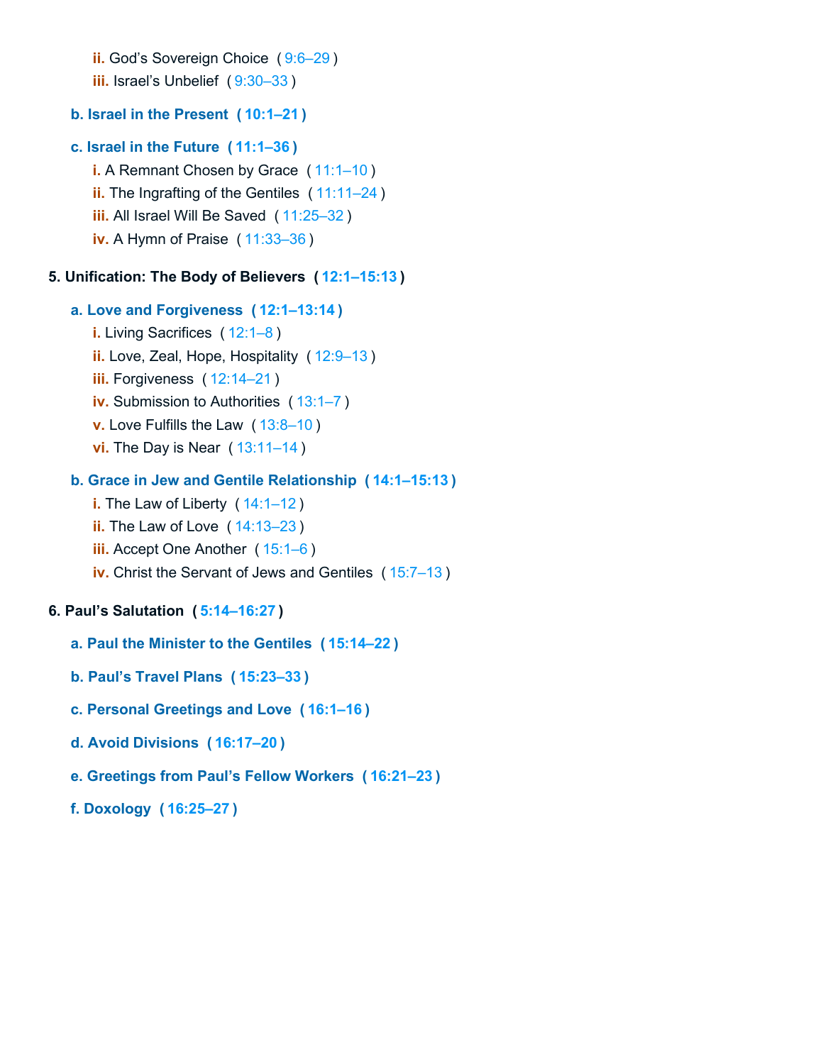- **ii.** God's Sovereign Choice ( 9:6–29 )
   - **iii.** Israel's Unbelief ( 9:30–33 )

- **b. Israel in the Present ( 10:1–21 )**

- **c. Israel in the Future ( 11:1–36 )**
   - **i.** A Remnant Chosen by Grace ( 11:1–10 )
   - **ii.** The Ingrafting of the Gentiles ( 11:11–24 )
   - **iii.** All Israel Will Be Saved ( 11:25–32 )
   - **iv.** A Hymn of Praise ( 11:33–36 )

**5. Unification: The Body of Believers ( 12:1–15:13 )**

- **a. Love and Forgiveness ( 12:1–13:14 )**
   - **i.** Living Sacrifices ( 12:1–8 )
   - **ii.** Love, Zeal, Hope, Hospitality ( 12:9–13 )
   - **iii.** Forgiveness ( 12:14–21 )
   - **iv.** Submission to Authorities ( 13:1–7 )
   - **v.** Love Fulfills the Law ( 13:8–10 )
   - **vi.** The Day is Near ( 13:11–14 )

- **b. Grace in Jew and Gentile Relationship ( 14:1–15:13 )**
   - **i.** The Law of Liberty ( 14:1–12 )
   - **ii.** The Law of Love ( 14:13–23 )
   - **iii.** Accept One Another ( 15:1–6 )
   - **iv.** Christ the Servant of Jews and Gentiles ( 15:7–13 )

**6. Paul's Salutation ( 5:14–16:27 )**

- **a. Paul the Minister to the Gentiles ( 15:14–22 )**

- **b. Paul's Travel Plans ( 15:23–33 )**

- **c. Personal Greetings and Love ( 16:1–16 )**

- **d. Avoid Divisions ( 16:17–20 )**

- **e. Greetings from Paul's Fellow Workers ( 16:21–23 )**

- **f. Doxology ( 16:25–27 )**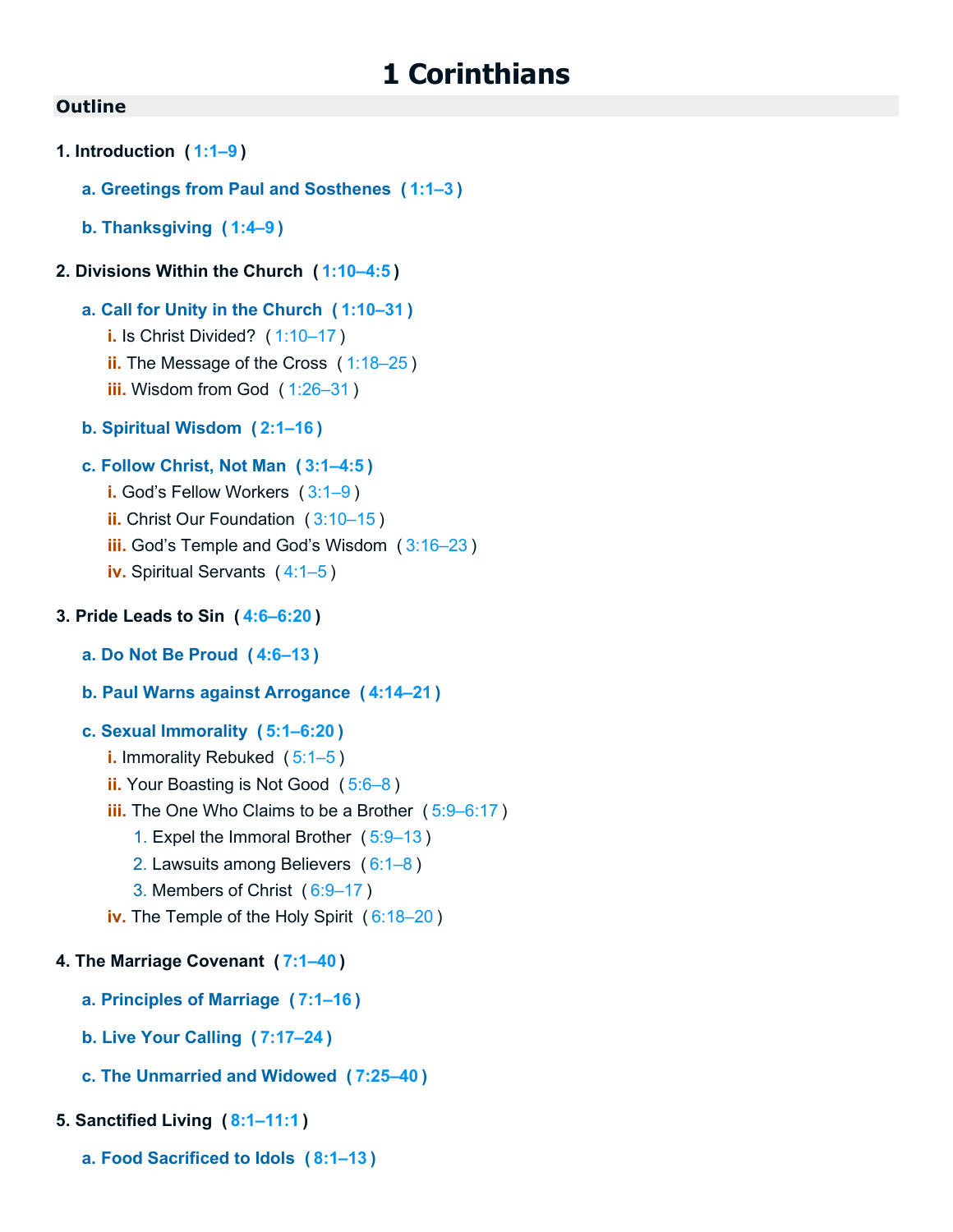# 1 Corinthians

## Outline

**1. Introduction ( 1:1–9 )**

- **a. Greetings from Paul and Sosthenes ( 1:1–3 )**
- **b. Thanksgiving ( 1:4–9 )**

**2. Divisions Within the Church ( 1:10–4:5 )**

- **a. Call for Unity in the Church ( 1:10–31 )**
  - i. Is Christ Divided? ( 1:10–17 )
  - ii. The Message of the Cross ( 1:18–25 )
  - iii. Wisdom from God ( 1:26–31 )
- **b. Spiritual Wisdom ( 2:1–16 )**
- **c. Follow Christ, Not Man ( 3:1–4:5 )**
  - i. God's Fellow Workers ( 3:1–9 )
  - ii. Christ Our Foundation ( 3:10–15 )
  - iii. God's Temple and God's Wisdom ( 3:16–23 )
  - iv. Spiritual Servants ( 4:1–5 )

**3. Pride Leads to Sin ( 4:6–6:20 )**

- **a. Do Not Be Proud ( 4:6–13 )**
- **b. Paul Warns against Arrogance ( 4:14–21 )**
- **c. Sexual Immorality ( 5:1–6:20 )**
  - i. Immorality Rebuked ( 5:1–5 )
  - ii. Your Boasting is Not Good ( 5:6–8 )
  - iii. The One Who Claims to be a Brother ( 5:9–6:17 )
    1. Expel the Immoral Brother ( 5:9–13 )
    2. Lawsuits among Believers ( 6:1–8 )
    3. Members of Christ ( 6:9–17 )
  - iv. The Temple of the Holy Spirit ( 6:18–20 )

**4. The Marriage Covenant ( 7:1–40 )**

- **a. Principles of Marriage ( 7:1–16 )**
- **b. Live Your Calling ( 7:17–24 )**
- **c. The Unmarried and Widowed ( 7:25–40 )**

**5. Sanctified Living ( 8:1–11:1 )**

- **a. Food Sacrificed to Idols ( 8:1–13 )**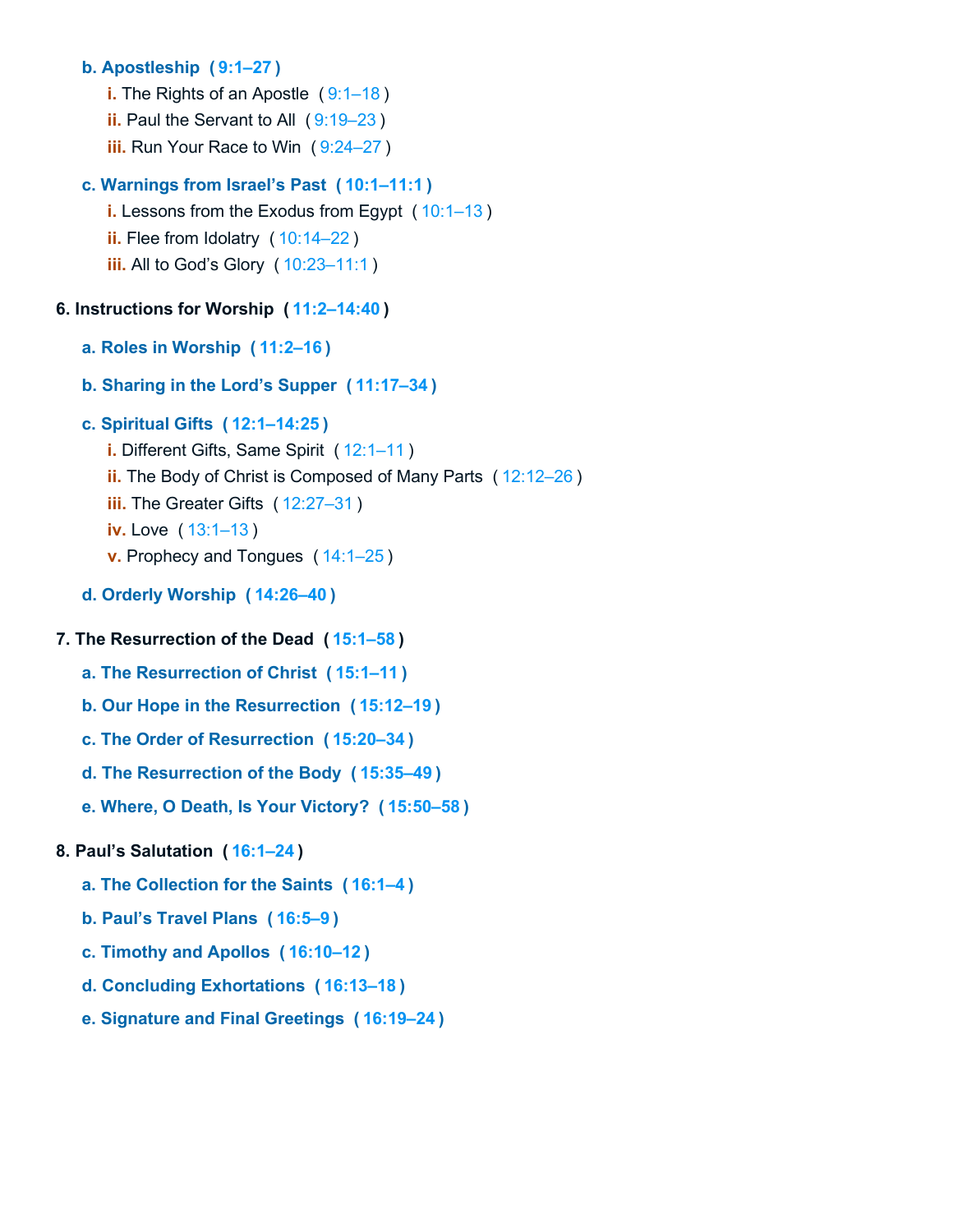- **b. Apostleship ( 9:1–27 )**
  - **i.** The Rights of an Apostle ( 9:1–18 )
  - **ii.** Paul the Servant to All ( 9:19–23 )
  - **iii.** Run Your Race to Win ( 9:24–27 )
- **c. Warnings from Israel's Past ( 10:1–11:1 )**
  - **i.** Lessons from the Exodus from Egypt ( 10:1–13 )
  - **ii.** Flee from Idolatry ( 10:14–22 )
  - **iii.** All to God's Glory ( 10:23–11:1 )

**6. Instructions for Worship ( 11:2–14:40 )**

- **a. Roles in Worship ( 11:2–16 )**
- **b. Sharing in the Lord's Supper ( 11:17–34 )**
- **c. Spiritual Gifts ( 12:1–14:25 )**
  - **i.** Different Gifts, Same Spirit ( 12:1–11 )
  - **ii.** The Body of Christ is Composed of Many Parts ( 12:12–26 )
  - **iii.** The Greater Gifts ( 12:27–31 )
  - **iv.** Love ( 13:1–13 )
  - **v.** Prophecy and Tongues ( 14:1–25 )
- **d. Orderly Worship ( 14:26–40 )**

**7. The Resurrection of the Dead ( 15:1–58 )**

- **a. The Resurrection of Christ ( 15:1–11 )**
- **b. Our Hope in the Resurrection ( 15:12–19 )**
- **c. The Order of Resurrection ( 15:20–34 )**
- **d. The Resurrection of the Body ( 15:35–49 )**
- **e. Where, O Death, Is Your Victory? ( 15:50–58 )**

**8. Paul's Salutation ( 16:1–24 )**

- **a. The Collection for the Saints ( 16:1–4 )**
- **b. Paul's Travel Plans ( 16:5–9 )**
- **c. Timothy and Apollos ( 16:10–12 )**
- **d. Concluding Exhortations ( 16:13–18 )**
- **e. Signature and Final Greetings ( 16:19–24 )**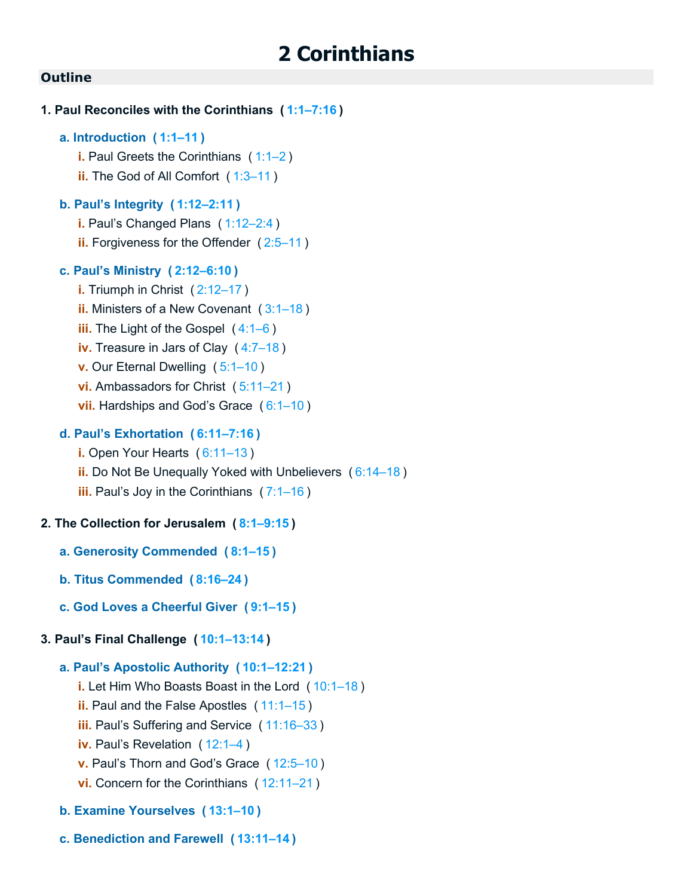# 2 Corinthians

## Outline

1. **Paul Reconciles with the Corinthians ( 1:1–7:16 )**

   a. **Introduction ( 1:1–11 )**
      - i. Paul Greets the Corinthians ( 1:1–2 )
      - ii. The God of All Comfort ( 1:3–11 )

   b. **Paul's Integrity ( 1:12–2:11 )**
      - i. Paul's Changed Plans ( 1:12–2:4 )
      - ii. Forgiveness for the Offender ( 2:5–11 )

   c. **Paul's Ministry ( 2:12–6:10 )**
      - i. Triumph in Christ ( 2:12–17 )
      - ii. Ministers of a New Covenant ( 3:1–18 )
      - iii. The Light of the Gospel ( 4:1–6 )
      - iv. Treasure in Jars of Clay ( 4:7–18 )
      - v. Our Eternal Dwelling ( 5:1–10 )
      - vi. Ambassadors for Christ ( 5:11–21 )
      - vii. Hardships and God's Grace ( 6:1–10 )

   d. **Paul's Exhortation ( 6:11–7:16 )**
      - i. Open Your Hearts ( 6:11–13 )
      - ii. Do Not Be Unequally Yoked with Unbelievers ( 6:14–18 )
      - iii. Paul's Joy in the Corinthians ( 7:1–16 )

2. **The Collection for Jerusalem ( 8:1–9:15 )**

   a. **Generosity Commended ( 8:1–15 )**

   b. **Titus Commended ( 8:16–24 )**

   c. **God Loves a Cheerful Giver ( 9:1–15 )**

3. **Paul's Final Challenge ( 10:1–13:14 )**

   a. **Paul's Apostolic Authority ( 10:1–12:21 )**
      - i. Let Him Who Boasts Boast in the Lord ( 10:1–18 )
      - ii. Paul and the False Apostles ( 11:1–15 )
      - iii. Paul's Suffering and Service ( 11:16–33 )
      - iv. Paul's Revelation ( 12:1–4 )
      - v. Paul's Thorn and God's Grace ( 12:5–10 )
      - vi. Concern for the Corinthians ( 12:11–21 )

   b. **Examine Yourselves ( 13:1–10 )**

   c. **Benediction and Farewell ( 13:11–14 )**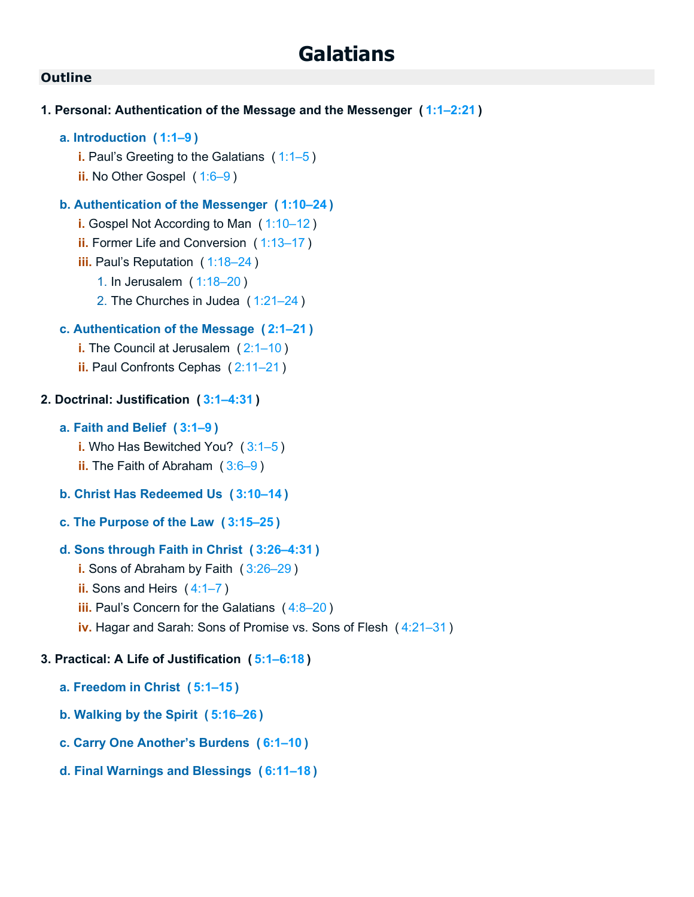# Galatians

## Outline

**1. Personal: Authentication of the Message and the Messenger ( 1:1–2:21 )**

- **a. Introduction ( 1:1–9 )**
  - i. Paul's Greeting to the Galatians ( 1:1–5 )
  - ii. No Other Gospel ( 1:6–9 )
- **b. Authentication of the Messenger ( 1:10–24 )**
  - i. Gospel Not According to Man ( 1:10–12 )
  - ii. Former Life and Conversion ( 1:13–17 )
  - iii. Paul's Reputation ( 1:18–24 )
    1. In Jerusalem ( 1:18–20 )
    2. The Churches in Judea ( 1:21–24 )
- **c. Authentication of the Message ( 2:1–21 )**
  - i. The Council at Jerusalem ( 2:1–10 )
  - ii. Paul Confronts Cephas ( 2:11–21 )

**2. Doctrinal: Justification ( 3:1–4:31 )**

- **a. Faith and Belief ( 3:1–9 )**
  - i. Who Has Bewitched You? ( 3:1–5 )
  - ii. The Faith of Abraham ( 3:6–9 )
- **b. Christ Has Redeemed Us ( 3:10–14 )**
- **c. The Purpose of the Law ( 3:15–25 )**
- **d. Sons through Faith in Christ ( 3:26–4:31 )**
  - i. Sons of Abraham by Faith ( 3:26–29 )
  - ii. Sons and Heirs ( 4:1–7 )
  - iii. Paul's Concern for the Galatians ( 4:8–20 )
  - iv. Hagar and Sarah: Sons of Promise vs. Sons of Flesh ( 4:21–31 )

**3. Practical: A Life of Justification ( 5:1–6:18 )**

- **a. Freedom in Christ ( 5:1–15 )**
- **b. Walking by the Spirit ( 5:16–26 )**
- **c. Carry One Another's Burdens ( 6:1–10 )**
- **d. Final Warnings and Blessings ( 6:11–18 )**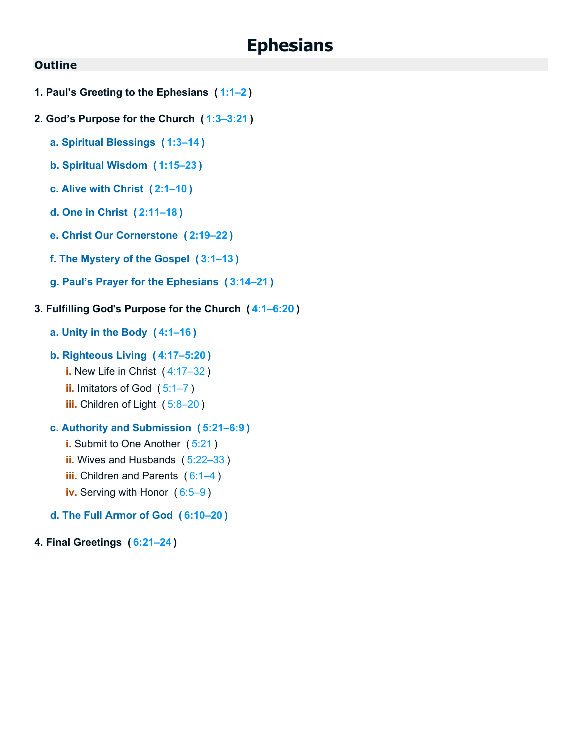# Ephesians

## Outline

1. **Paul's Greeting to the Ephesians ( 1:1–2 )**

2. **God's Purpose for the Church ( 1:3–3:21 )**

   a. **Spiritual Blessings ( 1:3–14 )**

   b. **Spiritual Wisdom ( 1:15–23 )**

   c. **Alive with Christ ( 2:1–10 )**

   d. **One in Christ ( 2:11–18 )**

   e. **Christ Our Cornerstone ( 2:19–22 )**

   f. **The Mystery of the Gospel ( 3:1–13 )**

   g. **Paul's Prayer for the Ephesians ( 3:14–21 )**

3. **Fulfilling God's Purpose for the Church ( 4:1–6:20 )**

   a. **Unity in the Body ( 4:1–16 )**

   b. **Righteous Living ( 4:17–5:20 )**
      i. New Life in Christ ( 4:17–32 )
      ii. Imitators of God ( 5:1–7 )
      iii. Children of Light ( 5:8–20 )

   c. **Authority and Submission ( 5:21–6:9 )**
      i. Submit to One Another ( 5:21 )
      ii. Wives and Husbands ( 5:22–33 )
      iii. Children and Parents ( 6:1–4 )
      iv. Serving with Honor ( 6:5–9 )

   d. **The Full Armor of God ( 6:10–20 )**

4. **Final Greetings ( 6:21–24 )**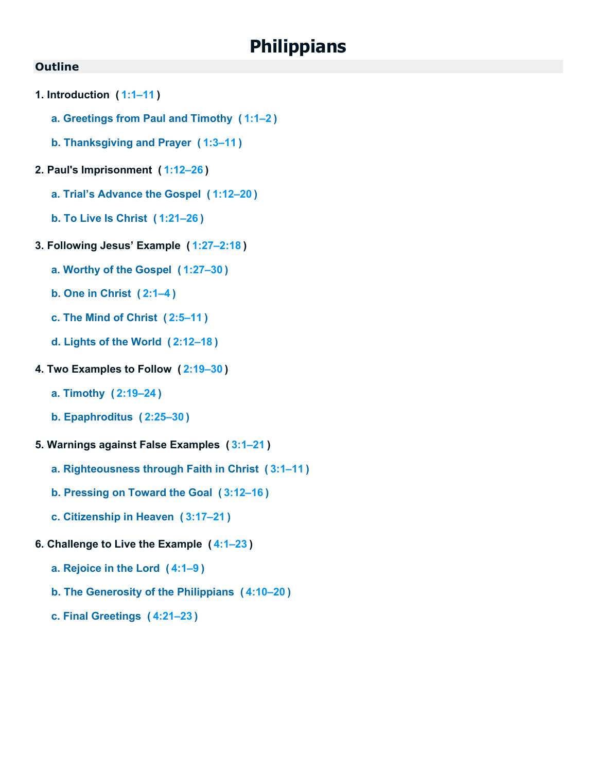# Philippians

## Outline

1. **Introduction ( 1:1–11 )**
    - a. **Greetings from Paul and Timothy ( 1:1–2 )**
    - b. **Thanksgiving and Prayer ( 1:3–11 )**
2. **Paul's Imprisonment ( 1:12–26 )**
    - a. **Trial's Advance the Gospel ( 1:12–20 )**
    - b. **To Live Is Christ ( 1:21–26 )**
3. **Following Jesus' Example ( 1:27–2:18 )**
    - a. **Worthy of the Gospel ( 1:27–30 )**
    - b. **One in Christ ( 2:1–4 )**
    - c. **The Mind of Christ ( 2:5–11 )**
    - d. **Lights of the World ( 2:12–18 )**
4. **Two Examples to Follow ( 2:19–30 )**
    - a. **Timothy ( 2:19–24 )**
    - b. **Epaphroditus ( 2:25–30 )**
5. **Warnings against False Examples ( 3:1–21 )**
    - a. **Righteousness through Faith in Christ ( 3:1–11 )**
    - b. **Pressing on Toward the Goal ( 3:12–16 )**
    - c. **Citizenship in Heaven ( 3:17–21 )**
6. **Challenge to Live the Example ( 4:1–23 )**
    - a. **Rejoice in the Lord ( 4:1–9 )**
    - b. **The Generosity of the Philippians ( 4:10–20 )**
    - c. **Final Greetings ( 4:21–23 )**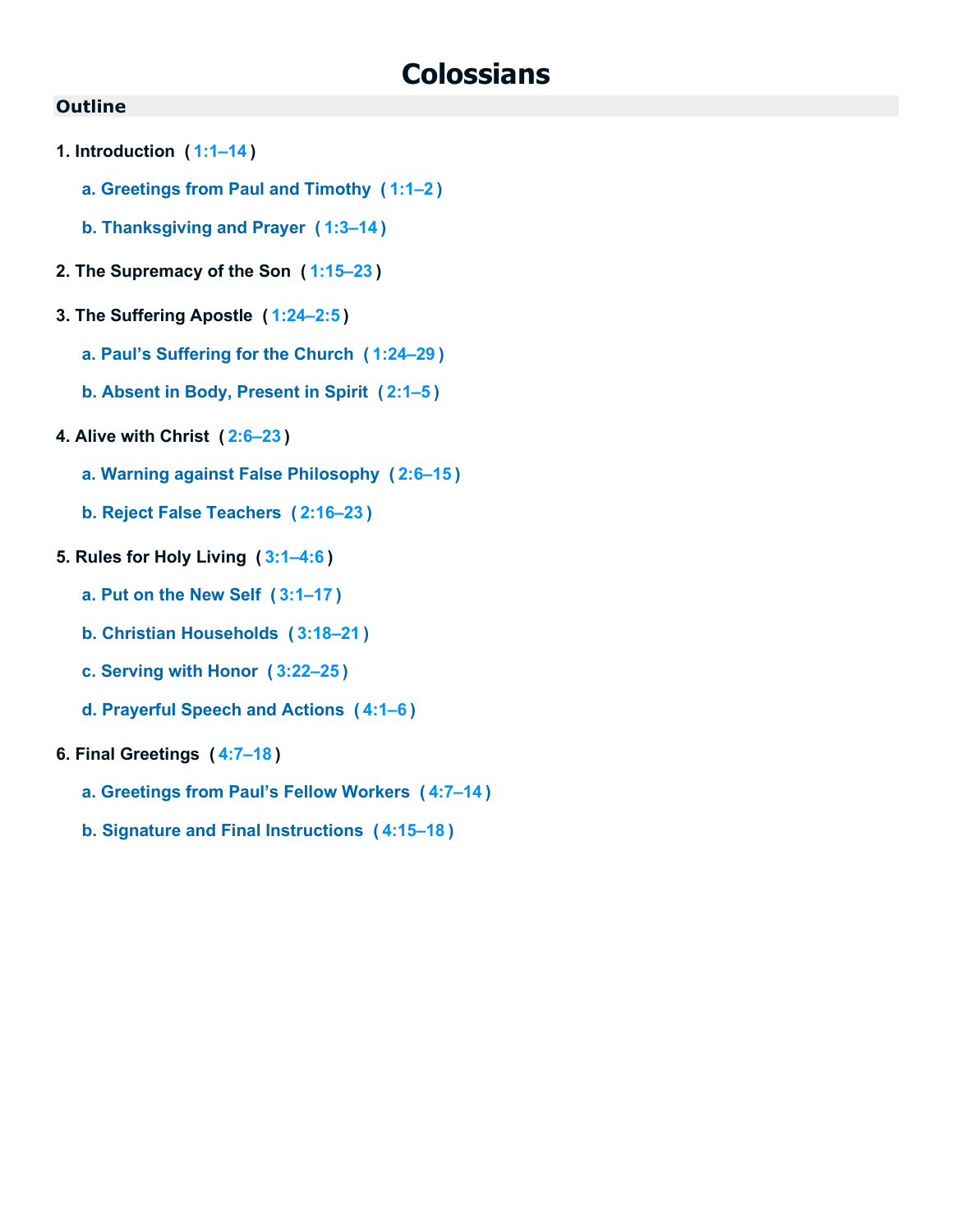# Colossians

## Outline

**1. Introduction ( 1:1–14 )**

- **a. Greetings from Paul and Timothy ( 1:1–2 )**
- **b. Thanksgiving and Prayer ( 1:3–14 )**

**2. The Supremacy of the Son ( 1:15–23 )**

**3. The Suffering Apostle ( 1:24–2:5 )**

- **a. Paul's Suffering for the Church ( 1:24–29 )**
- **b. Absent in Body, Present in Spirit ( 2:1–5 )**

**4. Alive with Christ ( 2:6–23 )**

- **a. Warning against False Philosophy ( 2:6–15 )**
- **b. Reject False Teachers ( 2:16–23 )**

**5. Rules for Holy Living ( 3:1–4:6 )**

- **a. Put on the New Self ( 3:1–17 )**
- **b. Christian Households ( 3:18–21 )**
- **c. Serving with Honor ( 3:22–25 )**
- **d. Prayerful Speech and Actions ( 4:1–6 )**

**6. Final Greetings ( 4:7–18 )**

- **a. Greetings from Paul's Fellow Workers ( 4:7–14 )**
- **b. Signature and Final Instructions ( 4:15–18 )**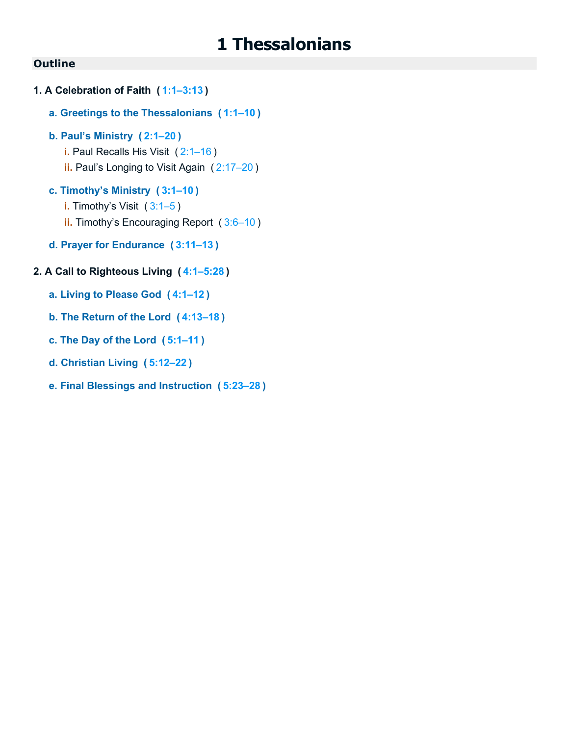# 1 Thessalonians

## Outline

1. **A Celebration of Faith ( 1:1–3:13 )**

   a. **Greetings to the Thessalonians ( 1:1–10 )**

   b. **Paul's Ministry ( 2:1–20 )**
      - i. Paul Recalls His Visit ( 2:1–16 )
      - ii. Paul's Longing to Visit Again ( 2:17–20 )

   c. **Timothy's Ministry ( 3:1–10 )**
      - i. Timothy's Visit ( 3:1–5 )
      - ii. Timothy's Encouraging Report ( 3:6–10 )

   d. **Prayer for Endurance ( 3:11–13 )**

2. **A Call to Righteous Living ( 4:1–5:28 )**

   a. **Living to Please God ( 4:1–12 )**

   b. **The Return of the Lord ( 4:13–18 )**

   c. **The Day of the Lord ( 5:1–11 )**

   d. **Christian Living ( 5:12–22 )**

   e. **Final Blessings and Instruction ( 5:23–28 )**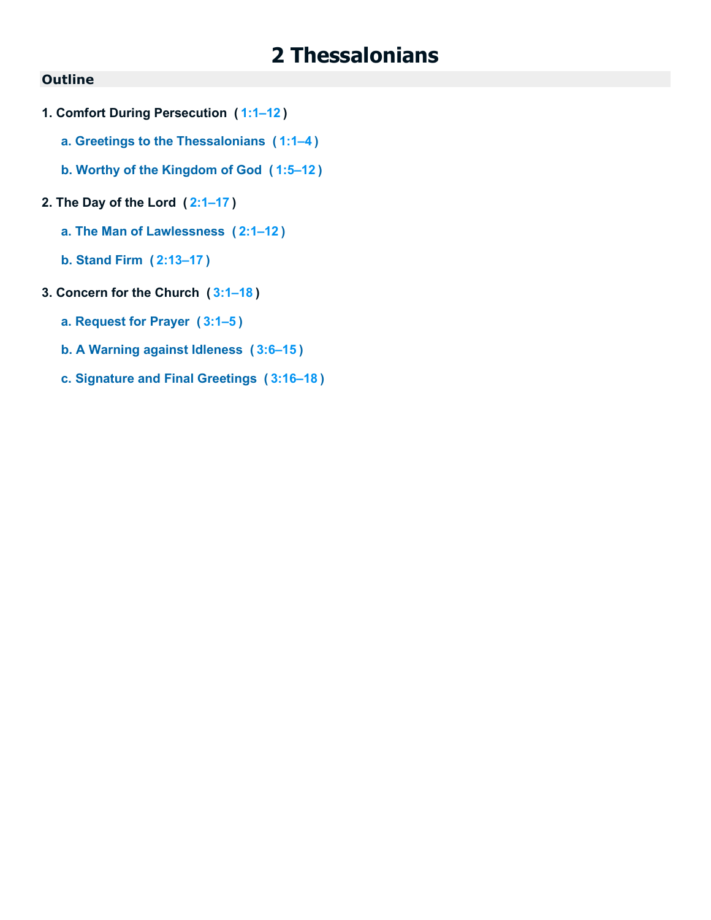# 2 Thessalonians

## Outline

1. **Comfort During Persecution ( 1:1–12 )**
    a. **Greetings to the Thessalonians ( 1:1–4 )**
    b. **Worthy of the Kingdom of God ( 1:5–12 )**
2. **The Day of the Lord ( 2:1–17 )**
    a. **The Man of Lawlessness ( 2:1–12 )**
    b. **Stand Firm ( 2:13–17 )**
3. **Concern for the Church ( 3:1–18 )**
    a. **Request for Prayer ( 3:1–5 )**
    b. **A Warning against Idleness ( 3:6–15 )**
    c. **Signature and Final Greetings ( 3:16–18 )**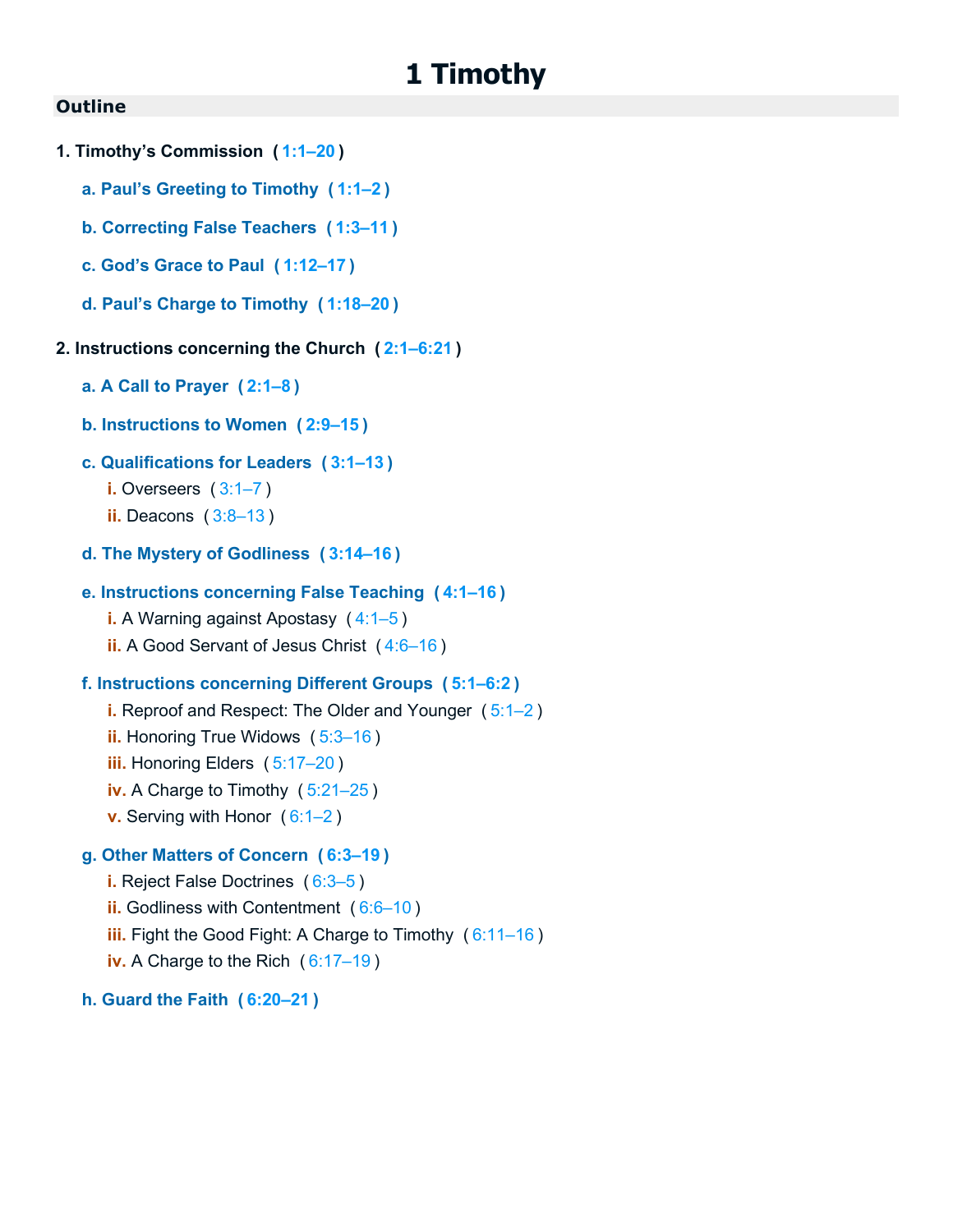# 1 Timothy

## Outline

**1. Timothy's Commission ( 1:1–20 )**

- **a. Paul's Greeting to Timothy ( 1:1–2 )**
- **b. Correcting False Teachers ( 1:3–11 )**
- **c. God's Grace to Paul ( 1:12–17 )**
- **d. Paul's Charge to Timothy ( 1:18–20 )**

**2. Instructions concerning the Church ( 2:1–6:21 )**

- **a. A Call to Prayer ( 2:1–8 )**
- **b. Instructions to Women ( 2:9–15 )**
- **c. Qualifications for Leaders ( 3:1–13 )**
  - i. Overseers ( 3:1–7 )
  - ii. Deacons ( 3:8–13 )
- **d. The Mystery of Godliness ( 3:14–16 )**
- **e. Instructions concerning False Teaching ( 4:1–16 )**
  - i. A Warning against Apostasy ( 4:1–5 )
  - ii. A Good Servant of Jesus Christ ( 4:6–16 )
- **f. Instructions concerning Different Groups ( 5:1–6:2 )**
  - i. Reproof and Respect: The Older and Younger ( 5:1–2 )
  - ii. Honoring True Widows ( 5:3–16 )
  - iii. Honoring Elders ( 5:17–20 )
  - iv. A Charge to Timothy ( 5:21–25 )
  - v. Serving with Honor ( 6:1–2 )
- **g. Other Matters of Concern ( 6:3–19 )**
  - i. Reject False Doctrines ( 6:3–5 )
  - ii. Godliness with Contentment ( 6:6–10 )
  - iii. Fight the Good Fight: A Charge to Timothy ( 6:11–16 )
  - iv. A Charge to the Rich ( 6:17–19 )
- **h. Guard the Faith ( 6:20–21 )**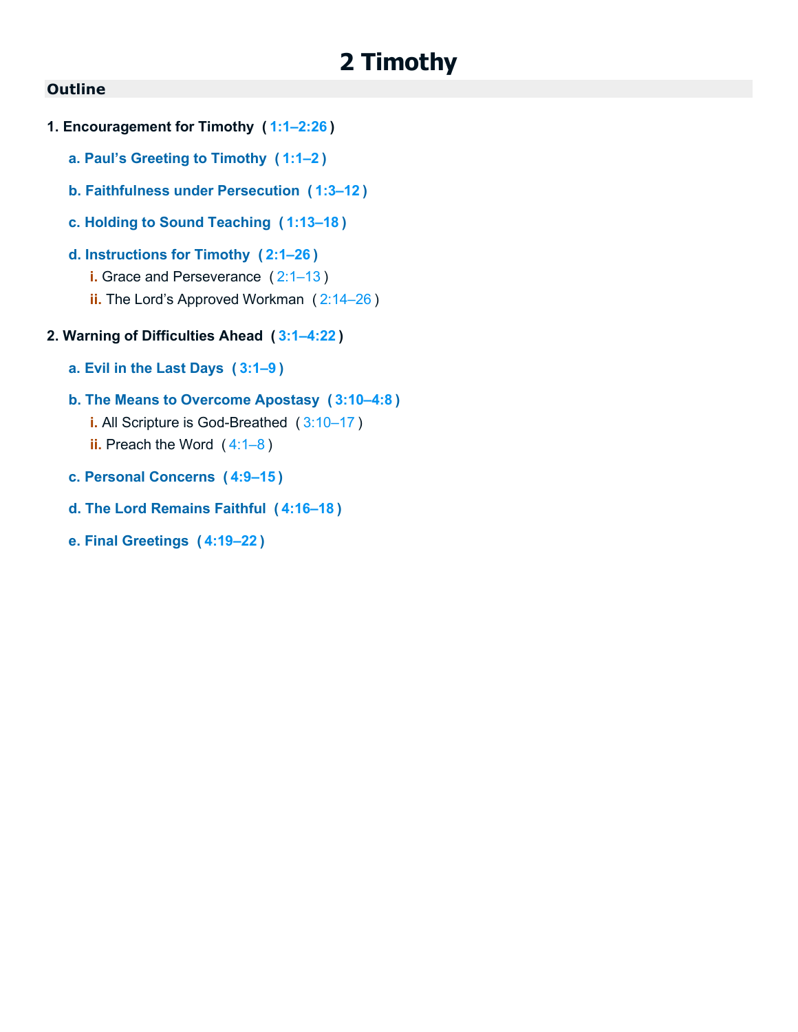# 2 Timothy

## Outline

1. **Encouragement for Timothy** ( 1:1–2:26 )
    - **a. Paul's Greeting to Timothy** ( 1:1–2 )
    - **b. Faithfulness under Persecution** ( 1:3–12 )
    - **c. Holding to Sound Teaching** ( 1:13–18 )
    - **d. Instructions for Timothy** ( 2:1–26 )
        - i. Grace and Perseverance ( 2:1–13 )
        - ii. The Lord's Approved Workman ( 2:14–26 )

2. **Warning of Difficulties Ahead** ( 3:1–4:22 )
    - **a. Evil in the Last Days** ( 3:1–9 )
    - **b. The Means to Overcome Apostasy** ( 3:10–4:8 )
        - i. All Scripture is God-Breathed ( 3:10–17 )
        - ii. Preach the Word ( 4:1–8 )
    - **c. Personal Concerns** ( 4:9–15 )
    - **d. The Lord Remains Faithful** ( 4:16–18 )
    - **e. Final Greetings** ( 4:19–22 )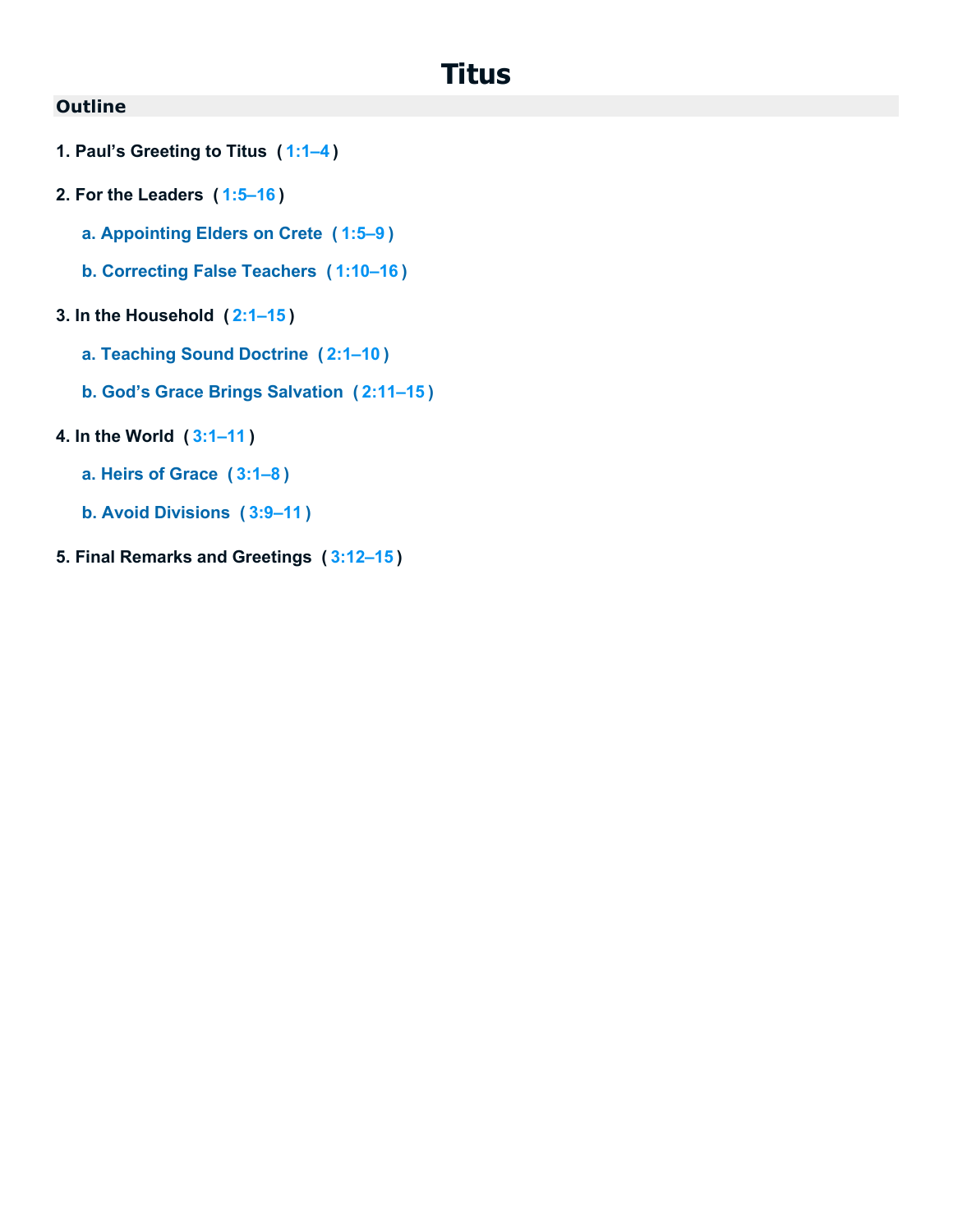# Titus

## Outline

1. **Paul’s Greeting to Titus ( 1:1–4 )**

2. **For the Leaders ( 1:5–16 )**

   a. **Appointing Elders on Crete ( 1:5–9 )**

   b. **Correcting False Teachers ( 1:10–16 )**

3. **In the Household ( 2:1–15 )**

   a. **Teaching Sound Doctrine ( 2:1–10 )**

   b. **God’s Grace Brings Salvation ( 2:11–15 )**

4. **In the World ( 3:1–11 )**

   a. **Heirs of Grace ( 3:1–8 )**

   b. **Avoid Divisions ( 3:9–11 )**

5. **Final Remarks and Greetings ( 3:12–15 )**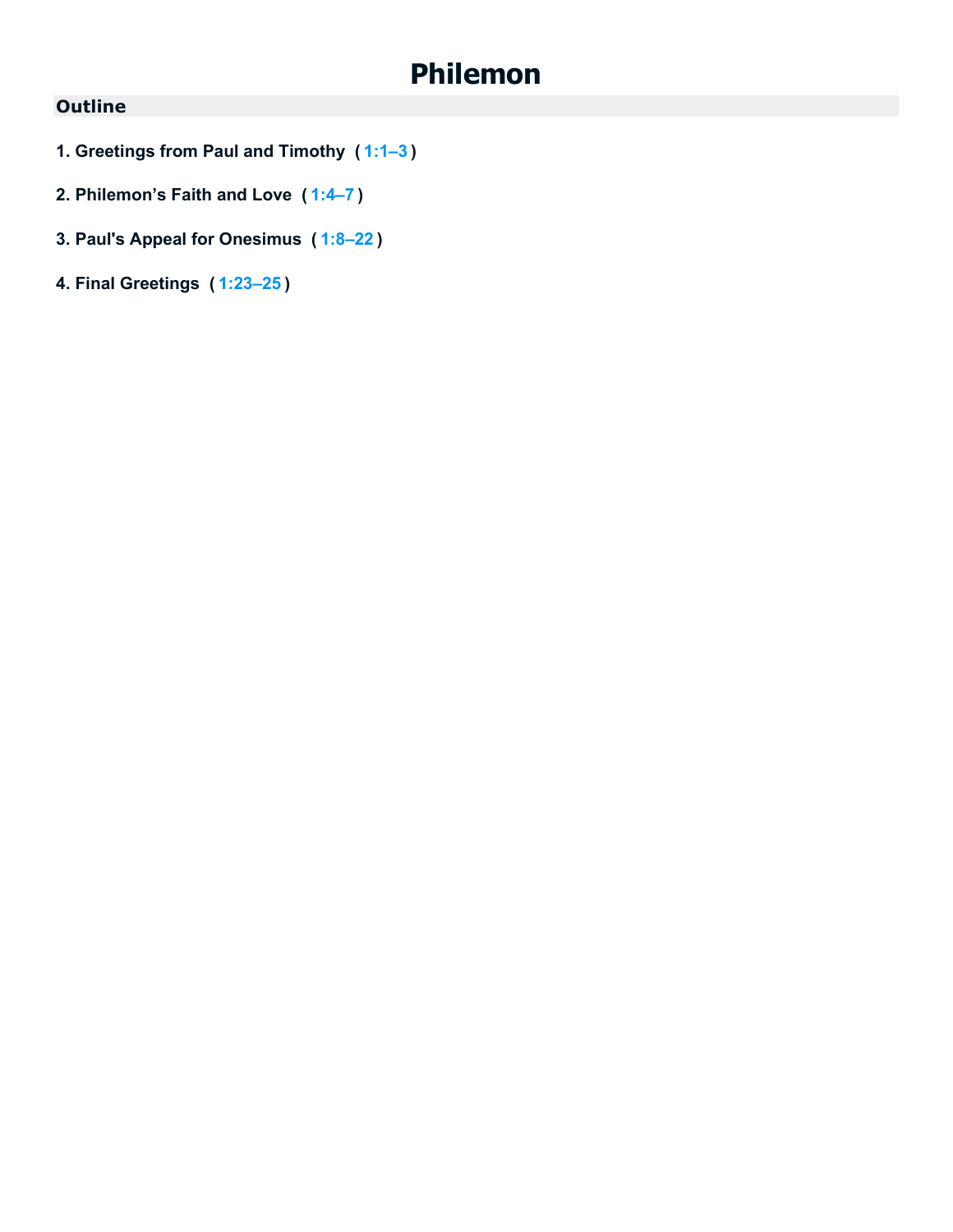# Philemon

## Outline

1. **Greetings from Paul and Timothy ( 1:1–3 )**

2. **Philemon’s Faith and Love ( 1:4–7 )**

3. **Paul's Appeal for Onesimus ( 1:8–22 )**

4. **Final Greetings ( 1:23–25 )**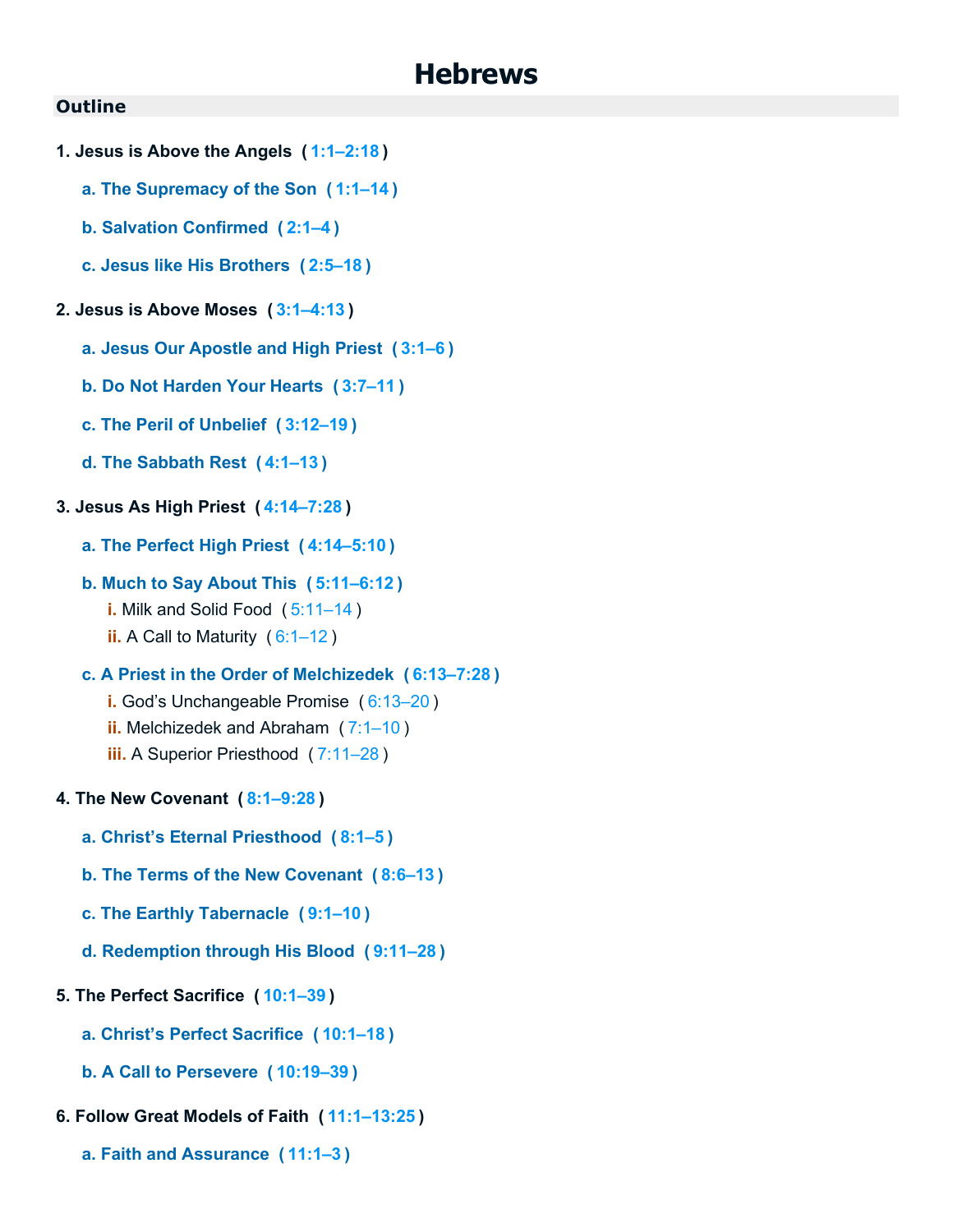# Hebrews

## Outline

**1. Jesus is Above the Angels ( 1:1–2:18 )**

- **a. The Supremacy of the Son ( 1:1–14 )**
- **b. Salvation Confirmed ( 2:1–4 )**
- **c. Jesus like His Brothers ( 2:5–18 )**

**2. Jesus is Above Moses ( 3:1–4:13 )**

- **a. Jesus Our Apostle and High Priest ( 3:1–6 )**
- **b. Do Not Harden Your Hearts ( 3:7–11 )**
- **c. The Peril of Unbelief ( 3:12–19 )**
- **d. The Sabbath Rest ( 4:1–13 )**

**3. Jesus As High Priest ( 4:14–7:28 )**

- **a. The Perfect High Priest ( 4:14–5:10 )**
- **b. Much to Say About This ( 5:11–6:12 )**
  - i. Milk and Solid Food ( 5:11–14 )
  - ii. A Call to Maturity ( 6:1–12 )
- **c. A Priest in the Order of Melchizedek ( 6:13–7:28 )**
  - i. God's Unchangeable Promise ( 6:13–20 )
  - ii. Melchizedek and Abraham ( 7:1–10 )
  - iii. A Superior Priesthood ( 7:11–28 )

**4. The New Covenant ( 8:1–9:28 )**

- **a. Christ's Eternal Priesthood ( 8:1–5 )**
- **b. The Terms of the New Covenant ( 8:6–13 )**
- **c. The Earthly Tabernacle ( 9:1–10 )**
- **d. Redemption through His Blood ( 9:11–28 )**

**5. The Perfect Sacrifice ( 10:1–39 )**

- **a. Christ's Perfect Sacrifice ( 10:1–18 )**
- **b. A Call to Persevere ( 10:19–39 )**

**6. Follow Great Models of Faith ( 11:1–13:25 )**

- **a. Faith and Assurance ( 11:1–3 )**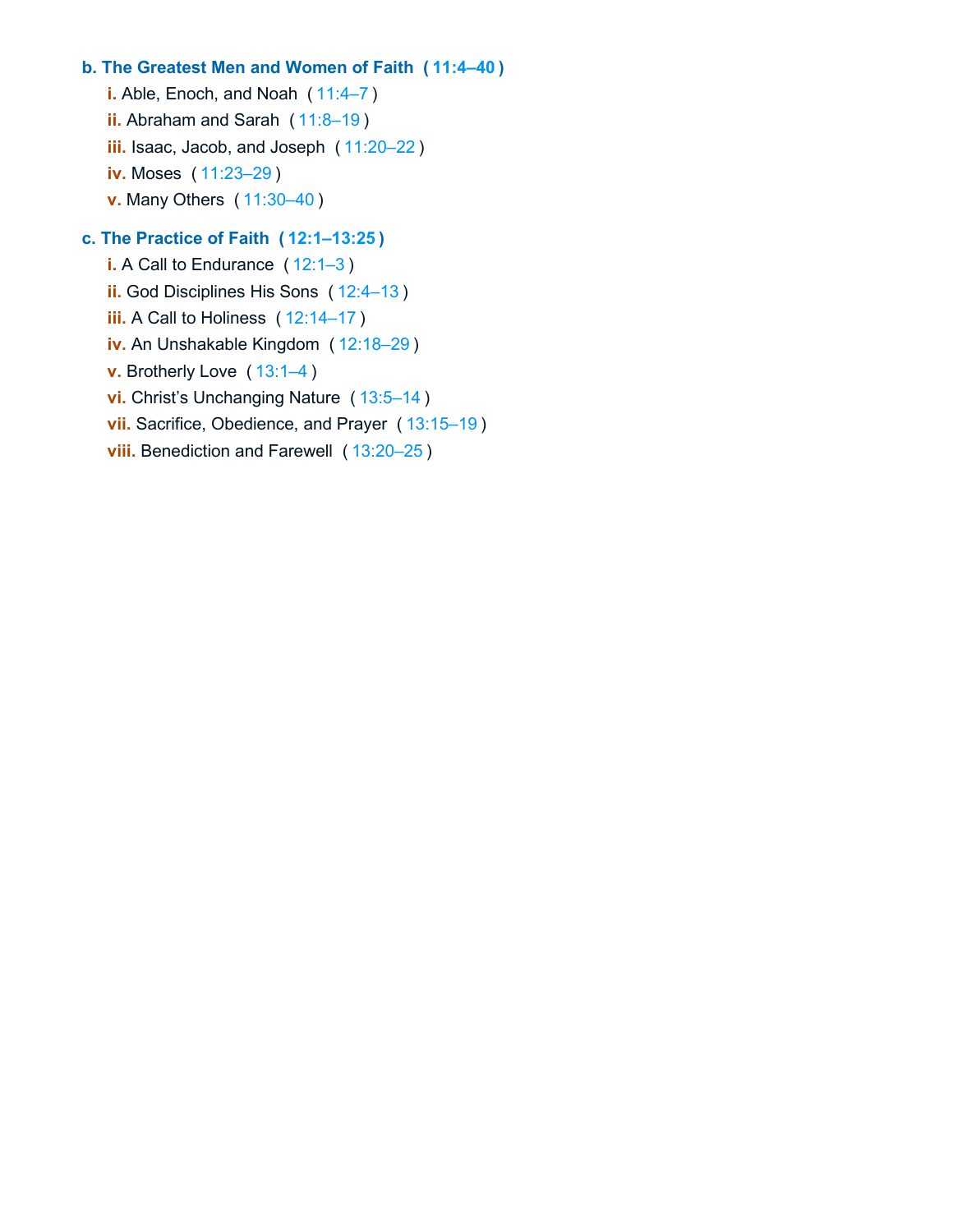**b. The Greatest Men and Women of Faith ( 11:4–40 )**

- **i.** Able, Enoch, and Noah ( 11:4–7 )
- **ii.** Abraham and Sarah ( 11:8–19 )
- **iii.** Isaac, Jacob, and Joseph ( 11:20–22 )
- **iv.** Moses ( 11:23–29 )
- **v.** Many Others ( 11:30–40 )

**c. The Practice of Faith ( 12:1–13:25 )**

- **i.** A Call to Endurance ( 12:1–3 )
- **ii.** God Disciplines His Sons ( 12:4–13 )
- **iii.** A Call to Holiness ( 12:14–17 )
- **iv.** An Unshakable Kingdom ( 12:18–29 )
- **v.** Brotherly Love ( 13:1–4 )
- **vi.** Christ's Unchanging Nature ( 13:5–14 )
- **vii.** Sacrifice, Obedience, and Prayer ( 13:15–19 )
- **viii.** Benediction and Farewell ( 13:20–25 )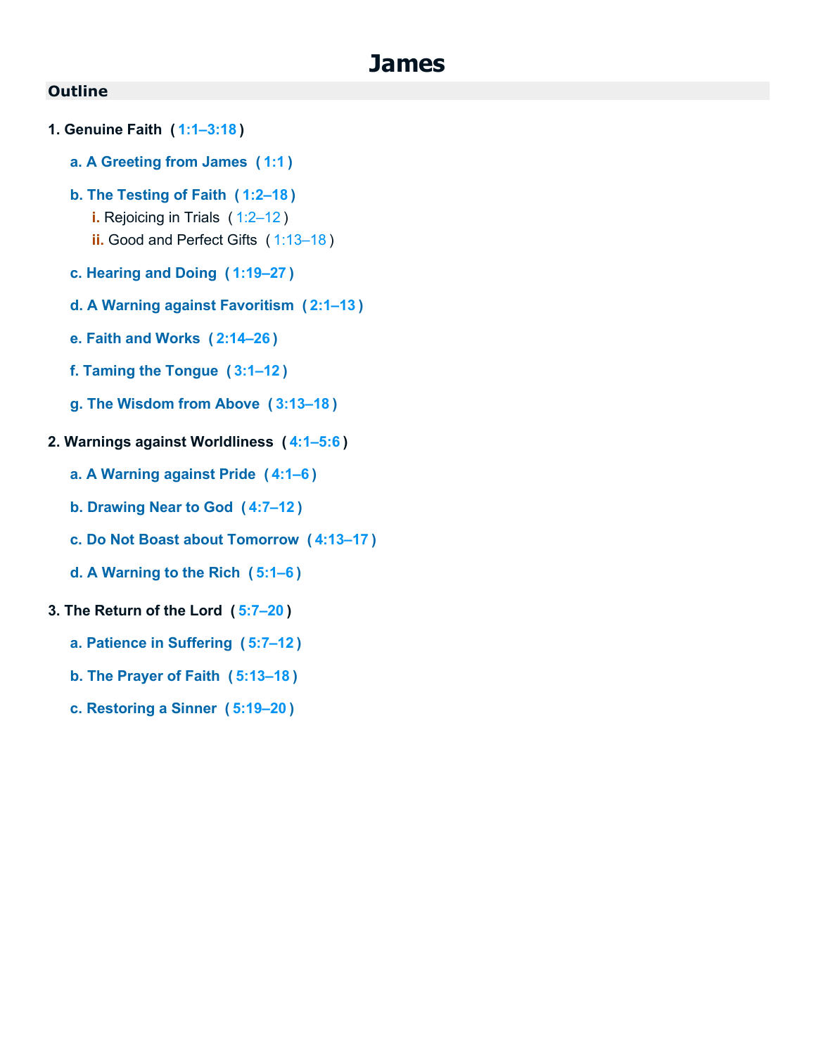# James

## Outline

1. **Genuine Faith** ( 1:1–3:18 )
   - a. **A Greeting from James** ( 1:1 )
   - b. **The Testing of Faith** ( 1:2–18 )
     - i. Rejoicing in Trials ( 1:2–12 )
     - ii. Good and Perfect Gifts ( 1:13–18 )
   - c. **Hearing and Doing** ( 1:19–27 )
   - d. **A Warning against Favoritism** ( 2:1–13 )
   - e. **Faith and Works** ( 2:14–26 )
   - f. **Taming the Tongue** ( 3:1–12 )
   - g. **The Wisdom from Above** ( 3:13–18 )

2. **Warnings against Worldliness** ( 4:1–5:6 )
   - a. **A Warning against Pride** ( 4:1–6 )
   - b. **Drawing Near to God** ( 4:7–12 )
   - c. **Do Not Boast about Tomorrow** ( 4:13–17 )
   - d. **A Warning to the Rich** ( 5:1–6 )

3. **The Return of the Lord** ( 5:7–20 )
   - a. **Patience in Suffering** ( 5:7–12 )
   - b. **The Prayer of Faith** ( 5:13–18 )
   - c. **Restoring a Sinner** ( 5:19–20 )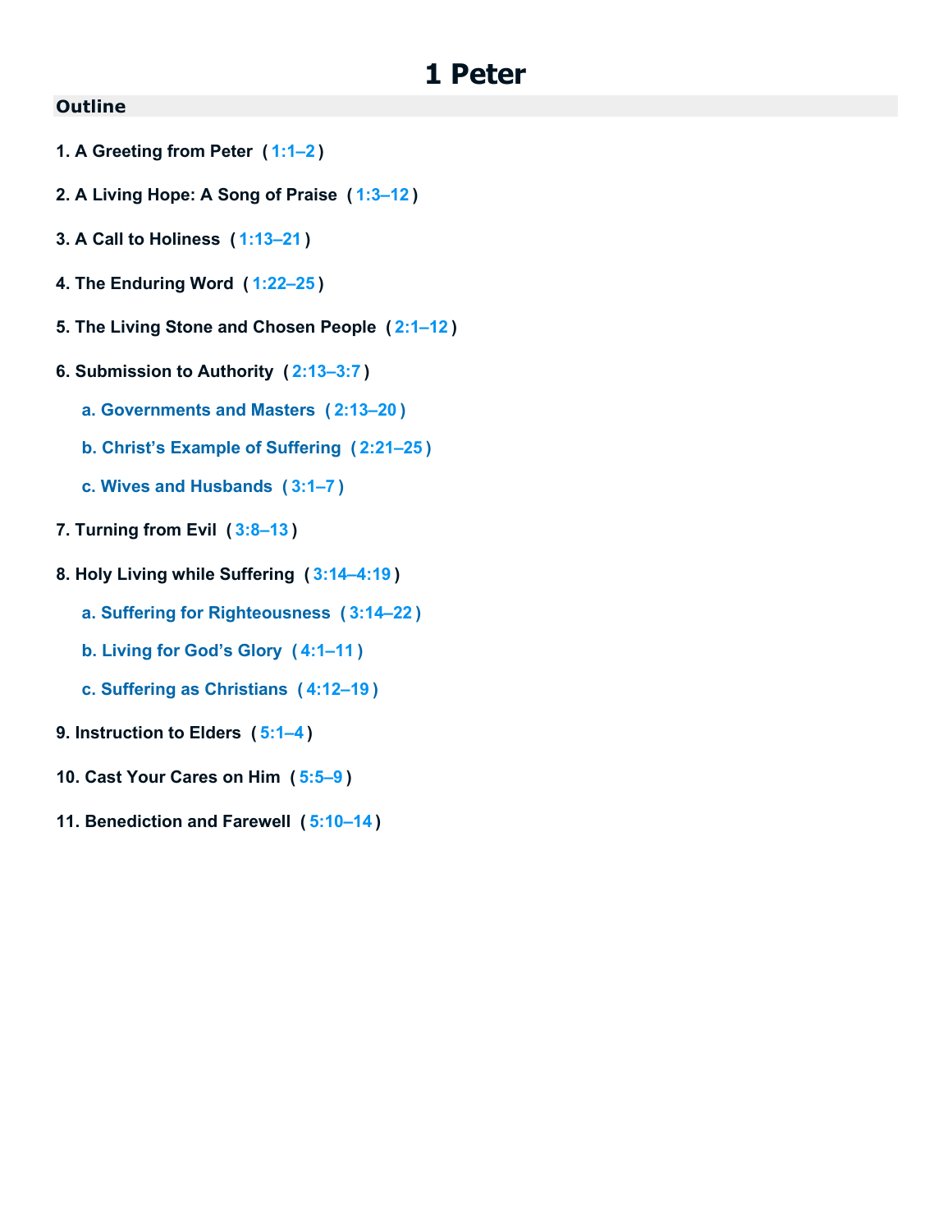# 1 Peter

## Outline

1. **A Greeting from Peter** ( 1:1–2 )

2. **A Living Hope: A Song of Praise** ( 1:3–12 )

3. **A Call to Holiness** ( 1:13–21 )

4. **The Enduring Word** ( 1:22–25 )

5. **The Living Stone and Chosen People** ( 2:1–12 )

6. **Submission to Authority** ( 2:13–3:7 )

    a. **Governments and Masters** ( 2:13–20 )

    b. **Christ's Example of Suffering** ( 2:21–25 )

    c. **Wives and Husbands** ( 3:1–7 )

7. **Turning from Evil** ( 3:8–13 )

8. **Holy Living while Suffering** ( 3:14–4:19 )

    a. **Suffering for Righteousness** ( 3:14–22 )

    b. **Living for God's Glory** ( 4:1–11 )

    c. **Suffering as Christians** ( 4:12–19 )

9. **Instruction to Elders** ( 5:1–4 )

10. **Cast Your Cares on Him** ( 5:5–9 )

11. **Benediction and Farewell** ( 5:10–14 )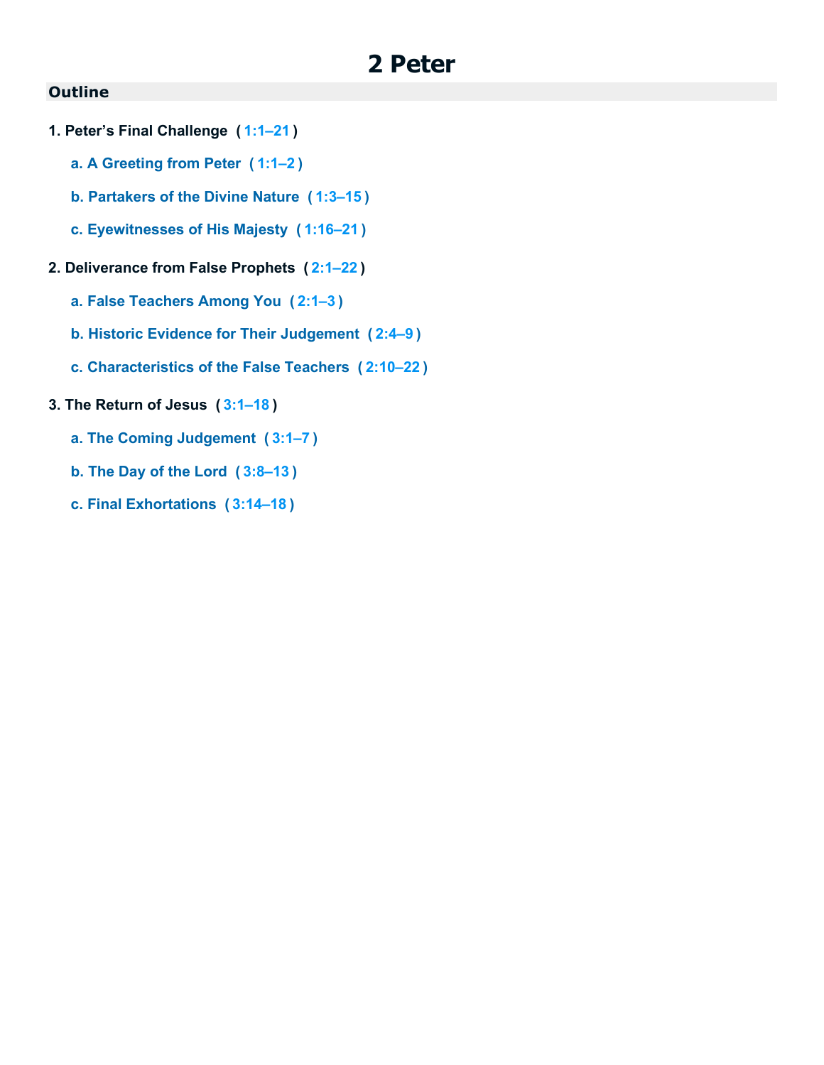# 2 Peter

## Outline

1. **Peter's Final Challenge ( 1:1–21 )**
   - a. **A Greeting from Peter ( 1:1–2 )**
   - b. **Partakers of the Divine Nature ( 1:3–15 )**
   - c. **Eyewitnesses of His Majesty ( 1:16–21 )**

2. **Deliverance from False Prophets ( 2:1–22 )**
   - a. **False Teachers Among You ( 2:1–3 )**
   - b. **Historic Evidence for Their Judgement ( 2:4–9 )**
   - c. **Characteristics of the False Teachers ( 2:10–22 )**

3. **The Return of Jesus ( 3:1–18 )**
   - a. **The Coming Judgement ( 3:1–7 )**
   - b. **The Day of the Lord ( 3:8–13 )**
   - c. **Final Exhortations ( 3:14–18 )**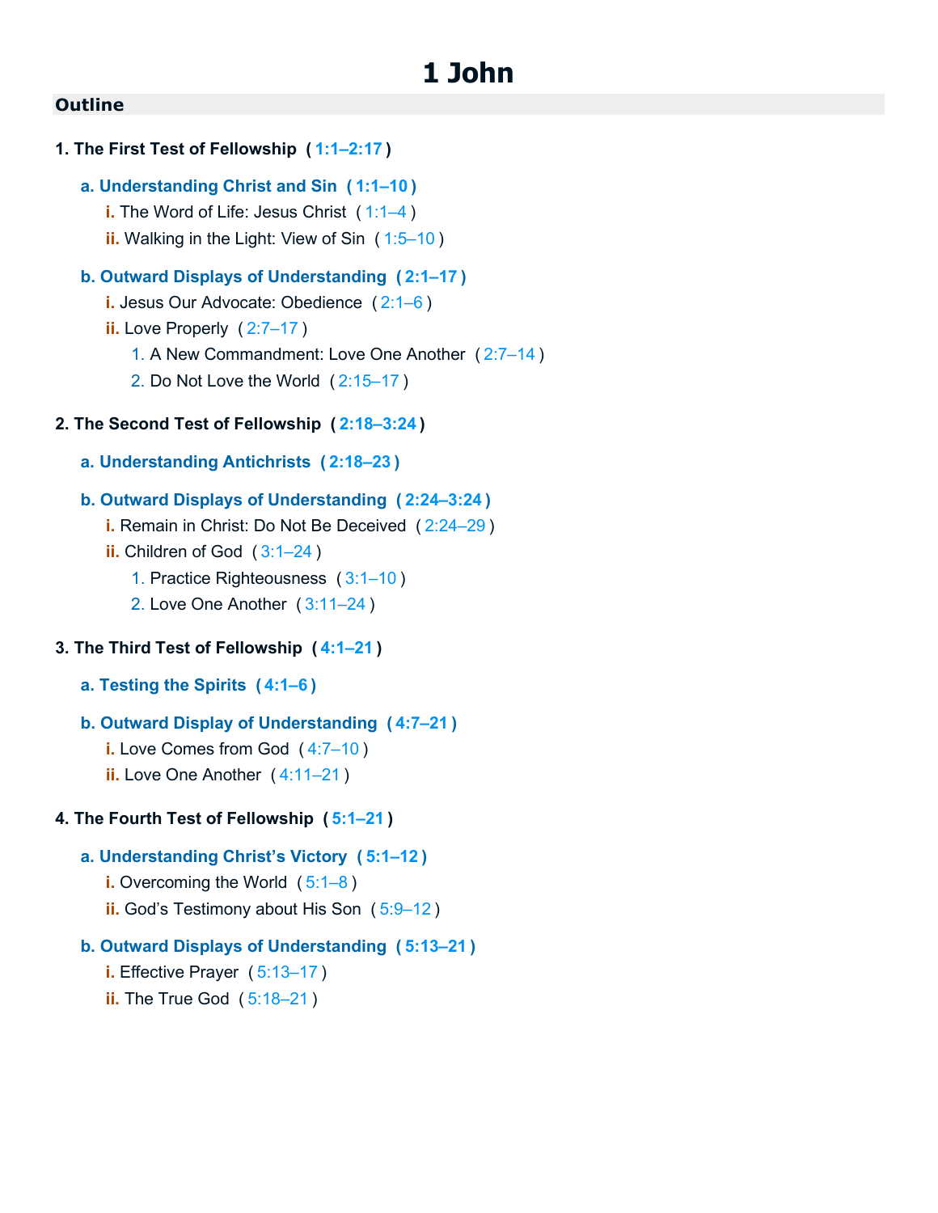# 1 John

## Outline

**1. The First Test of Fellowship ( 1:1–2:17 )**

- **a. Understanding Christ and Sin ( 1:1–10 )**
  - i. The Word of Life: Jesus Christ ( 1:1–4 )
  - ii. Walking in the Light: View of Sin ( 1:5–10 )
- **b. Outward Displays of Understanding ( 2:1–17 )**
  - i. Jesus Our Advocate: Obedience ( 2:1–6 )
  - ii. Love Properly ( 2:7–17 )
    1. A New Commandment: Love One Another ( 2:7–14 )
    2. Do Not Love the World ( 2:15–17 )

**2. The Second Test of Fellowship ( 2:18–3:24 )**

- **a. Understanding Antichrists ( 2:18–23 )**
- **b. Outward Displays of Understanding ( 2:24–3:24 )**
  - i. Remain in Christ: Do Not Be Deceived ( 2:24–29 )
  - ii. Children of God ( 3:1–24 )
    1. Practice Righteousness ( 3:1–10 )
    2. Love One Another ( 3:11–24 )

**3. The Third Test of Fellowship ( 4:1–21 )**

- **a. Testing the Spirits ( 4:1–6 )**
- **b. Outward Display of Understanding ( 4:7–21 )**
  - i. Love Comes from God ( 4:7–10 )
  - ii. Love One Another ( 4:11–21 )

**4. The Fourth Test of Fellowship ( 5:1–21 )**

- **a. Understanding Christ's Victory ( 5:1–12 )**
  - i. Overcoming the World ( 5:1–8 )
  - ii. God's Testimony about His Son ( 5:9–12 )
- **b. Outward Displays of Understanding ( 5:13–21 )**
  - i. Effective Prayer ( 5:13–17 )
  - ii. The True God ( 5:18–21 )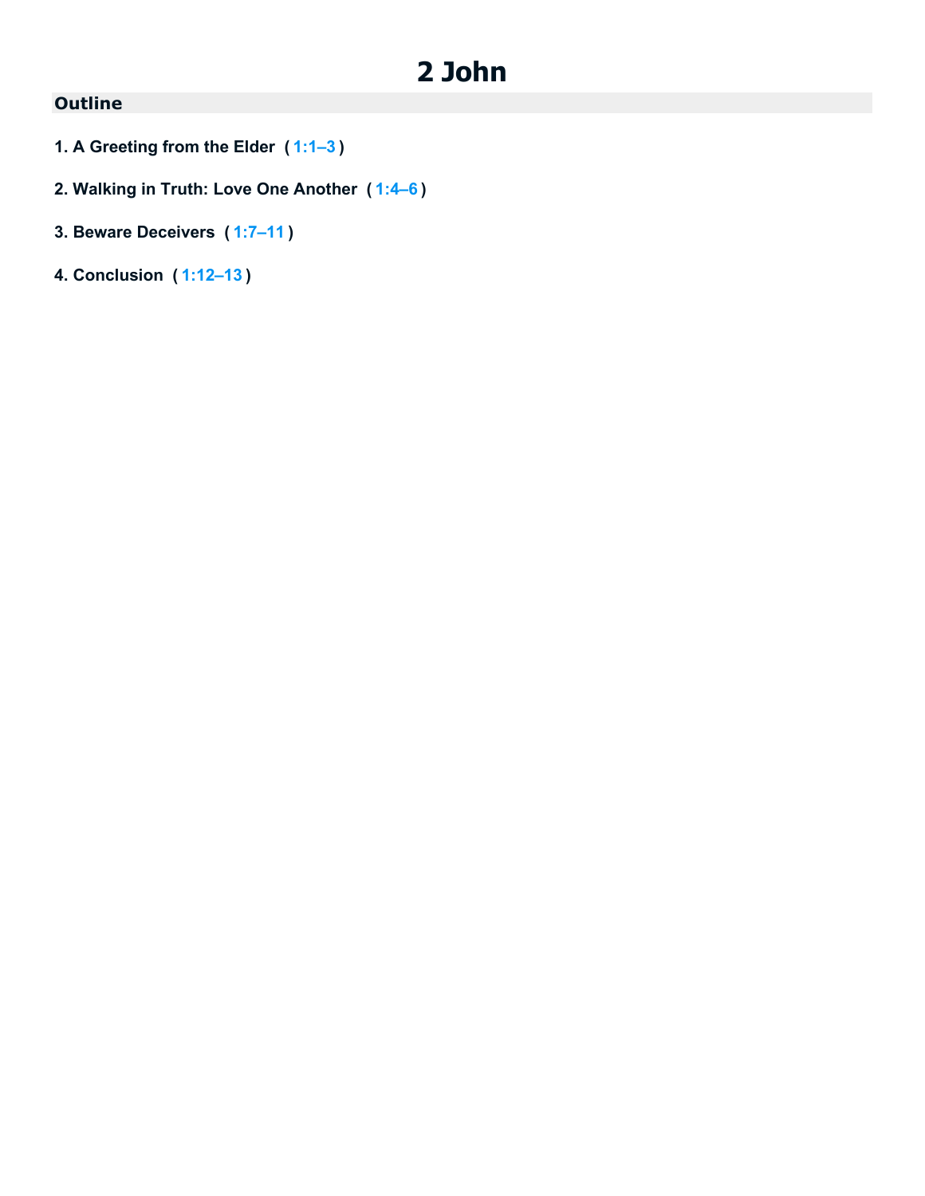# 2 John

## Outline

1. **A Greeting from the Elder ( 1:1–3 )**

2. **Walking in Truth: Love One Another ( 1:4–6 )**

3. **Beware Deceivers ( 1:7–11 )**

4. **Conclusion ( 1:12–13 )**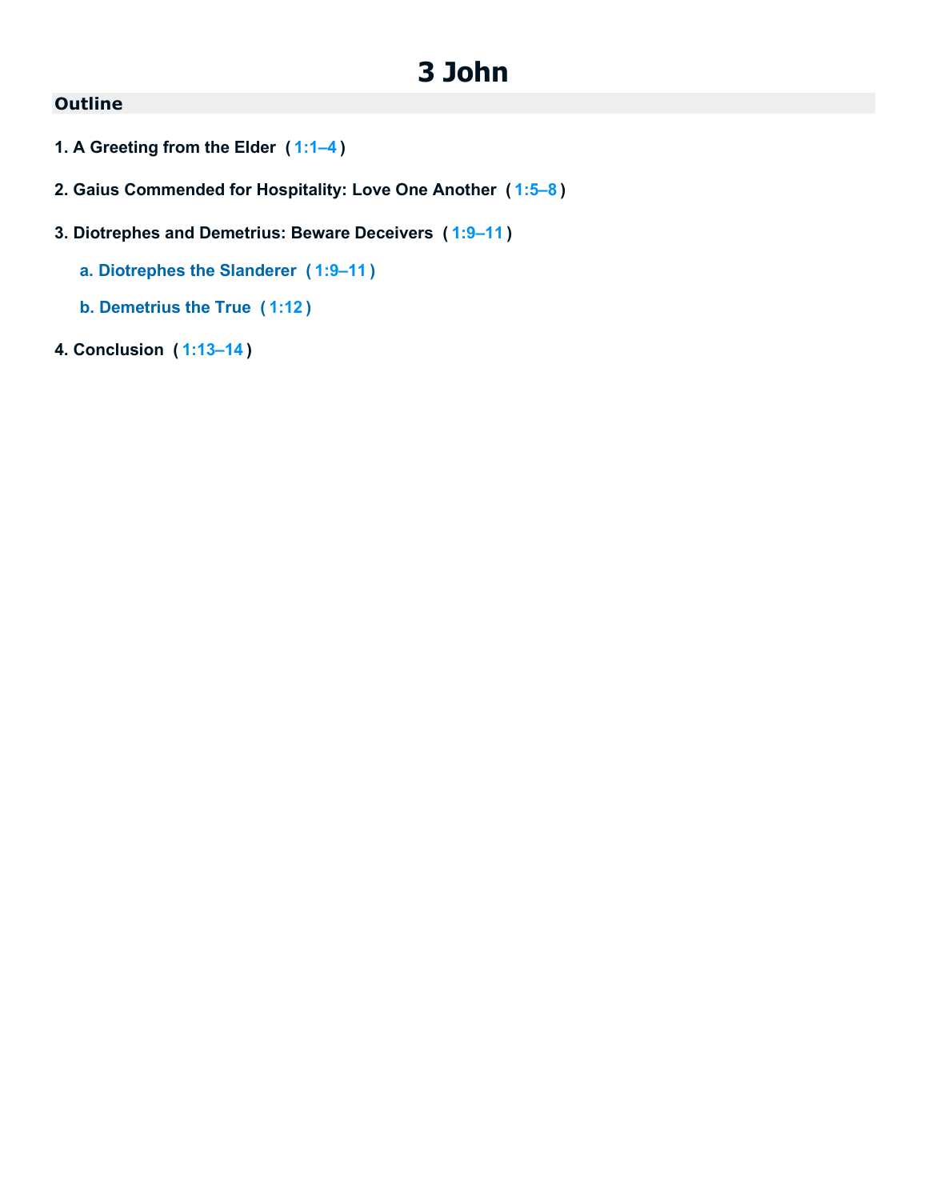# 3 John

## Outline

1. **A Greeting from the Elder ( 1:1–4 )**

2. **Gaius Commended for Hospitality: Love One Another ( 1:5–8 )**

3. **Diotrephes and Demetrius: Beware Deceivers ( 1:9–11 )**

   a. **Diotrephes the Slanderer ( 1:9–11 )**

   b. **Demetrius the True ( 1:12 )**

4. **Conclusion ( 1:13–14 )**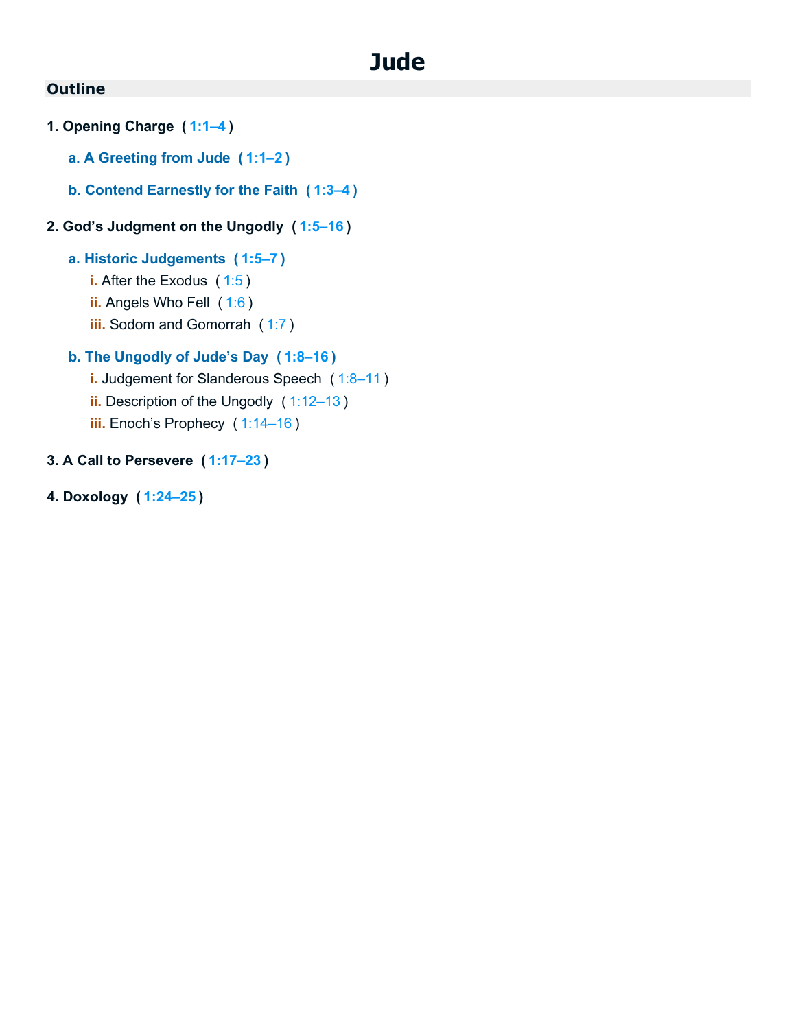# Jude

## Outline

1. **Opening Charge ( 1:1–4 )**
   - **a. A Greeting from Jude ( 1:1–2 )**
   - **b. Contend Earnestly for the Faith ( 1:3–4 )**
2. **God's Judgment on the Ungodly ( 1:5–16 )**
   - **a. Historic Judgements ( 1:5–7 )**
     - i. After the Exodus ( 1:5 )
     - ii. Angels Who Fell ( 1:6 )
     - iii. Sodom and Gomorrah ( 1:7 )
   - **b. The Ungodly of Jude's Day ( 1:8–16 )**
     - i. Judgement for Slanderous Speech ( 1:8–11 )
     - ii. Description of the Ungodly ( 1:12–13 )
     - iii. Enoch's Prophecy ( 1:14–16 )
3. **A Call to Persevere ( 1:17–23 )**
4. **Doxology ( 1:24–25 )**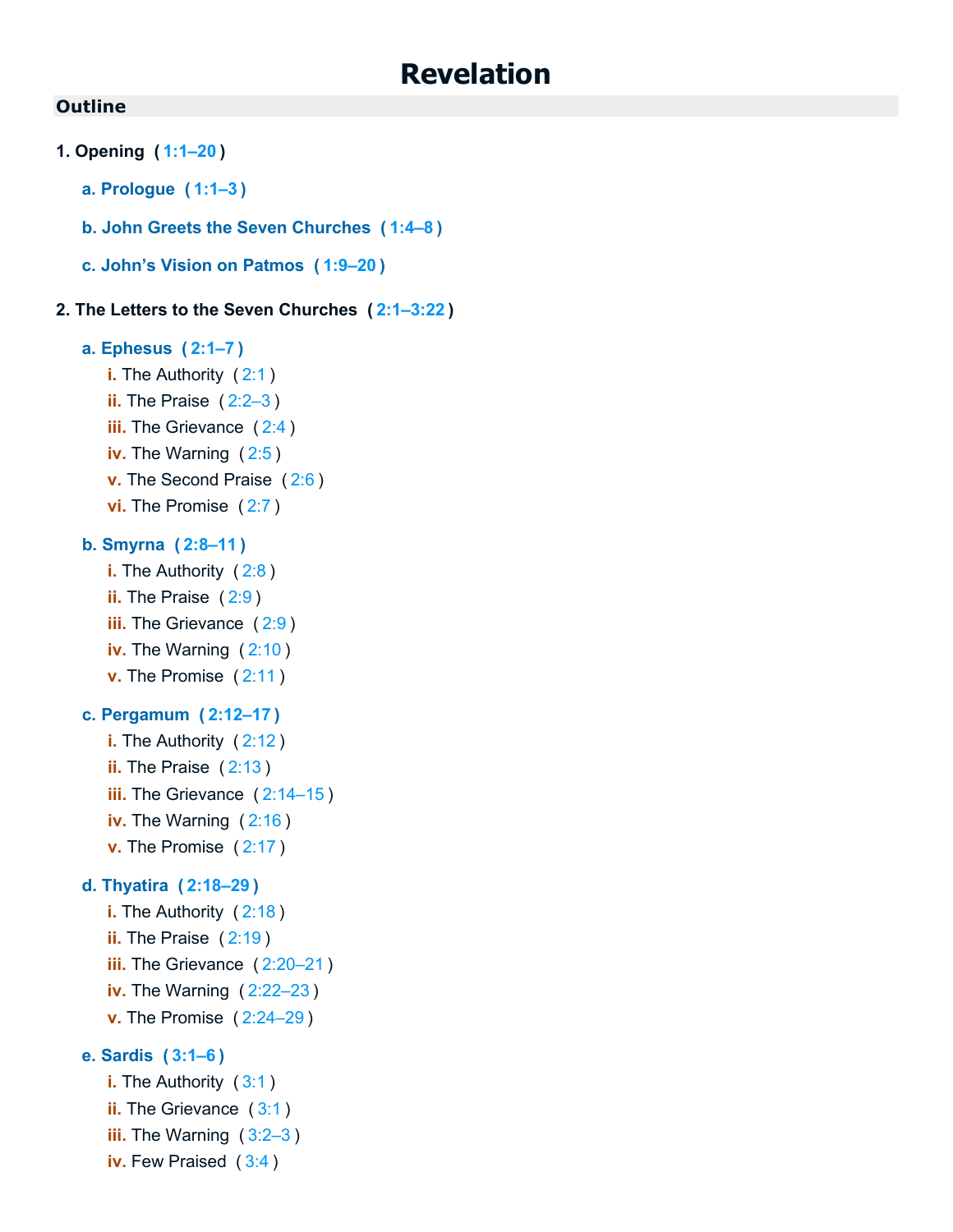# Revelation

## Outline

**1. Opening ( 1:1–20 )**

- **a. Prologue ( 1:1–3 )**
- **b. John Greets the Seven Churches ( 1:4–8 )**
- **c. John's Vision on Patmos ( 1:9–20 )**

**2. The Letters to the Seven Churches ( 2:1–3:22 )**

- **a. Ephesus ( 2:1–7 )**
  - i. The Authority ( 2:1 )
  - ii. The Praise ( 2:2–3 )
  - iii. The Grievance ( 2:4 )
  - iv. The Warning ( 2:5 )
  - v. The Second Praise ( 2:6 )
  - vi. The Promise ( 2:7 )
- **b. Smyrna ( 2:8–11 )**
  - i. The Authority ( 2:8 )
  - ii. The Praise ( 2:9 )
  - iii. The Grievance ( 2:9 )
  - iv. The Warning ( 2:10 )
  - v. The Promise ( 2:11 )
- **c. Pergamum ( 2:12–17 )**
  - i. The Authority ( 2:12 )
  - ii. The Praise ( 2:13 )
  - iii. The Grievance ( 2:14–15 )
  - iv. The Warning ( 2:16 )
  - v. The Promise ( 2:17 )
- **d. Thyatira ( 2:18–29 )**
  - i. The Authority ( 2:18 )
  - ii. The Praise ( 2:19 )
  - iii. The Grievance ( 2:20–21 )
  - iv. The Warning ( 2:22–23 )
  - v. The Promise ( 2:24–29 )
- **e. Sardis ( 3:1–6 )**
  - i. The Authority ( 3:1 )
  - ii. The Grievance ( 3:1 )
  - iii. The Warning ( 3:2–3 )
  - iv. Few Praised ( 3:4 )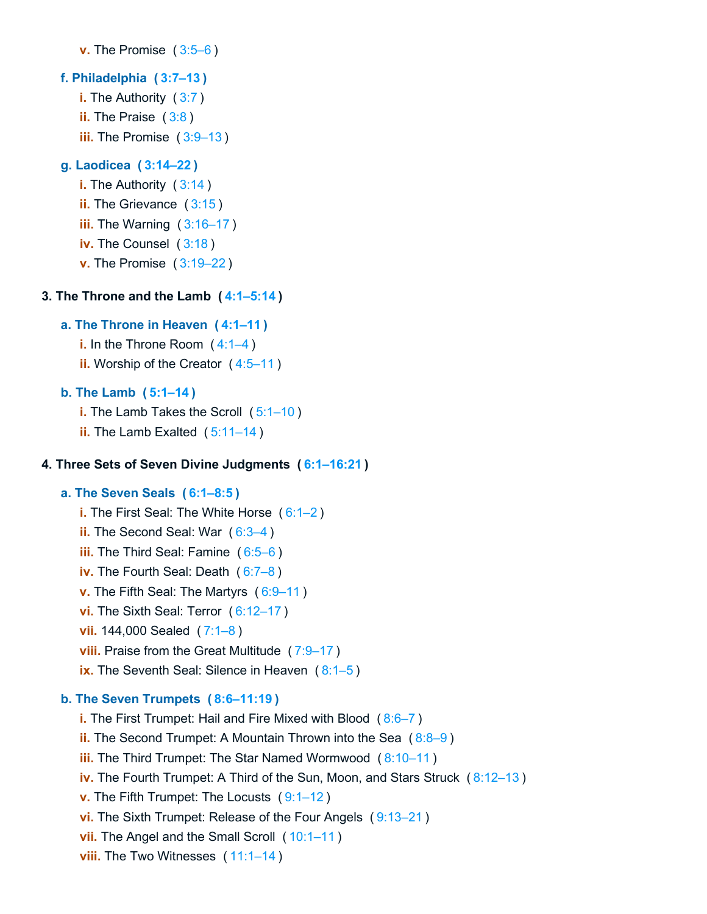- **v.** The Promise (3:5–6)

**f. Philadelphia (3:7–13)**

- **i.** The Authority (3:7)
- **ii.** The Praise (3:8)
- **iii.** The Promise (3:9–13)

**g. Laodicea (3:14–22)**

- **i.** The Authority (3:14)
- **ii.** The Grievance (3:15)
- **iii.** The Warning (3:16–17)
- **iv.** The Counsel (3:18)
- **v.** The Promise (3:19–22)

### 3. The Throne and the Lamb (4:1–5:14)

**a. The Throne in Heaven (4:1–11)**

- **i.** In the Throne Room (4:1–4)
- **ii.** Worship of the Creator (4:5–11)

**b. The Lamb (5:1–14)**

- **i.** The Lamb Takes the Scroll (5:1–10)
- **ii.** The Lamb Exalted (5:11–14)

### 4. Three Sets of Seven Divine Judgments (6:1–16:21)

**a. The Seven Seals (6:1–8:5)**

- **i.** The First Seal: The White Horse (6:1–2)
- **ii.** The Second Seal: War (6:3–4)
- **iii.** The Third Seal: Famine (6:5–6)
- **iv.** The Fourth Seal: Death (6:7–8)
- **v.** The Fifth Seal: The Martyrs (6:9–11)
- **vi.** The Sixth Seal: Terror (6:12–17)
- **vii.** 144,000 Sealed (7:1–8)
- **viii.** Praise from the Great Multitude (7:9–17)
- **ix.** The Seventh Seal: Silence in Heaven (8:1–5)

**b. The Seven Trumpets (8:6–11:19)**

- **i.** The First Trumpet: Hail and Fire Mixed with Blood (8:6–7)
- **ii.** The Second Trumpet: A Mountain Thrown into the Sea (8:8–9)
- **iii.** The Third Trumpet: The Star Named Wormwood (8:10–11)
- **iv.** The Fourth Trumpet: A Third of the Sun, Moon, and Stars Struck (8:12–13)
- **v.** The Fifth Trumpet: The Locusts (9:1–12)
- **vi.** The Sixth Trumpet: Release of the Four Angels (9:13–21)
- **vii.** The Angel and the Small Scroll (10:1–11)
- **viii.** The Two Witnesses (11:1–14)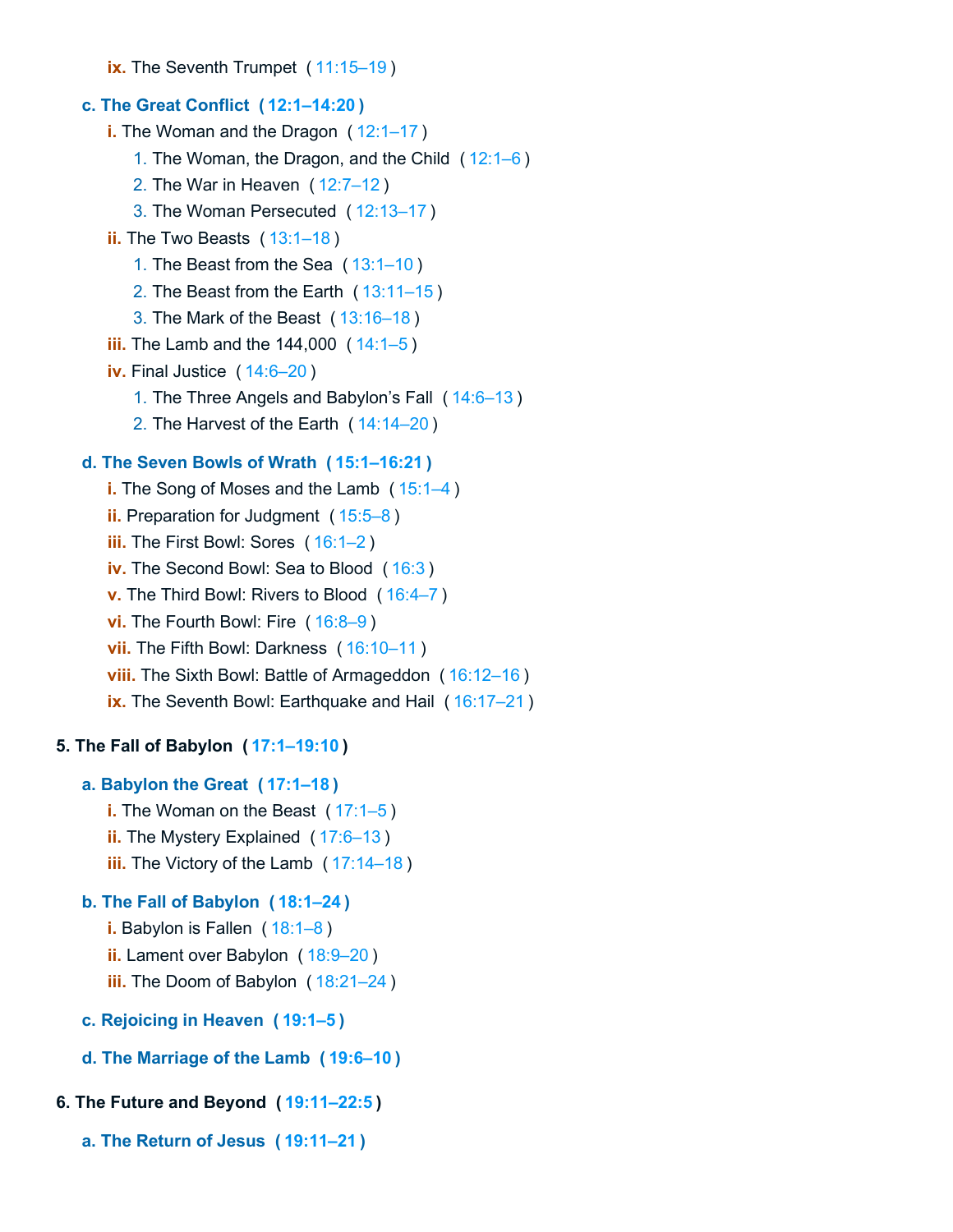- **ix.** The Seventh Trumpet ( 11:15–19 )

**c. The Great Conflict ( 12:1–14:20 )**

- **i.** The Woman and the Dragon ( 12:1–17 )
  1. The Woman, the Dragon, and the Child ( 12:1–6 )
  2. The War in Heaven ( 12:7–12 )
  3. The Woman Persecuted ( 12:13–17 )
- **ii.** The Two Beasts ( 13:1–18 )
  1. The Beast from the Sea ( 13:1–10 )
  2. The Beast from the Earth ( 13:11–15 )
  3. The Mark of the Beast ( 13:16–18 )
- **iii.** The Lamb and the 144,000 ( 14:1–5 )
- **iv.** Final Justice ( 14:6–20 )
  1. The Three Angels and Babylon's Fall ( 14:6–13 )
  2. The Harvest of the Earth ( 14:14–20 )

**d. The Seven Bowls of Wrath ( 15:1–16:21 )**

- **i.** The Song of Moses and the Lamb ( 15:1–4 )
- **ii.** Preparation for Judgment ( 15:5–8 )
- **iii.** The First Bowl: Sores ( 16:1–2 )
- **iv.** The Second Bowl: Sea to Blood ( 16:3 )
- **v.** The Third Bowl: Rivers to Blood ( 16:4–7 )
- **vi.** The Fourth Bowl: Fire ( 16:8–9 )
- **vii.** The Fifth Bowl: Darkness ( 16:10–11 )
- **viii.** The Sixth Bowl: Battle of Armageddon ( 16:12–16 )
- **ix.** The Seventh Bowl: Earthquake and Hail ( 16:17–21 )

**5. The Fall of Babylon ( 17:1–19:10 )**

**a. Babylon the Great ( 17:1–18 )**

- **i.** The Woman on the Beast ( 17:1–5 )
- **ii.** The Mystery Explained ( 17:6–13 )
- **iii.** The Victory of the Lamb ( 17:14–18 )

**b. The Fall of Babylon ( 18:1–24 )**

- **i.** Babylon is Fallen ( 18:1–8 )
- **ii.** Lament over Babylon ( 18:9–20 )
- **iii.** The Doom of Babylon ( 18:21–24 )

**c. Rejoicing in Heaven ( 19:1–5 )**

**d. The Marriage of the Lamb ( 19:6–10 )**

**6. The Future and Beyond ( 19:11–22:5 )**

**a. The Return of Jesus ( 19:11–21 )**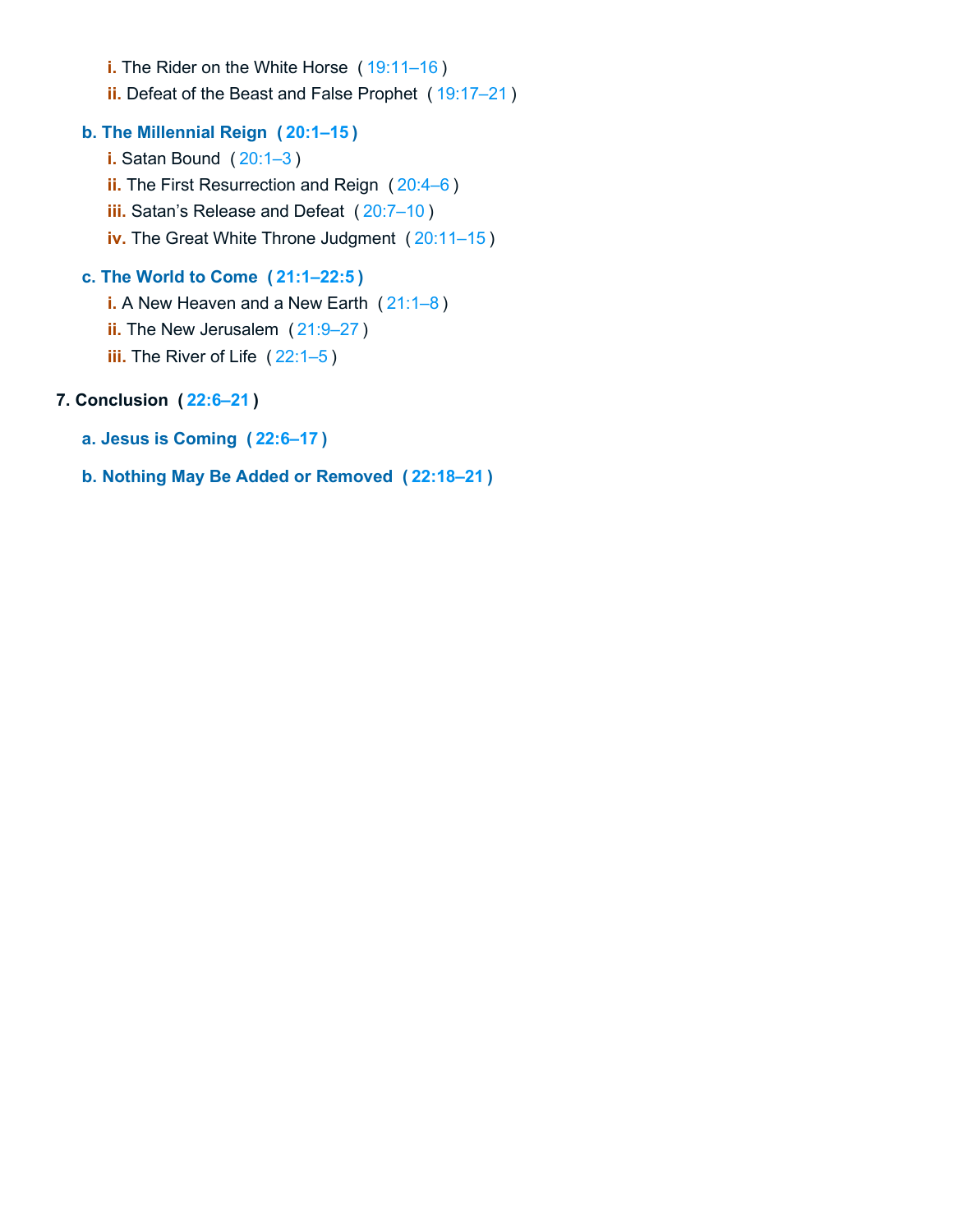- **i.** The Rider on the White Horse ( 19:11–16 )
- **ii.** Defeat of the Beast and False Prophet ( 19:17–21 )

**b. The Millennial Reign ( 20:1–15 )**

- **i.** Satan Bound ( 20:1–3 )
- **ii.** The First Resurrection and Reign ( 20:4–6 )
- **iii.** Satan's Release and Defeat ( 20:7–10 )
- **iv.** The Great White Throne Judgment ( 20:11–15 )

**c. The World to Come ( 21:1–22:5 )**

- **i.** A New Heaven and a New Earth ( 21:1–8 )
- **ii.** The New Jerusalem ( 21:9–27 )
- **iii.** The River of Life ( 22:1–5 )

**7. Conclusion ( 22:6–21 )**

**a. Jesus is Coming ( 22:6–17 )**

**b. Nothing May Be Added or Removed ( 22:18–21 )**